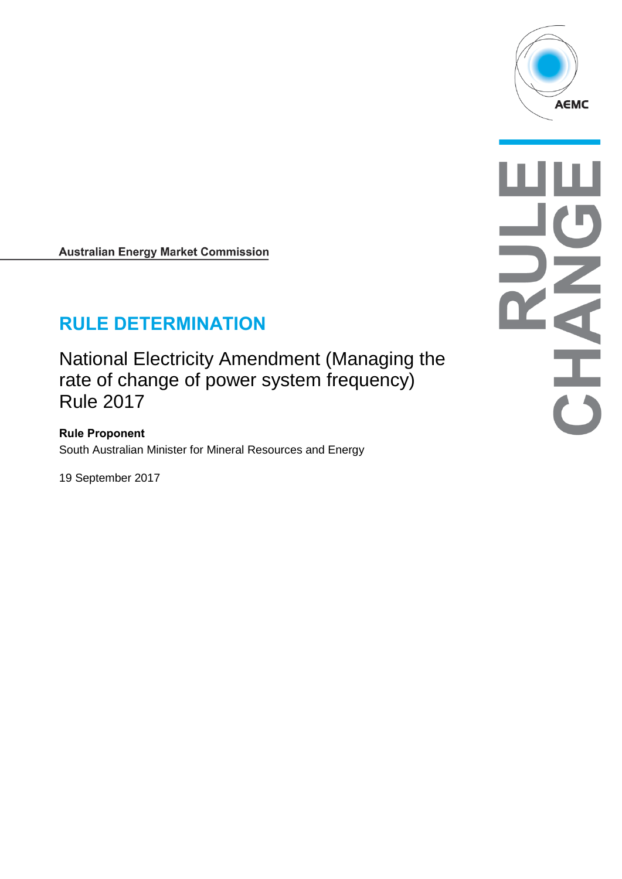AEMC

RULE CHANGE

**Australian Energy Market Commission**

# RULE DETERMINATION

National Electricity Amendment (Managing the rate of change of power system frequency) Rule 2017

**Rule Proponent**

South Australian Minister for Mineral Resources and Energy

19 September 2017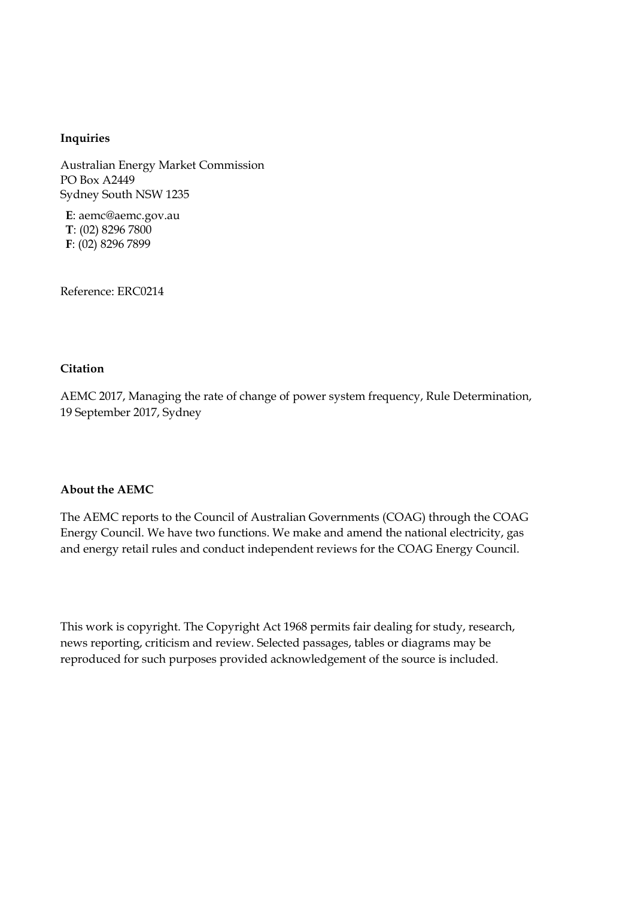**Inquiries**

Australian Energy Market Commission
PO Box A2449
Sydney South NSW 1235

**E**: aemc@aemc.gov.au
**T**: (02) 8296 7800
**F**: (02) 8296 7899

Reference: ERC0214

**Citation**

AEMC 2017, Managing the rate of change of power system frequency, Rule Determination, 19 September 2017, Sydney

**About the AEMC**

The AEMC reports to the Council of Australian Governments (COAG) through the COAG Energy Council. We have two functions. We make and amend the national electricity, gas and energy retail rules and conduct independent reviews for the COAG Energy Council.

This work is copyright. The Copyright Act 1968 permits fair dealing for study, research, news reporting, criticism and review. Selected passages, tables or diagrams may be reproduced for such purposes provided acknowledgement of the source is included.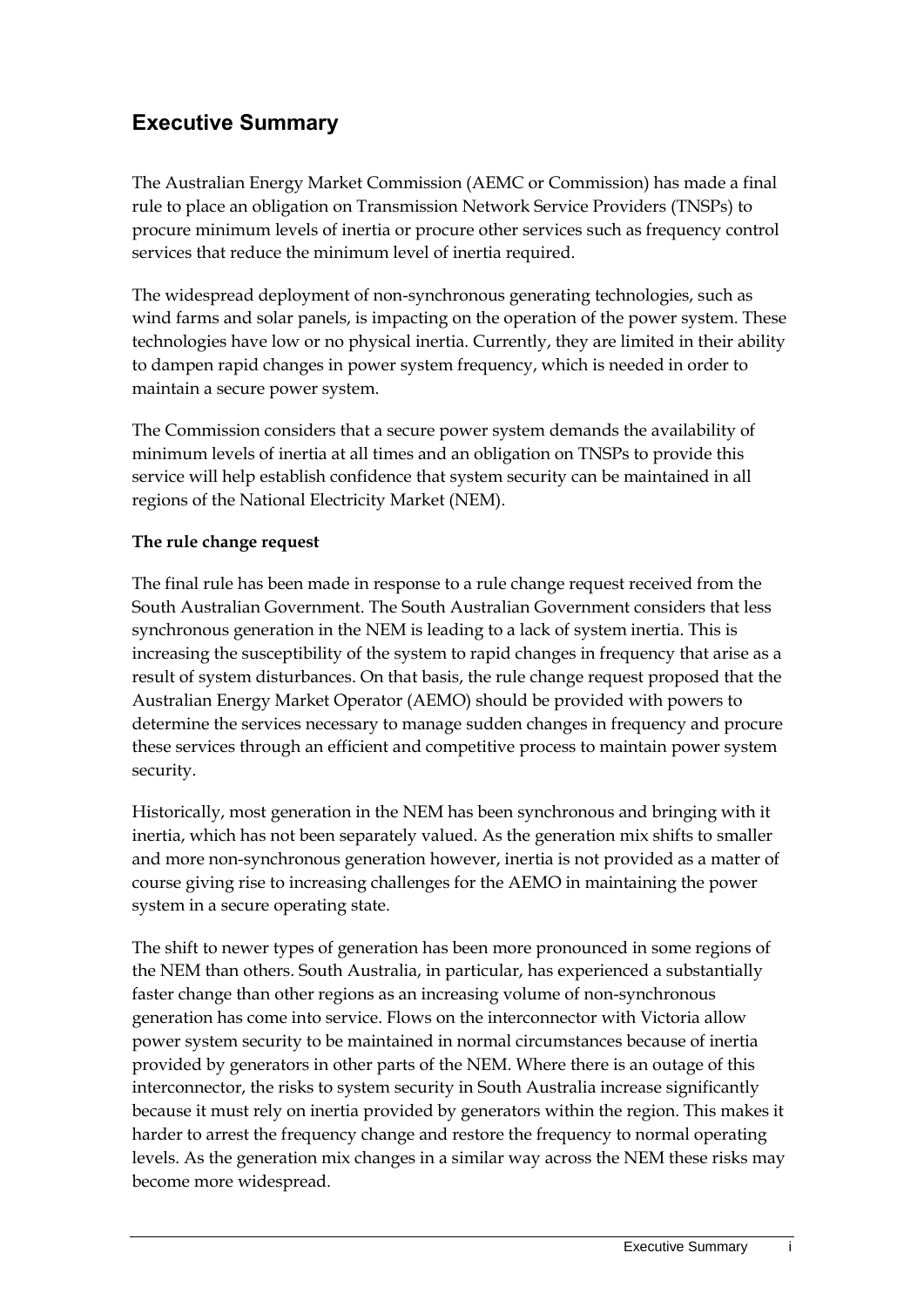## Executive Summary

The Australian Energy Market Commission (AEMC or Commission) has made a final rule to place an obligation on Transmission Network Service Providers (TNSPs) to procure minimum levels of inertia or procure other services such as frequency control services that reduce the minimum level of inertia required.

The widespread deployment of non-synchronous generating technologies, such as wind farms and solar panels, is impacting on the operation of the power system. These technologies have low or no physical inertia. Currently, they are limited in their ability to dampen rapid changes in power system frequency, which is needed in order to maintain a secure power system.

The Commission considers that a secure power system demands the availability of minimum levels of inertia at all times and an obligation on TNSPs to provide this service will help establish confidence that system security can be maintained in all regions of the National Electricity Market (NEM).

**The rule change request**

The final rule has been made in response to a rule change request received from the South Australian Government. The South Australian Government considers that less synchronous generation in the NEM is leading to a lack of system inertia. This is increasing the susceptibility of the system to rapid changes in frequency that arise as a result of system disturbances. On that basis, the rule change request proposed that the Australian Energy Market Operator (AEMO) should be provided with powers to determine the services necessary to manage sudden changes in frequency and procure these services through an efficient and competitive process to maintain power system security.

Historically, most generation in the NEM has been synchronous and bringing with it inertia, which has not been separately valued. As the generation mix shifts to smaller and more non-synchronous generation however, inertia is not provided as a matter of course giving rise to increasing challenges for the AEMO in maintaining the power system in a secure operating state.

The shift to newer types of generation has been more pronounced in some regions of the NEM than others. South Australia, in particular, has experienced a substantially faster change than other regions as an increasing volume of non-synchronous generation has come into service. Flows on the interconnector with Victoria allow power system security to be maintained in normal circumstances because of inertia provided by generators in other parts of the NEM. Where there is an outage of this interconnector, the risks to system security in South Australia increase significantly because it must rely on inertia provided by generators within the region. This makes it harder to arrest the frequency change and restore the frequency to normal operating levels. As the generation mix changes in a similar way across the NEM these risks may become more widespread.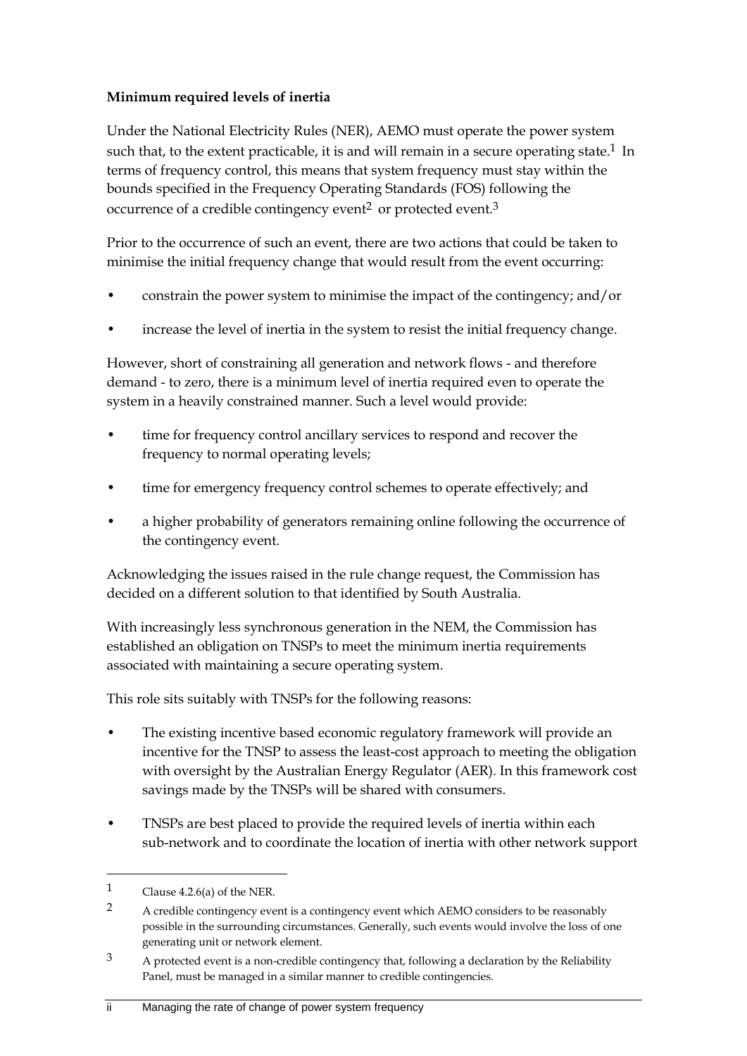**Minimum required levels of inertia**

Under the National Electricity Rules (NER), AEMO must operate the power system such that, to the extent practicable, it is and will remain in a secure operating state.[1] In terms of frequency control, this means that system frequency must stay within the bounds specified in the Frequency Operating Standards (FOS) following the occurrence of a credible contingency event[2] or protected event.[3]

Prior to the occurrence of such an event, there are two actions that could be taken to minimise the initial frequency change that would result from the event occurring:

- constrain the power system to minimise the impact of the contingency; and/or
- increase the level of inertia in the system to resist the initial frequency change.

However, short of constraining all generation and network flows - and therefore demand - to zero, there is a minimum level of inertia required even to operate the system in a heavily constrained manner. Such a level would provide:

- time for frequency control ancillary services to respond and recover the frequency to normal operating levels;
- time for emergency frequency control schemes to operate effectively; and
- a higher probability of generators remaining online following the occurrence of the contingency event.

Acknowledging the issues raised in the rule change request, the Commission has decided on a different solution to that identified by South Australia.

With increasingly less synchronous generation in the NEM, the Commission has established an obligation on TNSPs to meet the minimum inertia requirements associated with maintaining a secure operating system.

This role sits suitably with TNSPs for the following reasons:

- The existing incentive based economic regulatory framework will provide an incentive for the TNSP to assess the least-cost approach to meeting the obligation with oversight by the Australian Energy Regulator (AER). In this framework cost savings made by the TNSPs will be shared with consumers.
- TNSPs are best placed to provide the required levels of inertia within each sub-network and to coordinate the location of inertia with other network support

---

[1] Clause 4.2.6(a) of the NER.

[2] A credible contingency event is a contingency event which AEMO considers to be reasonably possible in the surrounding circumstances. Generally, such events would involve the loss of one generating unit or network element.

[3] A protected event is a non-credible contingency that, following a declaration by the Reliability Panel, must be managed in a similar manner to credible contingencies.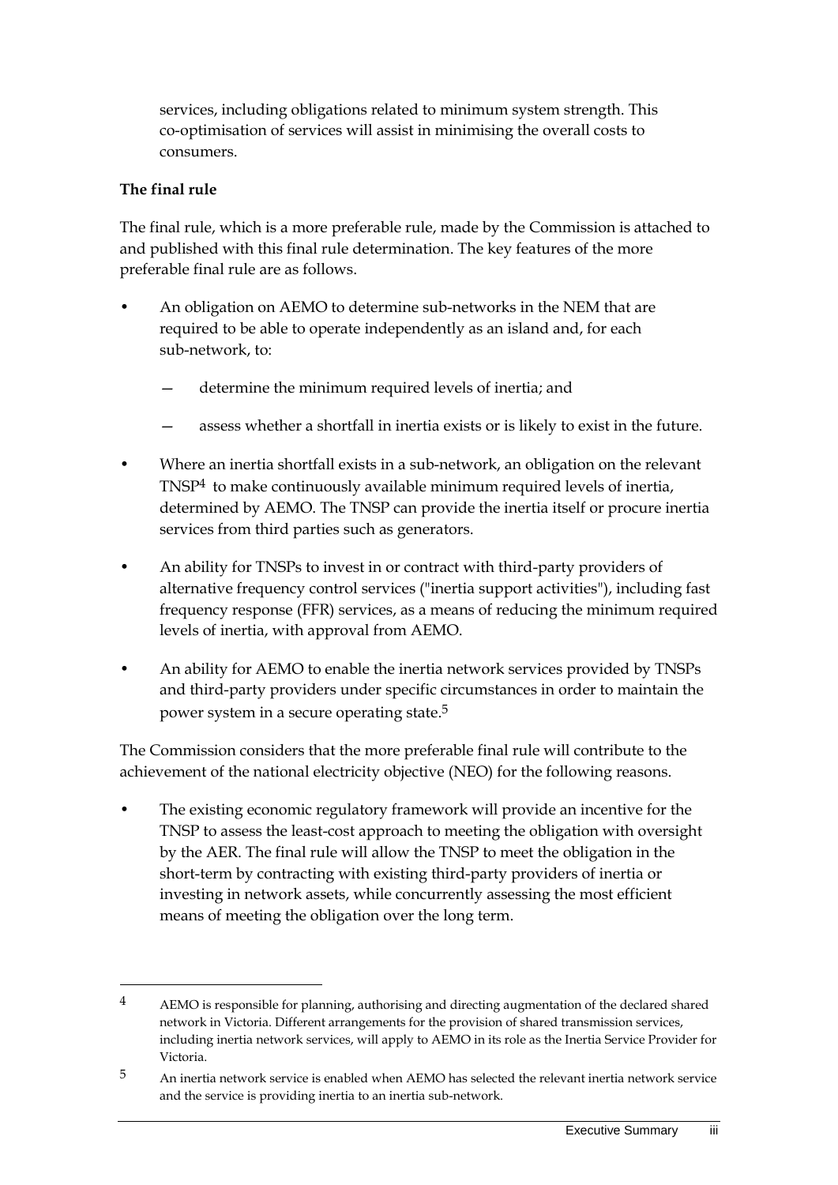services, including obligations related to minimum system strength. This co-optimisation of services will assist in minimising the overall costs to consumers.

**The final rule**

The final rule, which is a more preferable rule, made by the Commission is attached to and published with this final rule determination. The key features of the more preferable final rule are as follows.

- An obligation on AEMO to determine sub-networks in the NEM that are required to be able to operate independently as an island and, for each sub-network, to:
  - determine the minimum required levels of inertia; and
  - assess whether a shortfall in inertia exists or is likely to exist in the future.
- Where an inertia shortfall exists in a sub-network, an obligation on the relevant TNSP[4] to make continuously available minimum required levels of inertia, determined by AEMO. The TNSP can provide the inertia itself or procure inertia services from third parties such as generators.
- An ability for TNSPs to invest in or contract with third-party providers of alternative frequency control services ("inertia support activities"), including fast frequency response (FFR) services, as a means of reducing the minimum required levels of inertia, with approval from AEMO.
- An ability for AEMO to enable the inertia network services provided by TNSPs and third-party providers under specific circumstances in order to maintain the power system in a secure operating state.[5]

The Commission considers that the more preferable final rule will contribute to the achievement of the national electricity objective (NEO) for the following reasons.

- The existing economic regulatory framework will provide an incentive for the TNSP to assess the least-cost approach to meeting the obligation with oversight by the AER. The final rule will allow the TNSP to meet the obligation in the short-term by contracting with existing third-party providers of inertia or investing in network assets, while concurrently assessing the most efficient means of meeting the obligation over the long term.

---

[4] AEMO is responsible for planning, authorising and directing augmentation of the declared shared network in Victoria. Different arrangements for the provision of shared transmission services, including inertia network services, will apply to AEMO in its role as the Inertia Service Provider for Victoria.

[5] An inertia network service is enabled when AEMO has selected the relevant inertia network service and the service is providing inertia to an inertia sub-network.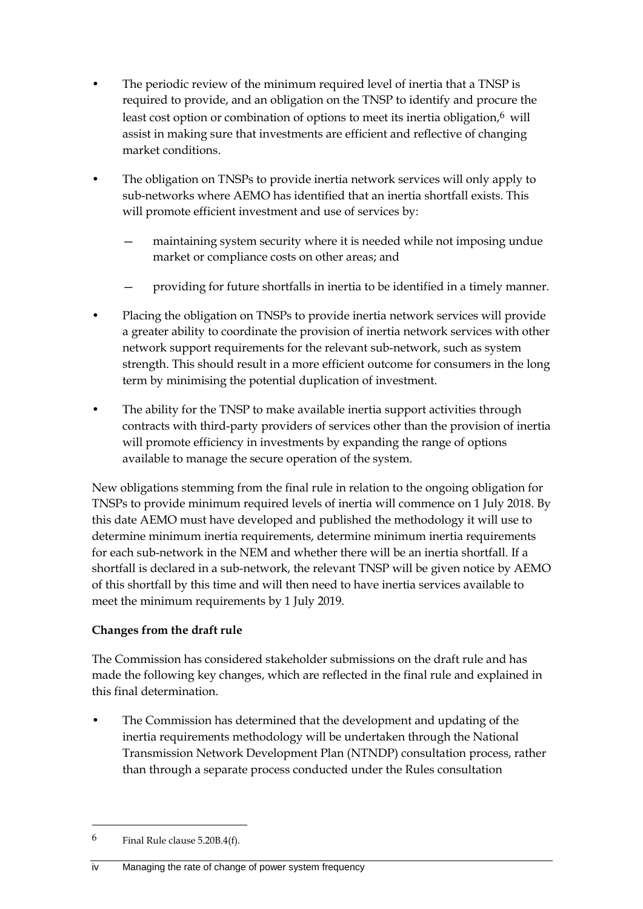- The periodic review of the minimum required level of inertia that a TNSP is required to provide, and an obligation on the TNSP to identify and procure the least cost option or combination of options to meet its inertia obligation,[6] will assist in making sure that investments are efficient and reflective of changing market conditions.
- The obligation on TNSPs to provide inertia network services will only apply to sub-networks where AEMO has identified that an inertia shortfall exists. This will promote efficient investment and use of services by:
  - maintaining system security where it is needed while not imposing undue market or compliance costs on other areas; and
  - providing for future shortfalls in inertia to be identified in a timely manner.
- Placing the obligation on TNSPs to provide inertia network services will provide a greater ability to coordinate the provision of inertia network services with other network support requirements for the relevant sub-network, such as system strength. This should result in a more efficient outcome for consumers in the long term by minimising the potential duplication of investment.
- The ability for the TNSP to make available inertia support activities through contracts with third-party providers of services other than the provision of inertia will promote efficiency in investments by expanding the range of options available to manage the secure operation of the system.

New obligations stemming from the final rule in relation to the ongoing obligation for TNSPs to provide minimum required levels of inertia will commence on 1 July 2018. By this date AEMO must have developed and published the methodology it will use to determine minimum inertia requirements, determine minimum inertia requirements for each sub-network in the NEM and whether there will be an inertia shortfall. If a shortfall is declared in a sub-network, the relevant TNSP will be given notice by AEMO of this shortfall by this time and will then need to have inertia services available to meet the minimum requirements by 1 July 2019.

**Changes from the draft rule**

The Commission has considered stakeholder submissions on the draft rule and has made the following key changes, which are reflected in the final rule and explained in this final determination.

- The Commission has determined that the development and updating of the inertia requirements methodology will be undertaken through the National Transmission Network Development Plan (NTNDP) consultation process, rather than through a separate process conducted under the Rules consultation

[6] Final Rule clause 5.20B.4(f).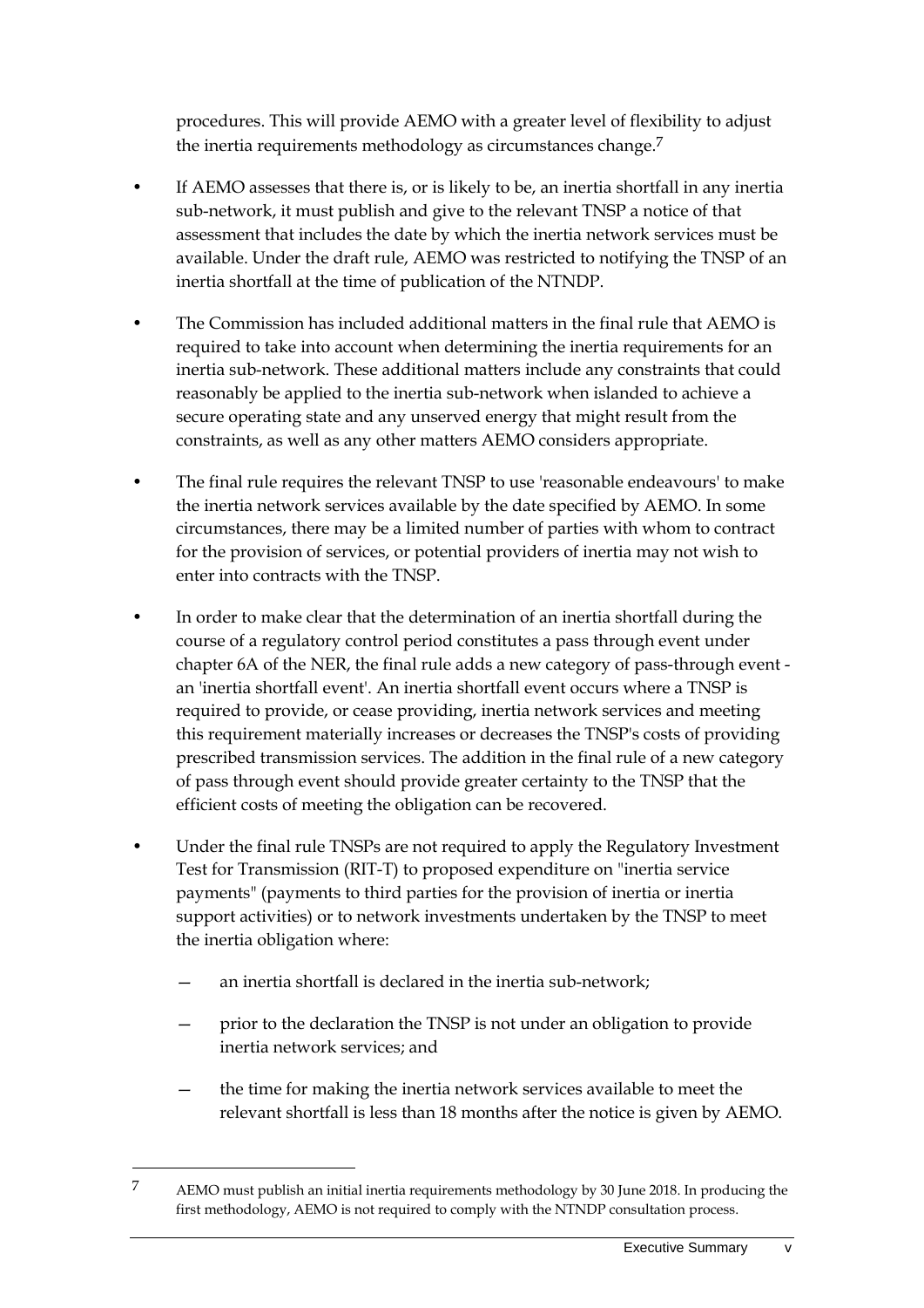procedures. This will provide AEMO with a greater level of flexibility to adjust the inertia requirements methodology as circumstances change.[7]

- If AEMO assesses that there is, or is likely to be, an inertia shortfall in any inertia sub-network, it must publish and give to the relevant TNSP a notice of that assessment that includes the date by which the inertia network services must be available. Under the draft rule, AEMO was restricted to notifying the TNSP of an inertia shortfall at the time of publication of the NTNDP.
- The Commission has included additional matters in the final rule that AEMO is required to take into account when determining the inertia requirements for an inertia sub-network. These additional matters include any constraints that could reasonably be applied to the inertia sub-network when islanded to achieve a secure operating state and any unserved energy that might result from the constraints, as well as any other matters AEMO considers appropriate.
- The final rule requires the relevant TNSP to use 'reasonable endeavours' to make the inertia network services available by the date specified by AEMO. In some circumstances, there may be a limited number of parties with whom to contract for the provision of services, or potential providers of inertia may not wish to enter into contracts with the TNSP.
- In order to make clear that the determination of an inertia shortfall during the course of a regulatory control period constitutes a pass through event under chapter 6A of the NER, the final rule adds a new category of pass-through event - an 'inertia shortfall event'. An inertia shortfall event occurs where a TNSP is required to provide, or cease providing, inertia network services and meeting this requirement materially increases or decreases the TNSP's costs of providing prescribed transmission services. The addition in the final rule of a new category of pass through event should provide greater certainty to the TNSP that the efficient costs of meeting the obligation can be recovered.
- Under the final rule TNSPs are not required to apply the Regulatory Investment Test for Transmission (RIT-T) to proposed expenditure on "inertia service payments" (payments to third parties for the provision of inertia or inertia support activities) or to network investments undertaken by the TNSP to meet the inertia obligation where:
  - an inertia shortfall is declared in the inertia sub-network;
  - prior to the declaration the TNSP is not under an obligation to provide inertia network services; and
  - the time for making the inertia network services available to meet the relevant shortfall is less than 18 months after the notice is given by AEMO.

---

[7] AEMO must publish an initial inertia requirements methodology by 30 June 2018. In producing the first methodology, AEMO is not required to comply with the NTNDP consultation process.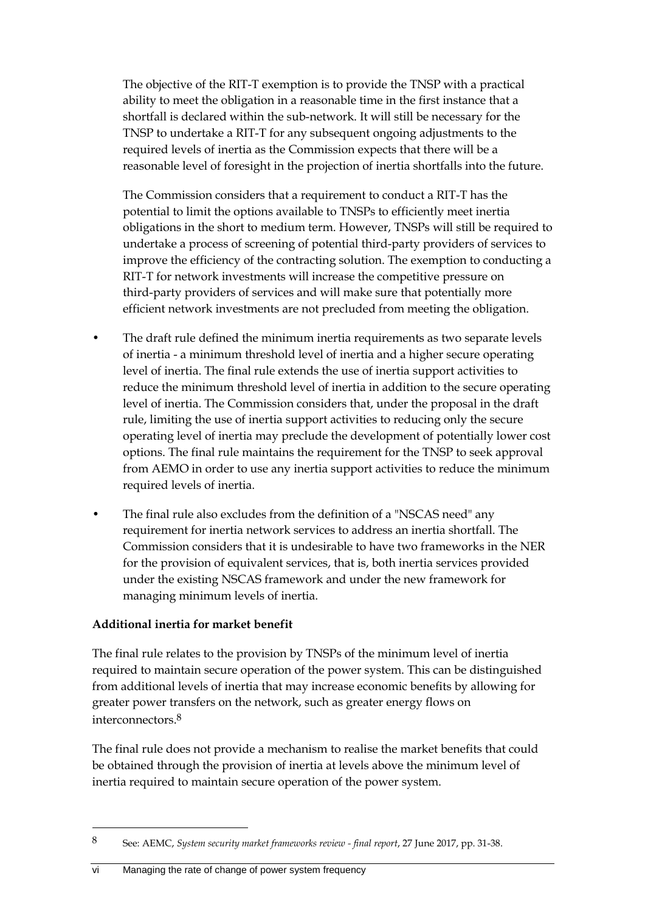The objective of the RIT-T exemption is to provide the TNSP with a practical ability to meet the obligation in a reasonable time in the first instance that a shortfall is declared within the sub-network. It will still be necessary for the TNSP to undertake a RIT-T for any subsequent ongoing adjustments to the required levels of inertia as the Commission expects that there will be a reasonable level of foresight in the projection of inertia shortfalls into the future.

The Commission considers that a requirement to conduct a RIT-T has the potential to limit the options available to TNSPs to efficiently meet inertia obligations in the short to medium term. However, TNSPs will still be required to undertake a process of screening of potential third-party providers of services to improve the efficiency of the contracting solution. The exemption to conducting a RIT-T for network investments will increase the competitive pressure on third-party providers of services and will make sure that potentially more efficient network investments are not precluded from meeting the obligation.

- The draft rule defined the minimum inertia requirements as two separate levels of inertia - a minimum threshold level of inertia and a higher secure operating level of inertia. The final rule extends the use of inertia support activities to reduce the minimum threshold level of inertia in addition to the secure operating level of inertia. The Commission considers that, under the proposal in the draft rule, limiting the use of inertia support activities to reducing only the secure operating level of inertia may preclude the development of potentially lower cost options. The final rule maintains the requirement for the TNSP to seek approval from AEMO in order to use any inertia support activities to reduce the minimum required levels of inertia.
- The final rule also excludes from the definition of a "NSCAS need" any requirement for inertia network services to address an inertia shortfall. The Commission considers that it is undesirable to have two frameworks in the NER for the provision of equivalent services, that is, both inertia services provided under the existing NSCAS framework and under the new framework for managing minimum levels of inertia.

**Additional inertia for market benefit**

The final rule relates to the provision by TNSPs of the minimum level of inertia required to maintain secure operation of the power system. This can be distinguished from additional levels of inertia that may increase economic benefits by allowing for greater power transfers on the network, such as greater energy flows on interconnectors.[8]

The final rule does not provide a mechanism to realise the market benefits that could be obtained through the provision of inertia at levels above the minimum level of inertia required to maintain secure operation of the power system.

---

[8] See: AEMC, *System security market frameworks review - final report*, 27 June 2017, pp. 31-38.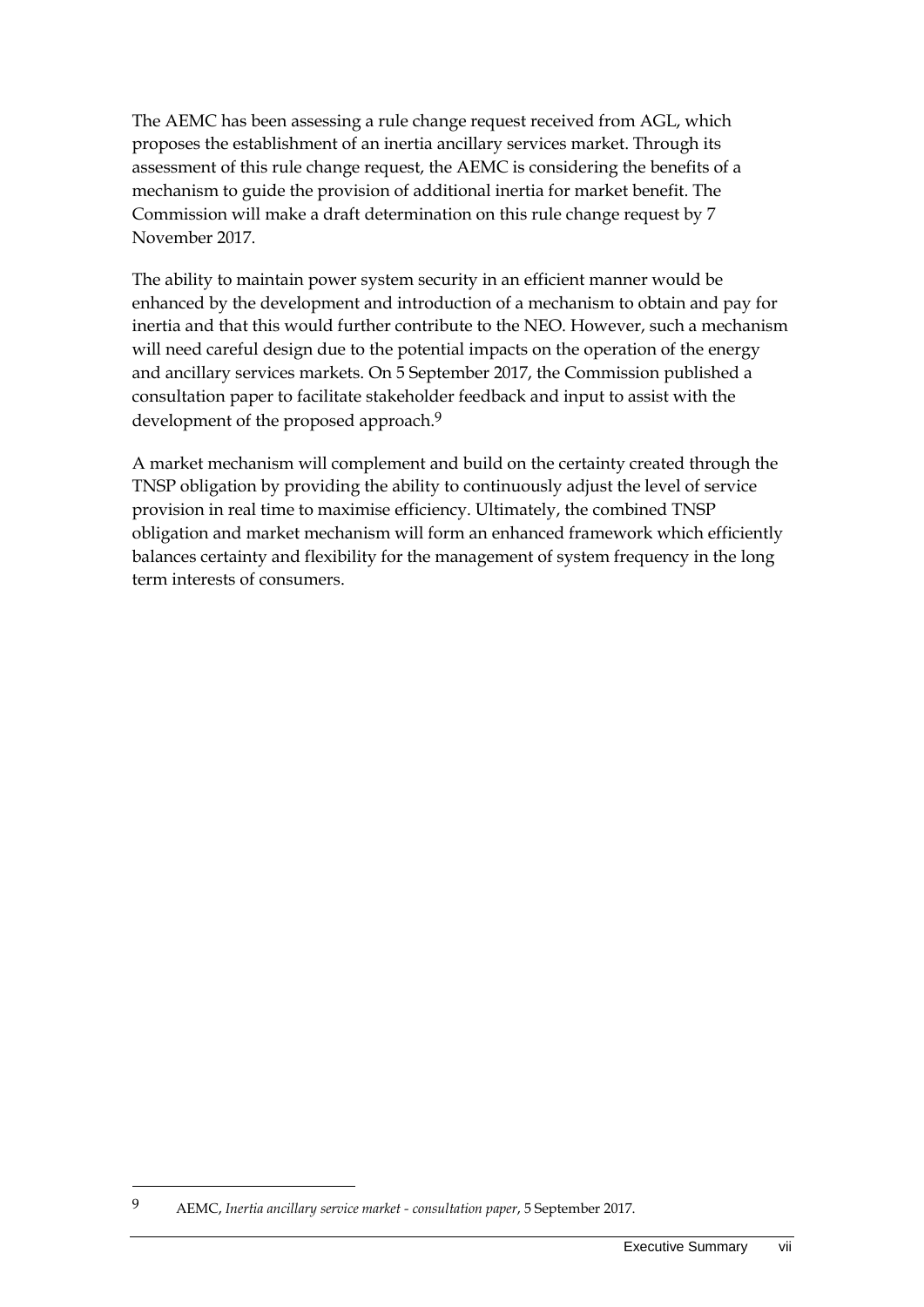The AEMC has been assessing a rule change request received from AGL, which proposes the establishment of an inertia ancillary services market. Through its assessment of this rule change request, the AEMC is considering the benefits of a mechanism to guide the provision of additional inertia for market benefit. The Commission will make a draft determination on this rule change request by 7 November 2017.

The ability to maintain power system security in an efficient manner would be enhanced by the development and introduction of a mechanism to obtain and pay for inertia and that this would further contribute to the NEO. However, such a mechanism will need careful design due to the potential impacts on the operation of the energy and ancillary services markets. On 5 September 2017, the Commission published a consultation paper to facilitate stakeholder feedback and input to assist with the development of the proposed approach.[9]

A market mechanism will complement and build on the certainty created through the TNSP obligation by providing the ability to continuously adjust the level of service provision in real time to maximise efficiency. Ultimately, the combined TNSP obligation and market mechanism will form an enhanced framework which efficiently balances certainty and flexibility for the management of system frequency in the long term interests of consumers.

---

[9] AEMC, *Inertia ancillary service market - consultation paper*, 5 September 2017.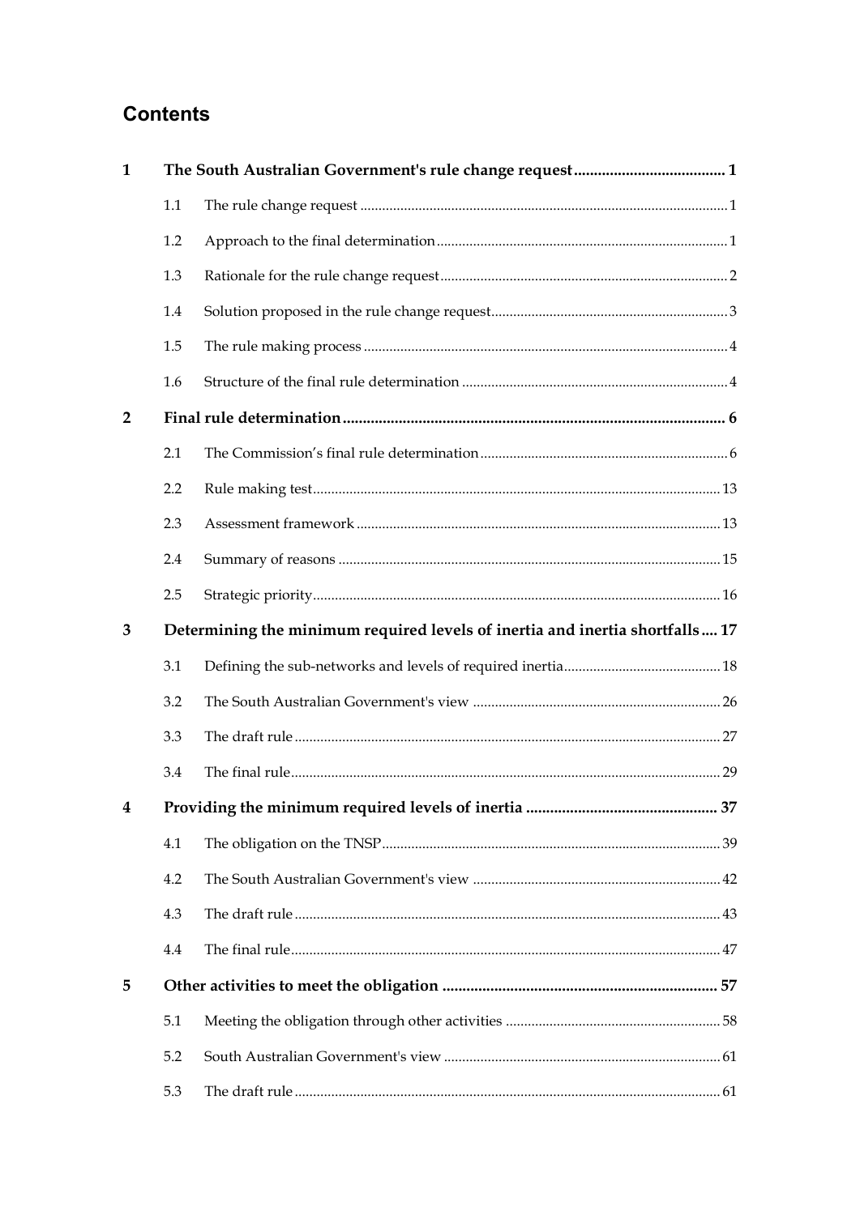## Contents

| | | | |
|---|---|---|---|
| **1** | **The South Australian Government's rule change request** | | **1** |
| | 1.1 | The rule change request | 1 |
| | 1.2 | Approach to the final determination | 1 |
| | 1.3 | Rationale for the rule change request | 2 |
| | 1.4 | Solution proposed in the rule change request | 3 |
| | 1.5 | The rule making process | 4 |
| | 1.6 | Structure of the final rule determination | 4 |
| **2** | **Final rule determination** | | **6** |
| | 2.1 | The Commission's final rule determination | 6 |
| | 2.2 | Rule making test | 13 |
| | 2.3 | Assessment framework | 13 |
| | 2.4 | Summary of reasons | 15 |
| | 2.5 | Strategic priority | 16 |
| **3** | **Determining the minimum required levels of inertia and inertia shortfalls** | | **17** |
| | 3.1 | Defining the sub-networks and levels of required inertia | 18 |
| | 3.2 | The South Australian Government's view | 26 |
| | 3.3 | The draft rule | 27 |
| | 3.4 | The final rule | 29 |
| **4** | **Providing the minimum required levels of inertia** | | **37** |
| | 4.1 | The obligation on the TNSP | 39 |
| | 4.2 | The South Australian Government's view | 42 |
| | 4.3 | The draft rule | 43 |
| | 4.4 | The final rule | 47 |
| **5** | **Other activities to meet the obligation** | | **57** |
| | 5.1 | Meeting the obligation through other activities | 58 |
| | 5.2 | South Australian Government's view | 61 |
| | 5.3 | The draft rule | 61 |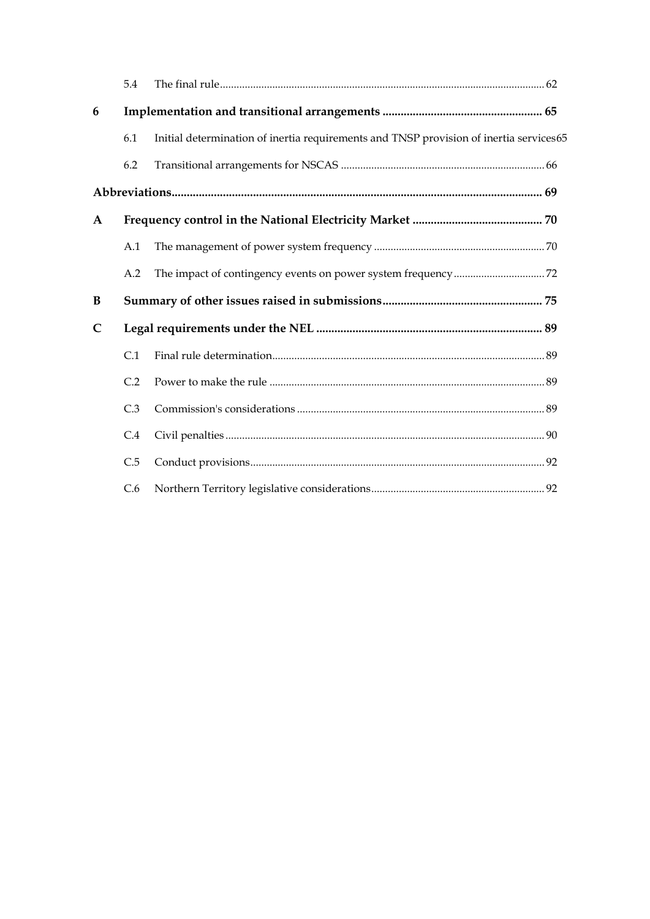| | | |
|---|---|---|
| 5.4 | The final rule | 62 |
| **6** | **Implementation and transitional arrangements** | **65** |
| 6.1 | Initial determination of inertia requirements and TNSP provision of inertia services | 65 |
| 6.2 | Transitional arrangements for NSCAS | 66 |
| **Abbreviations** | | **69** |
| **A** | **Frequency control in the National Electricity Market** | **70** |
| A.1 | The management of power system frequency | 70 |
| A.2 | The impact of contingency events on power system frequency | 72 |
| **B** | **Summary of other issues raised in submissions** | **75** |
| **C** | **Legal requirements under the NEL** | **89** |
| C.1 | Final rule determination | 89 |
| C.2 | Power to make the rule | 89 |
| C.3 | Commission's considerations | 89 |
| C.4 | Civil penalties | 90 |
| C.5 | Conduct provisions | 92 |
| C.6 | Northern Territory legislative considerations | 92 |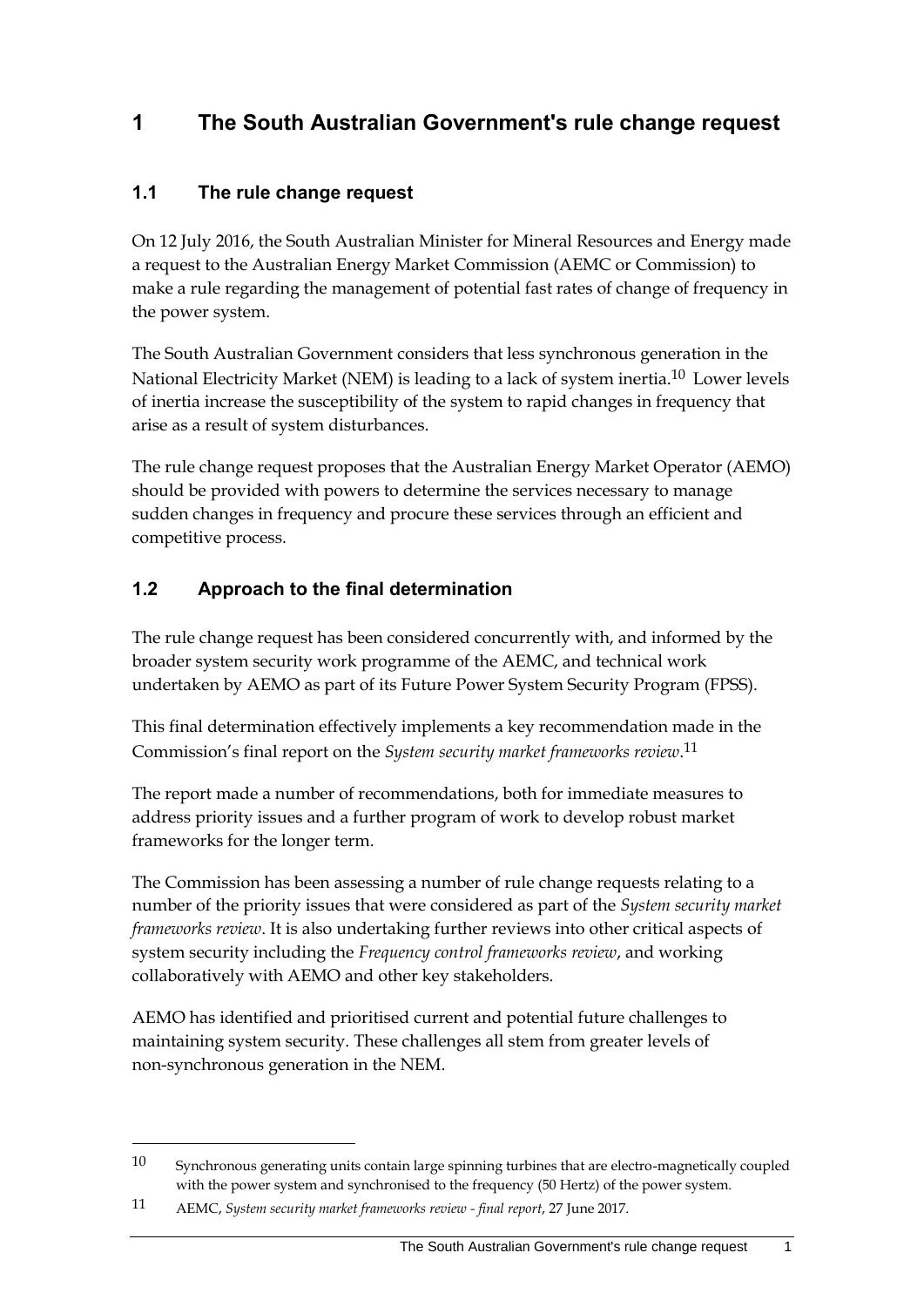# 1 The South Australian Government's rule change request

## 1.1 The rule change request

On 12 July 2016, the South Australian Minister for Mineral Resources and Energy made a request to the Australian Energy Market Commission (AEMC or Commission) to make a rule regarding the management of potential fast rates of change of frequency in the power system.

The South Australian Government considers that less synchronous generation in the National Electricity Market (NEM) is leading to a lack of system inertia.[10] Lower levels of inertia increase the susceptibility of the system to rapid changes in frequency that arise as a result of system disturbances.

The rule change request proposes that the Australian Energy Market Operator (AEMO) should be provided with powers to determine the services necessary to manage sudden changes in frequency and procure these services through an efficient and competitive process.

## 1.2 Approach to the final determination

The rule change request has been considered concurrently with, and informed by the broader system security work programme of the AEMC, and technical work undertaken by AEMO as part of its Future Power System Security Program (FPSS).

This final determination effectively implements a key recommendation made in the Commission's final report on the *System security market frameworks review*.[11]

The report made a number of recommendations, both for immediate measures to address priority issues and a further program of work to develop robust market frameworks for the longer term.

The Commission has been assessing a number of rule change requests relating to a number of the priority issues that were considered as part of the *System security market frameworks review*. It is also undertaking further reviews into other critical aspects of system security including the *Frequency control frameworks review*, and working collaboratively with AEMO and other key stakeholders.

AEMO has identified and prioritised current and potential future challenges to maintaining system security. These challenges all stem from greater levels of non-synchronous generation in the NEM.

---

10 Synchronous generating units contain large spinning turbines that are electro-magnetically coupled with the power system and synchronised to the frequency (50 Hertz) of the power system.

11 AEMC, *System security market frameworks review - final report*, 27 June 2017.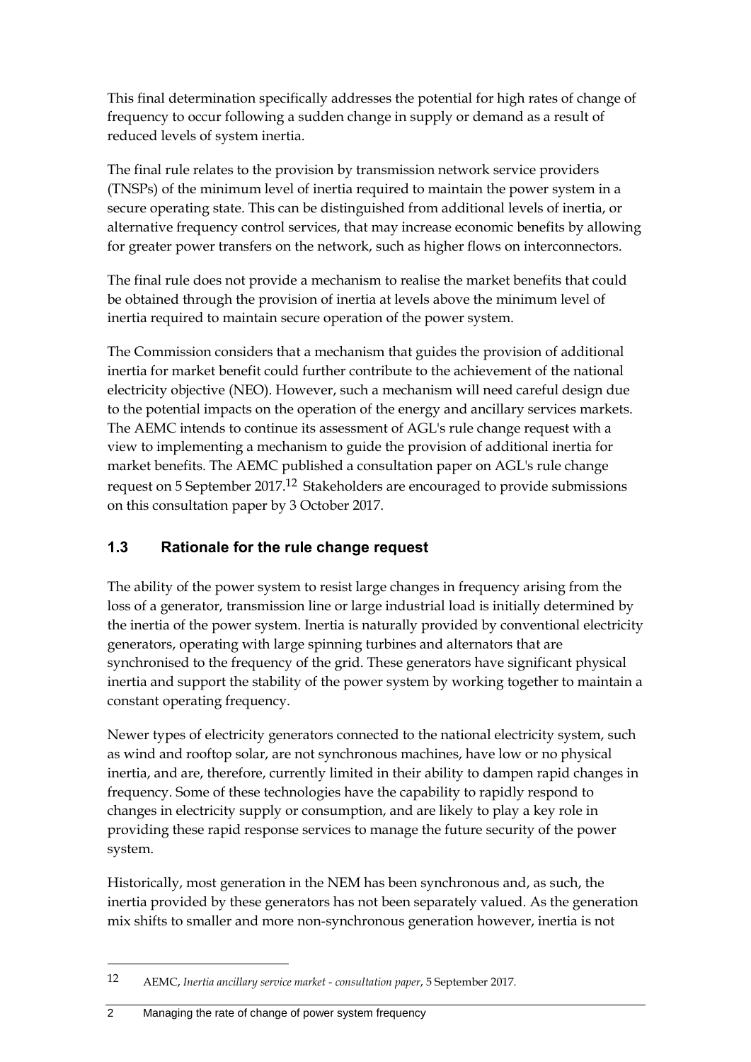This final determination specifically addresses the potential for high rates of change of frequency to occur following a sudden change in supply or demand as a result of reduced levels of system inertia.

The final rule relates to the provision by transmission network service providers (TNSPs) of the minimum level of inertia required to maintain the power system in a secure operating state. This can be distinguished from additional levels of inertia, or alternative frequency control services, that may increase economic benefits by allowing for greater power transfers on the network, such as higher flows on interconnectors.

The final rule does not provide a mechanism to realise the market benefits that could be obtained through the provision of inertia at levels above the minimum level of inertia required to maintain secure operation of the power system.

The Commission considers that a mechanism that guides the provision of additional inertia for market benefit could further contribute to the achievement of the national electricity objective (NEO). However, such a mechanism will need careful design due to the potential impacts on the operation of the energy and ancillary services markets. The AEMC intends to continue its assessment of AGL's rule change request with a view to implementing a mechanism to guide the provision of additional inertia for market benefits. The AEMC published a consultation paper on AGL's rule change request on 5 September 2017.[12] Stakeholders are encouraged to provide submissions on this consultation paper by 3 October 2017.

## 1.3 Rationale for the rule change request

The ability of the power system to resist large changes in frequency arising from the loss of a generator, transmission line or large industrial load is initially determined by the inertia of the power system. Inertia is naturally provided by conventional electricity generators, operating with large spinning turbines and alternators that are synchronised to the frequency of the grid. These generators have significant physical inertia and support the stability of the power system by working together to maintain a constant operating frequency.

Newer types of electricity generators connected to the national electricity system, such as wind and rooftop solar, are not synchronous machines, have low or no physical inertia, and are, therefore, currently limited in their ability to dampen rapid changes in frequency. Some of these technologies have the capability to rapidly respond to changes in electricity supply or consumption, and are likely to play a key role in providing these rapid response services to manage the future security of the power system.

Historically, most generation in the NEM has been synchronous and, as such, the inertia provided by these generators has not been separately valued. As the generation mix shifts to smaller and more non-synchronous generation however, inertia is not

12 AEMC, *Inertia ancillary service market - consultation paper*, 5 September 2017.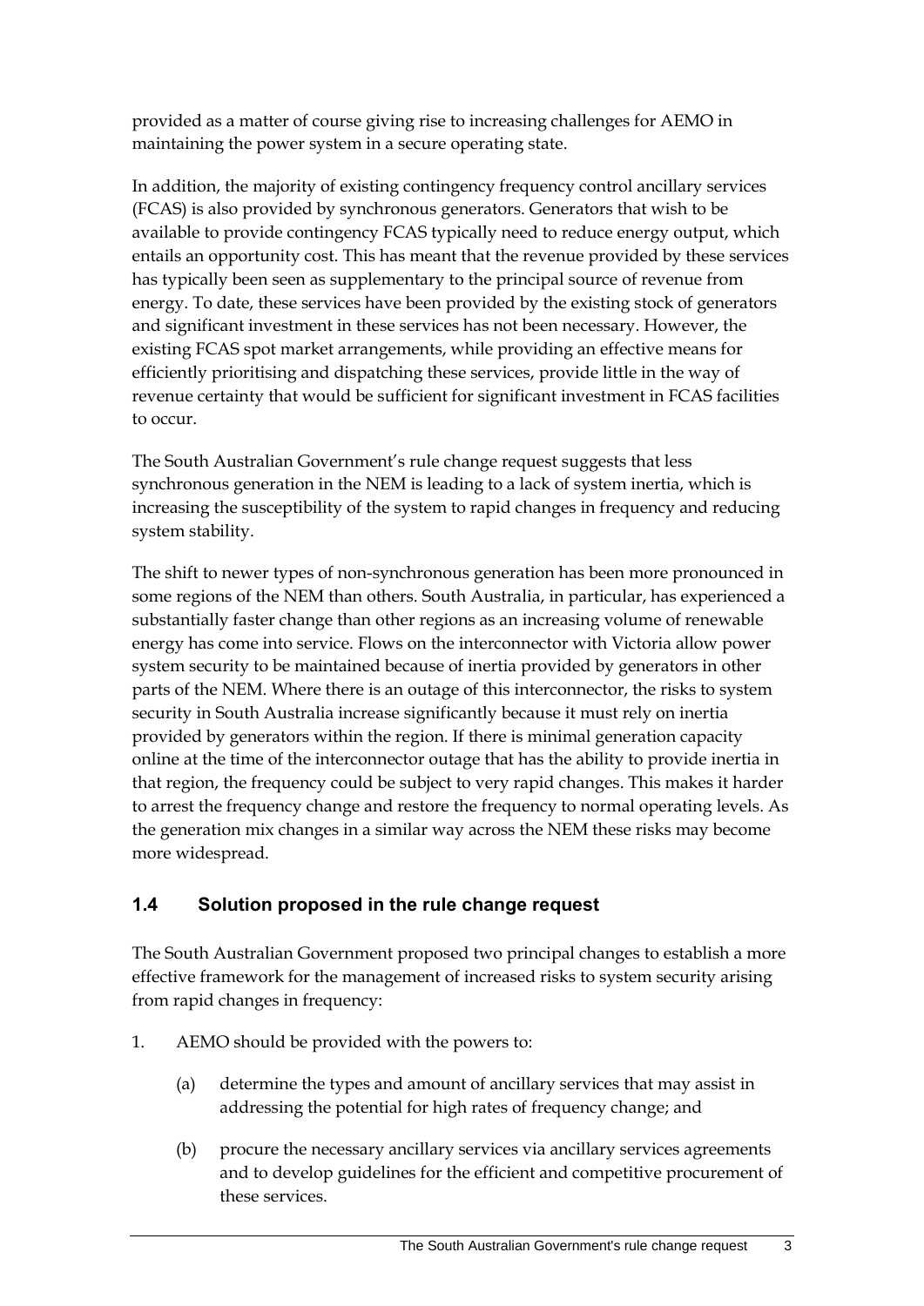provided as a matter of course giving rise to increasing challenges for AEMO in maintaining the power system in a secure operating state.

In addition, the majority of existing contingency frequency control ancillary services (FCAS) is also provided by synchronous generators. Generators that wish to be available to provide contingency FCAS typically need to reduce energy output, which entails an opportunity cost. This has meant that the revenue provided by these services has typically been seen as supplementary to the principal source of revenue from energy. To date, these services have been provided by the existing stock of generators and significant investment in these services has not been necessary. However, the existing FCAS spot market arrangements, while providing an effective means for efficiently prioritising and dispatching these services, provide little in the way of revenue certainty that would be sufficient for significant investment in FCAS facilities to occur.

The South Australian Government's rule change request suggests that less synchronous generation in the NEM is leading to a lack of system inertia, which is increasing the susceptibility of the system to rapid changes in frequency and reducing system stability.

The shift to newer types of non-synchronous generation has been more pronounced in some regions of the NEM than others. South Australia, in particular, has experienced a substantially faster change than other regions as an increasing volume of renewable energy has come into service. Flows on the interconnector with Victoria allow power system security to be maintained because of inertia provided by generators in other parts of the NEM. Where there is an outage of this interconnector, the risks to system security in South Australia increase significantly because it must rely on inertia provided by generators within the region. If there is minimal generation capacity online at the time of the interconnector outage that has the ability to provide inertia in that region, the frequency could be subject to very rapid changes. This makes it harder to arrest the frequency change and restore the frequency to normal operating levels. As the generation mix changes in a similar way across the NEM these risks may become more widespread.

## 1.4 Solution proposed in the rule change request

The South Australian Government proposed two principal changes to establish a more effective framework for the management of increased risks to system security arising from rapid changes in frequency:

1. AEMO should be provided with the powers to:

   (a) determine the types and amount of ancillary services that may assist in addressing the potential for high rates of frequency change; and

   (b) procure the necessary ancillary services via ancillary services agreements and to develop guidelines for the efficient and competitive procurement of these services.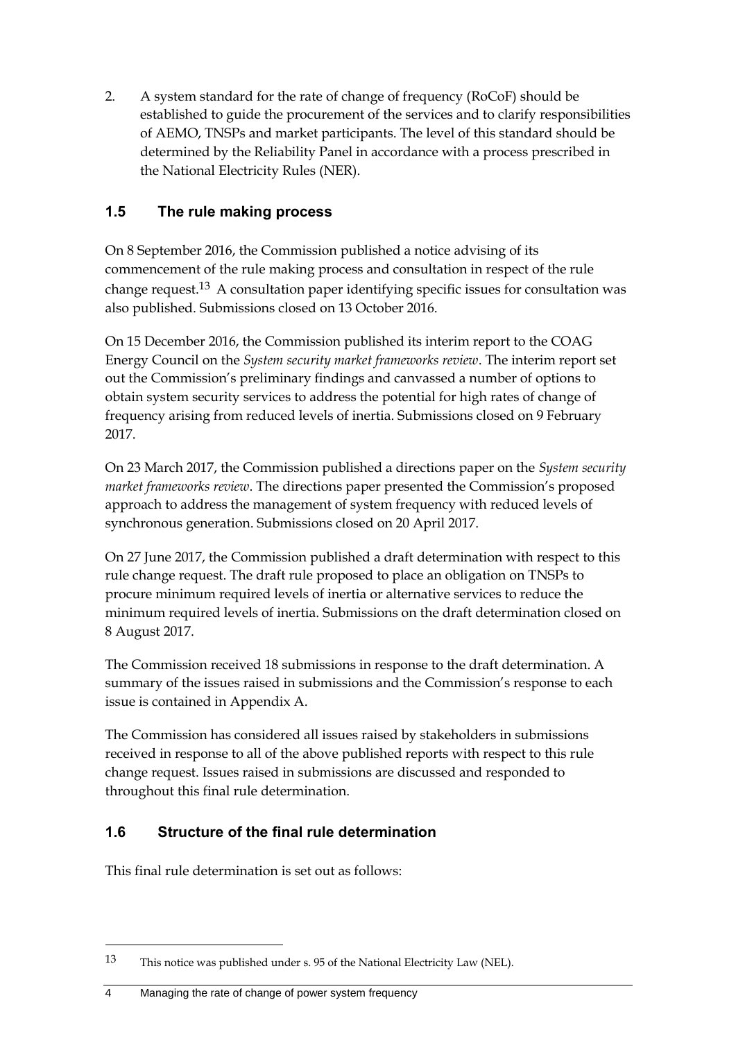2. A system standard for the rate of change of frequency (RoCoF) should be established to guide the procurement of the services and to clarify responsibilities of AEMO, TNSPs and market participants. The level of this standard should be determined by the Reliability Panel in accordance with a process prescribed in the National Electricity Rules (NER).

## 1.5 The rule making process

On 8 September 2016, the Commission published a notice advising of its commencement of the rule making process and consultation in respect of the rule change request.[13] A consultation paper identifying specific issues for consultation was also published. Submissions closed on 13 October 2016.

On 15 December 2016, the Commission published its interim report to the COAG Energy Council on the *System security market frameworks review*. The interim report set out the Commission's preliminary findings and canvassed a number of options to obtain system security services to address the potential for high rates of change of frequency arising from reduced levels of inertia. Submissions closed on 9 February 2017.

On 23 March 2017, the Commission published a directions paper on the *System security market frameworks review*. The directions paper presented the Commission's proposed approach to address the management of system frequency with reduced levels of synchronous generation. Submissions closed on 20 April 2017.

On 27 June 2017, the Commission published a draft determination with respect to this rule change request. The draft rule proposed to place an obligation on TNSPs to procure minimum required levels of inertia or alternative services to reduce the minimum required levels of inertia. Submissions on the draft determination closed on 8 August 2017.

The Commission received 18 submissions in response to the draft determination. A summary of the issues raised in submissions and the Commission's response to each issue is contained in Appendix A.

The Commission has considered all issues raised by stakeholders in submissions received in response to all of the above published reports with respect to this rule change request. Issues raised in submissions are discussed and responded to throughout this final rule determination.

## 1.6 Structure of the final rule determination

This final rule determination is set out as follows:

---

13 This notice was published under s. 95 of the National Electricity Law (NEL).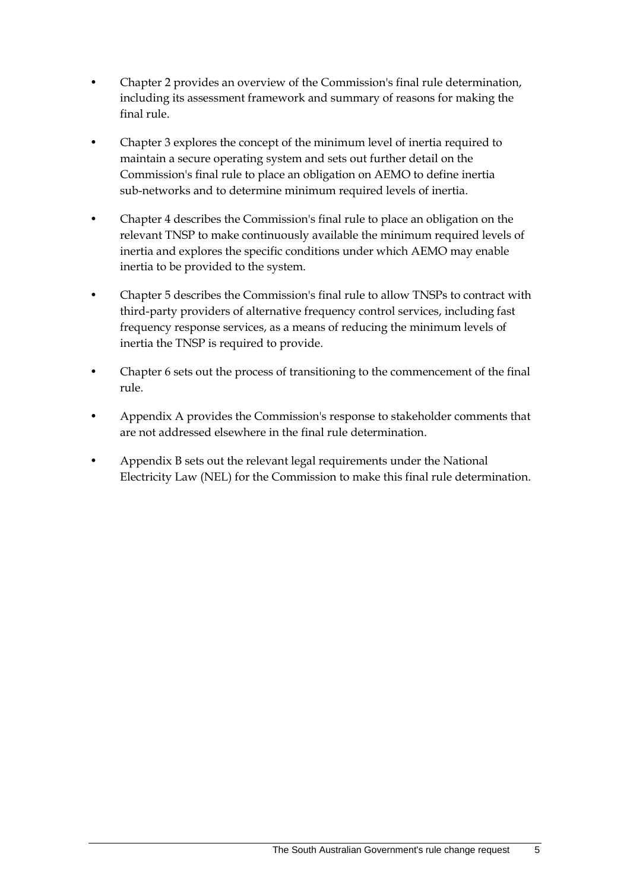- Chapter 2 provides an overview of the Commission's final rule determination, including its assessment framework and summary of reasons for making the final rule.
- Chapter 3 explores the concept of the minimum level of inertia required to maintain a secure operating system and sets out further detail on the Commission's final rule to place an obligation on AEMO to define inertia sub-networks and to determine minimum required levels of inertia.
- Chapter 4 describes the Commission's final rule to place an obligation on the relevant TNSP to make continuously available the minimum required levels of inertia and explores the specific conditions under which AEMO may enable inertia to be provided to the system.
- Chapter 5 describes the Commission's final rule to allow TNSPs to contract with third-party providers of alternative frequency control services, including fast frequency response services, as a means of reducing the minimum levels of inertia the TNSP is required to provide.
- Chapter 6 sets out the process of transitioning to the commencement of the final rule.
- Appendix A provides the Commission's response to stakeholder comments that are not addressed elsewhere in the final rule determination.
- Appendix B sets out the relevant legal requirements under the National Electricity Law (NEL) for the Commission to make this final rule determination.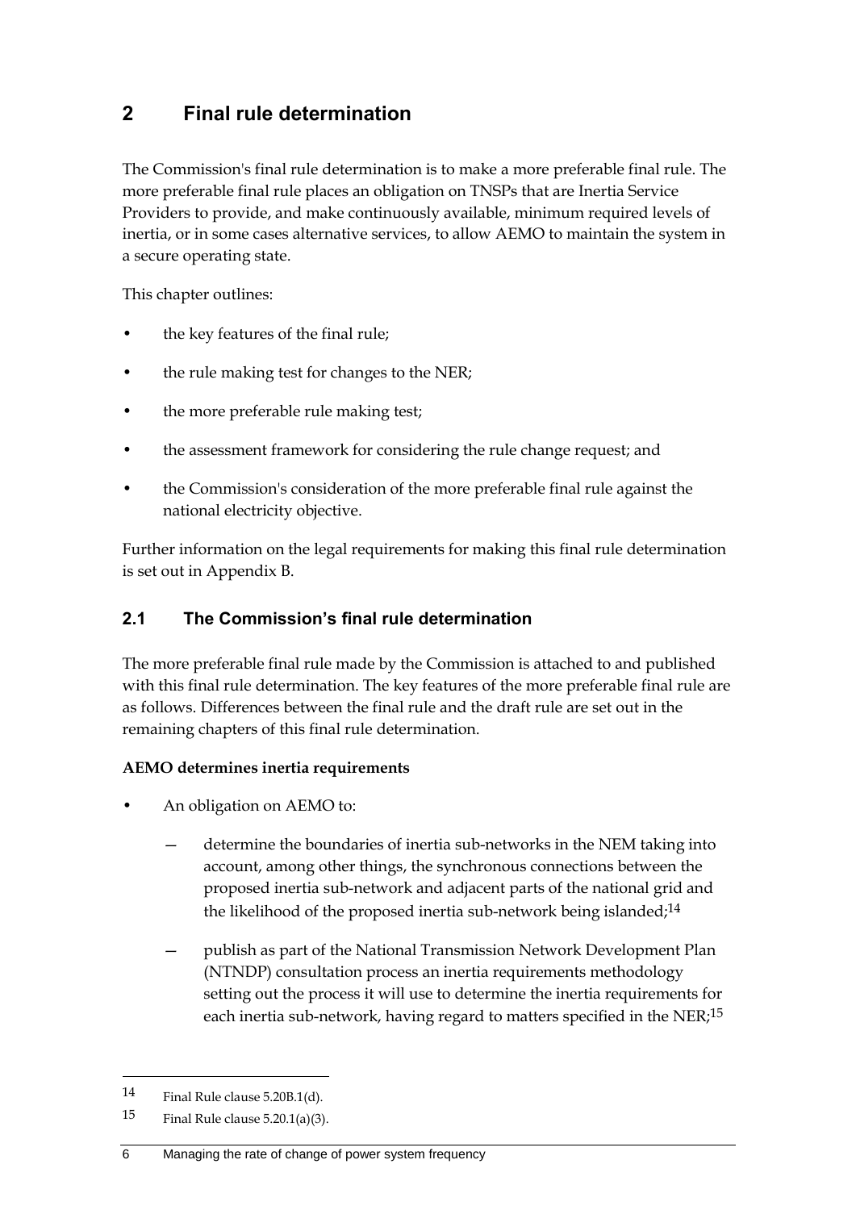# 2 Final rule determination

The Commission's final rule determination is to make a more preferable final rule. The more preferable final rule places an obligation on TNSPs that are Inertia Service Providers to provide, and make continuously available, minimum required levels of inertia, or in some cases alternative services, to allow AEMO to maintain the system in a secure operating state.

This chapter outlines:

- the key features of the final rule;
- the rule making test for changes to the NER;
- the more preferable rule making test;
- the assessment framework for considering the rule change request; and
- the Commission's consideration of the more preferable final rule against the national electricity objective.

Further information on the legal requirements for making this final rule determination is set out in Appendix B.

## 2.1 The Commission's final rule determination

The more preferable final rule made by the Commission is attached to and published with this final rule determination. The key features of the more preferable final rule are as follows. Differences between the final rule and the draft rule are set out in the remaining chapters of this final rule determination.

**AEMO determines inertia requirements**

- An obligation on AEMO to:
  - determine the boundaries of inertia sub-networks in the NEM taking into account, among other things, the synchronous connections between the proposed inertia sub-network and adjacent parts of the national grid and the likelihood of the proposed inertia sub-network being islanded;[14]
  - publish as part of the National Transmission Network Development Plan (NTNDP) consultation process an inertia requirements methodology setting out the process it will use to determine the inertia requirements for each inertia sub-network, having regard to matters specified in the NER;[15]

---

[14] Final Rule clause 5.20B.1(d).

[15] Final Rule clause 5.20.1(a)(3).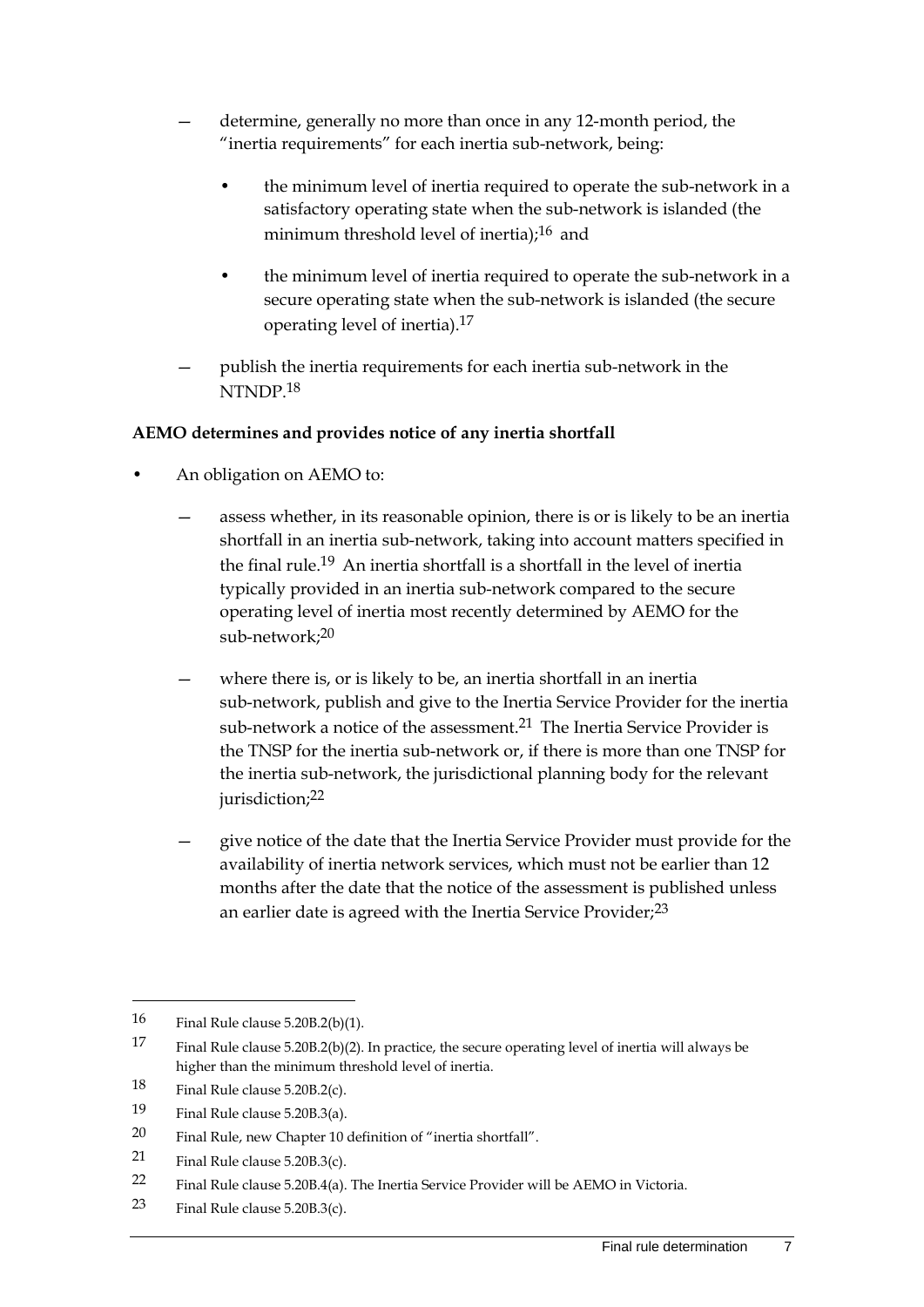- determine, generally no more than once in any 12-month period, the "inertia requirements" for each inertia sub-network, being:
  - the minimum level of inertia required to operate the sub-network in a satisfactory operating state when the sub-network is islanded (the minimum threshold level of inertia);[16] and
  - the minimum level of inertia required to operate the sub-network in a secure operating state when the sub-network is islanded (the secure operating level of inertia).[17]
- publish the inertia requirements for each inertia sub-network in the NTNDP.[18]

**AEMO determines and provides notice of any inertia shortfall**

- An obligation on AEMO to:
  - assess whether, in its reasonable opinion, there is or is likely to be an inertia shortfall in an inertia sub-network, taking into account matters specified in the final rule.[19] An inertia shortfall is a shortfall in the level of inertia typically provided in an inertia sub-network compared to the secure operating level of inertia most recently determined by AEMO for the sub-network;[20]
  - where there is, or is likely to be, an inertia shortfall in an inertia sub-network, publish and give to the Inertia Service Provider for the inertia sub-network a notice of the assessment.[21] The Inertia Service Provider is the TNSP for the inertia sub-network or, if there is more than one TNSP for the inertia sub-network, the jurisdictional planning body for the relevant jurisdiction;[22]
  - give notice of the date that the Inertia Service Provider must provide for the availability of inertia network services, which must not be earlier than 12 months after the date that the notice of the assessment is published unless an earlier date is agreed with the Inertia Service Provider;[23]

---

16 Final Rule clause 5.20B.2(b)(1).

17 Final Rule clause 5.20B.2(b)(2). In practice, the secure operating level of inertia will always be higher than the minimum threshold level of inertia.

18 Final Rule clause 5.20B.2(c).

19 Final Rule clause 5.20B.3(a).

20 Final Rule, new Chapter 10 definition of "inertia shortfall".

21 Final Rule clause 5.20B.3(c).

22 Final Rule clause 5.20B.4(a). The Inertia Service Provider will be AEMO in Victoria.

23 Final Rule clause 5.20B.3(c).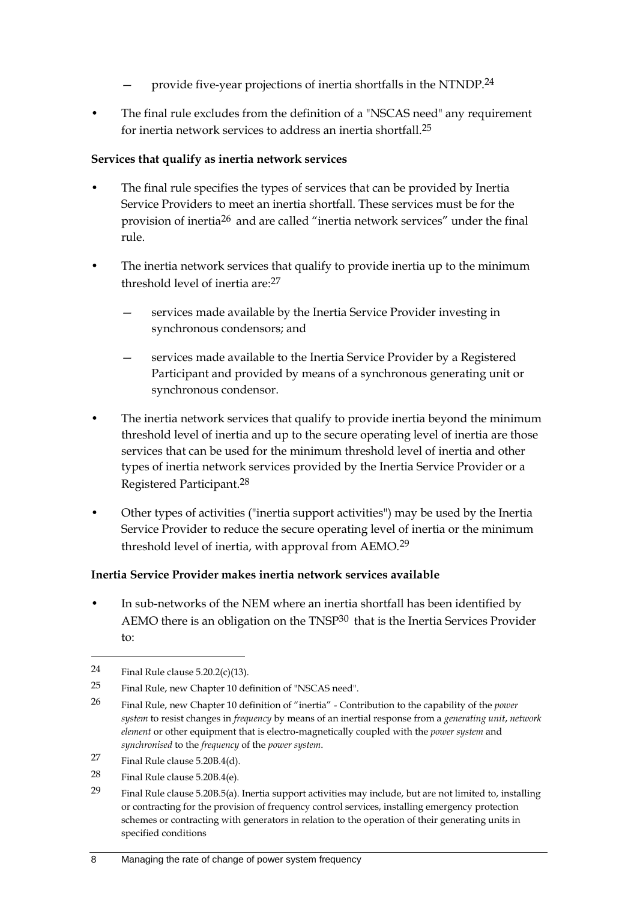- provide five-year projections of inertia shortfalls in the NTNDP.[24]

- The final rule excludes from the definition of a "NSCAS need" any requirement for inertia network services to address an inertia shortfall.[25]

**Services that qualify as inertia network services**

- The final rule specifies the types of services that can be provided by Inertia Service Providers to meet an inertia shortfall. These services must be for the provision of inertia[26] and are called "inertia network services" under the final rule.

- The inertia network services that qualify to provide inertia up to the minimum threshold level of inertia are:[27]

   - services made available by the Inertia Service Provider investing in synchronous condensors; and

   - services made available to the Inertia Service Provider by a Registered Participant and provided by means of a synchronous generating unit or synchronous condensor.

- The inertia network services that qualify to provide inertia beyond the minimum threshold level of inertia and up to the secure operating level of inertia are those services that can be used for the minimum threshold level of inertia and other types of inertia network services provided by the Inertia Service Provider or a Registered Participant.[28]

- Other types of activities ("inertia support activities") may be used by the Inertia Service Provider to reduce the secure operating level of inertia or the minimum threshold level of inertia, with approval from AEMO.[29]

**Inertia Service Provider makes inertia network services available**

- In sub-networks of the NEM where an inertia shortfall has been identified by AEMO there is an obligation on the TNSP[30] that is the Inertia Services Provider to:

---

24 Final Rule clause 5.20.2(c)(13).

25 Final Rule, new Chapter 10 definition of "NSCAS need".

26 Final Rule, new Chapter 10 definition of "inertia" - Contribution to the capability of the *power system* to resist changes in *frequency* by means of an inertial response from a *generating unit*, *network element* or other equipment that is electro-magnetically coupled with the *power system* and *synchronised* to the *frequency* of the *power system*.

27 Final Rule clause 5.20B.4(d).

28 Final Rule clause 5.20B.4(e).

29 Final Rule clause 5.20B.5(a). Inertia support activities may include, but are not limited to, installing or contracting for the provision of frequency control services, installing emergency protection schemes or contracting with generators in relation to the operation of their generating units in specified conditions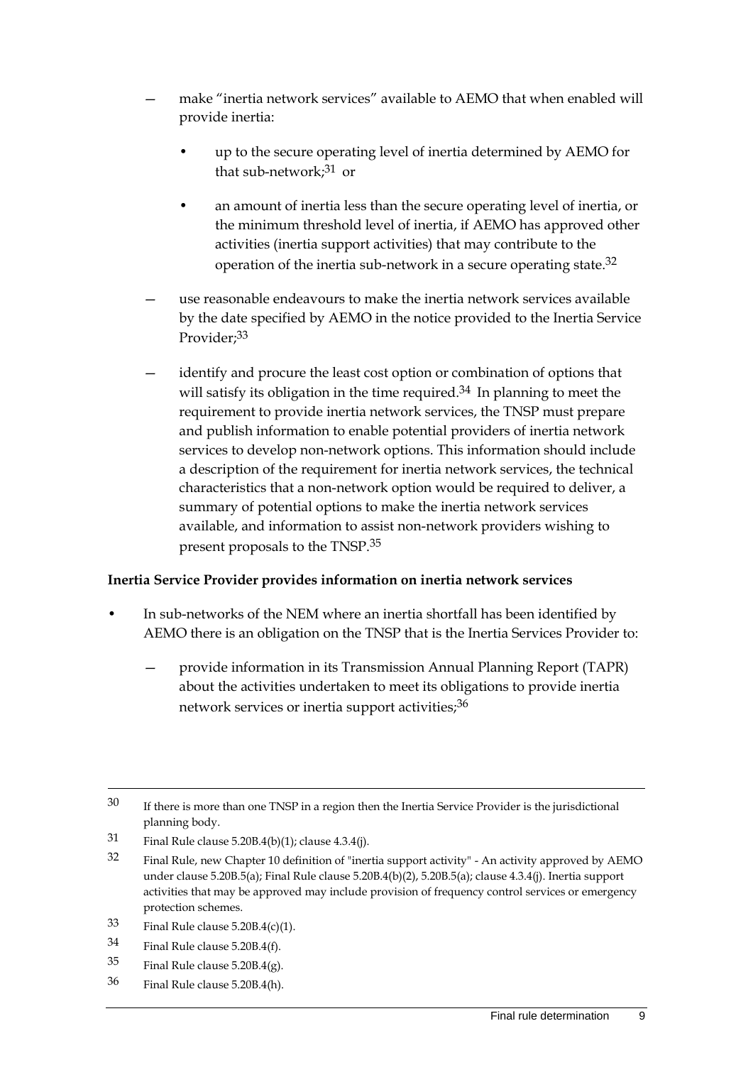- make "inertia network services" available to AEMO that when enabled will provide inertia:
  - up to the secure operating level of inertia determined by AEMO for that sub-network;[31] or
  - an amount of inertia less than the secure operating level of inertia, or the minimum threshold level of inertia, if AEMO has approved other activities (inertia support activities) that may contribute to the operation of the inertia sub-network in a secure operating state.[32]
- use reasonable endeavours to make the inertia network services available by the date specified by AEMO in the notice provided to the Inertia Service Provider;[33]
- identify and procure the least cost option or combination of options that will satisfy its obligation in the time required.[34] In planning to meet the requirement to provide inertia network services, the TNSP must prepare and publish information to enable potential providers of inertia network services to develop non-network options. This information should include a description of the requirement for inertia network services, the technical characteristics that a non-network option would be required to deliver, a summary of potential options to make the inertia network services available, and information to assist non-network providers wishing to present proposals to the TNSP.[35]

**Inertia Service Provider provides information on inertia network services**

- In sub-networks of the NEM where an inertia shortfall has been identified by AEMO there is an obligation on the TNSP that is the Inertia Services Provider to:
  - provide information in its Transmission Annual Planning Report (TAPR) about the activities undertaken to meet its obligations to provide inertia network services or inertia support activities;[36]

---

30 If there is more than one TNSP in a region then the Inertia Service Provider is the jurisdictional planning body.

31 Final Rule clause 5.20B.4(b)(1); clause 4.3.4(j).

32 Final Rule, new Chapter 10 definition of "inertia support activity" - An activity approved by AEMO under clause 5.20B.5(a); Final Rule clause 5.20B.4(b)(2), 5.20B.5(a); clause 4.3.4(j). Inertia support activities that may be approved may include provision of frequency control services or emergency protection schemes.

33 Final Rule clause 5.20B.4(c)(1).

34 Final Rule clause 5.20B.4(f).

35 Final Rule clause 5.20B.4(g).

36 Final Rule clause 5.20B.4(h).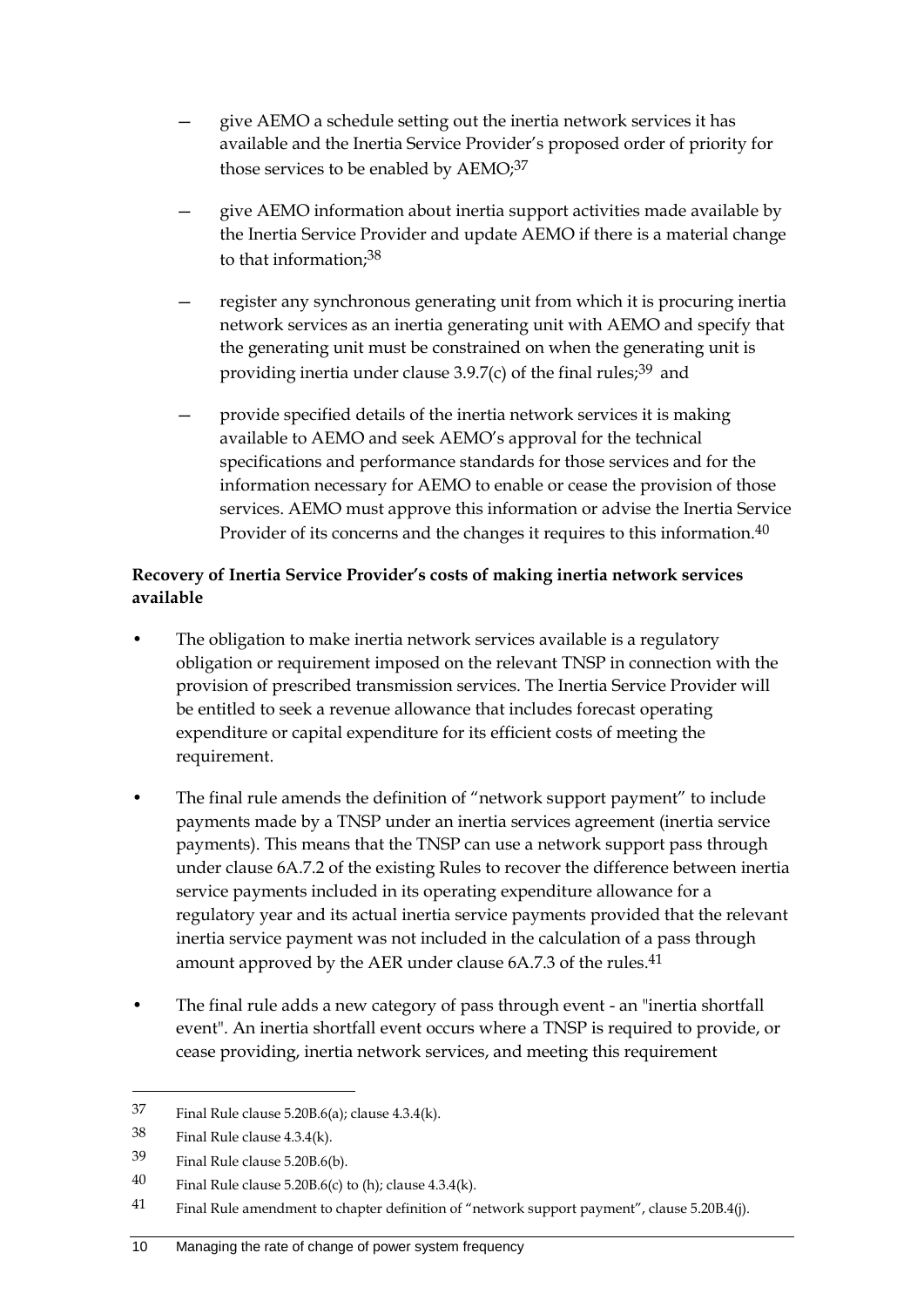- give AEMO a schedule setting out the inertia network services it has available and the Inertia Service Provider's proposed order of priority for those services to be enabled by AEMO;[37]
- give AEMO information about inertia support activities made available by the Inertia Service Provider and update AEMO if there is a material change to that information;[38]
- register any synchronous generating unit from which it is procuring inertia network services as an inertia generating unit with AEMO and specify that the generating unit must be constrained on when the generating unit is providing inertia under clause 3.9.7(c) of the final rules;[39] and
- provide specified details of the inertia network services it is making available to AEMO and seek AEMO's approval for the technical specifications and performance standards for those services and for the information necessary for AEMO to enable or cease the provision of those services. AEMO must approve this information or advise the Inertia Service Provider of its concerns and the changes it requires to this information.[40]

**Recovery of Inertia Service Provider's costs of making inertia network services available**

- The obligation to make inertia network services available is a regulatory obligation or requirement imposed on the relevant TNSP in connection with the provision of prescribed transmission services. The Inertia Service Provider will be entitled to seek a revenue allowance that includes forecast operating expenditure or capital expenditure for its efficient costs of meeting the requirement.
- The final rule amends the definition of "network support payment" to include payments made by a TNSP under an inertia services agreement (inertia service payments). This means that the TNSP can use a network support pass through under clause 6A.7.2 of the existing Rules to recover the difference between inertia service payments included in its operating expenditure allowance for a regulatory year and its actual inertia service payments provided that the relevant inertia service payment was not included in the calculation of a pass through amount approved by the AER under clause 6A.7.3 of the rules.[41]
- The final rule adds a new category of pass through event - an "inertia shortfall event". An inertia shortfall event occurs where a TNSP is required to provide, or cease providing, inertia network services, and meeting this requirement

---

37 Final Rule clause 5.20B.6(a); clause 4.3.4(k).

38 Final Rule clause 4.3.4(k).

39 Final Rule clause 5.20B.6(b).

40 Final Rule clause 5.20B.6(c) to (h); clause 4.3.4(k).

41 Final Rule amendment to chapter definition of "network support payment", clause 5.20B.4(j).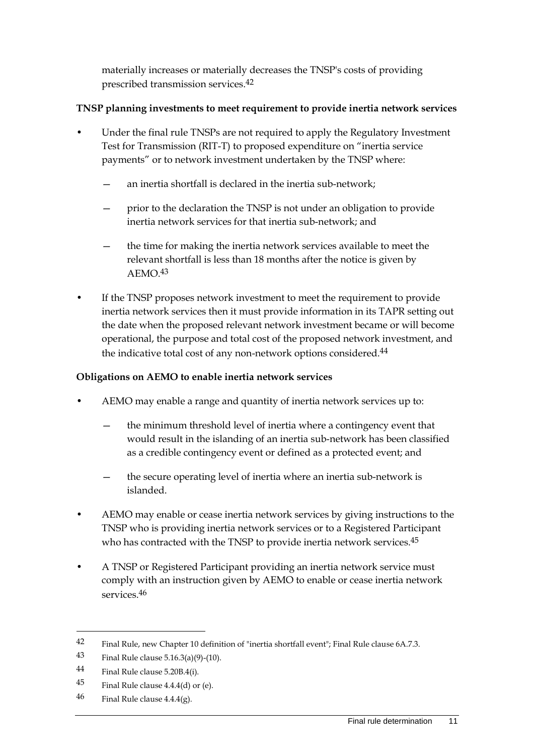materially increases or materially decreases the TNSP's costs of providing prescribed transmission services.[42]

**TNSP planning investments to meet requirement to provide inertia network services**

- Under the final rule TNSPs are not required to apply the Regulatory Investment Test for Transmission (RIT-T) to proposed expenditure on "inertia service payments" or to network investment undertaken by the TNSP where:
  - an inertia shortfall is declared in the inertia sub-network;
  - prior to the declaration the TNSP is not under an obligation to provide inertia network services for that inertia sub-network; and
  - the time for making the inertia network services available to meet the relevant shortfall is less than 18 months after the notice is given by AEMO.[43]
- If the TNSP proposes network investment to meet the requirement to provide inertia network services then it must provide information in its TAPR setting out the date when the proposed relevant network investment became or will become operational, the purpose and total cost of the proposed network investment, and the indicative total cost of any non-network options considered.[44]

**Obligations on AEMO to enable inertia network services**

- AEMO may enable a range and quantity of inertia network services up to:
  - the minimum threshold level of inertia where a contingency event that would result in the islanding of an inertia sub-network has been classified as a credible contingency event or defined as a protected event; and
  - the secure operating level of inertia where an inertia sub-network is islanded.
- AEMO may enable or cease inertia network services by giving instructions to the TNSP who is providing inertia network services or to a Registered Participant who has contracted with the TNSP to provide inertia network services.[45]
- A TNSP or Registered Participant providing an inertia network service must comply with an instruction given by AEMO to enable or cease inertia network services.[46]

---

42 Final Rule, new Chapter 10 definition of "inertia shortfall event"; Final Rule clause 6A.7.3.

43 Final Rule clause 5.16.3(a)(9)-(10).

44 Final Rule clause 5.20B.4(i).

45 Final Rule clause 4.4.4(d) or (e).

46 Final Rule clause 4.4.4(g).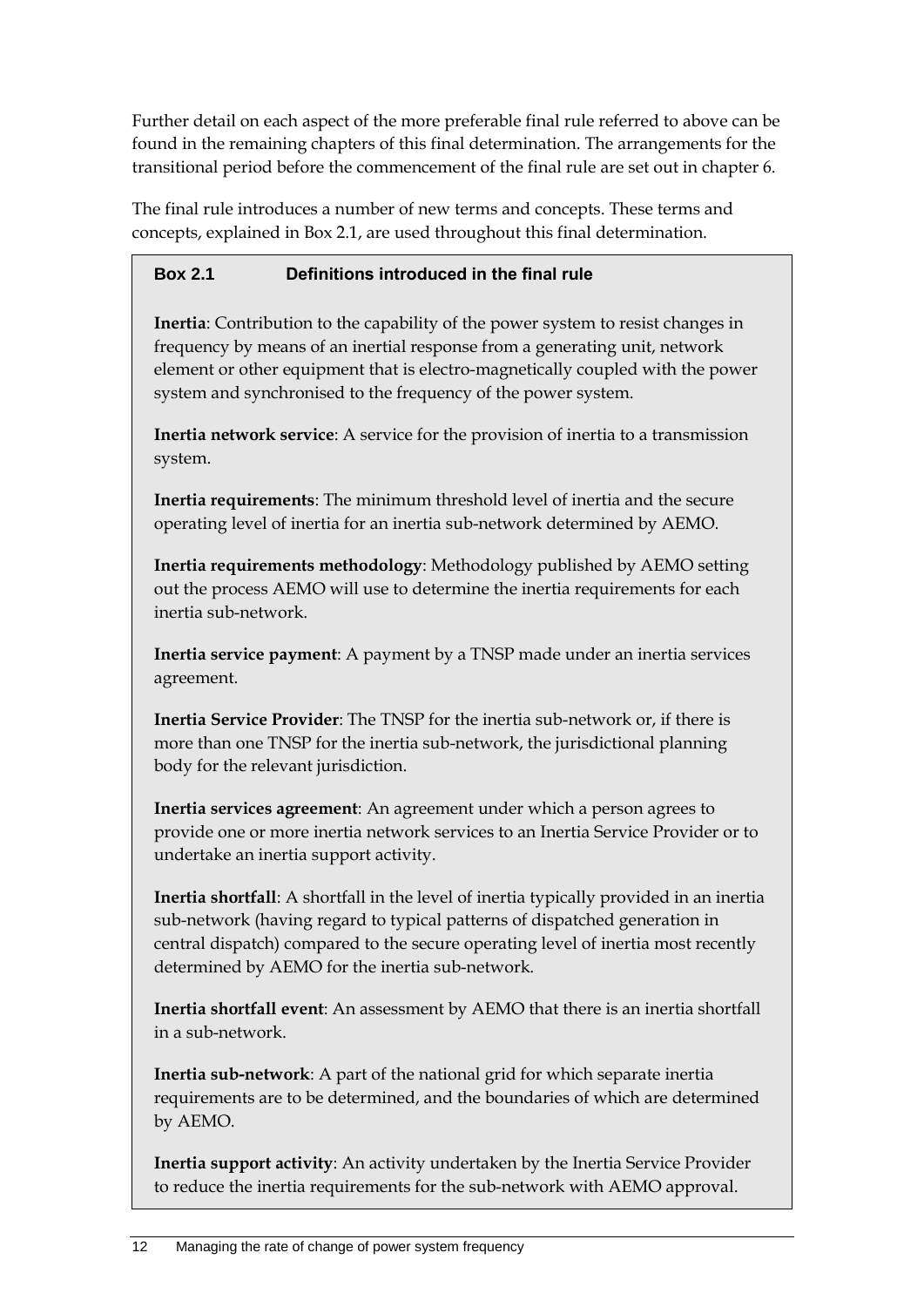Further detail on each aspect of the more preferable final rule referred to above can be found in the remaining chapters of this final determination. The arrangements for the transitional period before the commencement of the final rule are set out in chapter 6.

The final rule introduces a number of new terms and concepts. These terms and concepts, explained in Box 2.1, are used throughout this final determination.

**Box 2.1 Definitions introduced in the final rule**

**Inertia**: Contribution to the capability of the power system to resist changes in frequency by means of an inertial response from a generating unit, network element or other equipment that is electro-magnetically coupled with the power system and synchronised to the frequency of the power system.

**Inertia network service**: A service for the provision of inertia to a transmission system.

**Inertia requirements**: The minimum threshold level of inertia and the secure operating level of inertia for an inertia sub-network determined by AEMO.

**Inertia requirements methodology**: Methodology published by AEMO setting out the process AEMO will use to determine the inertia requirements for each inertia sub-network.

**Inertia service payment**: A payment by a TNSP made under an inertia services agreement.

**Inertia Service Provider**: The TNSP for the inertia sub-network or, if there is more than one TNSP for the inertia sub-network, the jurisdictional planning body for the relevant jurisdiction.

**Inertia services agreement**: An agreement under which a person agrees to provide one or more inertia network services to an Inertia Service Provider or to undertake an inertia support activity.

**Inertia shortfall**: A shortfall in the level of inertia typically provided in an inertia sub-network (having regard to typical patterns of dispatched generation in central dispatch) compared to the secure operating level of inertia most recently determined by AEMO for the inertia sub-network.

**Inertia shortfall event**: An assessment by AEMO that there is an inertia shortfall in a sub-network.

**Inertia sub-network**: A part of the national grid for which separate inertia requirements are to be determined, and the boundaries of which are determined by AEMO.

**Inertia support activity**: An activity undertaken by the Inertia Service Provider to reduce the inertia requirements for the sub-network with AEMO approval.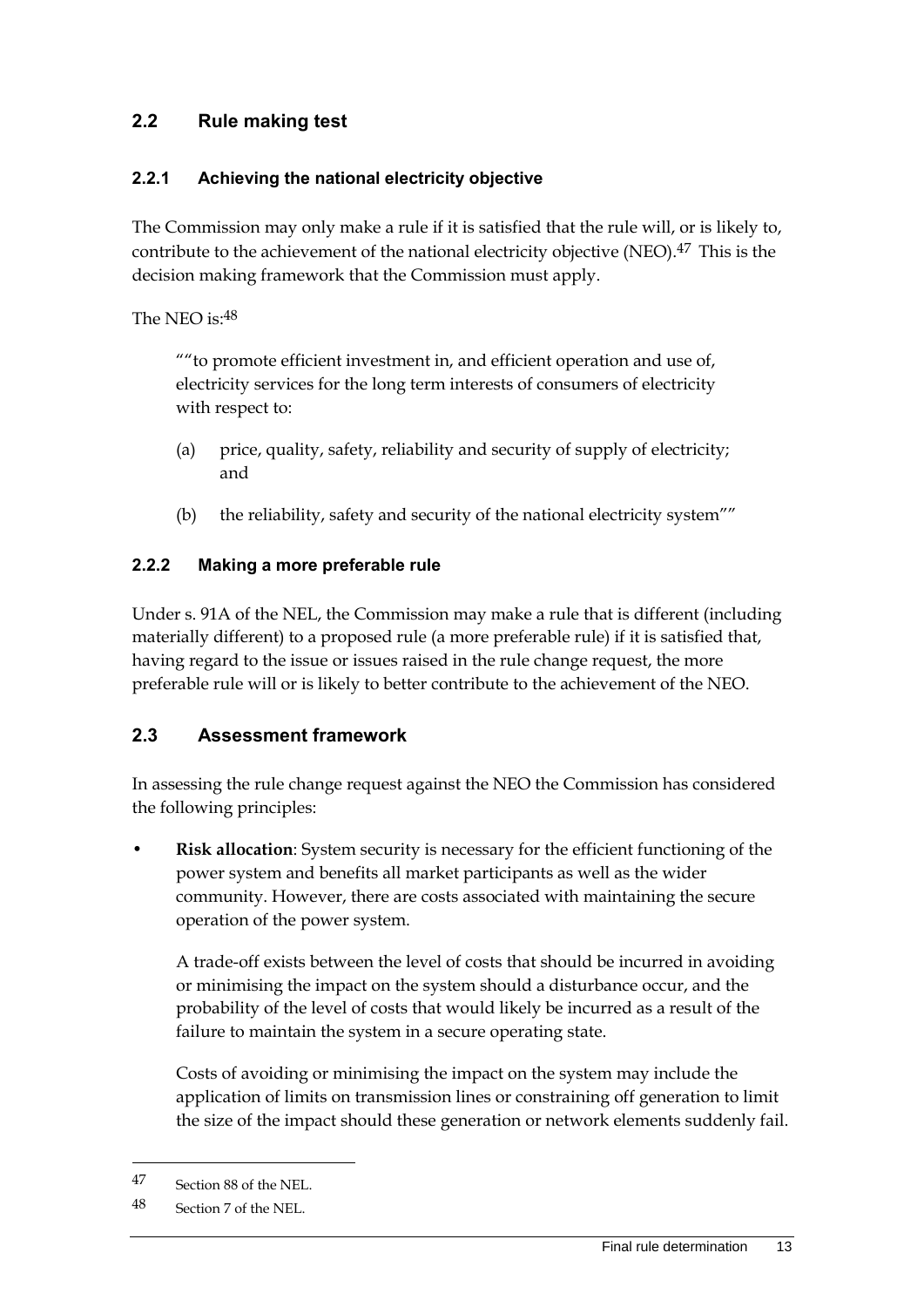## 2.2 Rule making test

### 2.2.1 Achieving the national electricity objective

The Commission may only make a rule if it is satisfied that the rule will, or is likely to, contribute to the achievement of the national electricity objective (NEO).[47] This is the decision making framework that the Commission must apply.

The NEO is:[48]

> ""to promote efficient investment in, and efficient operation and use of, electricity services for the long term interests of consumers of electricity with respect to:
>
> (a) price, quality, safety, reliability and security of supply of electricity; and
>
> (b) the reliability, safety and security of the national electricity system""

### 2.2.2 Making a more preferable rule

Under s. 91A of the NEL, the Commission may make a rule that is different (including materially different) to a proposed rule (a more preferable rule) if it is satisfied that, having regard to the issue or issues raised in the rule change request, the more preferable rule will or is likely to better contribute to the achievement of the NEO.

## 2.3 Assessment framework

In assessing the rule change request against the NEO the Commission has considered the following principles:

- **Risk allocation**: System security is necessary for the efficient functioning of the power system and benefits all market participants as well as the wider community. However, there are costs associated with maintaining the secure operation of the power system.

  A trade-off exists between the level of costs that should be incurred in avoiding or minimising the impact on the system should a disturbance occur, and the probability of the level of costs that would likely be incurred as a result of the failure to maintain the system in a secure operating state.

  Costs of avoiding or minimising the impact on the system may include the application of limits on transmission lines or constraining off generation to limit the size of the impact should these generation or network elements suddenly fail.

---

47 Section 88 of the NEL.

48 Section 7 of the NEL.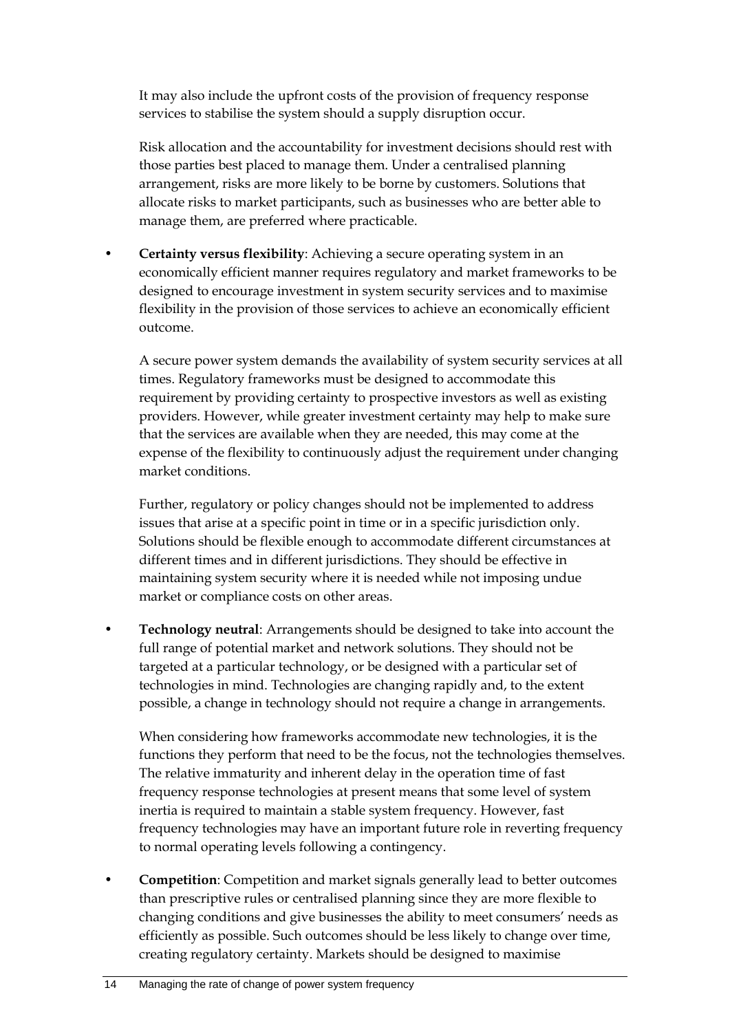It may also include the upfront costs of the provision of frequency response services to stabilise the system should a supply disruption occur.

Risk allocation and the accountability for investment decisions should rest with those parties best placed to manage them. Under a centralised planning arrangement, risks are more likely to be borne by customers. Solutions that allocate risks to market participants, such as businesses who are better able to manage them, are preferred where practicable.

- **Certainty versus flexibility**: Achieving a secure operating system in an economically efficient manner requires regulatory and market frameworks to be designed to encourage investment in system security services and to maximise flexibility in the provision of those services to achieve an economically efficient outcome.

  A secure power system demands the availability of system security services at all times. Regulatory frameworks must be designed to accommodate this requirement by providing certainty to prospective investors as well as existing providers. However, while greater investment certainty may help to make sure that the services are available when they are needed, this may come at the expense of the flexibility to continuously adjust the requirement under changing market conditions.

  Further, regulatory or policy changes should not be implemented to address issues that arise at a specific point in time or in a specific jurisdiction only. Solutions should be flexible enough to accommodate different circumstances at different times and in different jurisdictions. They should be effective in maintaining system security where it is needed while not imposing undue market or compliance costs on other areas.

- **Technology neutral**: Arrangements should be designed to take into account the full range of potential market and network solutions. They should not be targeted at a particular technology, or be designed with a particular set of technologies in mind. Technologies are changing rapidly and, to the extent possible, a change in technology should not require a change in arrangements.

  When considering how frameworks accommodate new technologies, it is the functions they perform that need to be the focus, not the technologies themselves. The relative immaturity and inherent delay in the operation time of fast frequency response technologies at present means that some level of system inertia is required to maintain a stable system frequency. However, fast frequency technologies may have an important future role in reverting frequency to normal operating levels following a contingency.

- **Competition**: Competition and market signals generally lead to better outcomes than prescriptive rules or centralised planning since they are more flexible to changing conditions and give businesses the ability to meet consumers' needs as efficiently as possible. Such outcomes should be less likely to change over time, creating regulatory certainty. Markets should be designed to maximise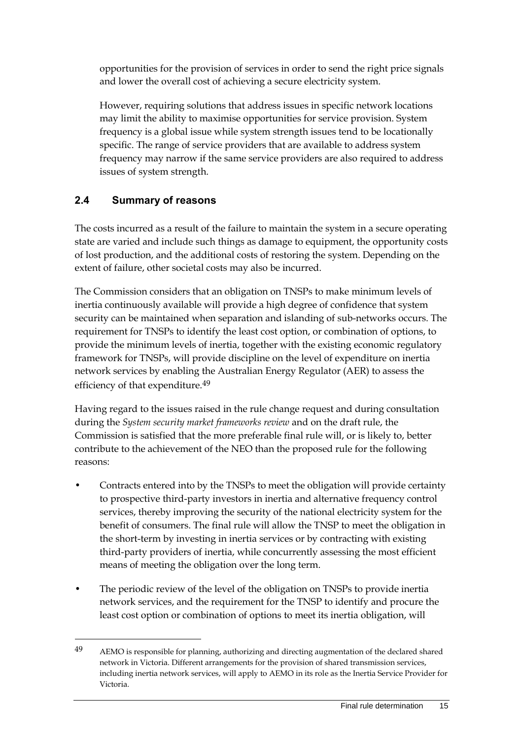opportunities for the provision of services in order to send the right price signals and lower the overall cost of achieving a secure electricity system.

However, requiring solutions that address issues in specific network locations may limit the ability to maximise opportunities for service provision. System frequency is a global issue while system strength issues tend to be locationally specific. The range of service providers that are available to address system frequency may narrow if the same service providers are also required to address issues of system strength.

## 2.4 Summary of reasons

The costs incurred as a result of the failure to maintain the system in a secure operating state are varied and include such things as damage to equipment, the opportunity costs of lost production, and the additional costs of restoring the system. Depending on the extent of failure, other societal costs may also be incurred.

The Commission considers that an obligation on TNSPs to make minimum levels of inertia continuously available will provide a high degree of confidence that system security can be maintained when separation and islanding of sub-networks occurs. The requirement for TNSPs to identify the least cost option, or combination of options, to provide the minimum levels of inertia, together with the existing economic regulatory framework for TNSPs, will provide discipline on the level of expenditure on inertia network services by enabling the Australian Energy Regulator (AER) to assess the efficiency of that expenditure.[49]

Having regard to the issues raised in the rule change request and during consultation during the *System security market frameworks review* and on the draft rule, the Commission is satisfied that the more preferable final rule will, or is likely to, better contribute to the achievement of the NEO than the proposed rule for the following reasons:

- Contracts entered into by the TNSPs to meet the obligation will provide certainty to prospective third-party investors in inertia and alternative frequency control services, thereby improving the security of the national electricity system for the benefit of consumers. The final rule will allow the TNSP to meet the obligation in the short-term by investing in inertia services or by contracting with existing third-party providers of inertia, while concurrently assessing the most efficient means of meeting the obligation over the long term.
- The periodic review of the level of the obligation on TNSPs to provide inertia network services, and the requirement for the TNSP to identify and procure the least cost option or combination of options to meet its inertia obligation, will

---

49 AEMO is responsible for planning, authorizing and directing augmentation of the declared shared network in Victoria. Different arrangements for the provision of shared transmission services, including inertia network services, will apply to AEMO in its role as the Inertia Service Provider for Victoria.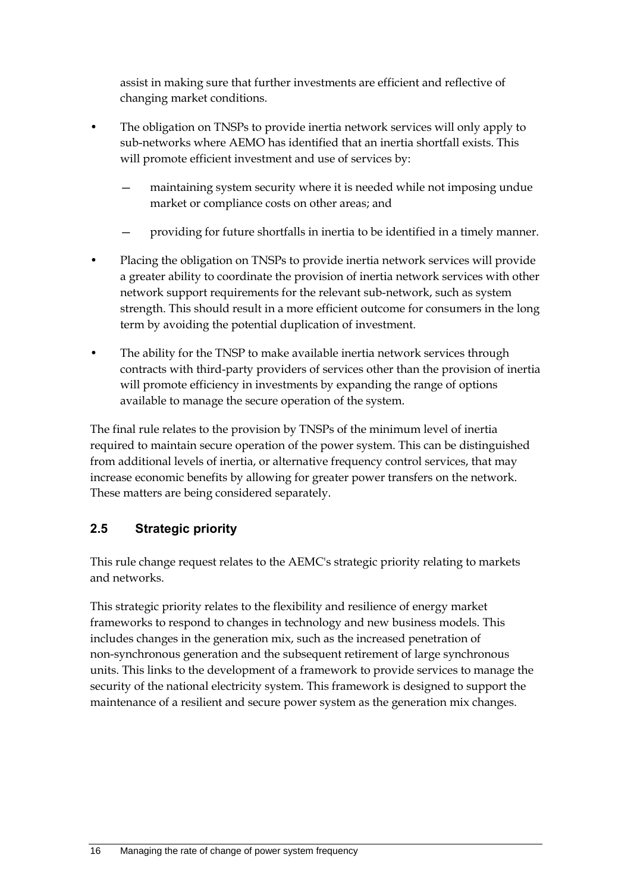assist in making sure that further investments are efficient and reflective of changing market conditions.

- The obligation on TNSPs to provide inertia network services will only apply to sub-networks where AEMO has identified that an inertia shortfall exists. This will promote efficient investment and use of services by:
  - maintaining system security where it is needed while not imposing undue market or compliance costs on other areas; and
  - providing for future shortfalls in inertia to be identified in a timely manner.
- Placing the obligation on TNSPs to provide inertia network services will provide a greater ability to coordinate the provision of inertia network services with other network support requirements for the relevant sub-network, such as system strength. This should result in a more efficient outcome for consumers in the long term by avoiding the potential duplication of investment.
- The ability for the TNSP to make available inertia network services through contracts with third-party providers of services other than the provision of inertia will promote efficiency in investments by expanding the range of options available to manage the secure operation of the system.

The final rule relates to the provision by TNSPs of the minimum level of inertia required to maintain secure operation of the power system. This can be distinguished from additional levels of inertia, or alternative frequency control services, that may increase economic benefits by allowing for greater power transfers on the network. These matters are being considered separately.

## 2.5 Strategic priority

This rule change request relates to the AEMC's strategic priority relating to markets and networks.

This strategic priority relates to the flexibility and resilience of energy market frameworks to respond to changes in technology and new business models. This includes changes in the generation mix, such as the increased penetration of non-synchronous generation and the subsequent retirement of large synchronous units. This links to the development of a framework to provide services to manage the security of the national electricity system. This framework is designed to support the maintenance of a resilient and secure power system as the generation mix changes.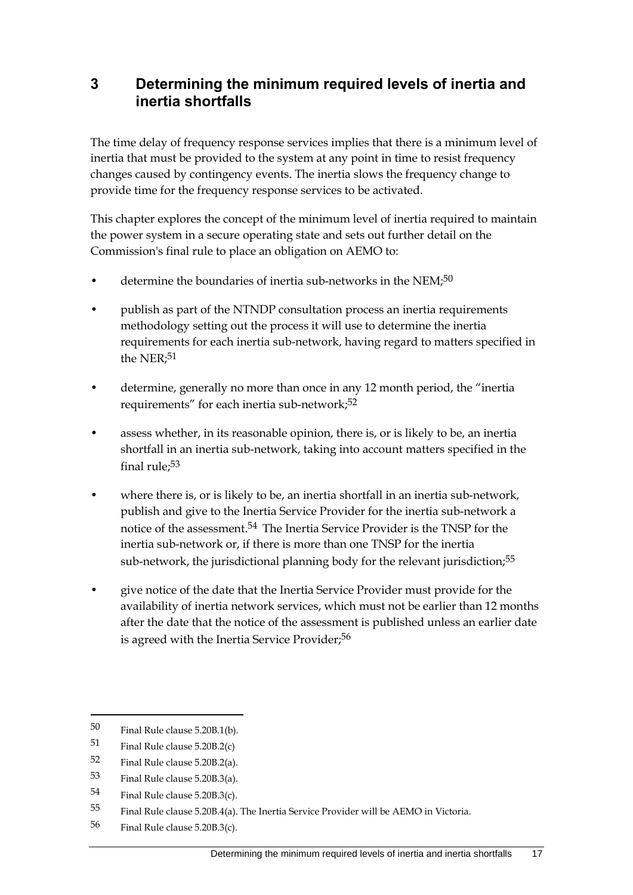# 3 Determining the minimum required levels of inertia and inertia shortfalls

The time delay of frequency response services implies that there is a minimum level of inertia that must be provided to the system at any point in time to resist frequency changes caused by contingency events. The inertia slows the frequency change to provide time for the frequency response services to be activated.

This chapter explores the concept of the minimum level of inertia required to maintain the power system in a secure operating state and sets out further detail on the Commission's final rule to place an obligation on AEMO to:

- determine the boundaries of inertia sub-networks in the NEM;[50]
- publish as part of the NTNDP consultation process an inertia requirements methodology setting out the process it will use to determine the inertia requirements for each inertia sub-network, having regard to matters specified in the NER;[51]
- determine, generally no more than once in any 12 month period, the "inertia requirements" for each inertia sub-network;[52]
- assess whether, in its reasonable opinion, there is, or is likely to be, an inertia shortfall in an inertia sub-network, taking into account matters specified in the final rule;[53]
- where there is, or is likely to be, an inertia shortfall in an inertia sub-network, publish and give to the Inertia Service Provider for the inertia sub-network a notice of the assessment.[54] The Inertia Service Provider is the TNSP for the inertia sub-network or, if there is more than one TNSP for the inertia sub-network, the jurisdictional planning body for the relevant jurisdiction;[55]
- give notice of the date that the Inertia Service Provider must provide for the availability of inertia network services, which must not be earlier than 12 months after the date that the notice of the assessment is published unless an earlier date is agreed with the Inertia Service Provider;[56]

---

50 Final Rule clause 5.20B.1(b).

51 Final Rule clause 5.20B.2(c)

52 Final Rule clause 5.20B.2(a).

53 Final Rule clause 5.20B.3(a).

54 Final Rule clause 5.20B.3(c).

55 Final Rule clause 5.20B.4(a). The Inertia Service Provider will be AEMO in Victoria.

56 Final Rule clause 5.20B.3(c).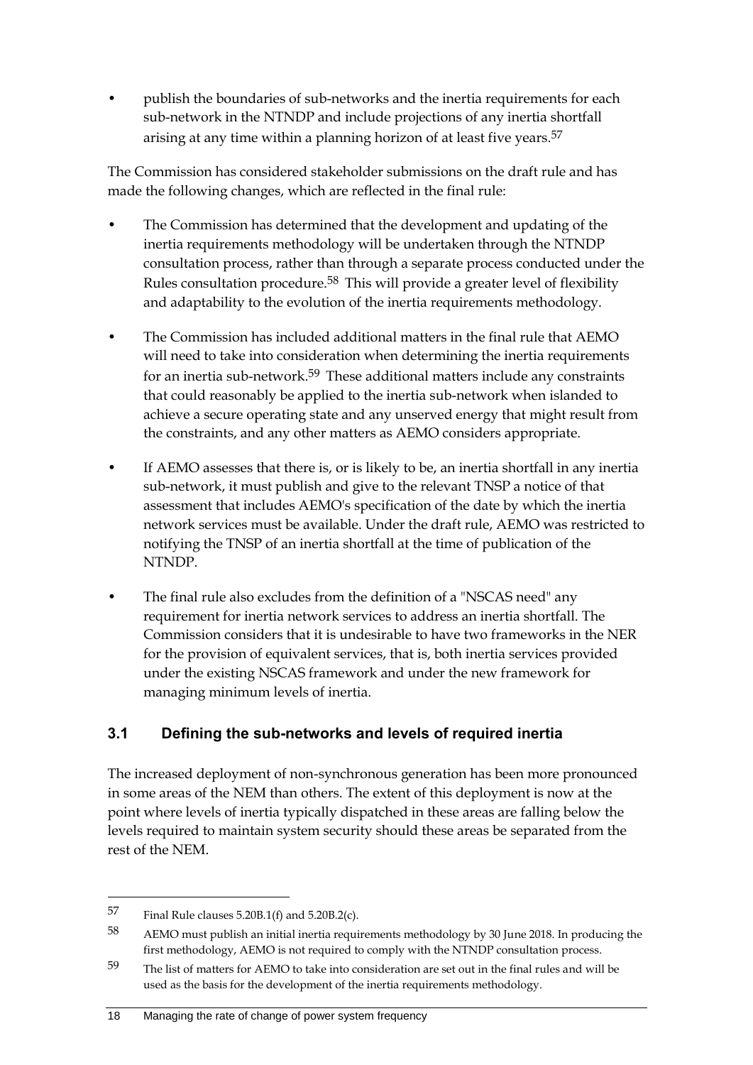- publish the boundaries of sub-networks and the inertia requirements for each sub-network in the NTNDP and include projections of any inertia shortfall arising at any time within a planning horizon of at least five years.[57]

The Commission has considered stakeholder submissions on the draft rule and has made the following changes, which are reflected in the final rule:

- The Commission has determined that the development and updating of the inertia requirements methodology will be undertaken through the NTNDP consultation process, rather than through a separate process conducted under the Rules consultation procedure.[58] This will provide a greater level of flexibility and adaptability to the evolution of the inertia requirements methodology.
- The Commission has included additional matters in the final rule that AEMO will need to take into consideration when determining the inertia requirements for an inertia sub-network.[59] These additional matters include any constraints that could reasonably be applied to the inertia sub-network when islanded to achieve a secure operating state and any unserved energy that might result from the constraints, and any other matters as AEMO considers appropriate.
- If AEMO assesses that there is, or is likely to be, an inertia shortfall in any inertia sub-network, it must publish and give to the relevant TNSP a notice of that assessment that includes AEMO's specification of the date by which the inertia network services must be available. Under the draft rule, AEMO was restricted to notifying the TNSP of an inertia shortfall at the time of publication of the NTNDP.
- The final rule also excludes from the definition of a "NSCAS need" any requirement for inertia network services to address an inertia shortfall. The Commission considers that it is undesirable to have two frameworks in the NER for the provision of equivalent services, that is, both inertia services provided under the existing NSCAS framework and under the new framework for managing minimum levels of inertia.

## 3.1 Defining the sub-networks and levels of required inertia

The increased deployment of non-synchronous generation has been more pronounced in some areas of the NEM than others. The extent of this deployment is now at the point where levels of inertia typically dispatched in these areas are falling below the levels required to maintain system security should these areas be separated from the rest of the NEM.

---

57 Final Rule clauses 5.20B.1(f) and 5.20B.2(c).

58 AEMO must publish an initial inertia requirements methodology by 30 June 2018. In producing the first methodology, AEMO is not required to comply with the NTNDP consultation process.

59 The list of matters for AEMO to take into consideration are set out in the final rules and will be used as the basis for the development of the inertia requirements methodology.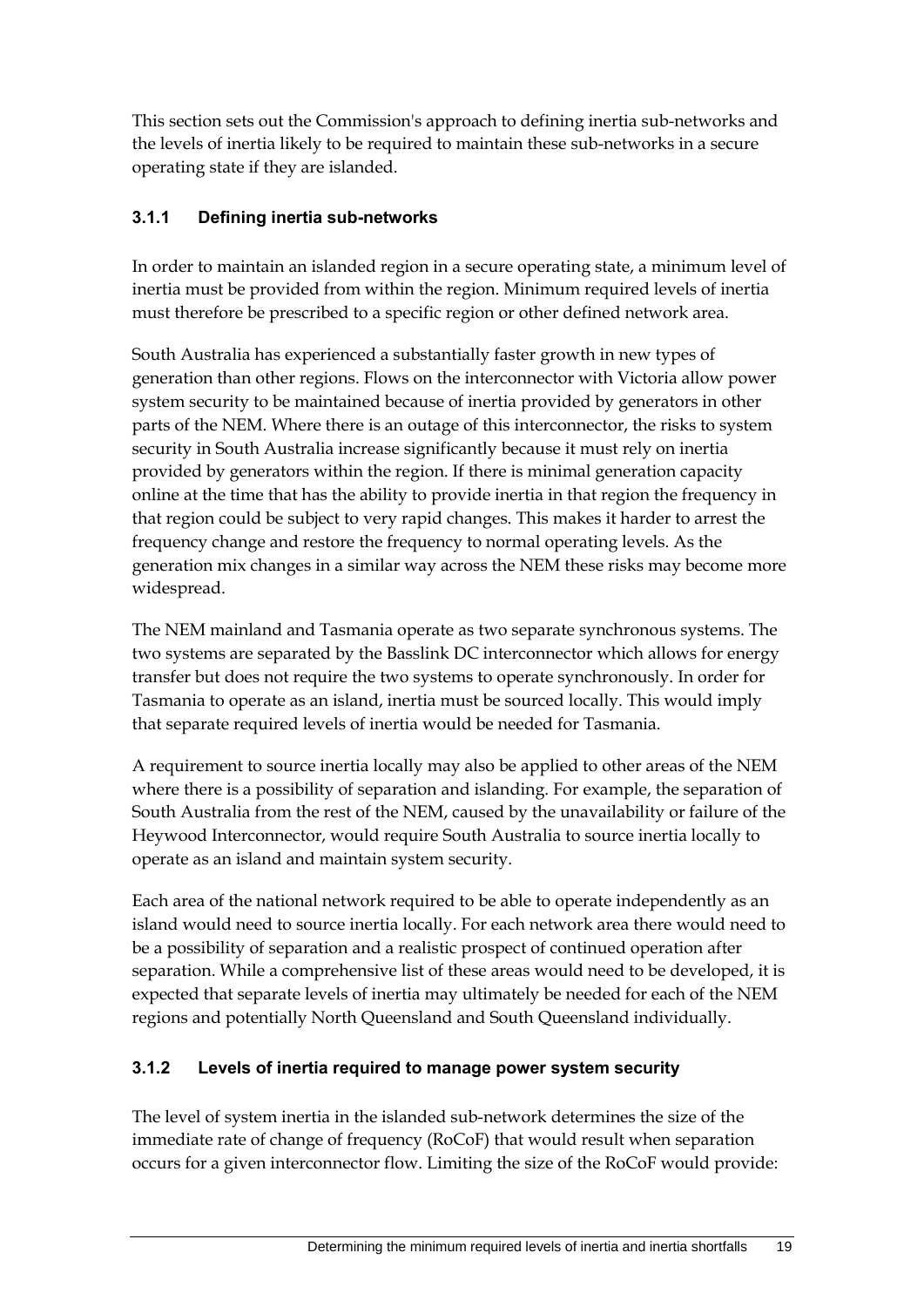This section sets out the Commission's approach to defining inertia sub-networks and the levels of inertia likely to be required to maintain these sub-networks in a secure operating state if they are islanded.

### 3.1.1 Defining inertia sub-networks

In order to maintain an islanded region in a secure operating state, a minimum level of inertia must be provided from within the region. Minimum required levels of inertia must therefore be prescribed to a specific region or other defined network area.

South Australia has experienced a substantially faster growth in new types of generation than other regions. Flows on the interconnector with Victoria allow power system security to be maintained because of inertia provided by generators in other parts of the NEM. Where there is an outage of this interconnector, the risks to system security in South Australia increase significantly because it must rely on inertia provided by generators within the region. If there is minimal generation capacity online at the time that has the ability to provide inertia in that region the frequency in that region could be subject to very rapid changes. This makes it harder to arrest the frequency change and restore the frequency to normal operating levels. As the generation mix changes in a similar way across the NEM these risks may become more widespread.

The NEM mainland and Tasmania operate as two separate synchronous systems. The two systems are separated by the Basslink DC interconnector which allows for energy transfer but does not require the two systems to operate synchronously. In order for Tasmania to operate as an island, inertia must be sourced locally. This would imply that separate required levels of inertia would be needed for Tasmania.

A requirement to source inertia locally may also be applied to other areas of the NEM where there is a possibility of separation and islanding. For example, the separation of South Australia from the rest of the NEM, caused by the unavailability or failure of the Heywood Interconnector, would require South Australia to source inertia locally to operate as an island and maintain system security.

Each area of the national network required to be able to operate independently as an island would need to source inertia locally. For each network area there would need to be a possibility of separation and a realistic prospect of continued operation after separation. While a comprehensive list of these areas would need to be developed, it is expected that separate levels of inertia may ultimately be needed for each of the NEM regions and potentially North Queensland and South Queensland individually.

### 3.1.2 Levels of inertia required to manage power system security

The level of system inertia in the islanded sub-network determines the size of the immediate rate of change of frequency (RoCoF) that would result when separation occurs for a given interconnector flow. Limiting the size of the RoCoF would provide: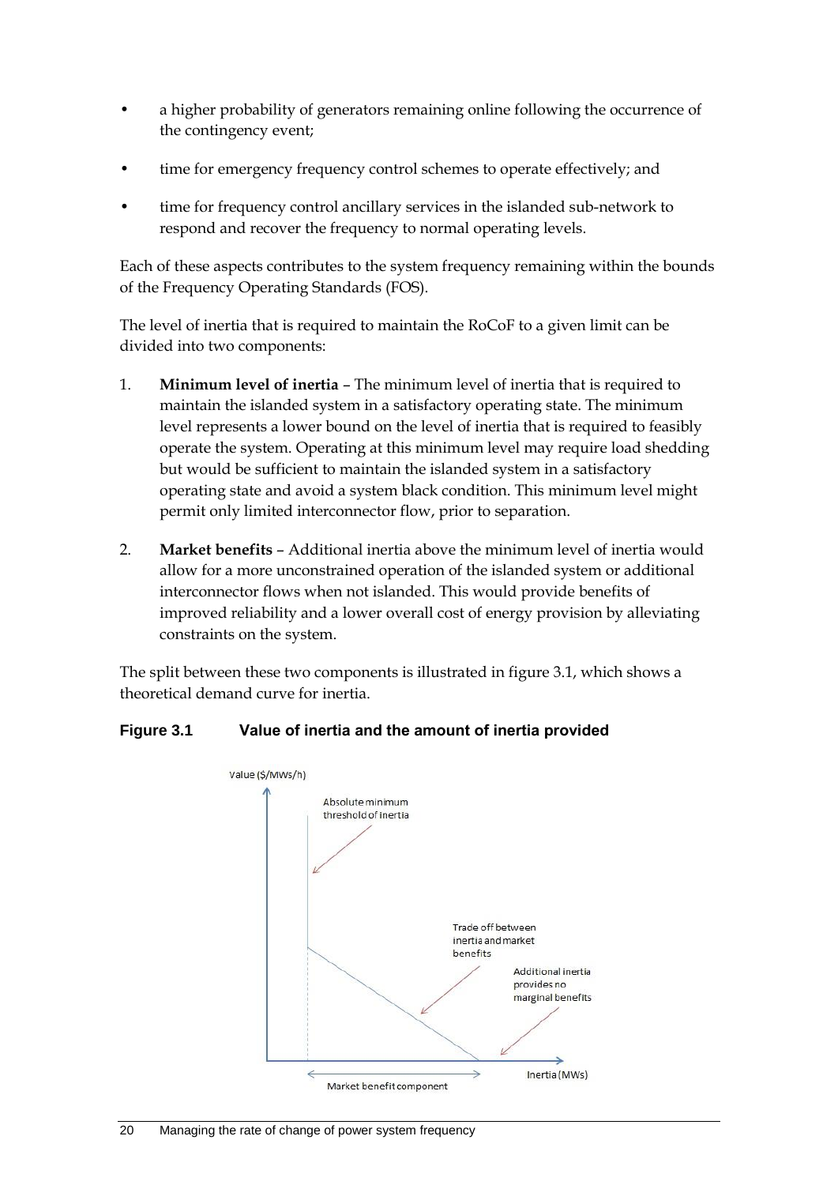- a higher probability of generators remaining online following the occurrence of the contingency event;
- time for emergency frequency control schemes to operate effectively; and
- time for frequency control ancillary services in the islanded sub-network to respond and recover the frequency to normal operating levels.

Each of these aspects contributes to the system frequency remaining within the bounds of the Frequency Operating Standards (FOS).

The level of inertia that is required to maintain the RoCoF to a given limit can be divided into two components:

1. **Minimum level of inertia** – The minimum level of inertia that is required to maintain the islanded system in a satisfactory operating state. The minimum level represents a lower bound on the level of inertia that is required to feasibly operate the system. Operating at this minimum level may require load shedding but would be sufficient to maintain the islanded system in a satisfactory operating state and avoid a system black condition. This minimum level might permit only limited interconnector flow, prior to separation.
2. **Market benefits** – Additional inertia above the minimum level of inertia would allow for a more unconstrained operation of the islanded system or additional interconnector flows when not islanded. This would provide benefits of improved reliability and a lower overall cost of energy provision by alleviating constraints on the system.

The split between these two components is illustrated in figure 3.1, which shows a theoretical demand curve for inertia.

**Figure 3.1 Value of inertia and the amount of inertia provided**

Value ($/MWs/h)

Absolute minimum threshold of inertia

Trade off between inertia and market benefits

Additional inertia provides no marginal benefits

Inertia (MWs)

Market benefit component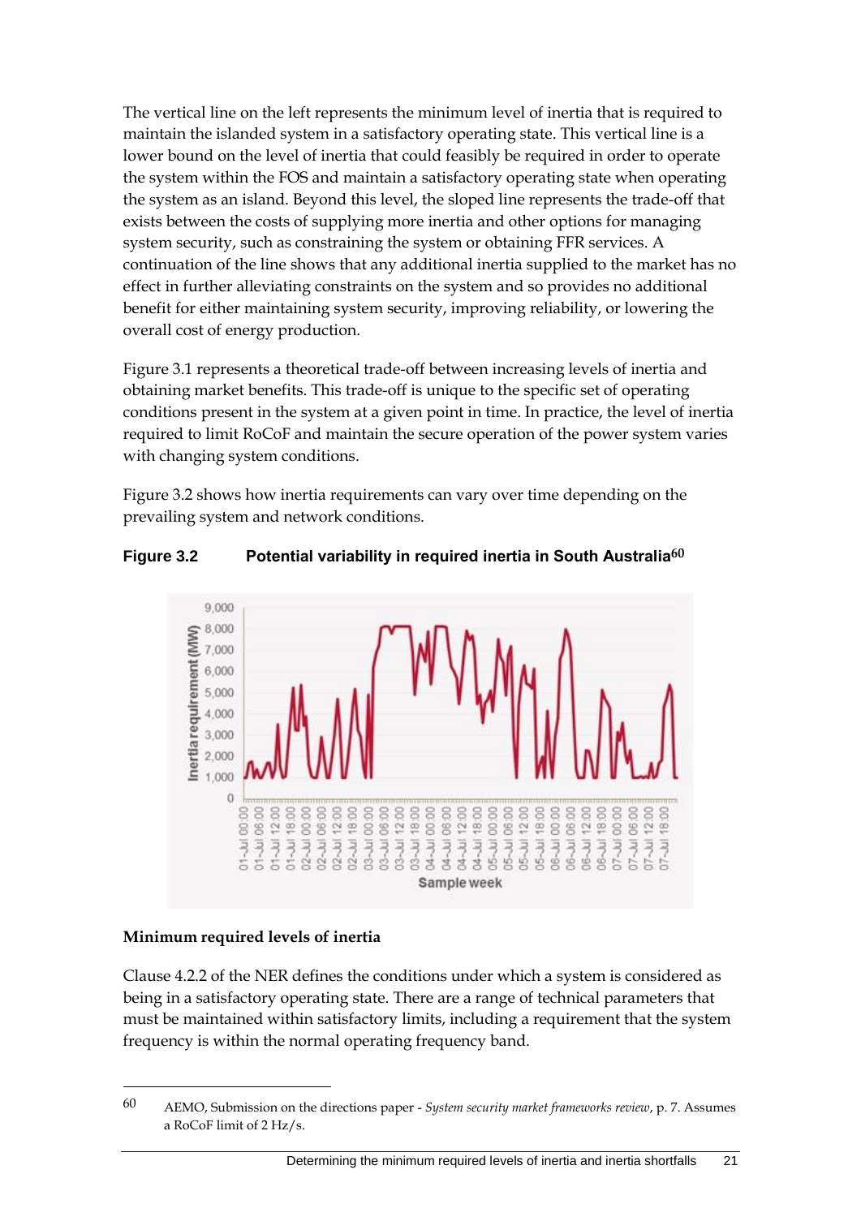The vertical line on the left represents the minimum level of inertia that is required to maintain the islanded system in a satisfactory operating state. This vertical line is a lower bound on the level of inertia that could feasibly be required in order to operate the system within the FOS and maintain a satisfactory operating state when operating the system as an island. Beyond this level, the sloped line represents the trade-off that exists between the costs of supplying more inertia and other options for managing system security, such as constraining the system or obtaining FFR services. A continuation of the line shows that any additional inertia supplied to the market has no effect in further alleviating constraints on the system and so provides no additional benefit for either maintaining system security, improving reliability, or lowering the overall cost of energy production.

Figure 3.1 represents a theoretical trade-off between increasing levels of inertia and obtaining market benefits. This trade-off is unique to the specific set of operating conditions present in the system at a given point in time. In practice, the level of inertia required to limit RoCoF and maintain the secure operation of the power system varies with changing system conditions.

Figure 3.2 shows how inertia requirements can vary over time depending on the prevailing system and network conditions.

**Figure 3.2 Potential variability in required inertia in South Australia[60]**

**Minimum required levels of inertia**

Clause 4.2.2 of the NER defines the conditions under which a system is considered as being in a satisfactory operating state. There are a range of technical parameters that must be maintained within satisfactory limits, including a requirement that the system frequency is within the normal operating frequency band.

---

60 AEMO, Submission on the directions paper - *System security market frameworks review*, p. 7. Assumes a RoCoF limit of 2 Hz/s.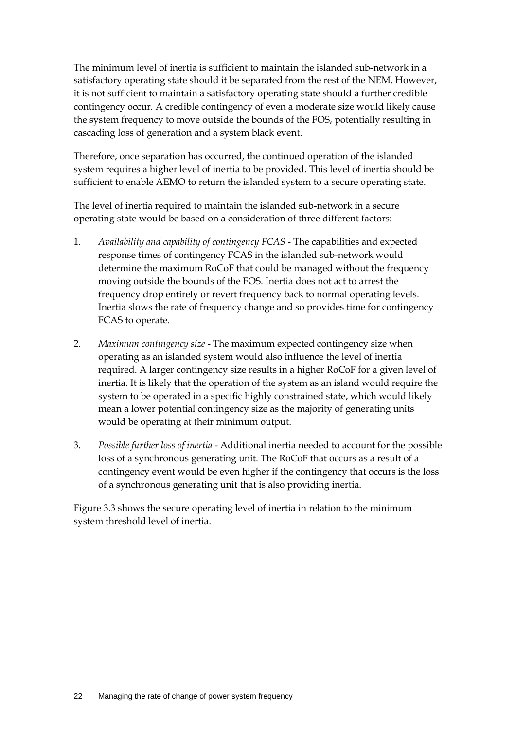The minimum level of inertia is sufficient to maintain the islanded sub-network in a satisfactory operating state should it be separated from the rest of the NEM. However, it is not sufficient to maintain a satisfactory operating state should a further credible contingency occur. A credible contingency of even a moderate size would likely cause the system frequency to move outside the bounds of the FOS, potentially resulting in cascading loss of generation and a system black event.

Therefore, once separation has occurred, the continued operation of the islanded system requires a higher level of inertia to be provided. This level of inertia should be sufficient to enable AEMO to return the islanded system to a secure operating state.

The level of inertia required to maintain the islanded sub-network in a secure operating state would be based on a consideration of three different factors:

1. *Availability and capability of contingency FCAS* - The capabilities and expected response times of contingency FCAS in the islanded sub-network would determine the maximum RoCoF that could be managed without the frequency moving outside the bounds of the FOS. Inertia does not act to arrest the frequency drop entirely or revert frequency back to normal operating levels. Inertia slows the rate of frequency change and so provides time for contingency FCAS to operate.

2. *Maximum contingency size* - The maximum expected contingency size when operating as an islanded system would also influence the level of inertia required. A larger contingency size results in a higher RoCoF for a given level of inertia. It is likely that the operation of the system as an island would require the system to be operated in a specific highly constrained state, which would likely mean a lower potential contingency size as the majority of generating units would be operating at their minimum output.

3. *Possible further loss of inertia* - Additional inertia needed to account for the possible loss of a synchronous generating unit. The RoCoF that occurs as a result of a contingency event would be even higher if the contingency that occurs is the loss of a synchronous generating unit that is also providing inertia.

Figure 3.3 shows the secure operating level of inertia in relation to the minimum system threshold level of inertia.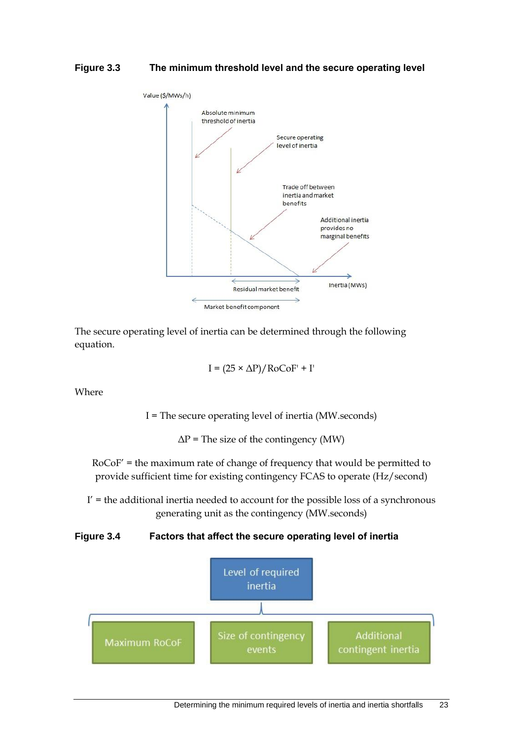**Figure 3.3 The minimum threshold level and the secure operating level**

The secure operating level of inertia can be determined through the following equation.

$$I = (25 \times \Delta P)/RoCoF' + I'$$

Where

I = The secure operating level of inertia (MW.seconds)

$\Delta P$ = The size of the contingency (MW)

$RoCoF'$ = the maximum rate of change of frequency that would be permitted to provide sufficient time for existing contingency FCAS to operate (Hz/second)

$I'$ = the additional inertia needed to account for the possible loss of a synchronous generating unit as the contingency (MW.seconds)

**Figure 3.4 Factors that affect the secure operating level of inertia**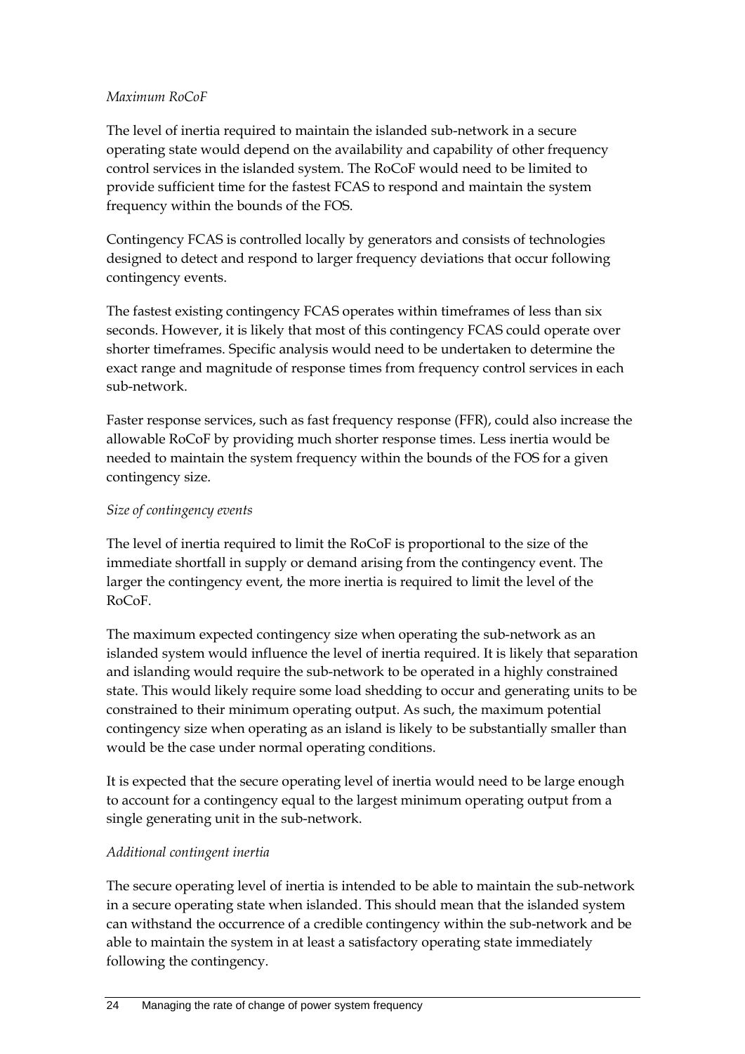*Maximum RoCoF*

The level of inertia required to maintain the islanded sub-network in a secure operating state would depend on the availability and capability of other frequency control services in the islanded system. The RoCoF would need to be limited to provide sufficient time for the fastest FCAS to respond and maintain the system frequency within the bounds of the FOS.

Contingency FCAS is controlled locally by generators and consists of technologies designed to detect and respond to larger frequency deviations that occur following contingency events.

The fastest existing contingency FCAS operates within timeframes of less than six seconds. However, it is likely that most of this contingency FCAS could operate over shorter timeframes. Specific analysis would need to be undertaken to determine the exact range and magnitude of response times from frequency control services in each sub-network.

Faster response services, such as fast frequency response (FFR), could also increase the allowable RoCoF by providing much shorter response times. Less inertia would be needed to maintain the system frequency within the bounds of the FOS for a given contingency size.

*Size of contingency events*

The level of inertia required to limit the RoCoF is proportional to the size of the immediate shortfall in supply or demand arising from the contingency event. The larger the contingency event, the more inertia is required to limit the level of the RoCoF.

The maximum expected contingency size when operating the sub-network as an islanded system would influence the level of inertia required. It is likely that separation and islanding would require the sub-network to be operated in a highly constrained state. This would likely require some load shedding to occur and generating units to be constrained to their minimum operating output. As such, the maximum potential contingency size when operating as an island is likely to be substantially smaller than would be the case under normal operating conditions.

It is expected that the secure operating level of inertia would need to be large enough to account for a contingency equal to the largest minimum operating output from a single generating unit in the sub-network.

*Additional contingent inertia*

The secure operating level of inertia is intended to be able to maintain the sub-network in a secure operating state when islanded. This should mean that the islanded system can withstand the occurrence of a credible contingency within the sub-network and be able to maintain the system in at least a satisfactory operating state immediately following the contingency.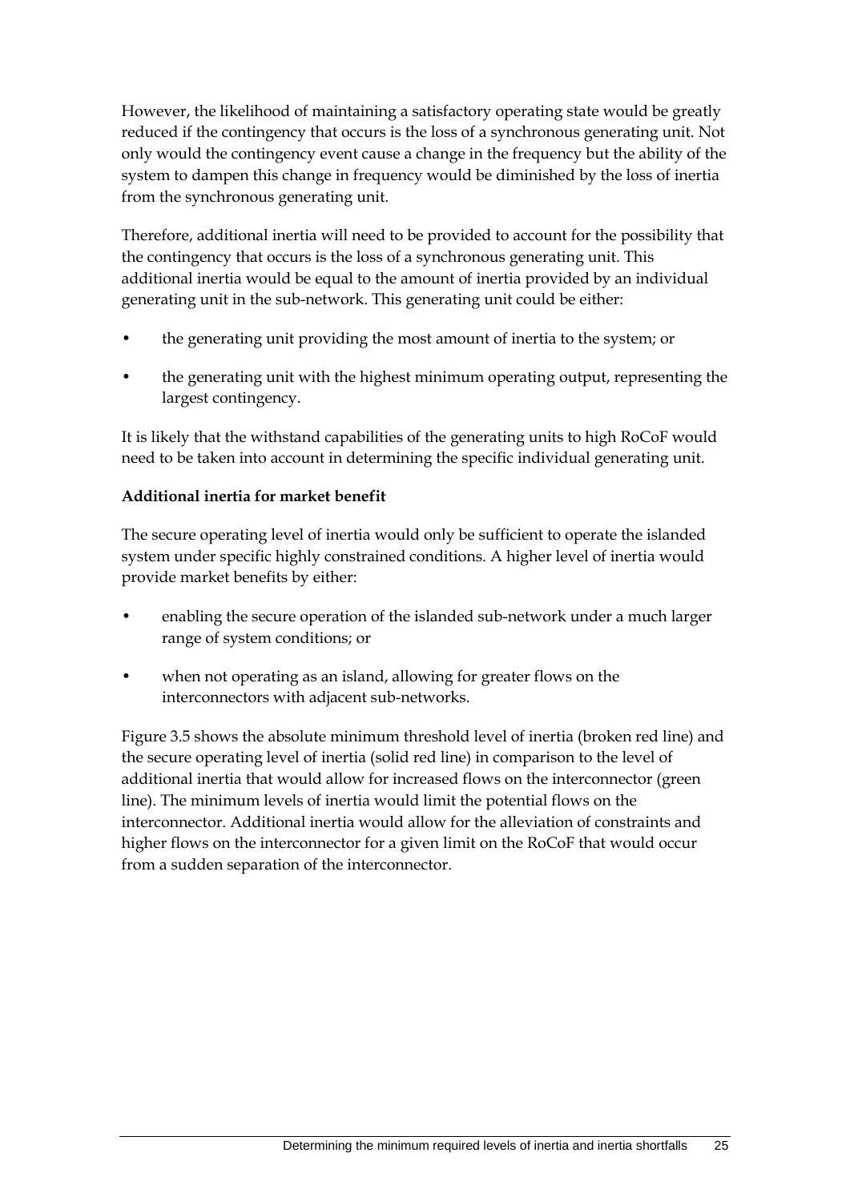However, the likelihood of maintaining a satisfactory operating state would be greatly reduced if the contingency that occurs is the loss of a synchronous generating unit. Not only would the contingency event cause a change in the frequency but the ability of the system to dampen this change in frequency would be diminished by the loss of inertia from the synchronous generating unit.

Therefore, additional inertia will need to be provided to account for the possibility that the contingency that occurs is the loss of a synchronous generating unit. This additional inertia would be equal to the amount of inertia provided by an individual generating unit in the sub-network. This generating unit could be either:

- the generating unit providing the most amount of inertia to the system; or
- the generating unit with the highest minimum operating output, representing the largest contingency.

It is likely that the withstand capabilities of the generating units to high RoCoF would need to be taken into account in determining the specific individual generating unit.

**Additional inertia for market benefit**

The secure operating level of inertia would only be sufficient to operate the islanded system under specific highly constrained conditions. A higher level of inertia would provide market benefits by either:

- enabling the secure operation of the islanded sub-network under a much larger range of system conditions; or
- when not operating as an island, allowing for greater flows on the interconnectors with adjacent sub-networks.

Figure 3.5 shows the absolute minimum threshold level of inertia (broken red line) and the secure operating level of inertia (solid red line) in comparison to the level of additional inertia that would allow for increased flows on the interconnector (green line). The minimum levels of inertia would limit the potential flows on the interconnector. Additional inertia would allow for the alleviation of constraints and higher flows on the interconnector for a given limit on the RoCoF that would occur from a sudden separation of the interconnector.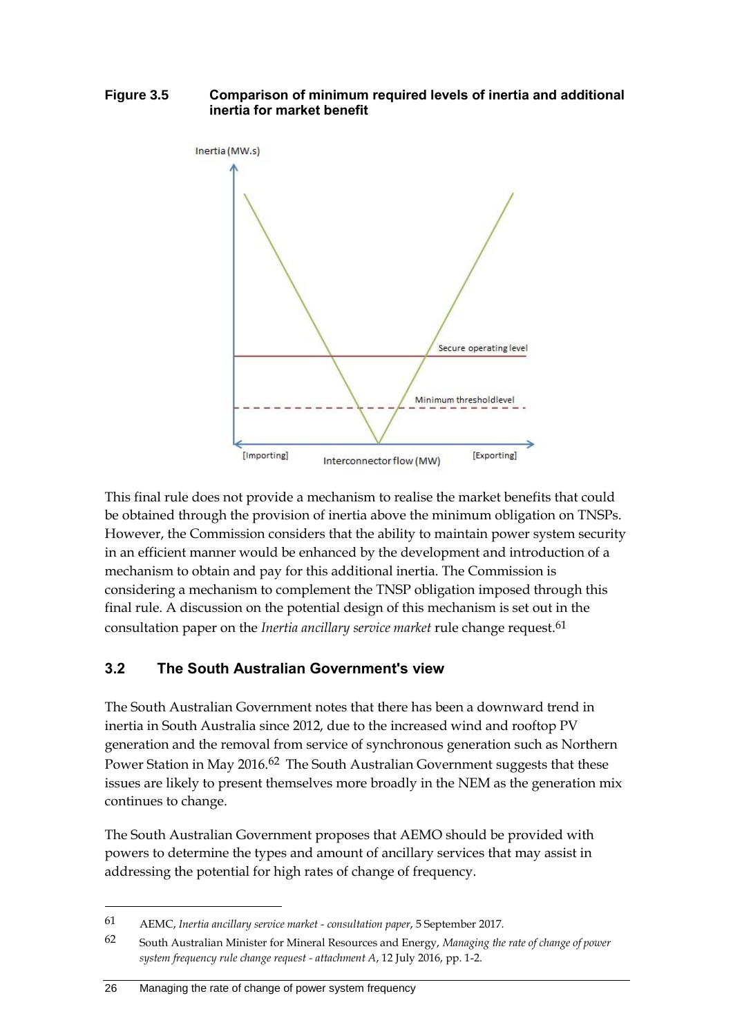**Figure 3.5 Comparison of minimum required levels of inertia and additional inertia for market benefit**

This final rule does not provide a mechanism to realise the market benefits that could be obtained through the provision of inertia above the minimum obligation on TNSPs. However, the Commission considers that the ability to maintain power system security in an efficient manner would be enhanced by the development and introduction of a mechanism to obtain and pay for this additional inertia. The Commission is considering a mechanism to complement the TNSP obligation imposed through this final rule. A discussion on the potential design of this mechanism is set out in the consultation paper on the *Inertia ancillary service market* rule change request.[61]

## 3.2 The South Australian Government's view

The South Australian Government notes that there has been a downward trend in inertia in South Australia since 2012, due to the increased wind and rooftop PV generation and the removal from service of synchronous generation such as Northern Power Station in May 2016.[62] The South Australian Government suggests that these issues are likely to present themselves more broadly in the NEM as the generation mix continues to change.

The South Australian Government proposes that AEMO should be provided with powers to determine the types and amount of ancillary services that may assist in addressing the potential for high rates of change of frequency.

---

61 AEMC, *Inertia ancillary service market - consultation paper*, 5 September 2017.

62 South Australian Minister for Mineral Resources and Energy, *Managing the rate of change of power system frequency rule change request - attachment A*, 12 July 2016, pp. 1-2.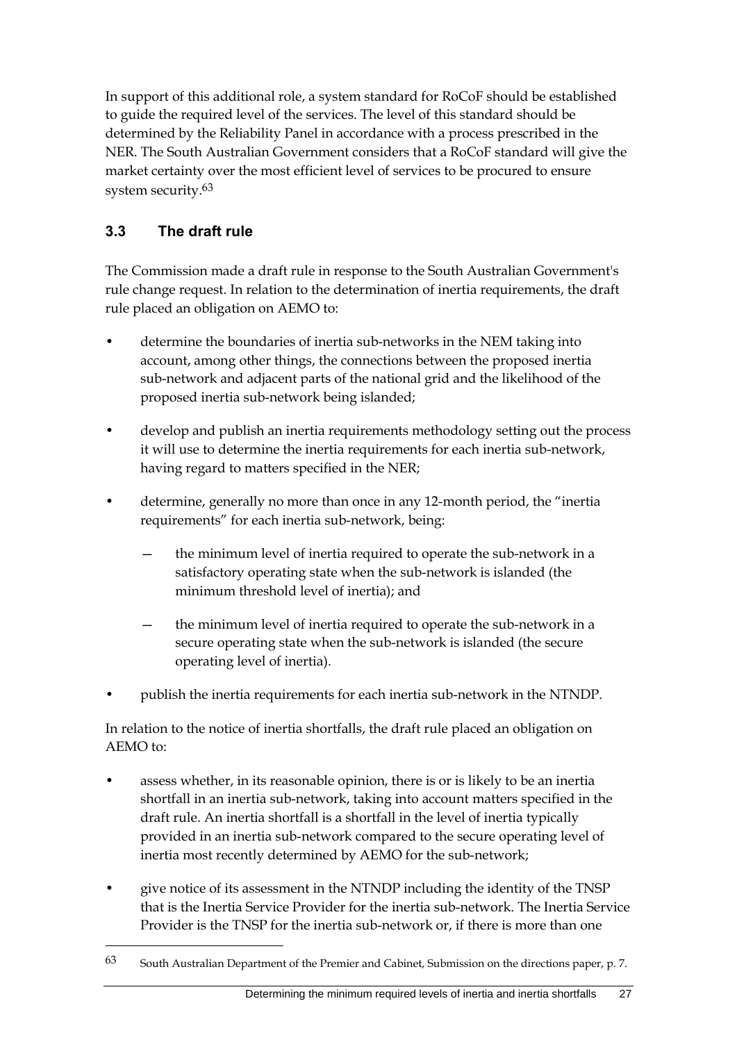In support of this additional role, a system standard for RoCoF should be established to guide the required level of the services. The level of this standard should be determined by the Reliability Panel in accordance with a process prescribed in the NER. The South Australian Government considers that a RoCoF standard will give the market certainty over the most efficient level of services to be procured to ensure system security.[63]

## 3.3 The draft rule

The Commission made a draft rule in response to the South Australian Government's rule change request. In relation to the determination of inertia requirements, the draft rule placed an obligation on AEMO to:

- determine the boundaries of inertia sub-networks in the NEM taking into account, among other things, the connections between the proposed inertia sub-network and adjacent parts of the national grid and the likelihood of the proposed inertia sub-network being islanded;
- develop and publish an inertia requirements methodology setting out the process it will use to determine the inertia requirements for each inertia sub-network, having regard to matters specified in the NER;
- determine, generally no more than once in any 12-month period, the "inertia requirements" for each inertia sub-network, being:
  - the minimum level of inertia required to operate the sub-network in a satisfactory operating state when the sub-network is islanded (the minimum threshold level of inertia); and
  - the minimum level of inertia required to operate the sub-network in a secure operating state when the sub-network is islanded (the secure operating level of inertia).
- publish the inertia requirements for each inertia sub-network in the NTNDP.

In relation to the notice of inertia shortfalls, the draft rule placed an obligation on AEMO to:

- assess whether, in its reasonable opinion, there is or is likely to be an inertia shortfall in an inertia sub-network, taking into account matters specified in the draft rule. An inertia shortfall is a shortfall in the level of inertia typically provided in an inertia sub-network compared to the secure operating level of inertia most recently determined by AEMO for the sub-network;
- give notice of its assessment in the NTNDP including the identity of the TNSP that is the Inertia Service Provider for the inertia sub-network. The Inertia Service Provider is the TNSP for the inertia sub-network or, if there is more than one

[63] South Australian Department of the Premier and Cabinet, Submission on the directions paper, p. 7.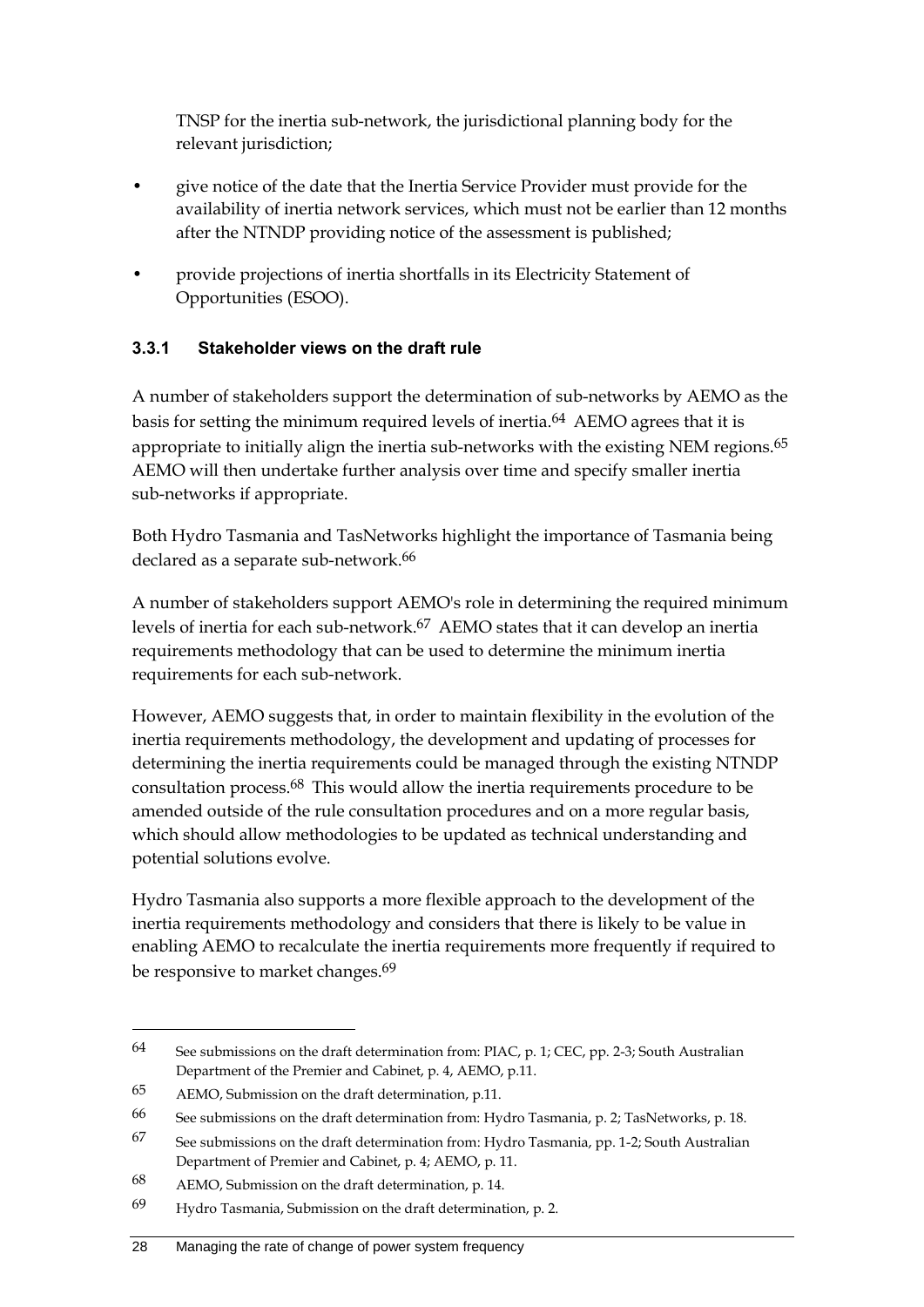TNSP for the inertia sub-network, the jurisdictional planning body for the relevant jurisdiction;

- give notice of the date that the Inertia Service Provider must provide for the availability of inertia network services, which must not be earlier than 12 months after the NTNDP providing notice of the assessment is published;
- provide projections of inertia shortfalls in its Electricity Statement of Opportunities (ESOO).

### 3.3.1 Stakeholder views on the draft rule

A number of stakeholders support the determination of sub-networks by AEMO as the basis for setting the minimum required levels of inertia.[64] AEMO agrees that it is appropriate to initially align the inertia sub-networks with the existing NEM regions.[65] AEMO will then undertake further analysis over time and specify smaller inertia sub-networks if appropriate.

Both Hydro Tasmania and TasNetworks highlight the importance of Tasmania being declared as a separate sub-network.[66]

A number of stakeholders support AEMO's role in determining the required minimum levels of inertia for each sub-network.[67] AEMO states that it can develop an inertia requirements methodology that can be used to determine the minimum inertia requirements for each sub-network.

However, AEMO suggests that, in order to maintain flexibility in the evolution of the inertia requirements methodology, the development and updating of processes for determining the inertia requirements could be managed through the existing NTNDP consultation process.[68] This would allow the inertia requirements procedure to be amended outside of the rule consultation procedures and on a more regular basis, which should allow methodologies to be updated as technical understanding and potential solutions evolve.

Hydro Tasmania also supports a more flexible approach to the development of the inertia requirements methodology and considers that there is likely to be value in enabling AEMO to recalculate the inertia requirements more frequently if required to be responsive to market changes.[69]

---

64 See submissions on the draft determination from: PIAC, p. 1; CEC, pp. 2-3; South Australian Department of the Premier and Cabinet, p. 4, AEMO, p.11.

65 AEMO, Submission on the draft determination, p.11.

66 See submissions on the draft determination from: Hydro Tasmania, p. 2; TasNetworks, p. 18.

67 See submissions on the draft determination from: Hydro Tasmania, pp. 1-2; South Australian Department of Premier and Cabinet, p. 4; AEMO, p. 11.

68 AEMO, Submission on the draft determination, p. 14.

69 Hydro Tasmania, Submission on the draft determination, p. 2.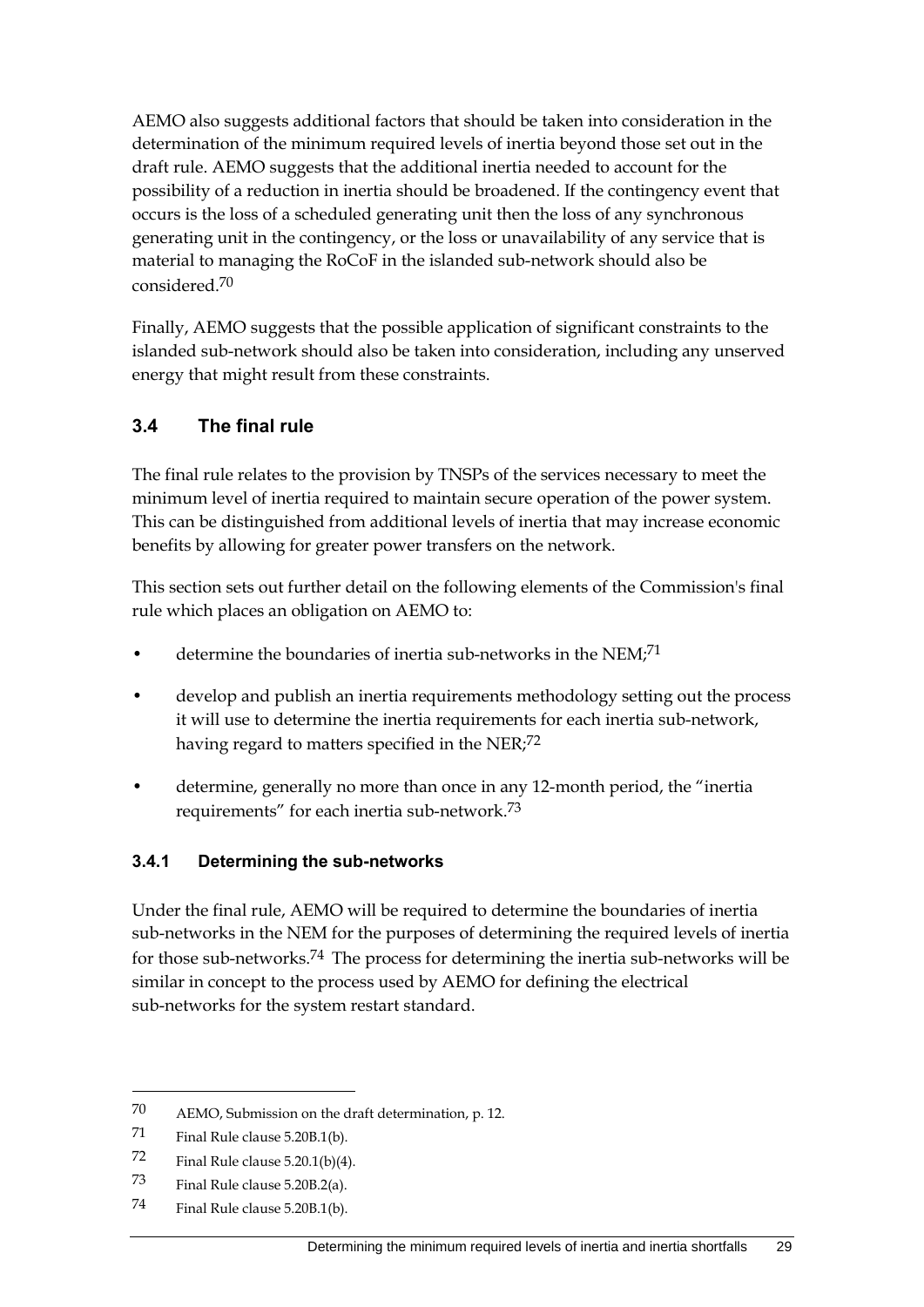AEMO also suggests additional factors that should be taken into consideration in the determination of the minimum required levels of inertia beyond those set out in the draft rule. AEMO suggests that the additional inertia needed to account for the possibility of a reduction in inertia should be broadened. If the contingency event that occurs is the loss of a scheduled generating unit then the loss of any synchronous generating unit in the contingency, or the loss or unavailability of any service that is material to managing the RoCoF in the islanded sub-network should also be considered.[70]

Finally, AEMO suggests that the possible application of significant constraints to the islanded sub-network should also be taken into consideration, including any unserved energy that might result from these constraints.

## 3.4 The final rule

The final rule relates to the provision by TNSPs of the services necessary to meet the minimum level of inertia required to maintain secure operation of the power system. This can be distinguished from additional levels of inertia that may increase economic benefits by allowing for greater power transfers on the network.

This section sets out further detail on the following elements of the Commission's final rule which places an obligation on AEMO to:

- determine the boundaries of inertia sub-networks in the NEM;[71]
- develop and publish an inertia requirements methodology setting out the process it will use to determine the inertia requirements for each inertia sub-network, having regard to matters specified in the NER;[72]
- determine, generally no more than once in any 12-month period, the "inertia requirements" for each inertia sub-network.[73]

### 3.4.1 Determining the sub-networks

Under the final rule, AEMO will be required to determine the boundaries of inertia sub-networks in the NEM for the purposes of determining the required levels of inertia for those sub-networks.[74] The process for determining the inertia sub-networks will be similar in concept to the process used by AEMO for defining the electrical sub-networks for the system restart standard.

---

70 AEMO, Submission on the draft determination, p. 12.

71 Final Rule clause 5.20B.1(b).

72 Final Rule clause 5.20.1(b)(4).

73 Final Rule clause 5.20B.2(a).

74 Final Rule clause 5.20B.1(b).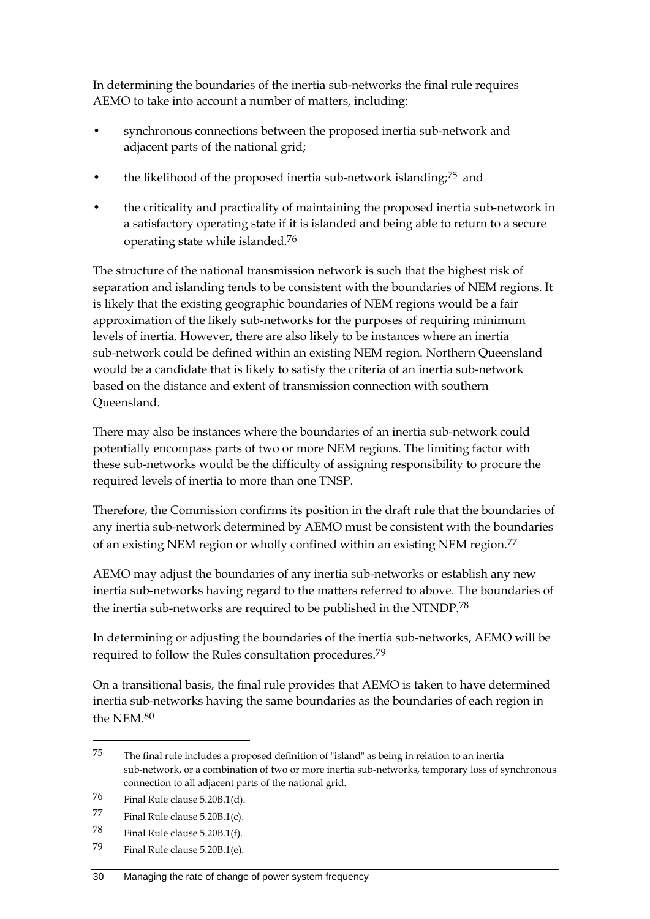In determining the boundaries of the inertia sub-networks the final rule requires AEMO to take into account a number of matters, including:

- synchronous connections between the proposed inertia sub-network and adjacent parts of the national grid;
- the likelihood of the proposed inertia sub-network islanding;[75] and
- the criticality and practicality of maintaining the proposed inertia sub-network in a satisfactory operating state if it is islanded and being able to return to a secure operating state while islanded.[76]

The structure of the national transmission network is such that the highest risk of separation and islanding tends to be consistent with the boundaries of NEM regions. It is likely that the existing geographic boundaries of NEM regions would be a fair approximation of the likely sub-networks for the purposes of requiring minimum levels of inertia. However, there are also likely to be instances where an inertia sub-network could be defined within an existing NEM region. Northern Queensland would be a candidate that is likely to satisfy the criteria of an inertia sub-network based on the distance and extent of transmission connection with southern Queensland.

There may also be instances where the boundaries of an inertia sub-network could potentially encompass parts of two or more NEM regions. The limiting factor with these sub-networks would be the difficulty of assigning responsibility to procure the required levels of inertia to more than one TNSP.

Therefore, the Commission confirms its position in the draft rule that the boundaries of any inertia sub-network determined by AEMO must be consistent with the boundaries of an existing NEM region or wholly confined within an existing NEM region.[77]

AEMO may adjust the boundaries of any inertia sub-networks or establish any new inertia sub-networks having regard to the matters referred to above. The boundaries of the inertia sub-networks are required to be published in the NTNDP.[78]

In determining or adjusting the boundaries of the inertia sub-networks, AEMO will be required to follow the Rules consultation procedures.[79]

On a transitional basis, the final rule provides that AEMO is taken to have determined inertia sub-networks having the same boundaries as the boundaries of each region in the NEM.[80]

---

75 The final rule includes a proposed definition of "island" as being in relation to an inertia sub-network, or a combination of two or more inertia sub-networks, temporary loss of synchronous connection to all adjacent parts of the national grid.

76 Final Rule clause 5.20B.1(d).

77 Final Rule clause 5.20B.1(c).

78 Final Rule clause 5.20B.1(f).

79 Final Rule clause 5.20B.1(e).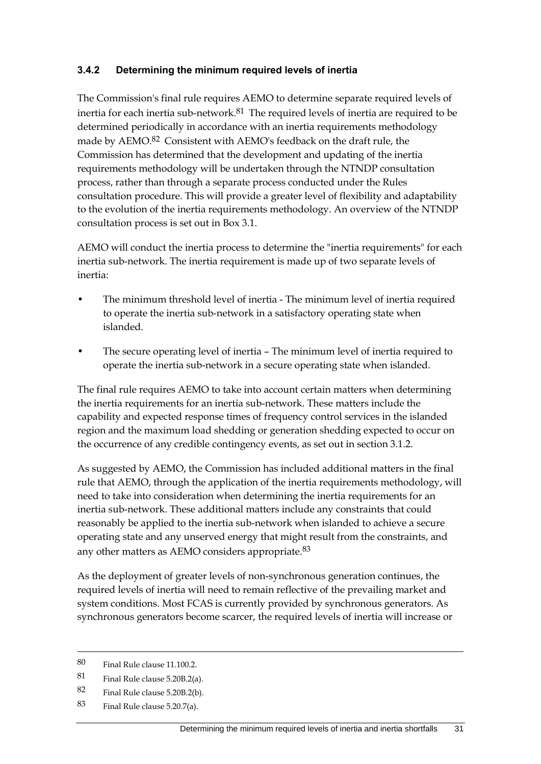### 3.4.2 Determining the minimum required levels of inertia

The Commission's final rule requires AEMO to determine separate required levels of inertia for each inertia sub-network.[81] The required levels of inertia are required to be determined periodically in accordance with an inertia requirements methodology made by AEMO.[82] Consistent with AEMO's feedback on the draft rule, the Commission has determined that the development and updating of the inertia requirements methodology will be undertaken through the NTNDP consultation process, rather than through a separate process conducted under the Rules consultation procedure. This will provide a greater level of flexibility and adaptability to the evolution of the inertia requirements methodology. An overview of the NTNDP consultation process is set out in Box 3.1.

AEMO will conduct the inertia process to determine the "inertia requirements" for each inertia sub-network. The inertia requirement is made up of two separate levels of inertia:

- The minimum threshold level of inertia - The minimum level of inertia required to operate the inertia sub-network in a satisfactory operating state when islanded.
- The secure operating level of inertia – The minimum level of inertia required to operate the inertia sub-network in a secure operating state when islanded.

The final rule requires AEMO to take into account certain matters when determining the inertia requirements for an inertia sub-network. These matters include the capability and expected response times of frequency control services in the islanded region and the maximum load shedding or generation shedding expected to occur on the occurrence of any credible contingency events, as set out in section 3.1.2.

As suggested by AEMO, the Commission has included additional matters in the final rule that AEMO, through the application of the inertia requirements methodology, will need to take into consideration when determining the inertia requirements for an inertia sub-network. These additional matters include any constraints that could reasonably be applied to the inertia sub-network when islanded to achieve a secure operating state and any unserved energy that might result from the constraints, and any other matters as AEMO considers appropriate.[83]

As the deployment of greater levels of non-synchronous generation continues, the required levels of inertia will need to remain reflective of the prevailing market and system conditions. Most FCAS is currently provided by synchronous generators. As synchronous generators become scarcer, the required levels of inertia will increase or

---

80 Final Rule clause 11.100.2.

81 Final Rule clause 5.20B.2(a).

82 Final Rule clause 5.20B.2(b).

83 Final Rule clause 5.20.7(a).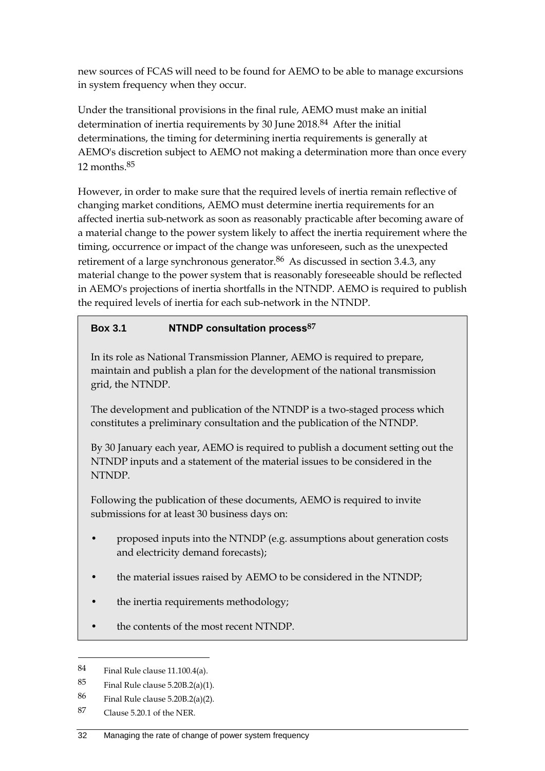new sources of FCAS will need to be found for AEMO to be able to manage excursions in system frequency when they occur.

Under the transitional provisions in the final rule, AEMO must make an initial determination of inertia requirements by 30 June 2018.[84] After the initial determinations, the timing for determining inertia requirements is generally at AEMO's discretion subject to AEMO not making a determination more than once every 12 months.[85]

However, in order to make sure that the required levels of inertia remain reflective of changing market conditions, AEMO must determine inertia requirements for an affected inertia sub-network as soon as reasonably practicable after becoming aware of a material change to the power system likely to affect the inertia requirement where the timing, occurrence or impact of the change was unforeseen, such as the unexpected retirement of a large synchronous generator.[86] As discussed in section 3.4.3, any material change to the power system that is reasonably foreseeable should be reflected in AEMO's projections of inertia shortfalls in the NTNDP. AEMO is required to publish the required levels of inertia for each sub-network in the NTNDP.

> **Box 3.1 NTNDP consultation process[87]**
>
> In its role as National Transmission Planner, AEMO is required to prepare, maintain and publish a plan for the development of the national transmission grid, the NTNDP.
>
> The development and publication of the NTNDP is a two-staged process which constitutes a preliminary consultation and the publication of the NTNDP.
>
> By 30 January each year, AEMO is required to publish a document setting out the NTNDP inputs and a statement of the material issues to be considered in the NTNDP.
>
> Following the publication of these documents, AEMO is required to invite submissions for at least 30 business days on:
>
> - proposed inputs into the NTNDP (e.g. assumptions about generation costs and electricity demand forecasts);
> - the material issues raised by AEMO to be considered in the NTNDP;
> - the inertia requirements methodology;
> - the contents of the most recent NTNDP.

---

84 Final Rule clause 11.100.4(a).

85 Final Rule clause 5.20B.2(a)(1).

86 Final Rule clause 5.20B.2(a)(2).

87 Clause 5.20.1 of the NER.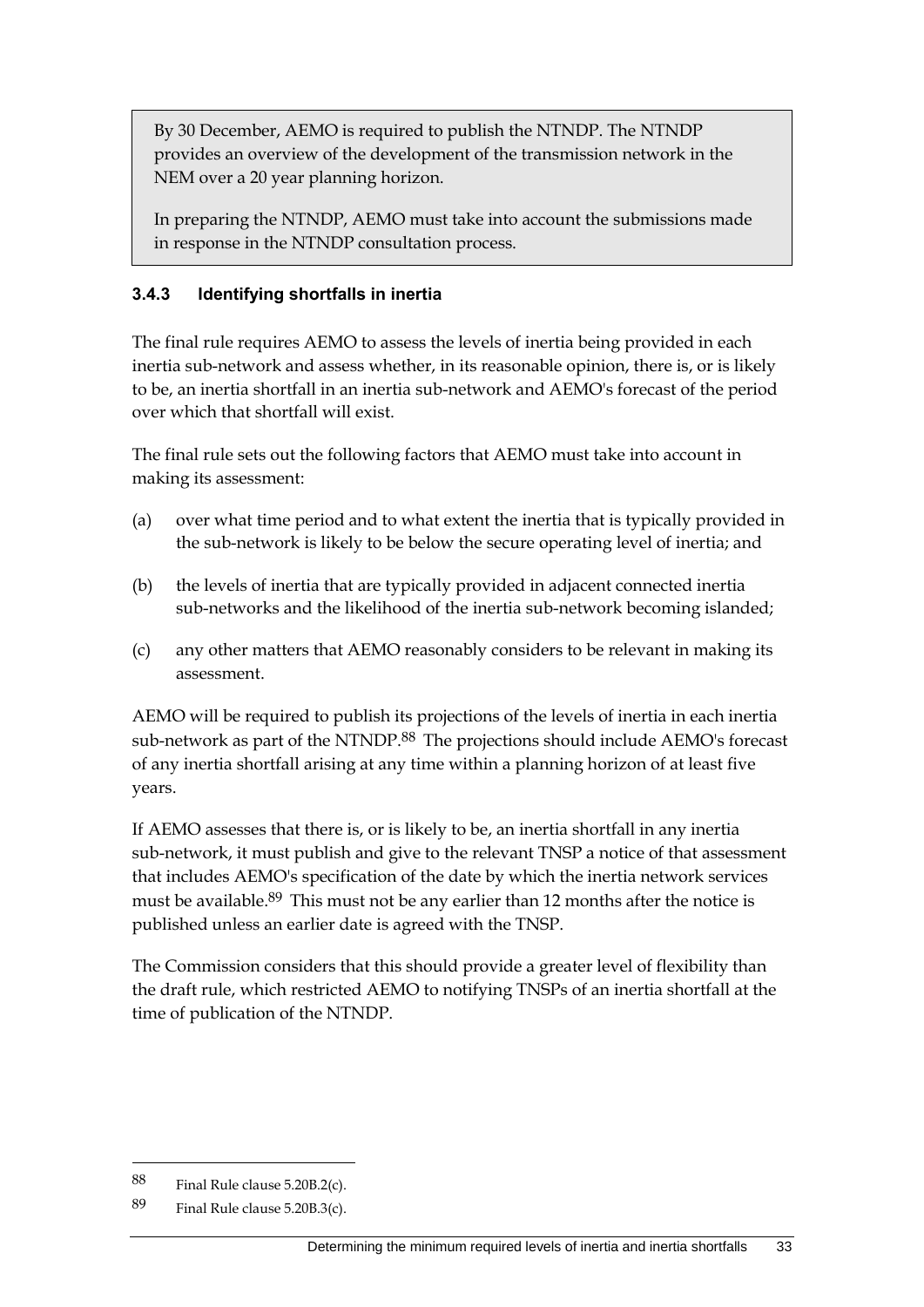> By 30 December, AEMO is required to publish the NTNDP. The NTNDP provides an overview of the development of the transmission network in the NEM over a 20 year planning horizon.
>
> In preparing the NTNDP, AEMO must take into account the submissions made in response in the NTNDP consultation process.

### 3.4.3 Identifying shortfalls in inertia

The final rule requires AEMO to assess the levels of inertia being provided in each inertia sub-network and assess whether, in its reasonable opinion, there is, or is likely to be, an inertia shortfall in an inertia sub-network and AEMO's forecast of the period over which that shortfall will exist.

The final rule sets out the following factors that AEMO must take into account in making its assessment:

(a) over what time period and to what extent the inertia that is typically provided in the sub-network is likely to be below the secure operating level of inertia; and

(b) the levels of inertia that are typically provided in adjacent connected inertia sub-networks and the likelihood of the inertia sub-network becoming islanded;

(c) any other matters that AEMO reasonably considers to be relevant in making its assessment.

AEMO will be required to publish its projections of the levels of inertia in each inertia sub-network as part of the NTNDP.[88] The projections should include AEMO's forecast of any inertia shortfall arising at any time within a planning horizon of at least five years.

If AEMO assesses that there is, or is likely to be, an inertia shortfall in any inertia sub-network, it must publish and give to the relevant TNSP a notice of that assessment that includes AEMO's specification of the date by which the inertia network services must be available.[89] This must not be any earlier than 12 months after the notice is published unless an earlier date is agreed with the TNSP.

The Commission considers that this should provide a greater level of flexibility than the draft rule, which restricted AEMO to notifying TNSPs of an inertia shortfall at the time of publication of the NTNDP.

---

88 Final Rule clause 5.20B.2(c).

89 Final Rule clause 5.20B.3(c).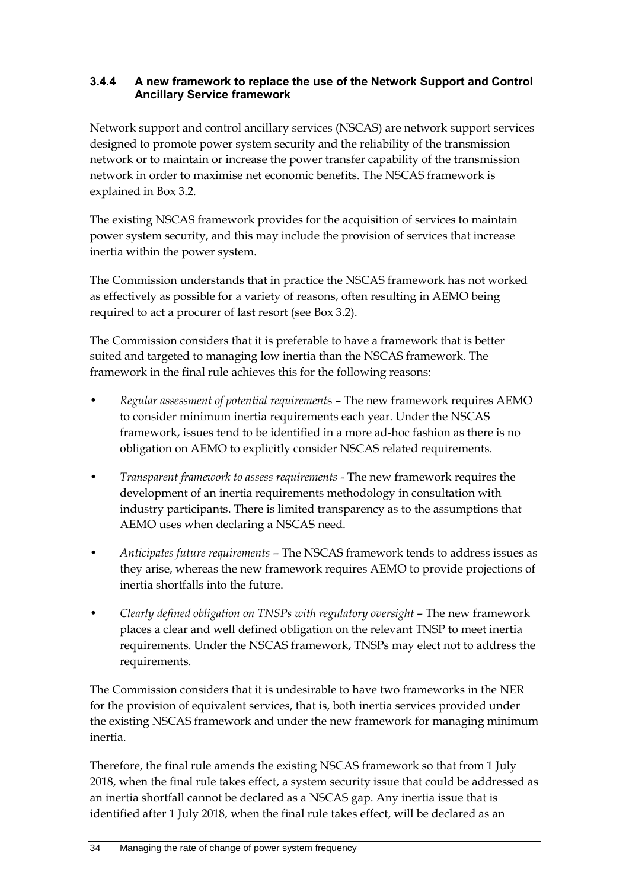### 3.4.4 A new framework to replace the use of the Network Support and Control Ancillary Service framework

Network support and control ancillary services (NSCAS) are network support services designed to promote power system security and the reliability of the transmission network or to maintain or increase the power transfer capability of the transmission network in order to maximise net economic benefits. The NSCAS framework is explained in Box 3.2.

The existing NSCAS framework provides for the acquisition of services to maintain power system security, and this may include the provision of services that increase inertia within the power system.

The Commission understands that in practice the NSCAS framework has not worked as effectively as possible for a variety of reasons, often resulting in AEMO being required to act a procurer of last resort (see Box 3.2).

The Commission considers that it is preferable to have a framework that is better suited and targeted to managing low inertia than the NSCAS framework. The framework in the final rule achieves this for the following reasons:

- *Regular assessment of potential requirement*s – The new framework requires AEMO to consider minimum inertia requirements each year. Under the NSCAS framework, issues tend to be identified in a more ad-hoc fashion as there is no obligation on AEMO to explicitly consider NSCAS related requirements.
- *Transparent framework to assess requirements* - The new framework requires the development of an inertia requirements methodology in consultation with industry participants. There is limited transparency as to the assumptions that AEMO uses when declaring a NSCAS need.
- *Anticipates future requirements* – The NSCAS framework tends to address issues as they arise, whereas the new framework requires AEMO to provide projections of inertia shortfalls into the future.
- *Clearly defined obligation on TNSPs with regulatory oversight* – The new framework places a clear and well defined obligation on the relevant TNSP to meet inertia requirements. Under the NSCAS framework, TNSPs may elect not to address the requirements.

The Commission considers that it is undesirable to have two frameworks in the NER for the provision of equivalent services, that is, both inertia services provided under the existing NSCAS framework and under the new framework for managing minimum inertia.

Therefore, the final rule amends the existing NSCAS framework so that from 1 July 2018, when the final rule takes effect, a system security issue that could be addressed as an inertia shortfall cannot be declared as a NSCAS gap. Any inertia issue that is identified after 1 July 2018, when the final rule takes effect, will be declared as an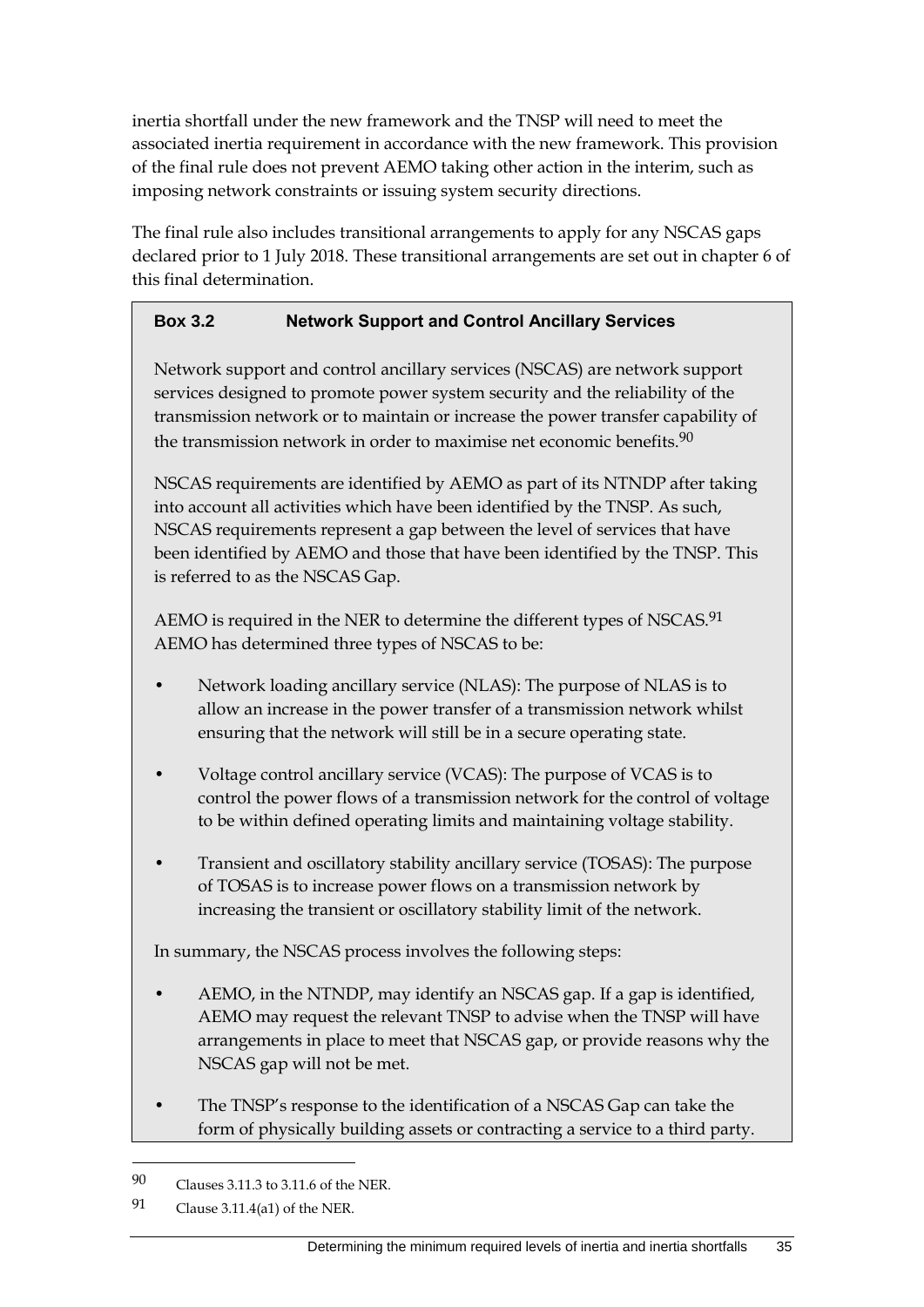inertia shortfall under the new framework and the TNSP will need to meet the associated inertia requirement in accordance with the new framework. This provision of the final rule does not prevent AEMO taking other action in the interim, such as imposing network constraints or issuing system security directions.

The final rule also includes transitional arrangements to apply for any NSCAS gaps declared prior to 1 July 2018. These transitional arrangements are set out in chapter 6 of this final determination.

> **Box 3.2 Network Support and Control Ancillary Services**
>
> Network support and control ancillary services (NSCAS) are network support services designed to promote power system security and the reliability of the transmission network or to maintain or increase the power transfer capability of the transmission network in order to maximise net economic benefits.[90]
>
> NSCAS requirements are identified by AEMO as part of its NTNDP after taking into account all activities which have been identified by the TNSP. As such, NSCAS requirements represent a gap between the level of services that have been identified by AEMO and those that have been identified by the TNSP. This is referred to as the NSCAS Gap.
>
> AEMO is required in the NER to determine the different types of NSCAS.[91] AEMO has determined three types of NSCAS to be:
>
> - Network loading ancillary service (NLAS): The purpose of NLAS is to allow an increase in the power transfer of a transmission network whilst ensuring that the network will still be in a secure operating state.
> - Voltage control ancillary service (VCAS): The purpose of VCAS is to control the power flows of a transmission network for the control of voltage to be within defined operating limits and maintaining voltage stability.
> - Transient and oscillatory stability ancillary service (TOSAS): The purpose of TOSAS is to increase power flows on a transmission network by increasing the transient or oscillatory stability limit of the network.
>
> In summary, the NSCAS process involves the following steps:
>
> - AEMO, in the NTNDP, may identify an NSCAS gap. If a gap is identified, AEMO may request the relevant TNSP to advise when the TNSP will have arrangements in place to meet that NSCAS gap, or provide reasons why the NSCAS gap will not be met.
> - The TNSP's response to the identification of a NSCAS Gap can take the form of physically building assets or contracting a service to a third party.

---

90 Clauses 3.11.3 to 3.11.6 of the NER.

91 Clause 3.11.4(a1) of the NER.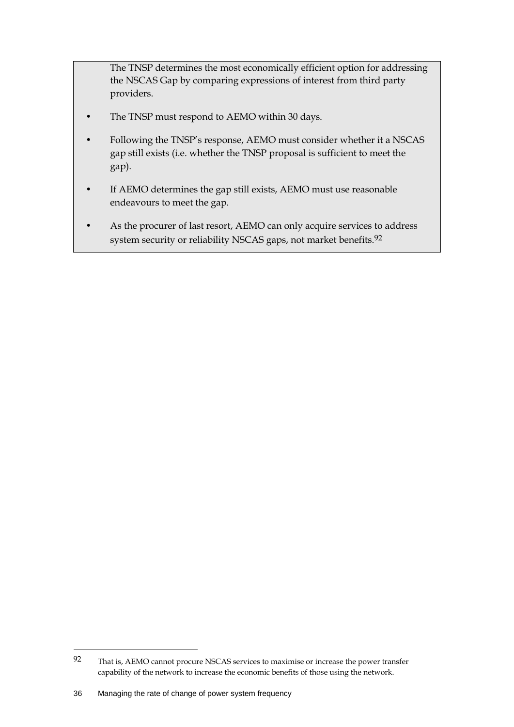The TNSP determines the most economically efficient option for addressing the NSCAS Gap by comparing expressions of interest from third party providers.

- The TNSP must respond to AEMO within 30 days.
- Following the TNSP's response, AEMO must consider whether it a NSCAS gap still exists (i.e. whether the TNSP proposal is sufficient to meet the gap).
- If AEMO determines the gap still exists, AEMO must use reasonable endeavours to meet the gap.
- As the procurer of last resort, AEMO can only acquire services to address system security or reliability NSCAS gaps, not market benefits.[92]

---

[92] That is, AEMO cannot procure NSCAS services to maximise or increase the power transfer capability of the network to increase the economic benefits of those using the network.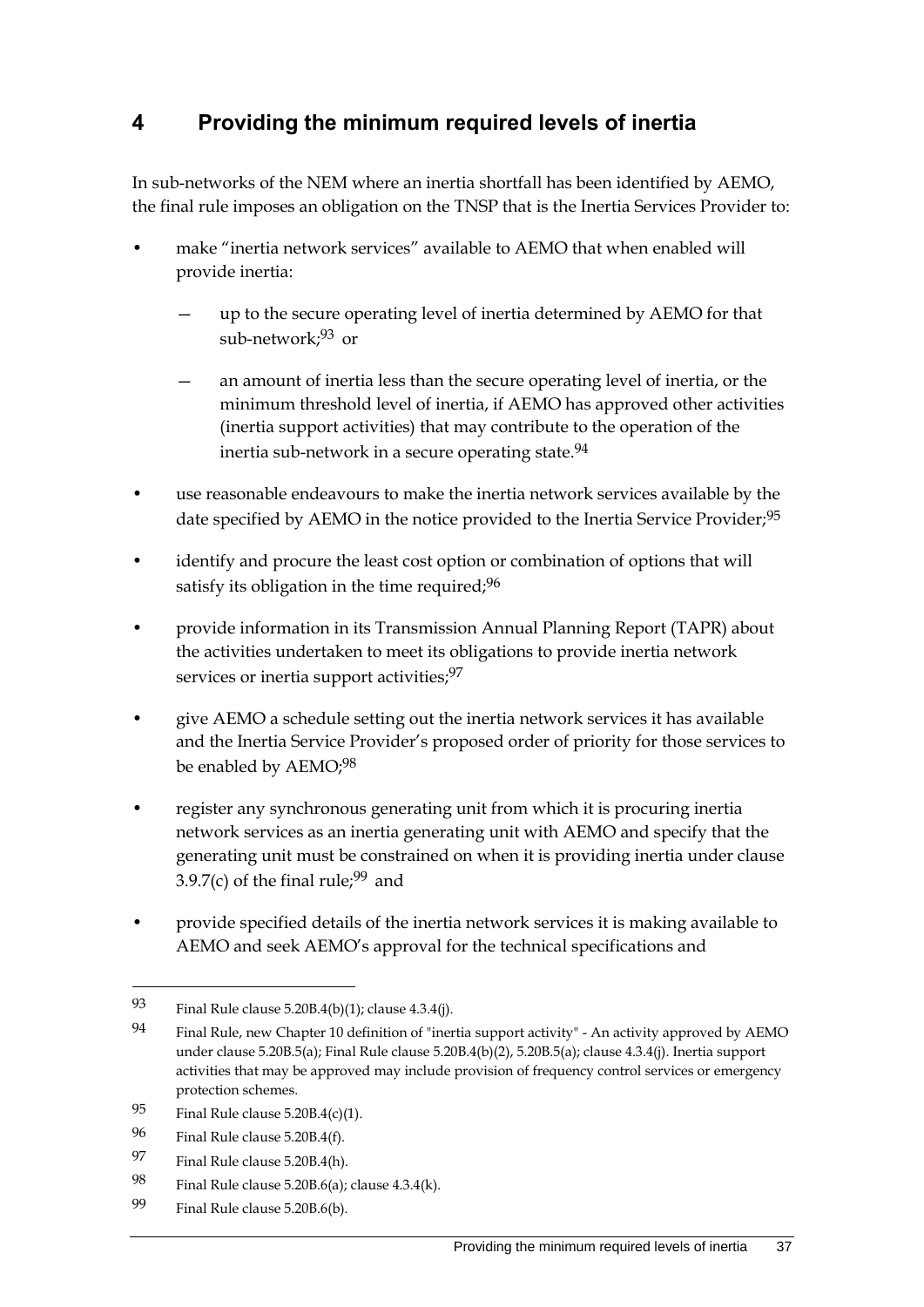# 4 Providing the minimum required levels of inertia

In sub-networks of the NEM where an inertia shortfall has been identified by AEMO, the final rule imposes an obligation on the TNSP that is the Inertia Services Provider to:

- make "inertia network services" available to AEMO that when enabled will provide inertia:
  - up to the secure operating level of inertia determined by AEMO for that sub-network;[93] or
  - an amount of inertia less than the secure operating level of inertia, or the minimum threshold level of inertia, if AEMO has approved other activities (inertia support activities) that may contribute to the operation of the inertia sub-network in a secure operating state.[94]
- use reasonable endeavours to make the inertia network services available by the date specified by AEMO in the notice provided to the Inertia Service Provider;[95]
- identify and procure the least cost option or combination of options that will satisfy its obligation in the time required;[96]
- provide information in its Transmission Annual Planning Report (TAPR) about the activities undertaken to meet its obligations to provide inertia network services or inertia support activities;[97]
- give AEMO a schedule setting out the inertia network services it has available and the Inertia Service Provider's proposed order of priority for those services to be enabled by AEMO;[98]
- register any synchronous generating unit from which it is procuring inertia network services as an inertia generating unit with AEMO and specify that the generating unit must be constrained on when it is providing inertia under clause 3.9.7(c) of the final rule;[99] and
- provide specified details of the inertia network services it is making available to AEMO and seek AEMO's approval for the technical specifications and

---

93 Final Rule clause 5.20B.4(b)(1); clause 4.3.4(j).

94 Final Rule, new Chapter 10 definition of "inertia support activity" - An activity approved by AEMO under clause 5.20B.5(a); Final Rule clause 5.20B.4(b)(2), 5.20B.5(a); clause 4.3.4(j). Inertia support activities that may be approved may include provision of frequency control services or emergency protection schemes.

95 Final Rule clause 5.20B.4(c)(1).

96 Final Rule clause 5.20B.4(f).

97 Final Rule clause 5.20B.4(h).

98 Final Rule clause 5.20B.6(a); clause 4.3.4(k).

99 Final Rule clause 5.20B.6(b).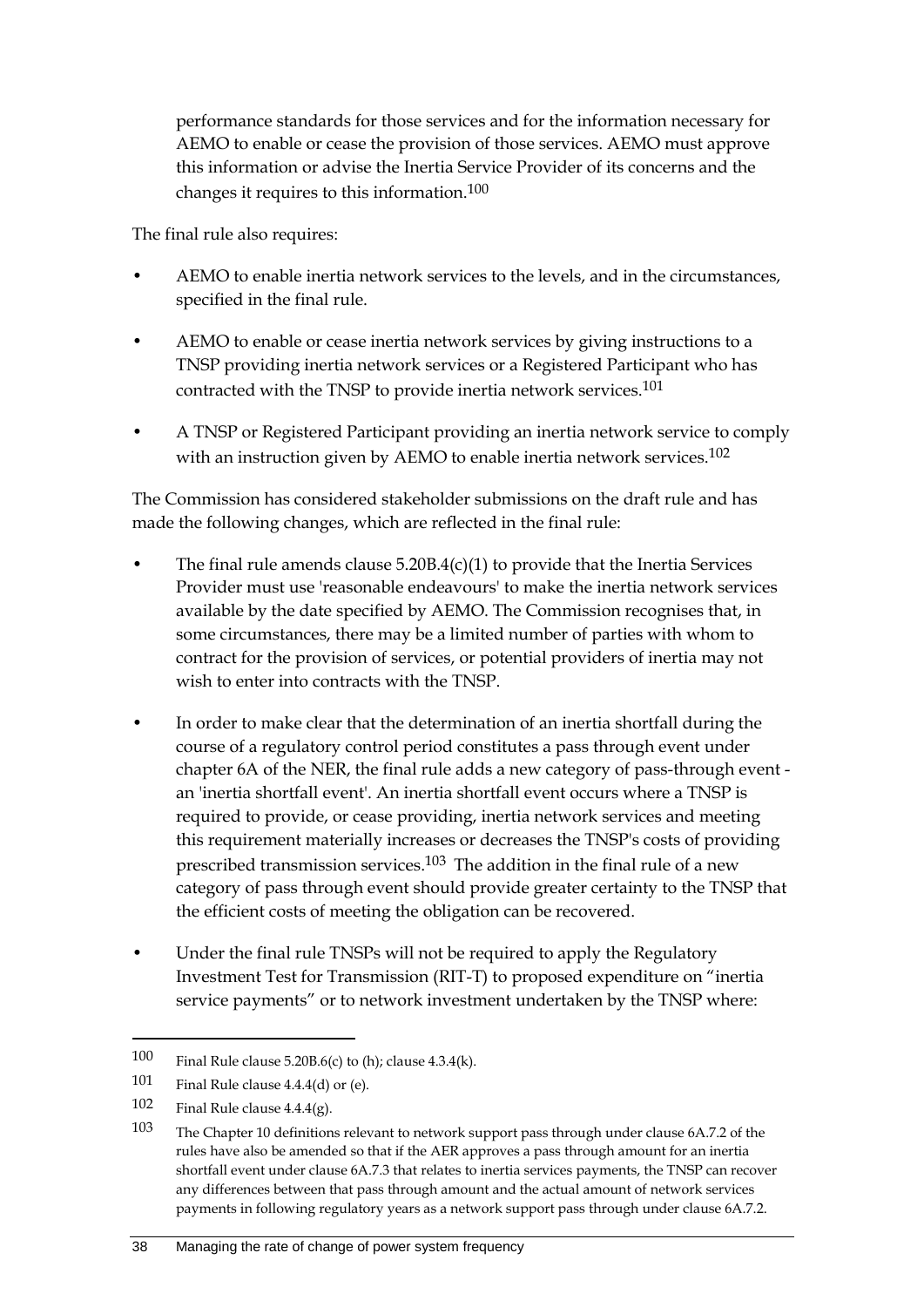performance standards for those services and for the information necessary for AEMO to enable or cease the provision of those services. AEMO must approve this information or advise the Inertia Service Provider of its concerns and the changes it requires to this information.[100]

The final rule also requires:

- AEMO to enable inertia network services to the levels, and in the circumstances, specified in the final rule.
- AEMO to enable or cease inertia network services by giving instructions to a TNSP providing inertia network services or a Registered Participant who has contracted with the TNSP to provide inertia network services.[101]
- A TNSP or Registered Participant providing an inertia network service to comply with an instruction given by AEMO to enable inertia network services.[102]

The Commission has considered stakeholder submissions on the draft rule and has made the following changes, which are reflected in the final rule:

- The final rule amends clause 5.20B.4(c)(1) to provide that the Inertia Services Provider must use 'reasonable endeavours' to make the inertia network services available by the date specified by AEMO. The Commission recognises that, in some circumstances, there may be a limited number of parties with whom to contract for the provision of services, or potential providers of inertia may not wish to enter into contracts with the TNSP.
- In order to make clear that the determination of an inertia shortfall during the course of a regulatory control period constitutes a pass through event under chapter 6A of the NER, the final rule adds a new category of pass-through event - an 'inertia shortfall event'. An inertia shortfall event occurs where a TNSP is required to provide, or cease providing, inertia network services and meeting this requirement materially increases or decreases the TNSP's costs of providing prescribed transmission services.[103] The addition in the final rule of a new category of pass through event should provide greater certainty to the TNSP that the efficient costs of meeting the obligation can be recovered.
- Under the final rule TNSPs will not be required to apply the Regulatory Investment Test for Transmission (RIT-T) to proposed expenditure on "inertia service payments" or to network investment undertaken by the TNSP where:

---

100 Final Rule clause 5.20B.6(c) to (h); clause 4.3.4(k).

101 Final Rule clause 4.4.4(d) or (e).

102 Final Rule clause 4.4.4(g).

103 The Chapter 10 definitions relevant to network support pass through under clause 6A.7.2 of the rules have also be amended so that if the AER approves a pass through amount for an inertia shortfall event under clause 6A.7.3 that relates to inertia services payments, the TNSP can recover any differences between that pass through amount and the actual amount of network services payments in following regulatory years as a network support pass through under clause 6A.7.2.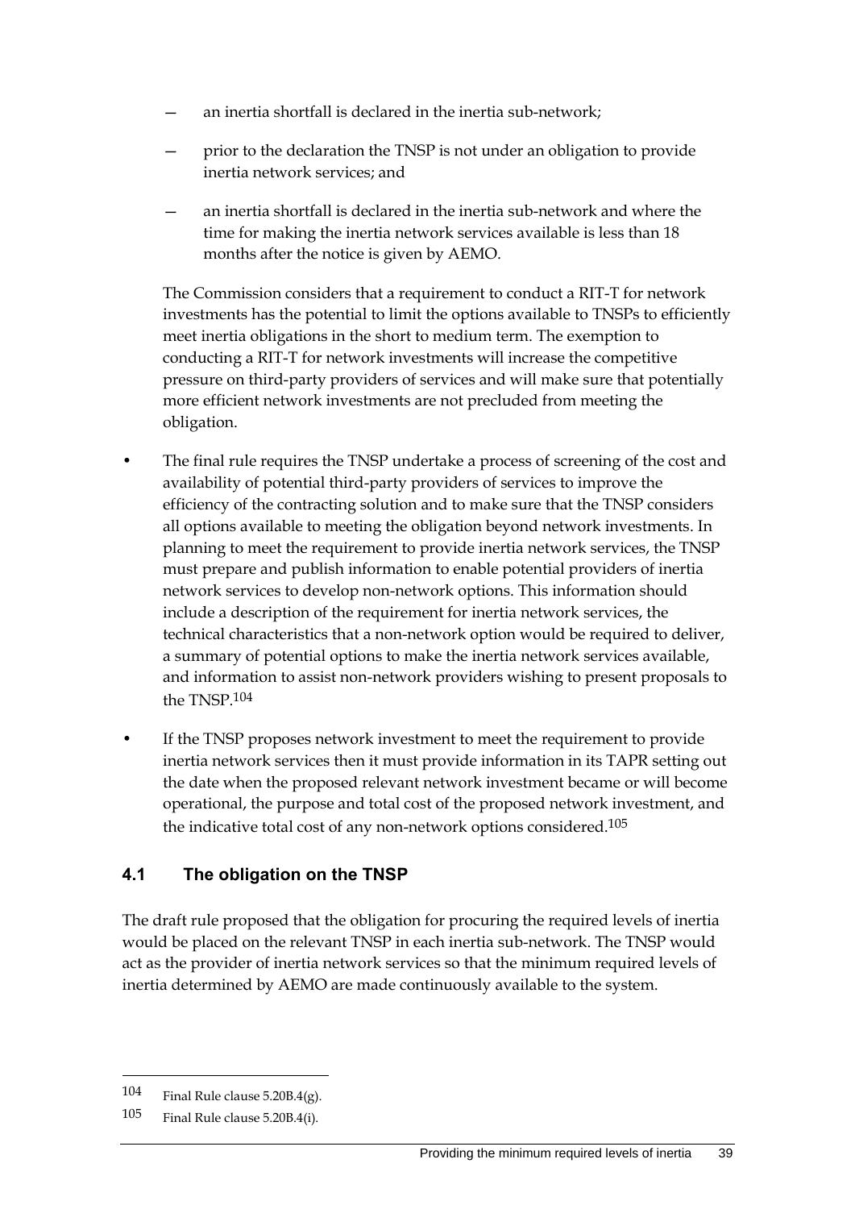- an inertia shortfall is declared in the inertia sub-network;
  - prior to the declaration the TNSP is not under an obligation to provide inertia network services; and
  - an inertia shortfall is declared in the inertia sub-network and where the time for making the inertia network services available is less than 18 months after the notice is given by AEMO.

  The Commission considers that a requirement to conduct a RIT-T for network investments has the potential to limit the options available to TNSPs to efficiently meet inertia obligations in the short to medium term. The exemption to conducting a RIT-T for network investments will increase the competitive pressure on third-party providers of services and will make sure that potentially more efficient network investments are not precluded from meeting the obligation.

- The final rule requires the TNSP undertake a process of screening of the cost and availability of potential third-party providers of services to improve the efficiency of the contracting solution and to make sure that the TNSP considers all options available to meeting the obligation beyond network investments. In planning to meet the requirement to provide inertia network services, the TNSP must prepare and publish information to enable potential providers of inertia network services to develop non-network options. This information should include a description of the requirement for inertia network services, the technical characteristics that a non-network option would be required to deliver, a summary of potential options to make the inertia network services available, and information to assist non-network providers wishing to present proposals to the TNSP.[104]
- If the TNSP proposes network investment to meet the requirement to provide inertia network services then it must provide information in its TAPR setting out the date when the proposed relevant network investment became or will become operational, the purpose and total cost of the proposed network investment, and the indicative total cost of any non-network options considered.[105]

## 4.1 The obligation on the TNSP

The draft rule proposed that the obligation for procuring the required levels of inertia would be placed on the relevant TNSP in each inertia sub-network. The TNSP would act as the provider of inertia network services so that the minimum required levels of inertia determined by AEMO are made continuously available to the system.

---

104 Final Rule clause 5.20B.4(g).

105 Final Rule clause 5.20B.4(i).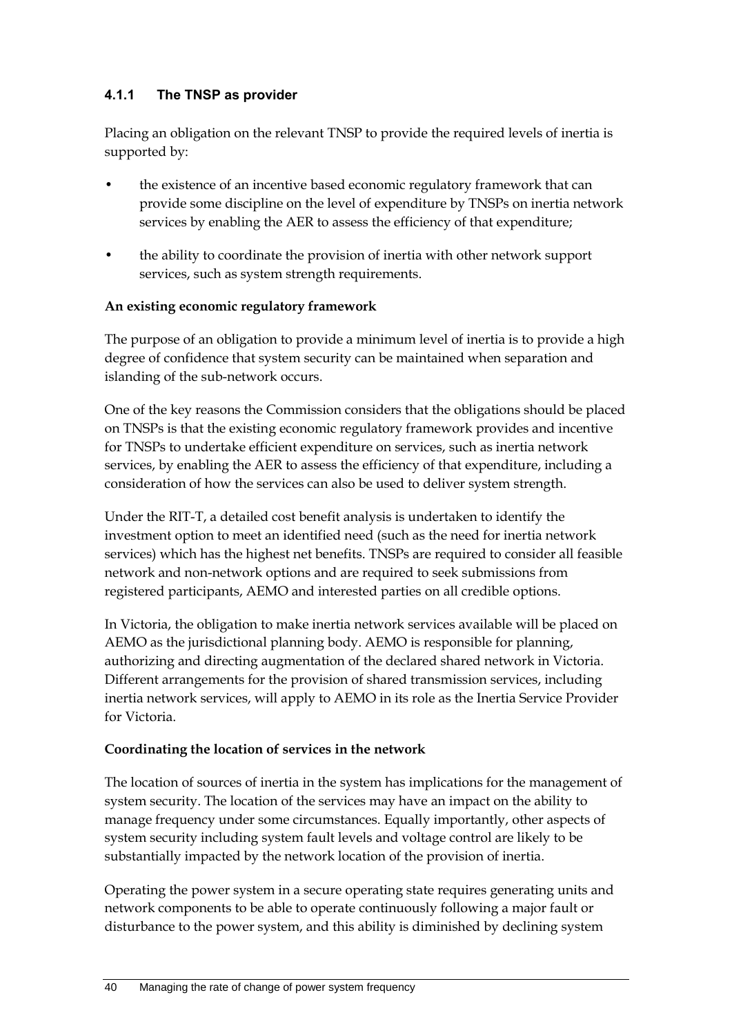### 4.1.1 The TNSP as provider

Placing an obligation on the relevant TNSP to provide the required levels of inertia is supported by:

- the existence of an incentive based economic regulatory framework that can provide some discipline on the level of expenditure by TNSPs on inertia network services by enabling the AER to assess the efficiency of that expenditure;
- the ability to coordinate the provision of inertia with other network support services, such as system strength requirements.

**An existing economic regulatory framework**

The purpose of an obligation to provide a minimum level of inertia is to provide a high degree of confidence that system security can be maintained when separation and islanding of the sub-network occurs.

One of the key reasons the Commission considers that the obligations should be placed on TNSPs is that the existing economic regulatory framework provides and incentive for TNSPs to undertake efficient expenditure on services, such as inertia network services, by enabling the AER to assess the efficiency of that expenditure, including a consideration of how the services can also be used to deliver system strength.

Under the RIT-T, a detailed cost benefit analysis is undertaken to identify the investment option to meet an identified need (such as the need for inertia network services) which has the highest net benefits. TNSPs are required to consider all feasible network and non-network options and are required to seek submissions from registered participants, AEMO and interested parties on all credible options.

In Victoria, the obligation to make inertia network services available will be placed on AEMO as the jurisdictional planning body. AEMO is responsible for planning, authorizing and directing augmentation of the declared shared network in Victoria. Different arrangements for the provision of shared transmission services, including inertia network services, will apply to AEMO in its role as the Inertia Service Provider for Victoria.

**Coordinating the location of services in the network**

The location of sources of inertia in the system has implications for the management of system security. The location of the services may have an impact on the ability to manage frequency under some circumstances. Equally importantly, other aspects of system security including system fault levels and voltage control are likely to be substantially impacted by the network location of the provision of inertia.

Operating the power system in a secure operating state requires generating units and network components to be able to operate continuously following a major fault or disturbance to the power system, and this ability is diminished by declining system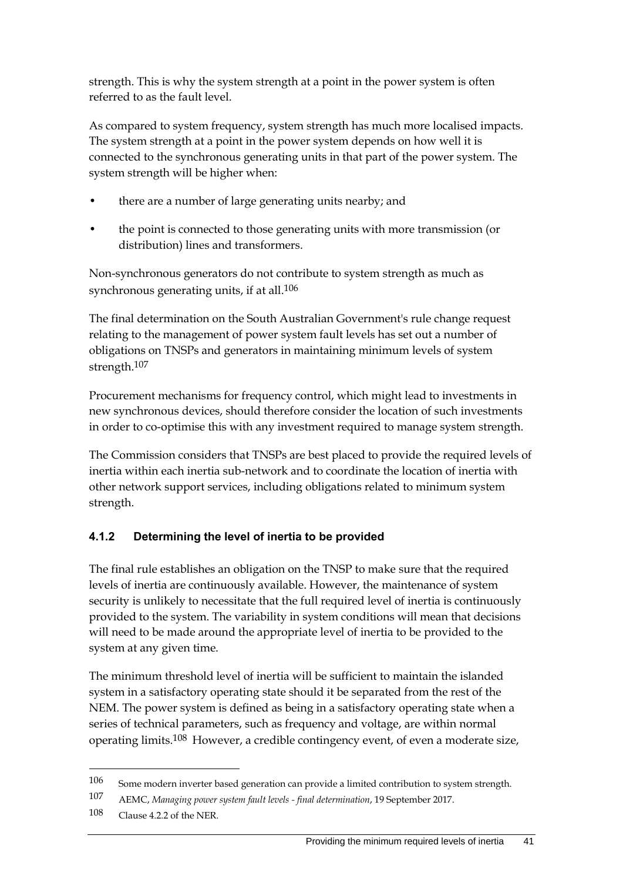strength. This is why the system strength at a point in the power system is often referred to as the fault level.

As compared to system frequency, system strength has much more localised impacts. The system strength at a point in the power system depends on how well it is connected to the synchronous generating units in that part of the power system. The system strength will be higher when:

- there are a number of large generating units nearby; and
- the point is connected to those generating units with more transmission (or distribution) lines and transformers.

Non-synchronous generators do not contribute to system strength as much as synchronous generating units, if at all.[106]

The final determination on the South Australian Government's rule change request relating to the management of power system fault levels has set out a number of obligations on TNSPs and generators in maintaining minimum levels of system strength.[107]

Procurement mechanisms for frequency control, which might lead to investments in new synchronous devices, should therefore consider the location of such investments in order to co-optimise this with any investment required to manage system strength.

The Commission considers that TNSPs are best placed to provide the required levels of inertia within each inertia sub-network and to coordinate the location of inertia with other network support services, including obligations related to minimum system strength.

### 4.1.2 Determining the level of inertia to be provided

The final rule establishes an obligation on the TNSP to make sure that the required levels of inertia are continuously available. However, the maintenance of system security is unlikely to necessitate that the full required level of inertia is continuously provided to the system. The variability in system conditions will mean that decisions will need to be made around the appropriate level of inertia to be provided to the system at any given time.

The minimum threshold level of inertia will be sufficient to maintain the islanded system in a satisfactory operating state should it be separated from the rest of the NEM. The power system is defined as being in a satisfactory operating state when a series of technical parameters, such as frequency and voltage, are within normal operating limits.[108] However, a credible contingency event, of even a moderate size,

---

106 Some modern inverter based generation can provide a limited contribution to system strength.

107 AEMC, *Managing power system fault levels - final determination*, 19 September 2017.

108 Clause 4.2.2 of the NER.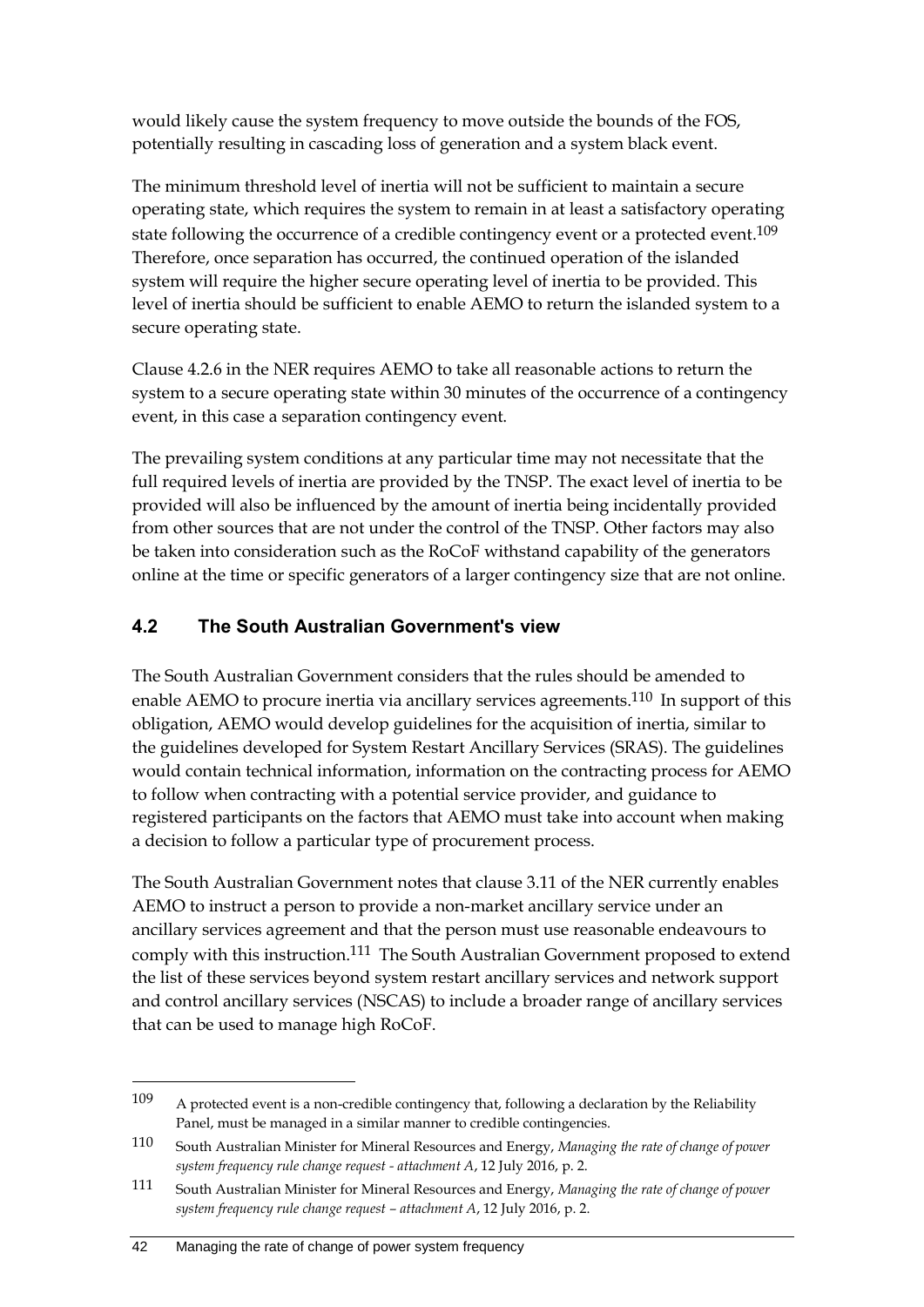would likely cause the system frequency to move outside the bounds of the FOS, potentially resulting in cascading loss of generation and a system black event.

The minimum threshold level of inertia will not be sufficient to maintain a secure operating state, which requires the system to remain in at least a satisfactory operating state following the occurrence of a credible contingency event or a protected event.[109] Therefore, once separation has occurred, the continued operation of the islanded system will require the higher secure operating level of inertia to be provided. This level of inertia should be sufficient to enable AEMO to return the islanded system to a secure operating state.

Clause 4.2.6 in the NER requires AEMO to take all reasonable actions to return the system to a secure operating state within 30 minutes of the occurrence of a contingency event, in this case a separation contingency event.

The prevailing system conditions at any particular time may not necessitate that the full required levels of inertia are provided by the TNSP. The exact level of inertia to be provided will also be influenced by the amount of inertia being incidentally provided from other sources that are not under the control of the TNSP. Other factors may also be taken into consideration such as the RoCoF withstand capability of the generators online at the time or specific generators of a larger contingency size that are not online.

## 4.2 The South Australian Government's view

The South Australian Government considers that the rules should be amended to enable AEMO to procure inertia via ancillary services agreements.[110] In support of this obligation, AEMO would develop guidelines for the acquisition of inertia, similar to the guidelines developed for System Restart Ancillary Services (SRAS). The guidelines would contain technical information, information on the contracting process for AEMO to follow when contracting with a potential service provider, and guidance to registered participants on the factors that AEMO must take into account when making a decision to follow a particular type of procurement process.

The South Australian Government notes that clause 3.11 of the NER currently enables AEMO to instruct a person to provide a non-market ancillary service under an ancillary services agreement and that the person must use reasonable endeavours to comply with this instruction.[111] The South Australian Government proposed to extend the list of these services beyond system restart ancillary services and network support and control ancillary services (NSCAS) to include a broader range of ancillary services that can be used to manage high RoCoF.

---

109 A protected event is a non-credible contingency that, following a declaration by the Reliability Panel, must be managed in a similar manner to credible contingencies.

110 South Australian Minister for Mineral Resources and Energy, *Managing the rate of change of power system frequency rule change request - attachment A*, 12 July 2016, p. 2.

111 South Australian Minister for Mineral Resources and Energy, *Managing the rate of change of power system frequency rule change request – attachment A*, 12 July 2016, p. 2.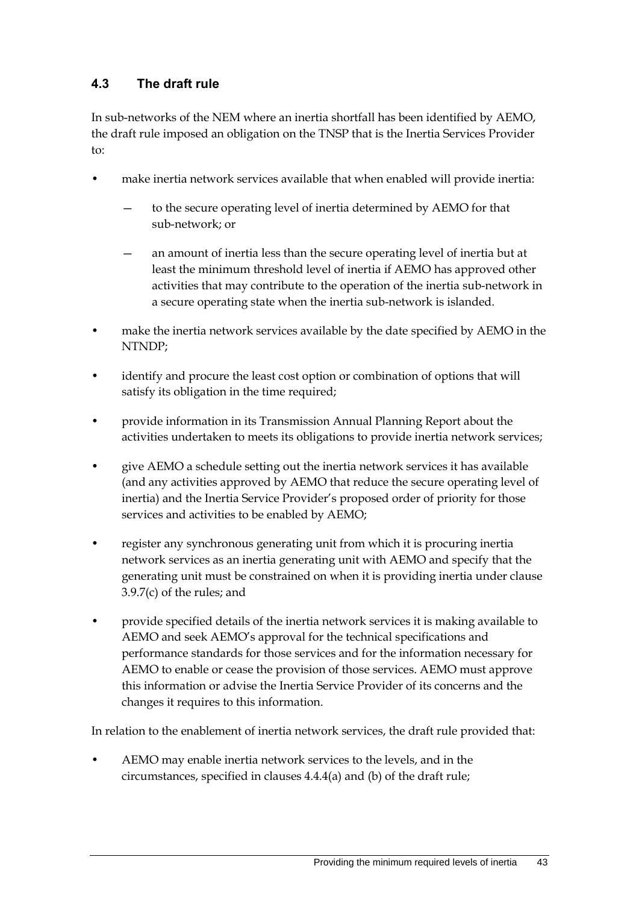### 4.3 The draft rule

In sub-networks of the NEM where an inertia shortfall has been identified by AEMO, the draft rule imposed an obligation on the TNSP that is the Inertia Services Provider to:

- make inertia network services available that when enabled will provide inertia:
  - to the secure operating level of inertia determined by AEMO for that sub-network; or
  - an amount of inertia less than the secure operating level of inertia but at least the minimum threshold level of inertia if AEMO has approved other activities that may contribute to the operation of the inertia sub-network in a secure operating state when the inertia sub-network is islanded.
- make the inertia network services available by the date specified by AEMO in the NTNDP;
- identify and procure the least cost option or combination of options that will satisfy its obligation in the time required;
- provide information in its Transmission Annual Planning Report about the activities undertaken to meets its obligations to provide inertia network services;
- give AEMO a schedule setting out the inertia network services it has available (and any activities approved by AEMO that reduce the secure operating level of inertia) and the Inertia Service Provider's proposed order of priority for those services and activities to be enabled by AEMO;
- register any synchronous generating unit from which it is procuring inertia network services as an inertia generating unit with AEMO and specify that the generating unit must be constrained on when it is providing inertia under clause 3.9.7(c) of the rules; and
- provide specified details of the inertia network services it is making available to AEMO and seek AEMO's approval for the technical specifications and performance standards for those services and for the information necessary for AEMO to enable or cease the provision of those services. AEMO must approve this information or advise the Inertia Service Provider of its concerns and the changes it requires to this information.

In relation to the enablement of inertia network services, the draft rule provided that:

- AEMO may enable inertia network services to the levels, and in the circumstances, specified in clauses 4.4.4(a) and (b) of the draft rule;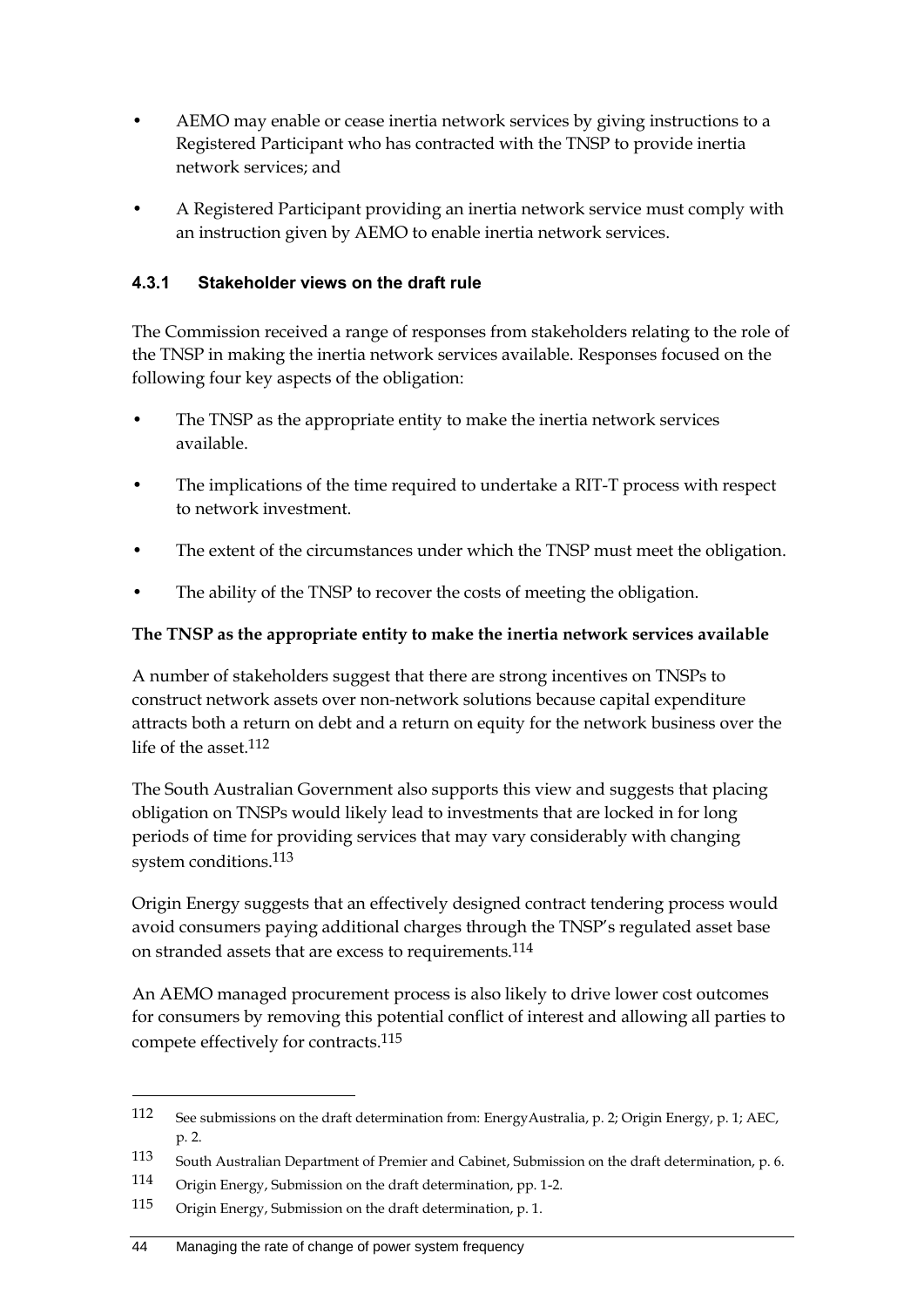- AEMO may enable or cease inertia network services by giving instructions to a Registered Participant who has contracted with the TNSP to provide inertia network services; and
- A Registered Participant providing an inertia network service must comply with an instruction given by AEMO to enable inertia network services.

### 4.3.1 Stakeholder views on the draft rule

The Commission received a range of responses from stakeholders relating to the role of the TNSP in making the inertia network services available. Responses focused on the following four key aspects of the obligation:

- The TNSP as the appropriate entity to make the inertia network services available.
- The implications of the time required to undertake a RIT-T process with respect to network investment.
- The extent of the circumstances under which the TNSP must meet the obligation.
- The ability of the TNSP to recover the costs of meeting the obligation.

**The TNSP as the appropriate entity to make the inertia network services available**

A number of stakeholders suggest that there are strong incentives on TNSPs to construct network assets over non-network solutions because capital expenditure attracts both a return on debt and a return on equity for the network business over the life of the asset.[112]

The South Australian Government also supports this view and suggests that placing obligation on TNSPs would likely lead to investments that are locked in for long periods of time for providing services that may vary considerably with changing system conditions.[113]

Origin Energy suggests that an effectively designed contract tendering process would avoid consumers paying additional charges through the TNSP's regulated asset base on stranded assets that are excess to requirements.[114]

An AEMO managed procurement process is also likely to drive lower cost outcomes for consumers by removing this potential conflict of interest and allowing all parties to compete effectively for contracts.[115]

---

112 See submissions on the draft determination from: EnergyAustralia, p. 2; Origin Energy, p. 1; AEC, p. 2.

113 South Australian Department of Premier and Cabinet, Submission on the draft determination, p. 6.

114 Origin Energy, Submission on the draft determination, pp. 1-2.

115 Origin Energy, Submission on the draft determination, p. 1.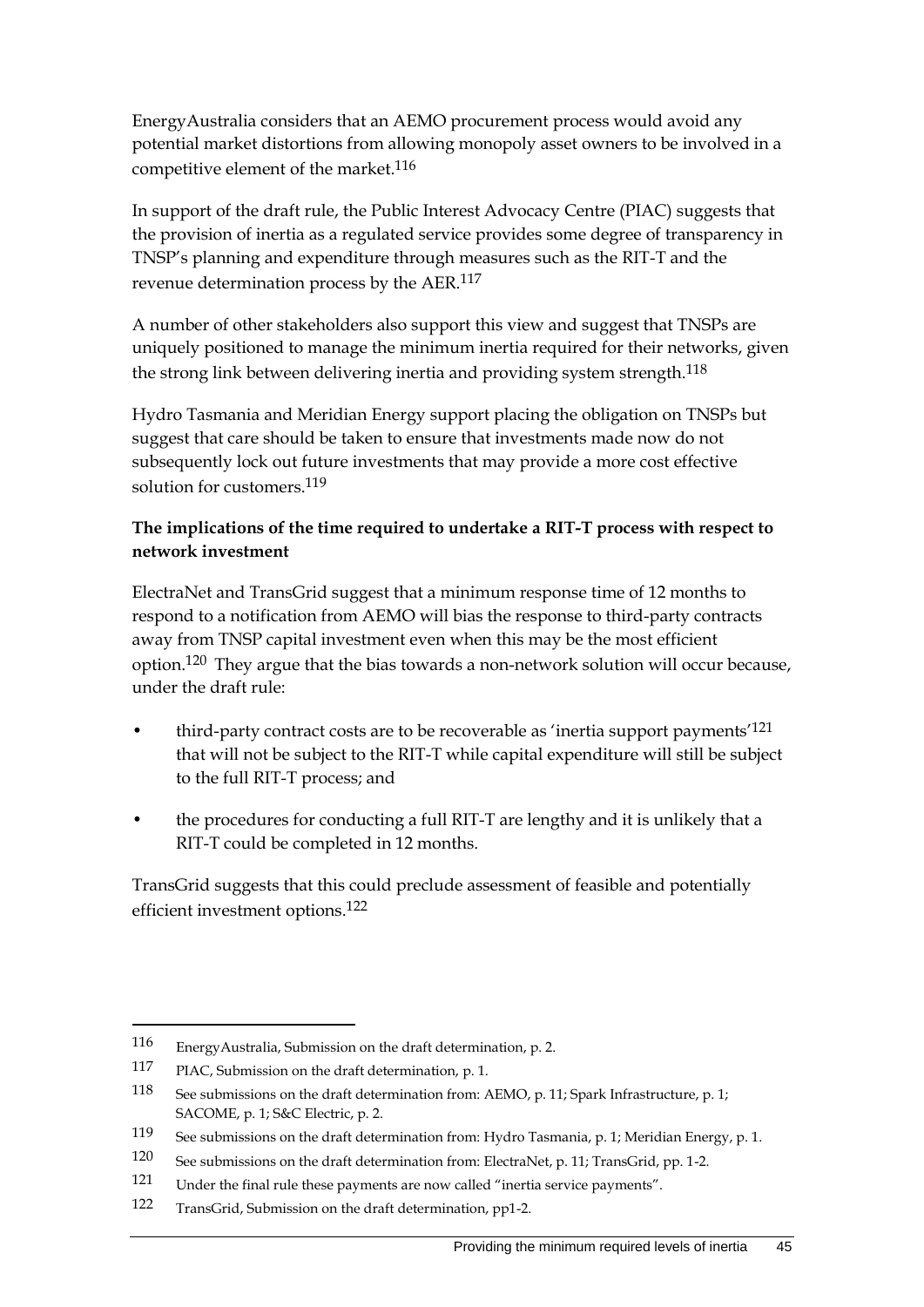EnergyAustralia considers that an AEMO procurement process would avoid any potential market distortions from allowing monopoly asset owners to be involved in a competitive element of the market.[116]

In support of the draft rule, the Public Interest Advocacy Centre (PIAC) suggests that the provision of inertia as a regulated service provides some degree of transparency in TNSP's planning and expenditure through measures such as the RIT-T and the revenue determination process by the AER.[117]

A number of other stakeholders also support this view and suggest that TNSPs are uniquely positioned to manage the minimum inertia required for their networks, given the strong link between delivering inertia and providing system strength.[118]

Hydro Tasmania and Meridian Energy support placing the obligation on TNSPs but suggest that care should be taken to ensure that investments made now do not subsequently lock out future investments that may provide a more cost effective solution for customers.[119]

**The implications of the time required to undertake a RIT-T process with respect to network investment**

ElectraNet and TransGrid suggest that a minimum response time of 12 months to respond to a notification from AEMO will bias the response to third-party contracts away from TNSP capital investment even when this may be the most efficient option.[120] They argue that the bias towards a non-network solution will occur because, under the draft rule:

- third-party contract costs are to be recoverable as 'inertia support payments'[121] that will not be subject to the RIT-T while capital expenditure will still be subject to the full RIT-T process; and
- the procedures for conducting a full RIT-T are lengthy and it is unlikely that a RIT-T could be completed in 12 months.

TransGrid suggests that this could preclude assessment of feasible and potentially efficient investment options.[122]

---

116 EnergyAustralia, Submission on the draft determination, p. 2.

117 PIAC, Submission on the draft determination, p. 1.

118 See submissions on the draft determination from: AEMO, p. 11; Spark Infrastructure, p. 1; SACOME, p. 1; S&C Electric, p. 2.

119 See submissions on the draft determination from: Hydro Tasmania, p. 1; Meridian Energy, p. 1.

120 See submissions on the draft determination from: ElectraNet, p. 11; TransGrid, pp. 1-2.

121 Under the final rule these payments are now called "inertia service payments".

122 TransGrid, Submission on the draft determination, pp1-2.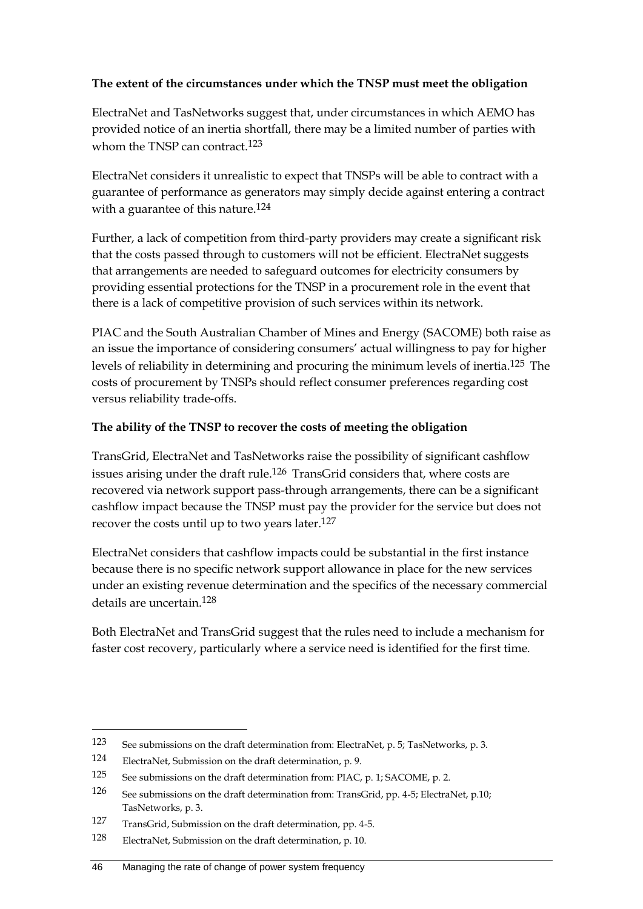**The extent of the circumstances under which the TNSP must meet the obligation**

ElectraNet and TasNetworks suggest that, under circumstances in which AEMO has provided notice of an inertia shortfall, there may be a limited number of parties with whom the TNSP can contract.[123]

ElectraNet considers it unrealistic to expect that TNSPs will be able to contract with a guarantee of performance as generators may simply decide against entering a contract with a guarantee of this nature.[124]

Further, a lack of competition from third-party providers may create a significant risk that the costs passed through to customers will not be efficient. ElectraNet suggests that arrangements are needed to safeguard outcomes for electricity consumers by providing essential protections for the TNSP in a procurement role in the event that there is a lack of competitive provision of such services within its network.

PIAC and the South Australian Chamber of Mines and Energy (SACOME) both raise as an issue the importance of considering consumers' actual willingness to pay for higher levels of reliability in determining and procuring the minimum levels of inertia.[125] The costs of procurement by TNSPs should reflect consumer preferences regarding cost versus reliability trade-offs.

**The ability of the TNSP to recover the costs of meeting the obligation**

TransGrid, ElectraNet and TasNetworks raise the possibility of significant cashflow issues arising under the draft rule.[126] TransGrid considers that, where costs are recovered via network support pass-through arrangements, there can be a significant cashflow impact because the TNSP must pay the provider for the service but does not recover the costs until up to two years later.[127]

ElectraNet considers that cashflow impacts could be substantial in the first instance because there is no specific network support allowance in place for the new services under an existing revenue determination and the specifics of the necessary commercial details are uncertain.[128]

Both ElectraNet and TransGrid suggest that the rules need to include a mechanism for faster cost recovery, particularly where a service need is identified for the first time.

---

123 See submissions on the draft determination from: ElectraNet, p. 5; TasNetworks, p. 3.

124 ElectraNet, Submission on the draft determination, p. 9.

125 See submissions on the draft determination from: PIAC, p. 1; SACOME, p. 2.

126 See submissions on the draft determination from: TransGrid, pp. 4-5; ElectraNet, p.10; TasNetworks, p. 3.

127 TransGrid, Submission on the draft determination, pp. 4-5.

128 ElectraNet, Submission on the draft determination, p. 10.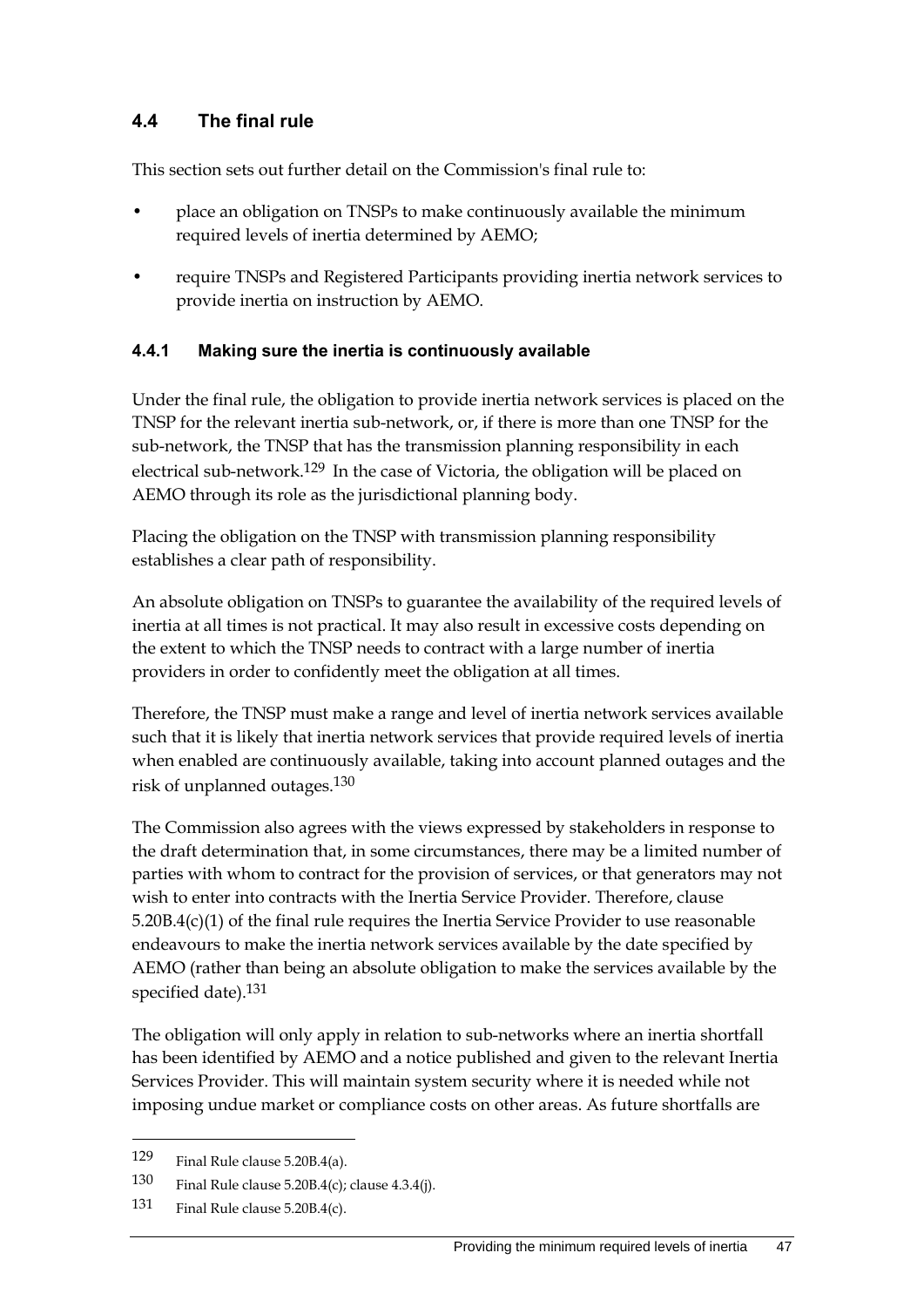## 4.4 The final rule

This section sets out further detail on the Commission's final rule to:

- place an obligation on TNSPs to make continuously available the minimum required levels of inertia determined by AEMO;
- require TNSPs and Registered Participants providing inertia network services to provide inertia on instruction by AEMO.

### 4.4.1 Making sure the inertia is continuously available

Under the final rule, the obligation to provide inertia network services is placed on the TNSP for the relevant inertia sub-network, or, if there is more than one TNSP for the sub-network, the TNSP that has the transmission planning responsibility in each electrical sub-network.[129] In the case of Victoria, the obligation will be placed on AEMO through its role as the jurisdictional planning body.

Placing the obligation on the TNSP with transmission planning responsibility establishes a clear path of responsibility.

An absolute obligation on TNSPs to guarantee the availability of the required levels of inertia at all times is not practical. It may also result in excessive costs depending on the extent to which the TNSP needs to contract with a large number of inertia providers in order to confidently meet the obligation at all times.

Therefore, the TNSP must make a range and level of inertia network services available such that it is likely that inertia network services that provide required levels of inertia when enabled are continuously available, taking into account planned outages and the risk of unplanned outages.[130]

The Commission also agrees with the views expressed by stakeholders in response to the draft determination that, in some circumstances, there may be a limited number of parties with whom to contract for the provision of services, or that generators may not wish to enter into contracts with the Inertia Service Provider. Therefore, clause 5.20B.4(c)(1) of the final rule requires the Inertia Service Provider to use reasonable endeavours to make the inertia network services available by the date specified by AEMO (rather than being an absolute obligation to make the services available by the specified date).[131]

The obligation will only apply in relation to sub-networks where an inertia shortfall has been identified by AEMO and a notice published and given to the relevant Inertia Services Provider. This will maintain system security where it is needed while not imposing undue market or compliance costs on other areas. As future shortfalls are

---

129 Final Rule clause 5.20B.4(a).

130 Final Rule clause 5.20B.4(c); clause 4.3.4(j).

131 Final Rule clause 5.20B.4(c).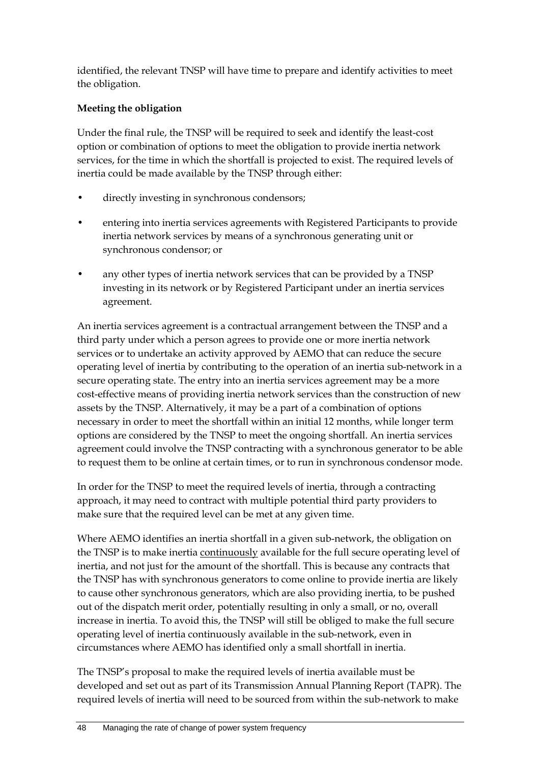identified, the relevant TNSP will have time to prepare and identify activities to meet the obligation.

**Meeting the obligation**

Under the final rule, the TNSP will be required to seek and identify the least-cost option or combination of options to meet the obligation to provide inertia network services, for the time in which the shortfall is projected to exist. The required levels of inertia could be made available by the TNSP through either:

- directly investing in synchronous condensors;
- entering into inertia services agreements with Registered Participants to provide inertia network services by means of a synchronous generating unit or synchronous condensor; or
- any other types of inertia network services that can be provided by a TNSP investing in its network or by Registered Participant under an inertia services agreement.

An inertia services agreement is a contractual arrangement between the TNSP and a third party under which a person agrees to provide one or more inertia network services or to undertake an activity approved by AEMO that can reduce the secure operating level of inertia by contributing to the operation of an inertia sub-network in a secure operating state. The entry into an inertia services agreement may be a more cost-effective means of providing inertia network services than the construction of new assets by the TNSP. Alternatively, it may be a part of a combination of options necessary in order to meet the shortfall within an initial 12 months, while longer term options are considered by the TNSP to meet the ongoing shortfall. An inertia services agreement could involve the TNSP contracting with a synchronous generator to be able to request them to be online at certain times, or to run in synchronous condensor mode.

In order for the TNSP to meet the required levels of inertia, through a contracting approach, it may need to contract with multiple potential third party providers to make sure that the required level can be met at any given time.

Where AEMO identifies an inertia shortfall in a given sub-network, the obligation on the TNSP is to make inertia <u>continuously</u> available for the full secure operating level of inertia, and not just for the amount of the shortfall. This is because any contracts that the TNSP has with synchronous generators to come online to provide inertia are likely to cause other synchronous generators, which are also providing inertia, to be pushed out of the dispatch merit order, potentially resulting in only a small, or no, overall increase in inertia. To avoid this, the TNSP will still be obliged to make the full secure operating level of inertia continuously available in the sub-network, even in circumstances where AEMO has identified only a small shortfall in inertia.

The TNSP's proposal to make the required levels of inertia available must be developed and set out as part of its Transmission Annual Planning Report (TAPR). The required levels of inertia will need to be sourced from within the sub-network to make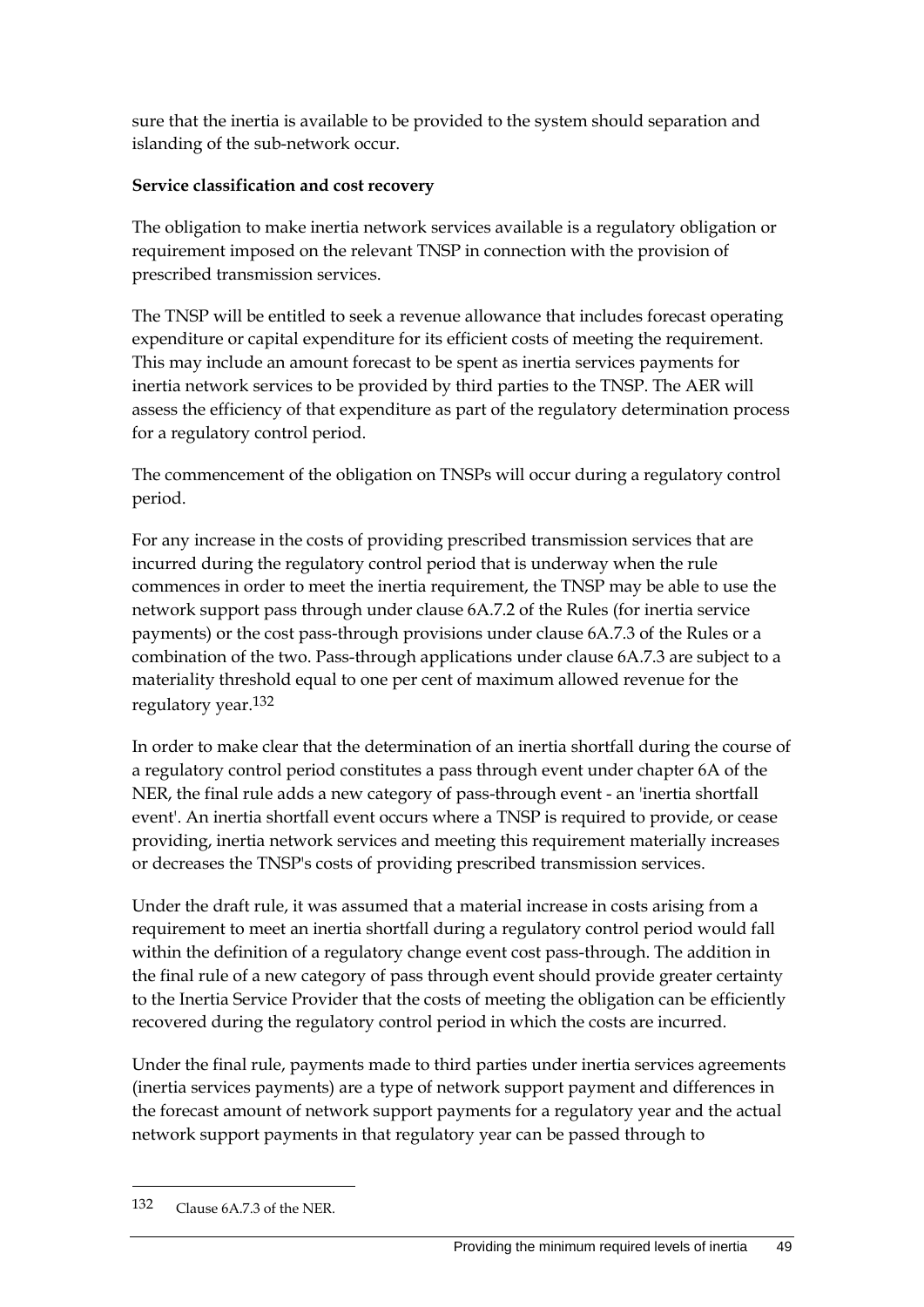sure that the inertia is available to be provided to the system should separation and islanding of the sub-network occur.

**Service classification and cost recovery**

The obligation to make inertia network services available is a regulatory obligation or requirement imposed on the relevant TNSP in connection with the provision of prescribed transmission services.

The TNSP will be entitled to seek a revenue allowance that includes forecast operating expenditure or capital expenditure for its efficient costs of meeting the requirement. This may include an amount forecast to be spent as inertia services payments for inertia network services to be provided by third parties to the TNSP. The AER will assess the efficiency of that expenditure as part of the regulatory determination process for a regulatory control period.

The commencement of the obligation on TNSPs will occur during a regulatory control period.

For any increase in the costs of providing prescribed transmission services that are incurred during the regulatory control period that is underway when the rule commences in order to meet the inertia requirement, the TNSP may be able to use the network support pass through under clause 6A.7.2 of the Rules (for inertia service payments) or the cost pass-through provisions under clause 6A.7.3 of the Rules or a combination of the two. Pass-through applications under clause 6A.7.3 are subject to a materiality threshold equal to one per cent of maximum allowed revenue for the regulatory year.[132]

In order to make clear that the determination of an inertia shortfall during the course of a regulatory control period constitutes a pass through event under chapter 6A of the NER, the final rule adds a new category of pass-through event - an 'inertia shortfall event'. An inertia shortfall event occurs where a TNSP is required to provide, or cease providing, inertia network services and meeting this requirement materially increases or decreases the TNSP's costs of providing prescribed transmission services.

Under the draft rule, it was assumed that a material increase in costs arising from a requirement to meet an inertia shortfall during a regulatory control period would fall within the definition of a regulatory change event cost pass-through. The addition in the final rule of a new category of pass through event should provide greater certainty to the Inertia Service Provider that the costs of meeting the obligation can be efficiently recovered during the regulatory control period in which the costs are incurred.

Under the final rule, payments made to third parties under inertia services agreements (inertia services payments) are a type of network support payment and differences in the forecast amount of network support payments for a regulatory year and the actual network support payments in that regulatory year can be passed through to

---

132 Clause 6A.7.3 of the NER.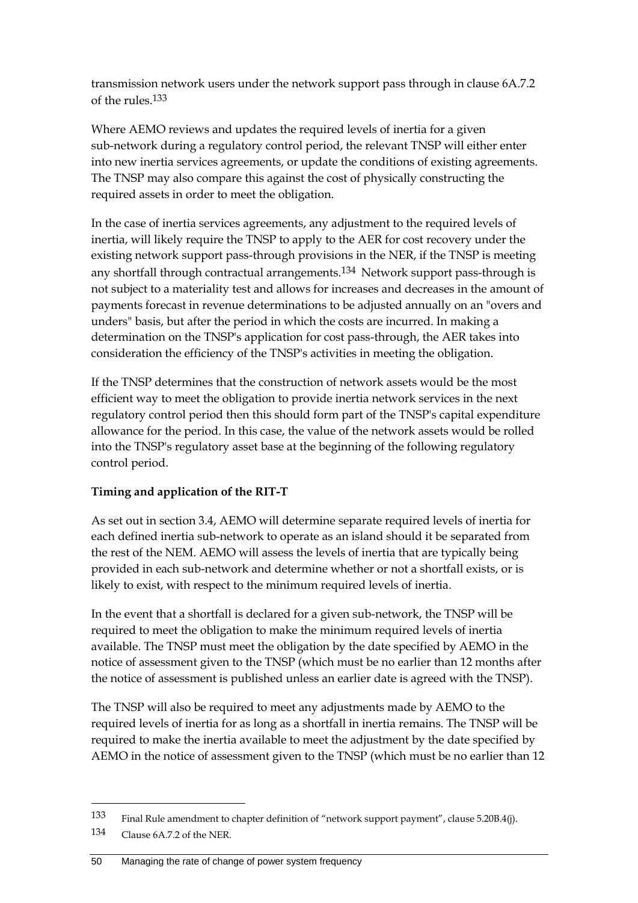transmission network users under the network support pass through in clause 6A.7.2 of the rules.[133]

Where AEMO reviews and updates the required levels of inertia for a given sub-network during a regulatory control period, the relevant TNSP will either enter into new inertia services agreements, or update the conditions of existing agreements. The TNSP may also compare this against the cost of physically constructing the required assets in order to meet the obligation.

In the case of inertia services agreements, any adjustment to the required levels of inertia, will likely require the TNSP to apply to the AER for cost recovery under the existing network support pass-through provisions in the NER, if the TNSP is meeting any shortfall through contractual arrangements.[134] Network support pass-through is not subject to a materiality test and allows for increases and decreases in the amount of payments forecast in revenue determinations to be adjusted annually on an "overs and unders" basis, but after the period in which the costs are incurred. In making a determination on the TNSP's application for cost pass-through, the AER takes into consideration the efficiency of the TNSP's activities in meeting the obligation.

If the TNSP determines that the construction of network assets would be the most efficient way to meet the obligation to provide inertia network services in the next regulatory control period then this should form part of the TNSP's capital expenditure allowance for the period. In this case, the value of the network assets would be rolled into the TNSP's regulatory asset base at the beginning of the following regulatory control period.

**Timing and application of the RIT-T**

As set out in section 3.4, AEMO will determine separate required levels of inertia for each defined inertia sub-network to operate as an island should it be separated from the rest of the NEM. AEMO will assess the levels of inertia that are typically being provided in each sub-network and determine whether or not a shortfall exists, or is likely to exist, with respect to the minimum required levels of inertia.

In the event that a shortfall is declared for a given sub-network, the TNSP will be required to meet the obligation to make the minimum required levels of inertia available. The TNSP must meet the obligation by the date specified by AEMO in the notice of assessment given to the TNSP (which must be no earlier than 12 months after the notice of assessment is published unless an earlier date is agreed with the TNSP).

The TNSP will also be required to meet any adjustments made by AEMO to the required levels of inertia for as long as a shortfall in inertia remains. The TNSP will be required to make the inertia available to meet the adjustment by the date specified by AEMO in the notice of assessment given to the TNSP (which must be no earlier than 12

---

[133] Final Rule amendment to chapter definition of "network support payment", clause 5.20B.4(j).

[134] Clause 6A.7.2 of the NER.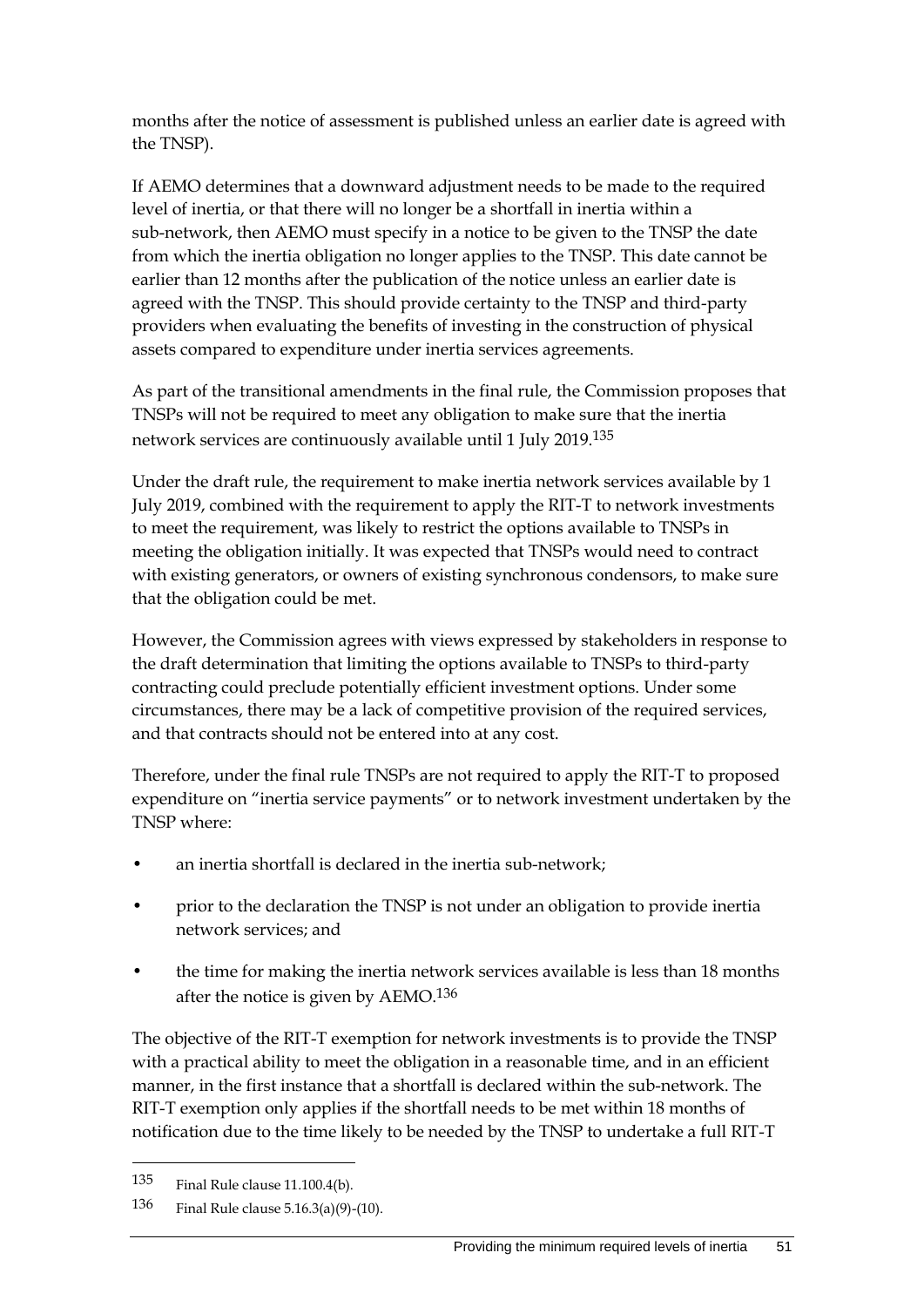months after the notice of assessment is published unless an earlier date is agreed with the TNSP).

If AEMO determines that a downward adjustment needs to be made to the required level of inertia, or that there will no longer be a shortfall in inertia within a sub-network, then AEMO must specify in a notice to be given to the TNSP the date from which the inertia obligation no longer applies to the TNSP. This date cannot be earlier than 12 months after the publication of the notice unless an earlier date is agreed with the TNSP. This should provide certainty to the TNSP and third-party providers when evaluating the benefits of investing in the construction of physical assets compared to expenditure under inertia services agreements.

As part of the transitional amendments in the final rule, the Commission proposes that TNSPs will not be required to meet any obligation to make sure that the inertia network services are continuously available until 1 July 2019.[135]

Under the draft rule, the requirement to make inertia network services available by 1 July 2019, combined with the requirement to apply the RIT-T to network investments to meet the requirement, was likely to restrict the options available to TNSPs in meeting the obligation initially. It was expected that TNSPs would need to contract with existing generators, or owners of existing synchronous condensors, to make sure that the obligation could be met.

However, the Commission agrees with views expressed by stakeholders in response to the draft determination that limiting the options available to TNSPs to third-party contracting could preclude potentially efficient investment options. Under some circumstances, there may be a lack of competitive provision of the required services, and that contracts should not be entered into at any cost.

Therefore, under the final rule TNSPs are not required to apply the RIT-T to proposed expenditure on "inertia service payments" or to network investment undertaken by the TNSP where:

- an inertia shortfall is declared in the inertia sub-network;
- prior to the declaration the TNSP is not under an obligation to provide inertia network services; and
- the time for making the inertia network services available is less than 18 months after the notice is given by AEMO.[136]

The objective of the RIT-T exemption for network investments is to provide the TNSP with a practical ability to meet the obligation in a reasonable time, and in an efficient manner, in the first instance that a shortfall is declared within the sub-network. The RIT-T exemption only applies if the shortfall needs to be met within 18 months of notification due to the time likely to be needed by the TNSP to undertake a full RIT-T

---

135 Final Rule clause 11.100.4(b).

136 Final Rule clause 5.16.3(a)(9)-(10).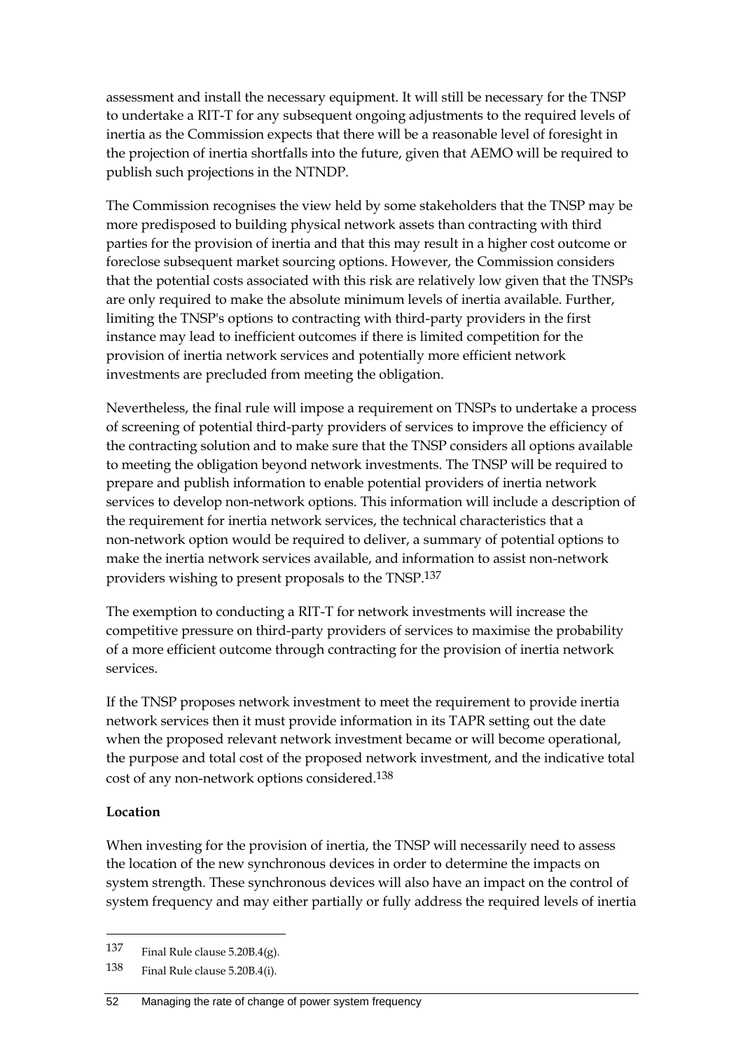assessment and install the necessary equipment. It will still be necessary for the TNSP to undertake a RIT-T for any subsequent ongoing adjustments to the required levels of inertia as the Commission expects that there will be a reasonable level of foresight in the projection of inertia shortfalls into the future, given that AEMO will be required to publish such projections in the NTNDP.

The Commission recognises the view held by some stakeholders that the TNSP may be more predisposed to building physical network assets than contracting with third parties for the provision of inertia and that this may result in a higher cost outcome or foreclose subsequent market sourcing options. However, the Commission considers that the potential costs associated with this risk are relatively low given that the TNSPs are only required to make the absolute minimum levels of inertia available. Further, limiting the TNSP's options to contracting with third-party providers in the first instance may lead to inefficient outcomes if there is limited competition for the provision of inertia network services and potentially more efficient network investments are precluded from meeting the obligation.

Nevertheless, the final rule will impose a requirement on TNSPs to undertake a process of screening of potential third-party providers of services to improve the efficiency of the contracting solution and to make sure that the TNSP considers all options available to meeting the obligation beyond network investments. The TNSP will be required to prepare and publish information to enable potential providers of inertia network services to develop non-network options. This information will include a description of the requirement for inertia network services, the technical characteristics that a non-network option would be required to deliver, a summary of potential options to make the inertia network services available, and information to assist non-network providers wishing to present proposals to the TNSP.[137]

The exemption to conducting a RIT-T for network investments will increase the competitive pressure on third-party providers of services to maximise the probability of a more efficient outcome through contracting for the provision of inertia network services.

If the TNSP proposes network investment to meet the requirement to provide inertia network services then it must provide information in its TAPR setting out the date when the proposed relevant network investment became or will become operational, the purpose and total cost of the proposed network investment, and the indicative total cost of any non-network options considered.[138]

**Location**

When investing for the provision of inertia, the TNSP will necessarily need to assess the location of the new synchronous devices in order to determine the impacts on system strength. These synchronous devices will also have an impact on the control of system frequency and may either partially or fully address the required levels of inertia

---

137 Final Rule clause 5.20B.4(g).

138 Final Rule clause 5.20B.4(i).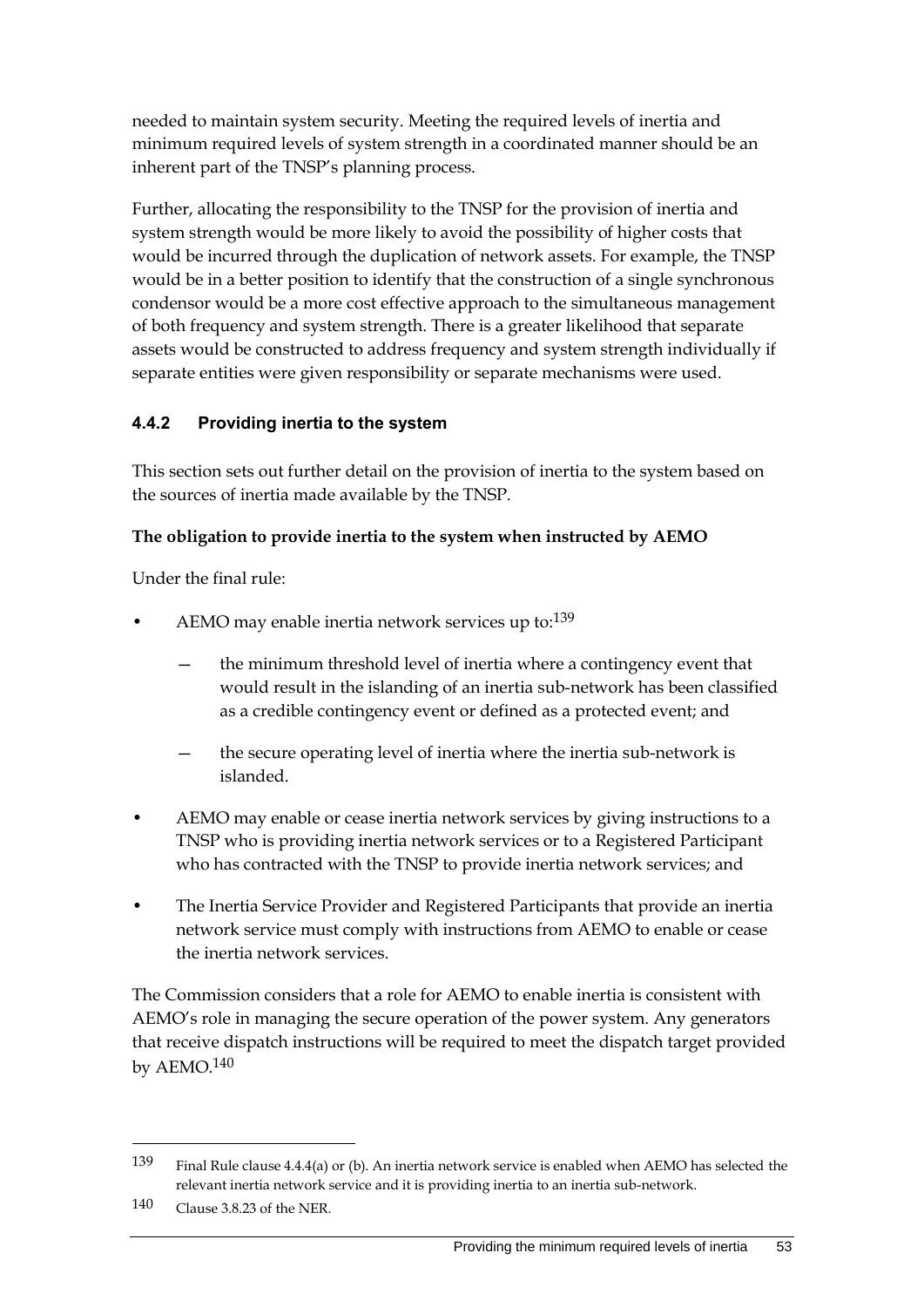needed to maintain system security. Meeting the required levels of inertia and minimum required levels of system strength in a coordinated manner should be an inherent part of the TNSP's planning process.

Further, allocating the responsibility to the TNSP for the provision of inertia and system strength would be more likely to avoid the possibility of higher costs that would be incurred through the duplication of network assets. For example, the TNSP would be in a better position to identify that the construction of a single synchronous condensor would be a more cost effective approach to the simultaneous management of both frequency and system strength. There is a greater likelihood that separate assets would be constructed to address frequency and system strength individually if separate entities were given responsibility or separate mechanisms were used.

### 4.4.2 Providing inertia to the system

This section sets out further detail on the provision of inertia to the system based on the sources of inertia made available by the TNSP.

**The obligation to provide inertia to the system when instructed by AEMO**

Under the final rule:

- AEMO may enable inertia network services up to:[139]
  - the minimum threshold level of inertia where a contingency event that would result in the islanding of an inertia sub-network has been classified as a credible contingency event or defined as a protected event; and
  - the secure operating level of inertia where the inertia sub-network is islanded.
- AEMO may enable or cease inertia network services by giving instructions to a TNSP who is providing inertia network services or to a Registered Participant who has contracted with the TNSP to provide inertia network services; and
- The Inertia Service Provider and Registered Participants that provide an inertia network service must comply with instructions from AEMO to enable or cease the inertia network services.

The Commission considers that a role for AEMO to enable inertia is consistent with AEMO's role in managing the secure operation of the power system. Any generators that receive dispatch instructions will be required to meet the dispatch target provided by AEMO.[140]

---

139 Final Rule clause 4.4.4(a) or (b). An inertia network service is enabled when AEMO has selected the relevant inertia network service and it is providing inertia to an inertia sub-network.

140 Clause 3.8.23 of the NER.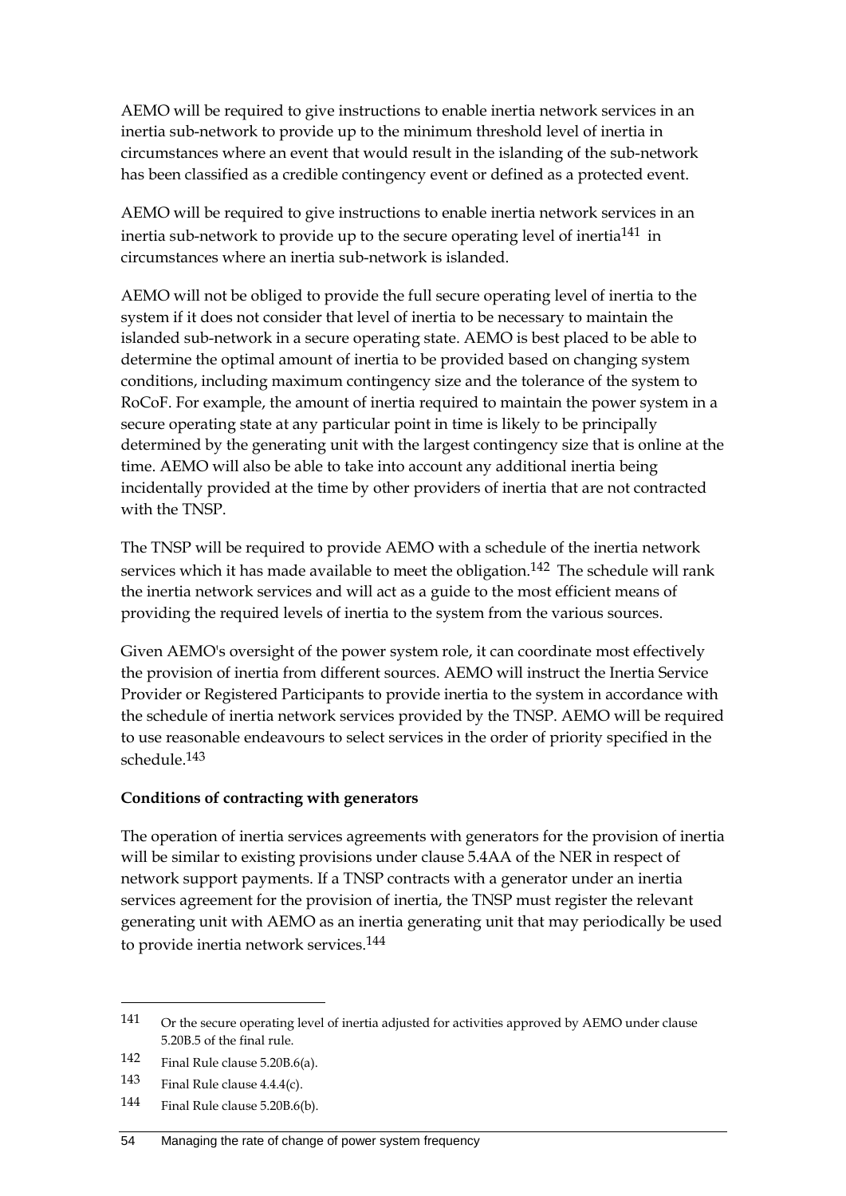AEMO will be required to give instructions to enable inertia network services in an inertia sub-network to provide up to the minimum threshold level of inertia in circumstances where an event that would result in the islanding of the sub-network has been classified as a credible contingency event or defined as a protected event.

AEMO will be required to give instructions to enable inertia network services in an inertia sub-network to provide up to the secure operating level of inertia[141] in circumstances where an inertia sub-network is islanded.

AEMO will not be obliged to provide the full secure operating level of inertia to the system if it does not consider that level of inertia to be necessary to maintain the islanded sub-network in a secure operating state. AEMO is best placed to be able to determine the optimal amount of inertia to be provided based on changing system conditions, including maximum contingency size and the tolerance of the system to RoCoF. For example, the amount of inertia required to maintain the power system in a secure operating state at any particular point in time is likely to be principally determined by the generating unit with the largest contingency size that is online at the time. AEMO will also be able to take into account any additional inertia being incidentally provided at the time by other providers of inertia that are not contracted with the TNSP.

The TNSP will be required to provide AEMO with a schedule of the inertia network services which it has made available to meet the obligation.[142] The schedule will rank the inertia network services and will act as a guide to the most efficient means of providing the required levels of inertia to the system from the various sources.

Given AEMO's oversight of the power system role, it can coordinate most effectively the provision of inertia from different sources. AEMO will instruct the Inertia Service Provider or Registered Participants to provide inertia to the system in accordance with the schedule of inertia network services provided by the TNSP. AEMO will be required to use reasonable endeavours to select services in the order of priority specified in the schedule.[143]

**Conditions of contracting with generators**

The operation of inertia services agreements with generators for the provision of inertia will be similar to existing provisions under clause 5.4AA of the NER in respect of network support payments. If a TNSP contracts with a generator under an inertia services agreement for the provision of inertia, the TNSP must register the relevant generating unit with AEMO as an inertia generating unit that may periodically be used to provide inertia network services.[144]

---

141 Or the secure operating level of inertia adjusted for activities approved by AEMO under clause 5.20B.5 of the final rule.

142 Final Rule clause 5.20B.6(a).

143 Final Rule clause 4.4.4(c).

144 Final Rule clause 5.20B.6(b).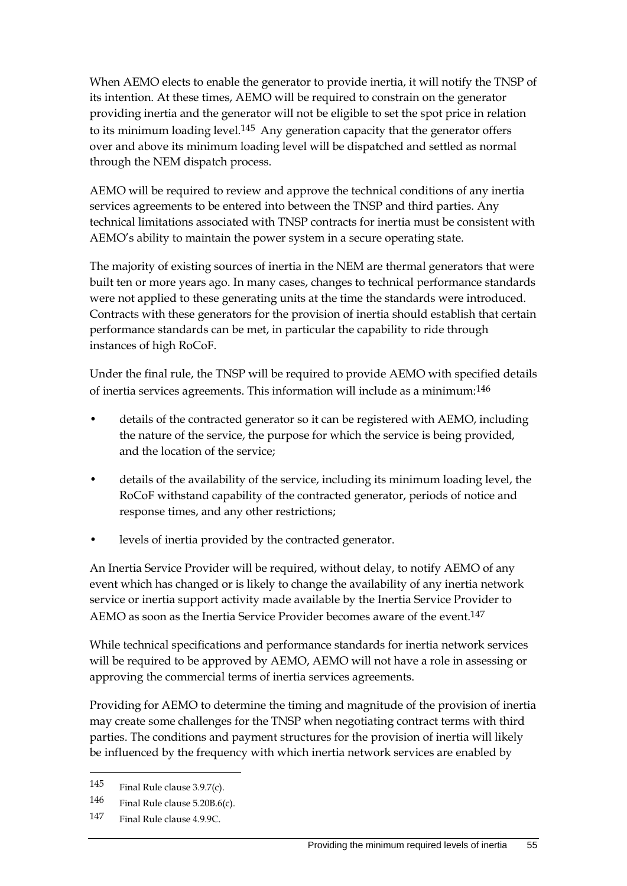When AEMO elects to enable the generator to provide inertia, it will notify the TNSP of its intention. At these times, AEMO will be required to constrain on the generator providing inertia and the generator will not be eligible to set the spot price in relation to its minimum loading level.[145] Any generation capacity that the generator offers over and above its minimum loading level will be dispatched and settled as normal through the NEM dispatch process.

AEMO will be required to review and approve the technical conditions of any inertia services agreements to be entered into between the TNSP and third parties. Any technical limitations associated with TNSP contracts for inertia must be consistent with AEMO's ability to maintain the power system in a secure operating state.

The majority of existing sources of inertia in the NEM are thermal generators that were built ten or more years ago. In many cases, changes to technical performance standards were not applied to these generating units at the time the standards were introduced. Contracts with these generators for the provision of inertia should establish that certain performance standards can be met, in particular the capability to ride through instances of high RoCoF.

Under the final rule, the TNSP will be required to provide AEMO with specified details of inertia services agreements. This information will include as a minimum:[146]

- details of the contracted generator so it can be registered with AEMO, including the nature of the service, the purpose for which the service is being provided, and the location of the service;
- details of the availability of the service, including its minimum loading level, the RoCoF withstand capability of the contracted generator, periods of notice and response times, and any other restrictions;
- levels of inertia provided by the contracted generator.

An Inertia Service Provider will be required, without delay, to notify AEMO of any event which has changed or is likely to change the availability of any inertia network service or inertia support activity made available by the Inertia Service Provider to AEMO as soon as the Inertia Service Provider becomes aware of the event.[147]

While technical specifications and performance standards for inertia network services will be required to be approved by AEMO, AEMO will not have a role in assessing or approving the commercial terms of inertia services agreements.

Providing for AEMO to determine the timing and magnitude of the provision of inertia may create some challenges for the TNSP when negotiating contract terms with third parties. The conditions and payment structures for the provision of inertia will likely be influenced by the frequency with which inertia network services are enabled by

---

145 Final Rule clause 3.9.7(c).

146 Final Rule clause 5.20B.6(c).

147 Final Rule clause 4.9.9C.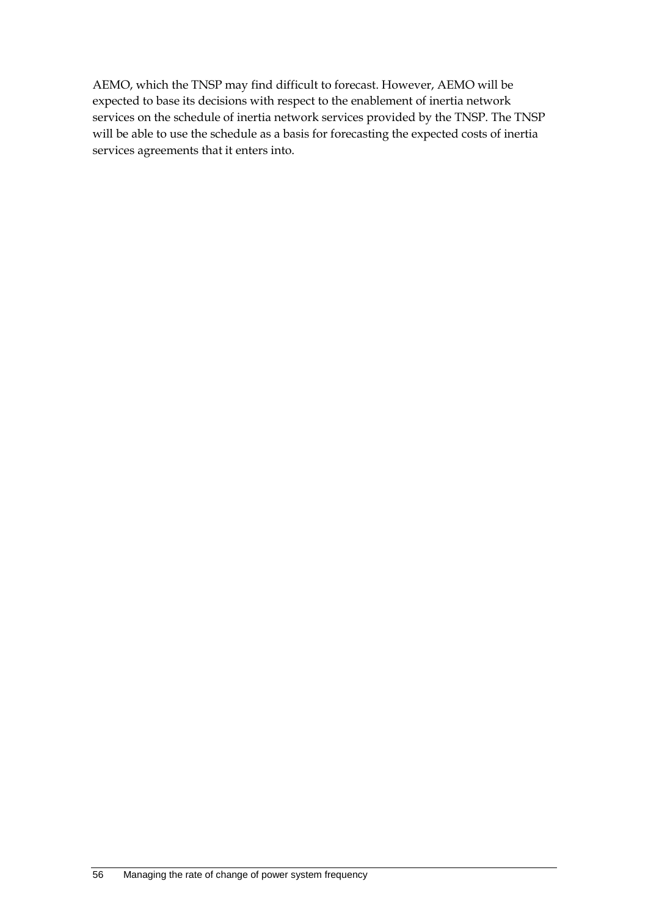AEMO, which the TNSP may find difficult to forecast. However, AEMO will be expected to base its decisions with respect to the enablement of inertia network services on the schedule of inertia network services provided by the TNSP. The TNSP will be able to use the schedule as a basis for forecasting the expected costs of inertia services agreements that it enters into.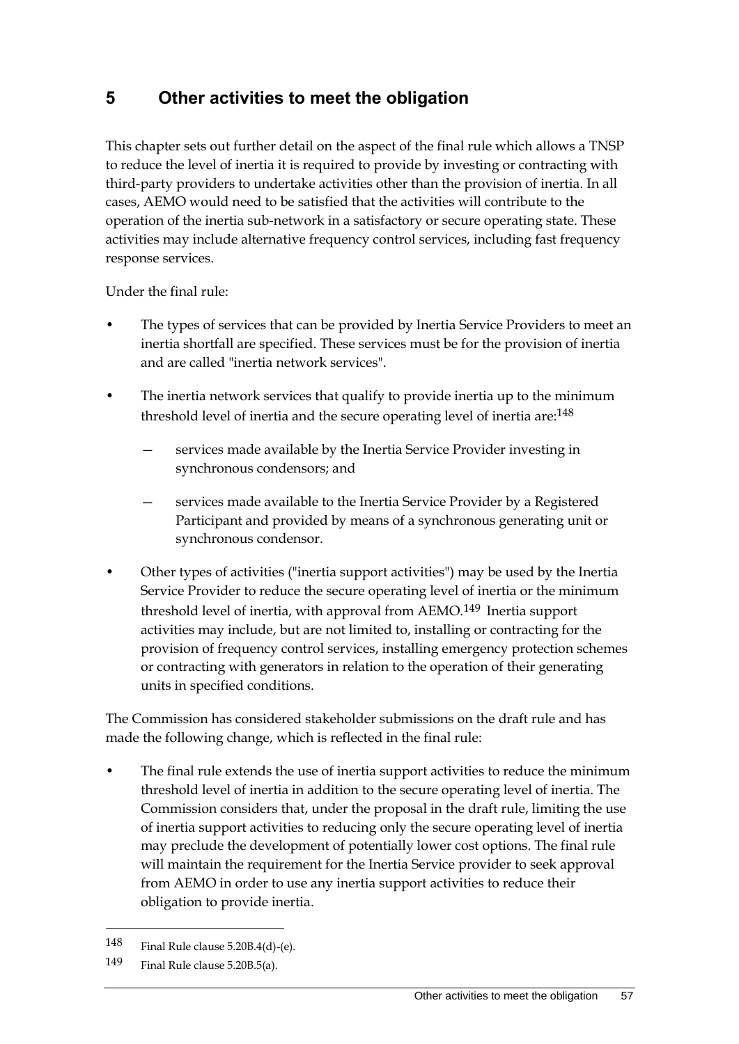# 5 Other activities to meet the obligation

This chapter sets out further detail on the aspect of the final rule which allows a TNSP to reduce the level of inertia it is required to provide by investing or contracting with third-party providers to undertake activities other than the provision of inertia. In all cases, AEMO would need to be satisfied that the activities will contribute to the operation of the inertia sub-network in a satisfactory or secure operating state. These activities may include alternative frequency control services, including fast frequency response services.

Under the final rule:

- The types of services that can be provided by Inertia Service Providers to meet an inertia shortfall are specified. These services must be for the provision of inertia and are called "inertia network services".
- The inertia network services that qualify to provide inertia up to the minimum threshold level of inertia and the secure operating level of inertia are:[148]
  - services made available by the Inertia Service Provider investing in synchronous condensors; and
  - services made available to the Inertia Service Provider by a Registered Participant and provided by means of a synchronous generating unit or synchronous condensor.
- Other types of activities ("inertia support activities") may be used by the Inertia Service Provider to reduce the secure operating level of inertia or the minimum threshold level of inertia, with approval from AEMO.[149] Inertia support activities may include, but are not limited to, installing or contracting for the provision of frequency control services, installing emergency protection schemes or contracting with generators in relation to the operation of their generating units in specified conditions.

The Commission has considered stakeholder submissions on the draft rule and has made the following change, which is reflected in the final rule:

- The final rule extends the use of inertia support activities to reduce the minimum threshold level of inertia in addition to the secure operating level of inertia. The Commission considers that, under the proposal in the draft rule, limiting the use of inertia support activities to reducing only the secure operating level of inertia may preclude the development of potentially lower cost options. The final rule will maintain the requirement for the Inertia Service provider to seek approval from AEMO in order to use any inertia support activities to reduce their obligation to provide inertia.

---

148 Final Rule clause 5.20B.4(d)-(e).

149 Final Rule clause 5.20B.5(a).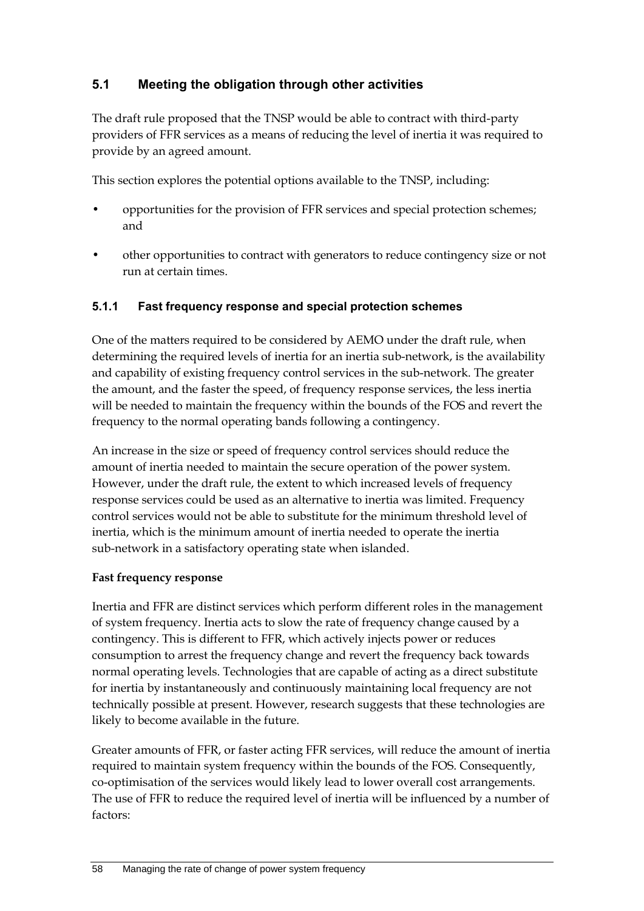## 5.1 Meeting the obligation through other activities

The draft rule proposed that the TNSP would be able to contract with third-party providers of FFR services as a means of reducing the level of inertia it was required to provide by an agreed amount.

This section explores the potential options available to the TNSP, including:

- opportunities for the provision of FFR services and special protection schemes; and
- other opportunities to contract with generators to reduce contingency size or not run at certain times.

### 5.1.1 Fast frequency response and special protection schemes

One of the matters required to be considered by AEMO under the draft rule, when determining the required levels of inertia for an inertia sub-network, is the availability and capability of existing frequency control services in the sub-network. The greater the amount, and the faster the speed, of frequency response services, the less inertia will be needed to maintain the frequency within the bounds of the FOS and revert the frequency to the normal operating bands following a contingency.

An increase in the size or speed of frequency control services should reduce the amount of inertia needed to maintain the secure operation of the power system. However, under the draft rule, the extent to which increased levels of frequency response services could be used as an alternative to inertia was limited. Frequency control services would not be able to substitute for the minimum threshold level of inertia, which is the minimum amount of inertia needed to operate the inertia sub-network in a satisfactory operating state when islanded.

**Fast frequency response**

Inertia and FFR are distinct services which perform different roles in the management of system frequency. Inertia acts to slow the rate of frequency change caused by a contingency. This is different to FFR, which actively injects power or reduces consumption to arrest the frequency change and revert the frequency back towards normal operating levels. Technologies that are capable of acting as a direct substitute for inertia by instantaneously and continuously maintaining local frequency are not technically possible at present. However, research suggests that these technologies are likely to become available in the future.

Greater amounts of FFR, or faster acting FFR services, will reduce the amount of inertia required to maintain system frequency within the bounds of the FOS. Consequently, co-optimisation of the services would likely lead to lower overall cost arrangements. The use of FFR to reduce the required level of inertia will be influenced by a number of factors: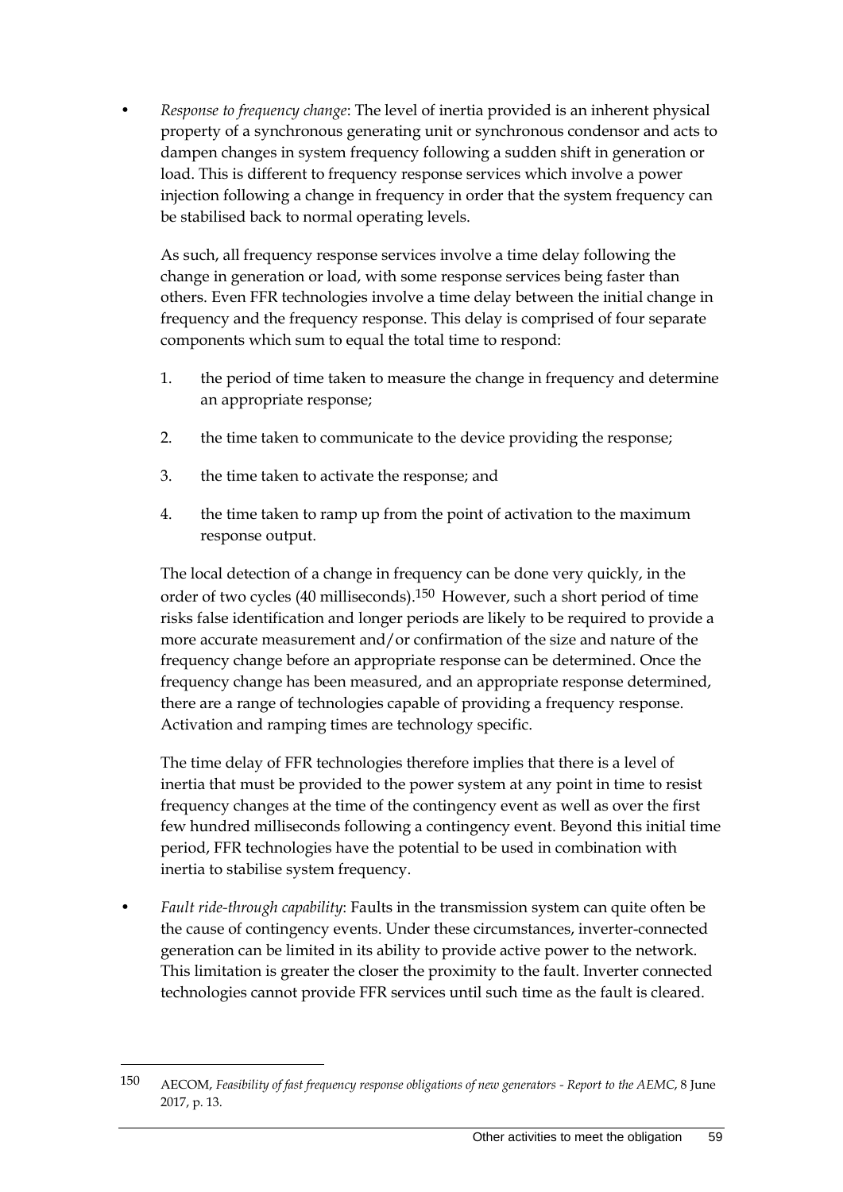- *Response to frequency change*: The level of inertia provided is an inherent physical property of a synchronous generating unit or synchronous condensor and acts to dampen changes in system frequency following a sudden shift in generation or load. This is different to frequency response services which involve a power injection following a change in frequency in order that the system frequency can be stabilised back to normal operating levels.

  As such, all frequency response services involve a time delay following the change in generation or load, with some response services being faster than others. Even FFR technologies involve a time delay between the initial change in frequency and the frequency response. This delay is comprised of four separate components which sum to equal the total time to respond:

  1. the period of time taken to measure the change in frequency and determine an appropriate response;
  2. the time taken to communicate to the device providing the response;
  3. the time taken to activate the response; and
  4. the time taken to ramp up from the point of activation to the maximum response output.

  The local detection of a change in frequency can be done very quickly, in the order of two cycles (40 milliseconds).[150] However, such a short period of time risks false identification and longer periods are likely to be required to provide a more accurate measurement and/or confirmation of the size and nature of the frequency change before an appropriate response can be determined. Once the frequency change has been measured, and an appropriate response determined, there are a range of technologies capable of providing a frequency response. Activation and ramping times are technology specific.

  The time delay of FFR technologies therefore implies that there is a level of inertia that must be provided to the power system at any point in time to resist frequency changes at the time of the contingency event as well as over the first few hundred milliseconds following a contingency event. Beyond this initial time period, FFR technologies have the potential to be used in combination with inertia to stabilise system frequency.

- *Fault ride-through capability*: Faults in the transmission system can quite often be the cause of contingency events. Under these circumstances, inverter-connected generation can be limited in its ability to provide active power to the network. This limitation is greater the closer the proximity to the fault. Inverter connected technologies cannot provide FFR services until such time as the fault is cleared.

---

150 AECOM, *Feasibility of fast frequency response obligations of new generators - Report to the AEMC*, 8 June 2017, p. 13.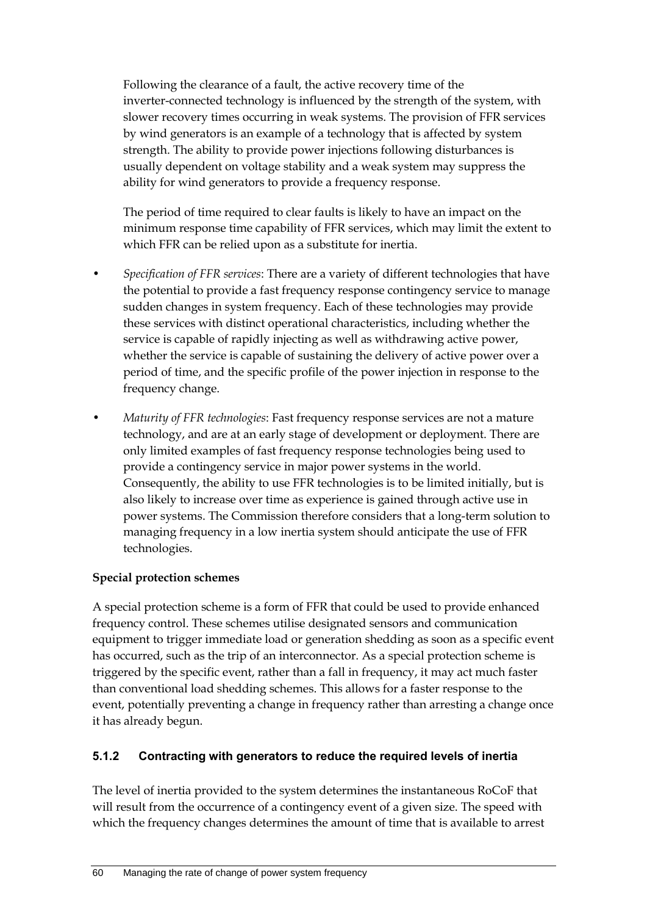Following the clearance of a fault, the active recovery time of the inverter-connected technology is influenced by the strength of the system, with slower recovery times occurring in weak systems. The provision of FFR services by wind generators is an example of a technology that is affected by system strength. The ability to provide power injections following disturbances is usually dependent on voltage stability and a weak system may suppress the ability for wind generators to provide a frequency response.

The period of time required to clear faults is likely to have an impact on the minimum response time capability of FFR services, which may limit the extent to which FFR can be relied upon as a substitute for inertia.

- *Specification of FFR services*: There are a variety of different technologies that have the potential to provide a fast frequency response contingency service to manage sudden changes in system frequency. Each of these technologies may provide these services with distinct operational characteristics, including whether the service is capable of rapidly injecting as well as withdrawing active power, whether the service is capable of sustaining the delivery of active power over a period of time, and the specific profile of the power injection in response to the frequency change.
- *Maturity of FFR technologies*: Fast frequency response services are not a mature technology, and are at an early stage of development or deployment. There are only limited examples of fast frequency response technologies being used to provide a contingency service in major power systems in the world. Consequently, the ability to use FFR technologies is to be limited initially, but is also likely to increase over time as experience is gained through active use in power systems. The Commission therefore considers that a long-term solution to managing frequency in a low inertia system should anticipate the use of FFR technologies.

**Special protection schemes**

A special protection scheme is a form of FFR that could be used to provide enhanced frequency control. These schemes utilise designated sensors and communication equipment to trigger immediate load or generation shedding as soon as a specific event has occurred, such as the trip of an interconnector. As a special protection scheme is triggered by the specific event, rather than a fall in frequency, it may act much faster than conventional load shedding schemes. This allows for a faster response to the event, potentially preventing a change in frequency rather than arresting a change once it has already begun.

### 5.1.2 Contracting with generators to reduce the required levels of inertia

The level of inertia provided to the system determines the instantaneous RoCoF that will result from the occurrence of a contingency event of a given size. The speed with which the frequency changes determines the amount of time that is available to arrest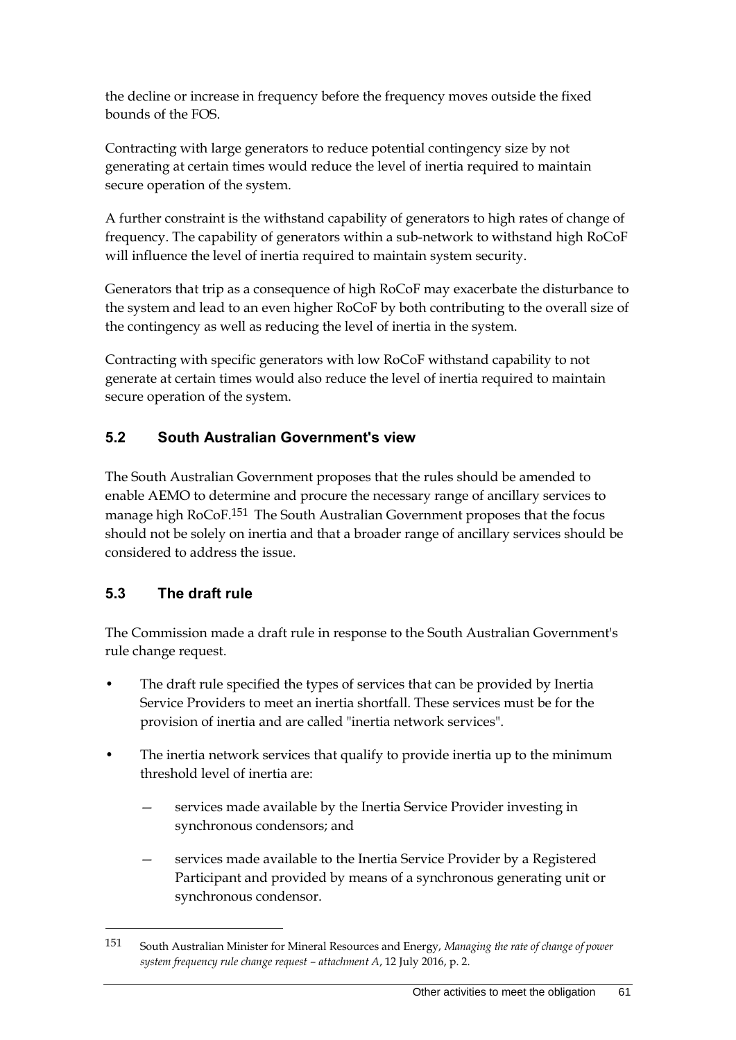the decline or increase in frequency before the frequency moves outside the fixed bounds of the FOS.

Contracting with large generators to reduce potential contingency size by not generating at certain times would reduce the level of inertia required to maintain secure operation of the system.

A further constraint is the withstand capability of generators to high rates of change of frequency. The capability of generators within a sub-network to withstand high RoCoF will influence the level of inertia required to maintain system security.

Generators that trip as a consequence of high RoCoF may exacerbate the disturbance to the system and lead to an even higher RoCoF by both contributing to the overall size of the contingency as well as reducing the level of inertia in the system.

Contracting with specific generators with low RoCoF withstand capability to not generate at certain times would also reduce the level of inertia required to maintain secure operation of the system.

## 5.2 South Australian Government's view

The South Australian Government proposes that the rules should be amended to enable AEMO to determine and procure the necessary range of ancillary services to manage high RoCoF.[151] The South Australian Government proposes that the focus should not be solely on inertia and that a broader range of ancillary services should be considered to address the issue.

## 5.3 The draft rule

The Commission made a draft rule in response to the South Australian Government's rule change request.

- The draft rule specified the types of services that can be provided by Inertia Service Providers to meet an inertia shortfall. These services must be for the provision of inertia and are called "inertia network services".
- The inertia network services that qualify to provide inertia up to the minimum threshold level of inertia are:
  - services made available by the Inertia Service Provider investing in synchronous condensors; and
  - services made available to the Inertia Service Provider by a Registered Participant and provided by means of a synchronous generating unit or synchronous condensor.

---

151 South Australian Minister for Mineral Resources and Energy, *Managing the rate of change of power system frequency rule change request – attachment A*, 12 July 2016, p. 2.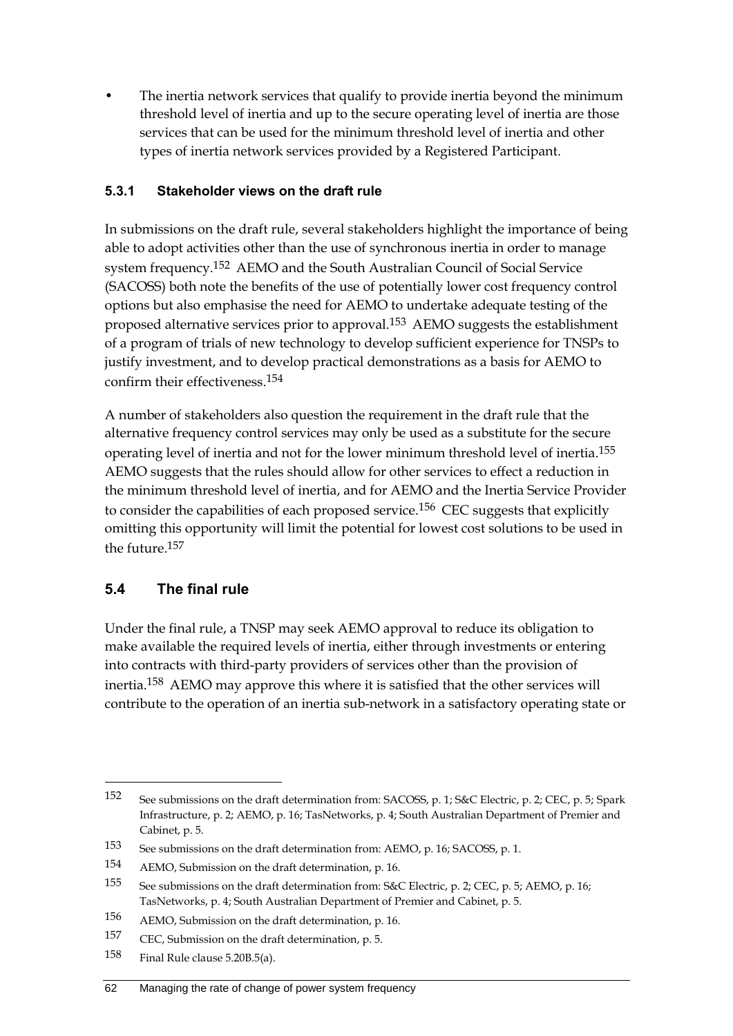- The inertia network services that qualify to provide inertia beyond the minimum threshold level of inertia and up to the secure operating level of inertia are those services that can be used for the minimum threshold level of inertia and other types of inertia network services provided by a Registered Participant.

### 5.3.1 Stakeholder views on the draft rule

In submissions on the draft rule, several stakeholders highlight the importance of being able to adopt activities other than the use of synchronous inertia in order to manage system frequency.[152] AEMO and the South Australian Council of Social Service (SACOSS) both note the benefits of the use of potentially lower cost frequency control options but also emphasise the need for AEMO to undertake adequate testing of the proposed alternative services prior to approval.[153] AEMO suggests the establishment of a program of trials of new technology to develop sufficient experience for TNSPs to justify investment, and to develop practical demonstrations as a basis for AEMO to confirm their effectiveness.[154]

A number of stakeholders also question the requirement in the draft rule that the alternative frequency control services may only be used as a substitute for the secure operating level of inertia and not for the lower minimum threshold level of inertia.[155] AEMO suggests that the rules should allow for other services to effect a reduction in the minimum threshold level of inertia, and for AEMO and the Inertia Service Provider to consider the capabilities of each proposed service.[156] CEC suggests that explicitly omitting this opportunity will limit the potential for lowest cost solutions to be used in the future.[157]

## 5.4 The final rule

Under the final rule, a TNSP may seek AEMO approval to reduce its obligation to make available the required levels of inertia, either through investments or entering into contracts with third-party providers of services other than the provision of inertia.[158] AEMO may approve this where it is satisfied that the other services will contribute to the operation of an inertia sub-network in a satisfactory operating state or

---

152 See submissions on the draft determination from: SACOSS, p. 1; S&C Electric, p. 2; CEC, p. 5; Spark Infrastructure, p. 2; AEMO, p. 16; TasNetworks, p. 4; South Australian Department of Premier and Cabinet, p. 5.

153 See submissions on the draft determination from: AEMO, p. 16; SACOSS, p. 1.

154 AEMO, Submission on the draft determination, p. 16.

155 See submissions on the draft determination from: S&C Electric, p. 2; CEC, p. 5; AEMO, p. 16; TasNetworks, p. 4; South Australian Department of Premier and Cabinet, p. 5.

156 AEMO, Submission on the draft determination, p. 16.

157 CEC, Submission on the draft determination, p. 5.

158 Final Rule clause 5.20B.5(a).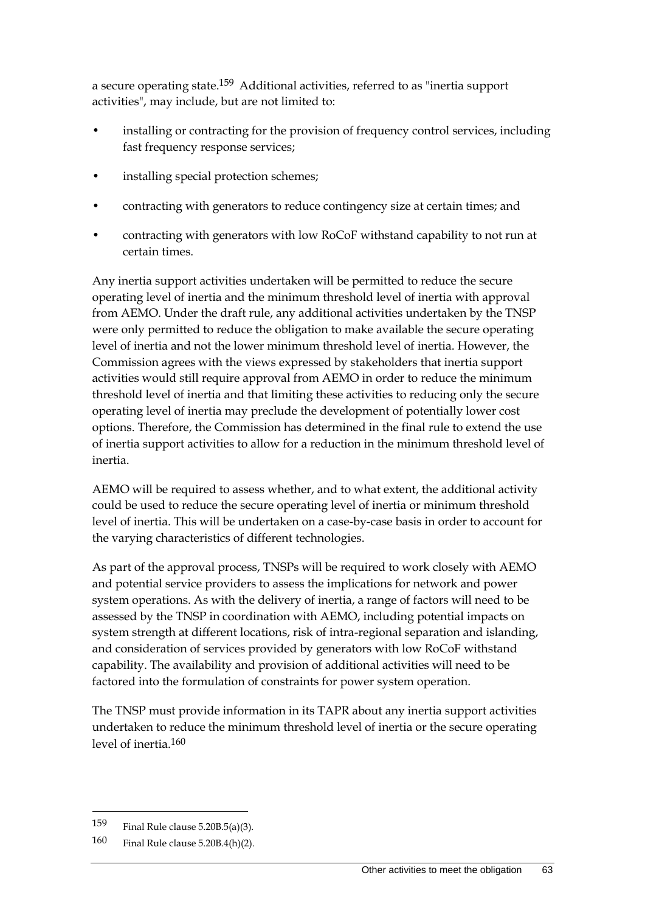a secure operating state.[159] Additional activities, referred to as "inertia support activities", may include, but are not limited to:

- installing or contracting for the provision of frequency control services, including fast frequency response services;
- installing special protection schemes;
- contracting with generators to reduce contingency size at certain times; and
- contracting with generators with low RoCoF withstand capability to not run at certain times.

Any inertia support activities undertaken will be permitted to reduce the secure operating level of inertia and the minimum threshold level of inertia with approval from AEMO. Under the draft rule, any additional activities undertaken by the TNSP were only permitted to reduce the obligation to make available the secure operating level of inertia and not the lower minimum threshold level of inertia. However, the Commission agrees with the views expressed by stakeholders that inertia support activities would still require approval from AEMO in order to reduce the minimum threshold level of inertia and that limiting these activities to reducing only the secure operating level of inertia may preclude the development of potentially lower cost options. Therefore, the Commission has determined in the final rule to extend the use of inertia support activities to allow for a reduction in the minimum threshold level of inertia.

AEMO will be required to assess whether, and to what extent, the additional activity could be used to reduce the secure operating level of inertia or minimum threshold level of inertia. This will be undertaken on a case-by-case basis in order to account for the varying characteristics of different technologies.

As part of the approval process, TNSPs will be required to work closely with AEMO and potential service providers to assess the implications for network and power system operations. As with the delivery of inertia, a range of factors will need to be assessed by the TNSP in coordination with AEMO, including potential impacts on system strength at different locations, risk of intra-regional separation and islanding, and consideration of services provided by generators with low RoCoF withstand capability. The availability and provision of additional activities will need to be factored into the formulation of constraints for power system operation.

The TNSP must provide information in its TAPR about any inertia support activities undertaken to reduce the minimum threshold level of inertia or the secure operating level of inertia.[160]

---

159 Final Rule clause 5.20B.5(a)(3).

160 Final Rule clause 5.20B.4(h)(2).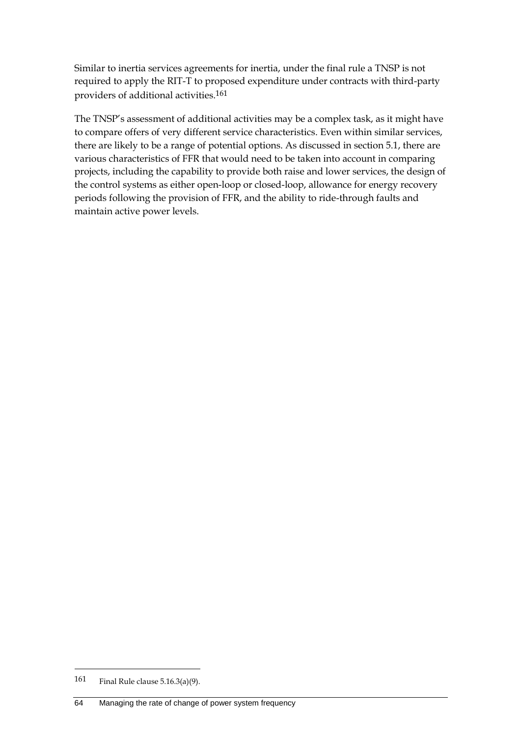Similar to inertia services agreements for inertia, under the final rule a TNSP is not required to apply the RIT-T to proposed expenditure under contracts with third-party providers of additional activities.[161]

The TNSP's assessment of additional activities may be a complex task, as it might have to compare offers of very different service characteristics. Even within similar services, there are likely to be a range of potential options. As discussed in section 5.1, there are various characteristics of FFR that would need to be taken into account in comparing projects, including the capability to provide both raise and lower services, the design of the control systems as either open-loop or closed-loop, allowance for energy recovery periods following the provision of FFR, and the ability to ride-through faults and maintain active power levels.

---

161 Final Rule clause 5.16.3(a)(9).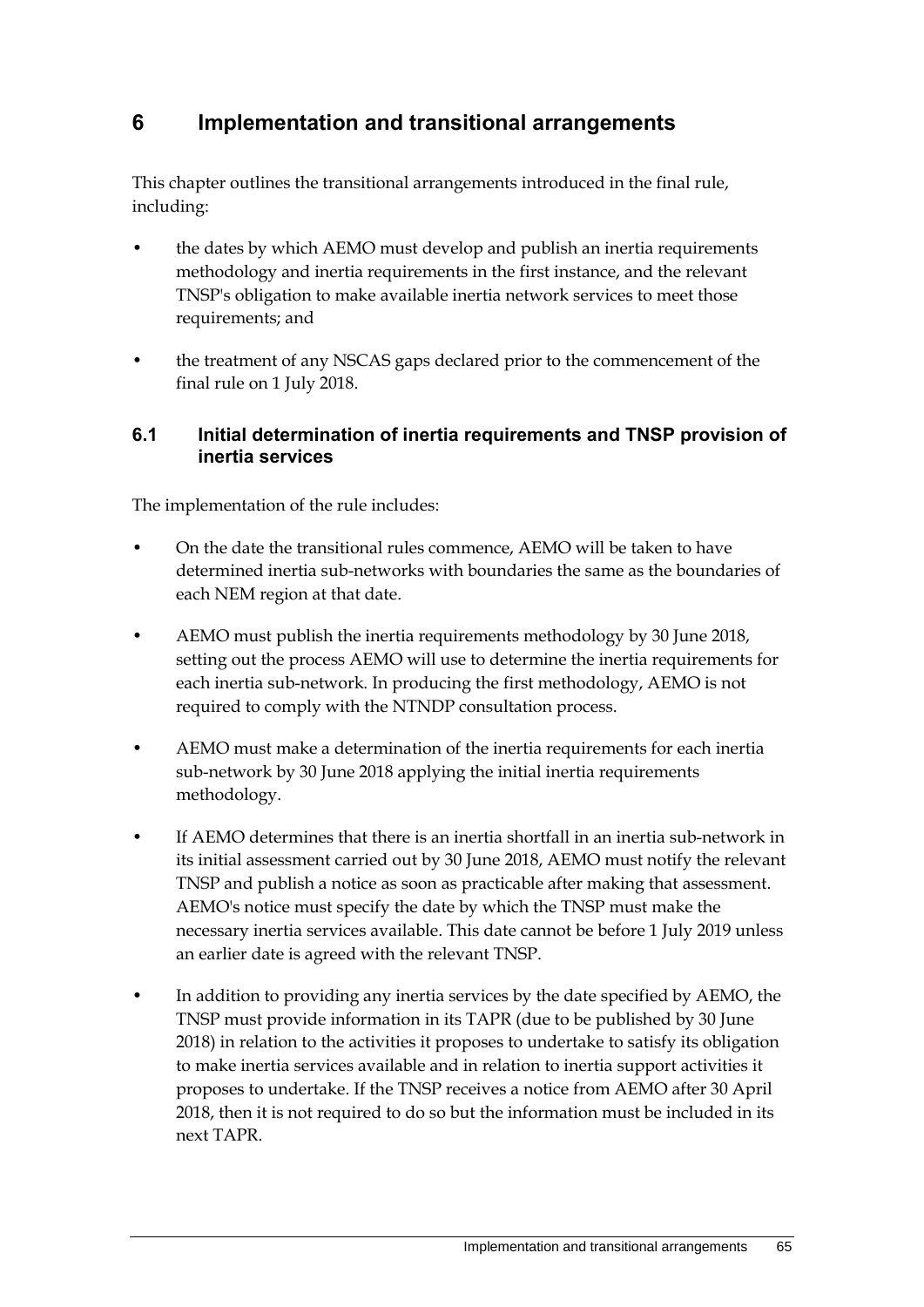# 6 Implementation and transitional arrangements

This chapter outlines the transitional arrangements introduced in the final rule, including:

- the dates by which AEMO must develop and publish an inertia requirements methodology and inertia requirements in the first instance, and the relevant TNSP's obligation to make available inertia network services to meet those requirements; and
- the treatment of any NSCAS gaps declared prior to the commencement of the final rule on 1 July 2018.

## 6.1 Initial determination of inertia requirements and TNSP provision of inertia services

The implementation of the rule includes:

- On the date the transitional rules commence, AEMO will be taken to have determined inertia sub-networks with boundaries the same as the boundaries of each NEM region at that date.
- AEMO must publish the inertia requirements methodology by 30 June 2018, setting out the process AEMO will use to determine the inertia requirements for each inertia sub-network. In producing the first methodology, AEMO is not required to comply with the NTNDP consultation process.
- AEMO must make a determination of the inertia requirements for each inertia sub-network by 30 June 2018 applying the initial inertia requirements methodology.
- If AEMO determines that there is an inertia shortfall in an inertia sub-network in its initial assessment carried out by 30 June 2018, AEMO must notify the relevant TNSP and publish a notice as soon as practicable after making that assessment. AEMO's notice must specify the date by which the TNSP must make the necessary inertia services available. This date cannot be before 1 July 2019 unless an earlier date is agreed with the relevant TNSP.
- In addition to providing any inertia services by the date specified by AEMO, the TNSP must provide information in its TAPR (due to be published by 30 June 2018) in relation to the activities it proposes to undertake to satisfy its obligation to make inertia services available and in relation to inertia support activities it proposes to undertake. If the TNSP receives a notice from AEMO after 30 April 2018, then it is not required to do so but the information must be included in its next TAPR.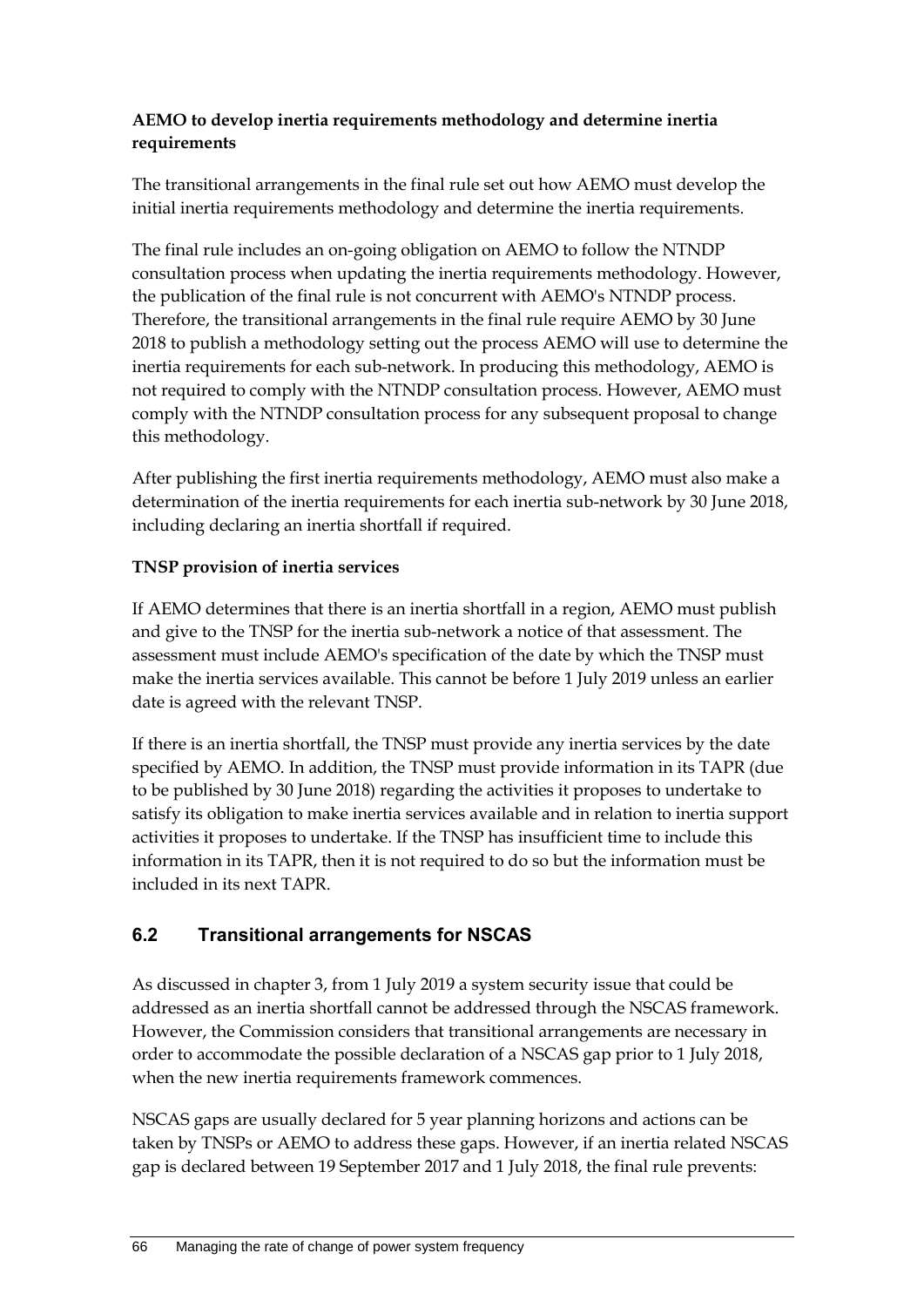**AEMO to develop inertia requirements methodology and determine inertia requirements**

The transitional arrangements in the final rule set out how AEMO must develop the initial inertia requirements methodology and determine the inertia requirements.

The final rule includes an on-going obligation on AEMO to follow the NTNDP consultation process when updating the inertia requirements methodology. However, the publication of the final rule is not concurrent with AEMO's NTNDP process. Therefore, the transitional arrangements in the final rule require AEMO by 30 June 2018 to publish a methodology setting out the process AEMO will use to determine the inertia requirements for each sub-network. In producing this methodology, AEMO is not required to comply with the NTNDP consultation process. However, AEMO must comply with the NTNDP consultation process for any subsequent proposal to change this methodology.

After publishing the first inertia requirements methodology, AEMO must also make a determination of the inertia requirements for each inertia sub-network by 30 June 2018, including declaring an inertia shortfall if required.

**TNSP provision of inertia services**

If AEMO determines that there is an inertia shortfall in a region, AEMO must publish and give to the TNSP for the inertia sub-network a notice of that assessment. The assessment must include AEMO's specification of the date by which the TNSP must make the inertia services available. This cannot be before 1 July 2019 unless an earlier date is agreed with the relevant TNSP.

If there is an inertia shortfall, the TNSP must provide any inertia services by the date specified by AEMO. In addition, the TNSP must provide information in its TAPR (due to be published by 30 June 2018) regarding the activities it proposes to undertake to satisfy its obligation to make inertia services available and in relation to inertia support activities it proposes to undertake. If the TNSP has insufficient time to include this information in its TAPR, then it is not required to do so but the information must be included in its next TAPR.

## 6.2 Transitional arrangements for NSCAS

As discussed in chapter 3, from 1 July 2019 a system security issue that could be addressed as an inertia shortfall cannot be addressed through the NSCAS framework. However, the Commission considers that transitional arrangements are necessary in order to accommodate the possible declaration of a NSCAS gap prior to 1 July 2018, when the new inertia requirements framework commences.

NSCAS gaps are usually declared for 5 year planning horizons and actions can be taken by TNSPs or AEMO to address these gaps. However, if an inertia related NSCAS gap is declared between 19 September 2017 and 1 July 2018, the final rule prevents: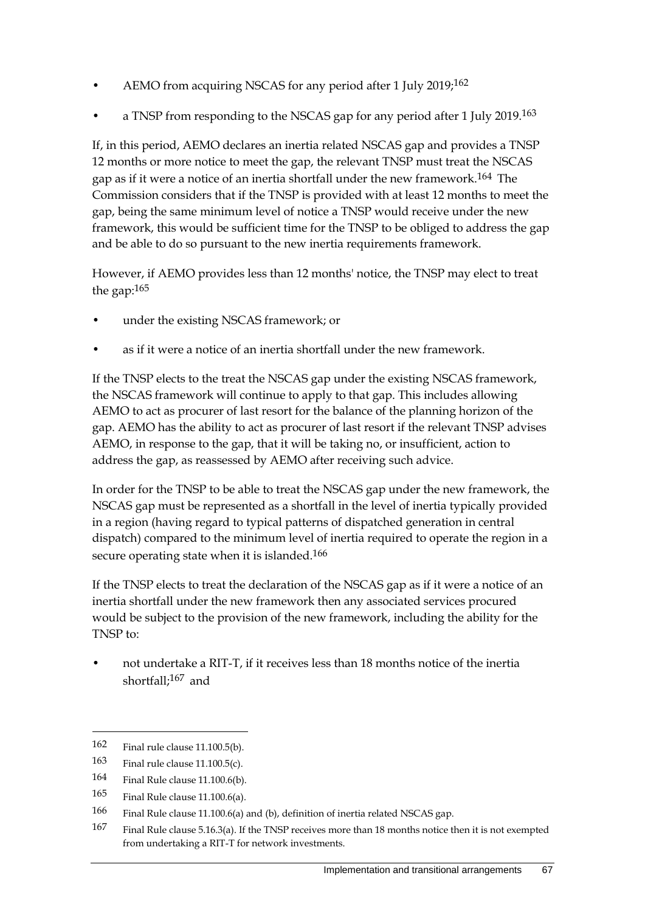- AEMO from acquiring NSCAS for any period after 1 July 2019;[162]
- a TNSP from responding to the NSCAS gap for any period after 1 July 2019.[163]

If, in this period, AEMO declares an inertia related NSCAS gap and provides a TNSP 12 months or more notice to meet the gap, the relevant TNSP must treat the NSCAS gap as if it were a notice of an inertia shortfall under the new framework.[164] The Commission considers that if the TNSP is provided with at least 12 months to meet the gap, being the same minimum level of notice a TNSP would receive under the new framework, this would be sufficient time for the TNSP to be obliged to address the gap and be able to do so pursuant to the new inertia requirements framework.

However, if AEMO provides less than 12 months' notice, the TNSP may elect to treat the gap:[165]

- under the existing NSCAS framework; or
- as if it were a notice of an inertia shortfall under the new framework.

If the TNSP elects to the treat the NSCAS gap under the existing NSCAS framework, the NSCAS framework will continue to apply to that gap. This includes allowing AEMO to act as procurer of last resort for the balance of the planning horizon of the gap. AEMO has the ability to act as procurer of last resort if the relevant TNSP advises AEMO, in response to the gap, that it will be taking no, or insufficient, action to address the gap, as reassessed by AEMO after receiving such advice.

In order for the TNSP to be able to treat the NSCAS gap under the new framework, the NSCAS gap must be represented as a shortfall in the level of inertia typically provided in a region (having regard to typical patterns of dispatched generation in central dispatch) compared to the minimum level of inertia required to operate the region in a secure operating state when it is islanded.[166]

If the TNSP elects to treat the declaration of the NSCAS gap as if it were a notice of an inertia shortfall under the new framework then any associated services procured would be subject to the provision of the new framework, including the ability for the TNSP to:

- not undertake a RIT-T, if it receives less than 18 months notice of the inertia shortfall;[167] and

---

162 Final rule clause 11.100.5(b).

163 Final rule clause 11.100.5(c).

164 Final Rule clause 11.100.6(b).

165 Final Rule clause 11.100.6(a).

166 Final Rule clause 11.100.6(a) and (b), definition of inertia related NSCAS gap.

167 Final Rule clause 5.16.3(a). If the TNSP receives more than 18 months notice then it is not exempted from undertaking a RIT-T for network investments.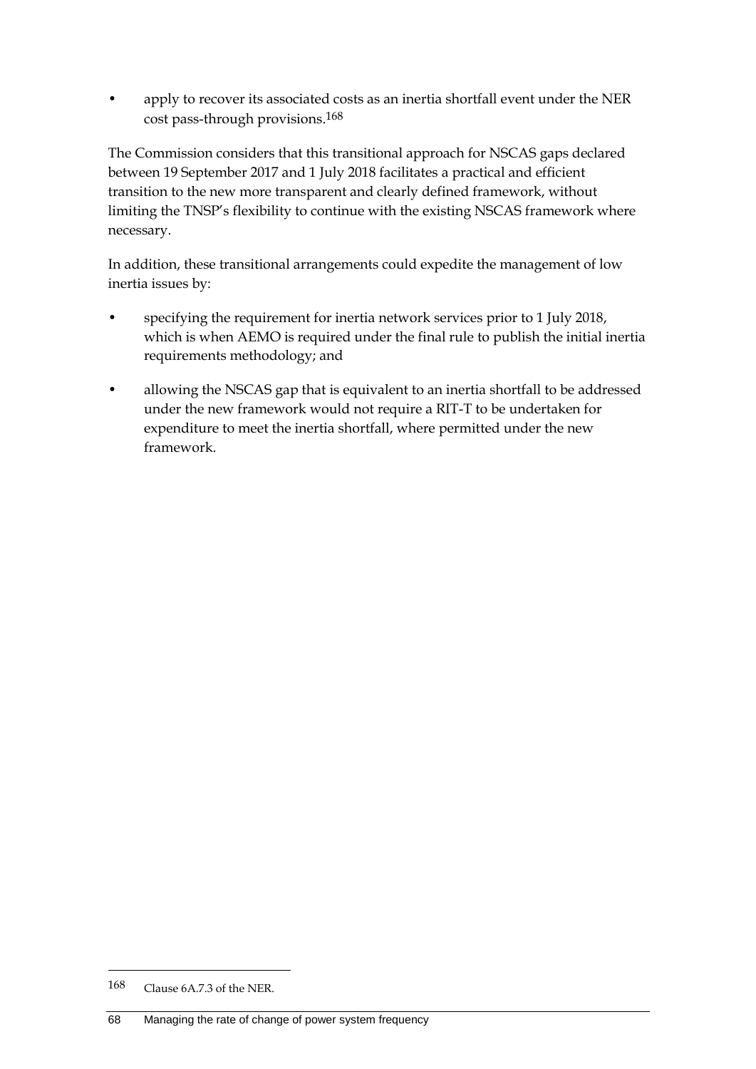- apply to recover its associated costs as an inertia shortfall event under the NER cost pass-through provisions.[168]

The Commission considers that this transitional approach for NSCAS gaps declared between 19 September 2017 and 1 July 2018 facilitates a practical and efficient transition to the new more transparent and clearly defined framework, without limiting the TNSP's flexibility to continue with the existing NSCAS framework where necessary.

In addition, these transitional arrangements could expedite the management of low inertia issues by:

- specifying the requirement for inertia network services prior to 1 July 2018, which is when AEMO is required under the final rule to publish the initial inertia requirements methodology; and
- allowing the NSCAS gap that is equivalent to an inertia shortfall to be addressed under the new framework would not require a RIT-T to be undertaken for expenditure to meet the inertia shortfall, where permitted under the new framework.

---

168 Clause 6A.7.3 of the NER.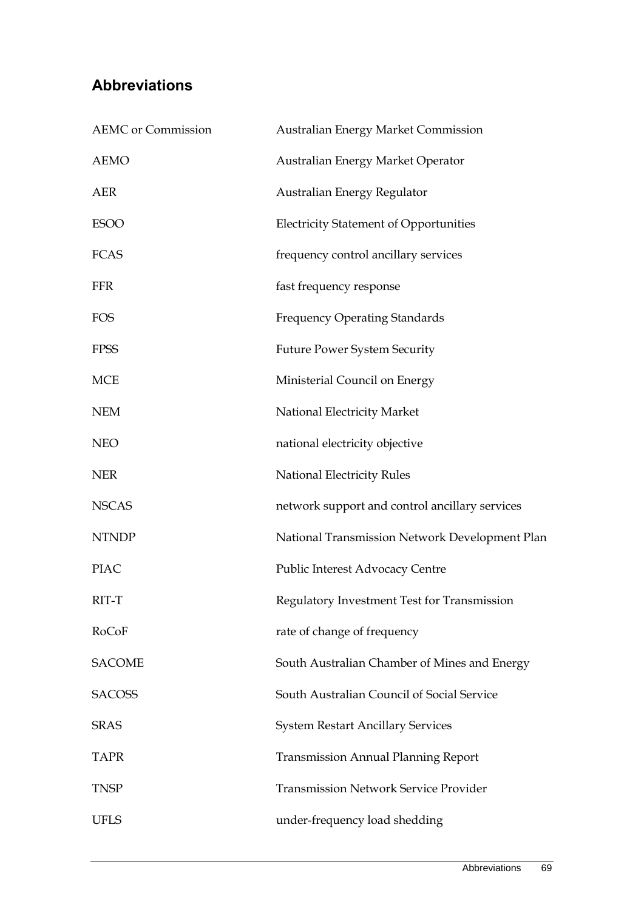## Abbreviations

| | |
|---|---|
| AEMC or Commission | Australian Energy Market Commission |
| AEMO | Australian Energy Market Operator |
| AER | Australian Energy Regulator |
| ESOO | Electricity Statement of Opportunities |
| FCAS | frequency control ancillary services |
| FFR | fast frequency response |
| FOS | Frequency Operating Standards |
| FPSS | Future Power System Security |
| MCE | Ministerial Council on Energy |
| NEM | National Electricity Market |
| NEO | national electricity objective |
| NER | National Electricity Rules |
| NSCAS | network support and control ancillary services |
| NTNDP | National Transmission Network Development Plan |
| PIAC | Public Interest Advocacy Centre |
| RIT-T | Regulatory Investment Test for Transmission |
| RoCoF | rate of change of frequency |
| SACOME | South Australian Chamber of Mines and Energy |
| SACOSS | South Australian Council of Social Service |
| SRAS | System Restart Ancillary Services |
| TAPR | Transmission Annual Planning Report |
| TNSP | Transmission Network Service Provider |
| UFLS | under-frequency load shedding |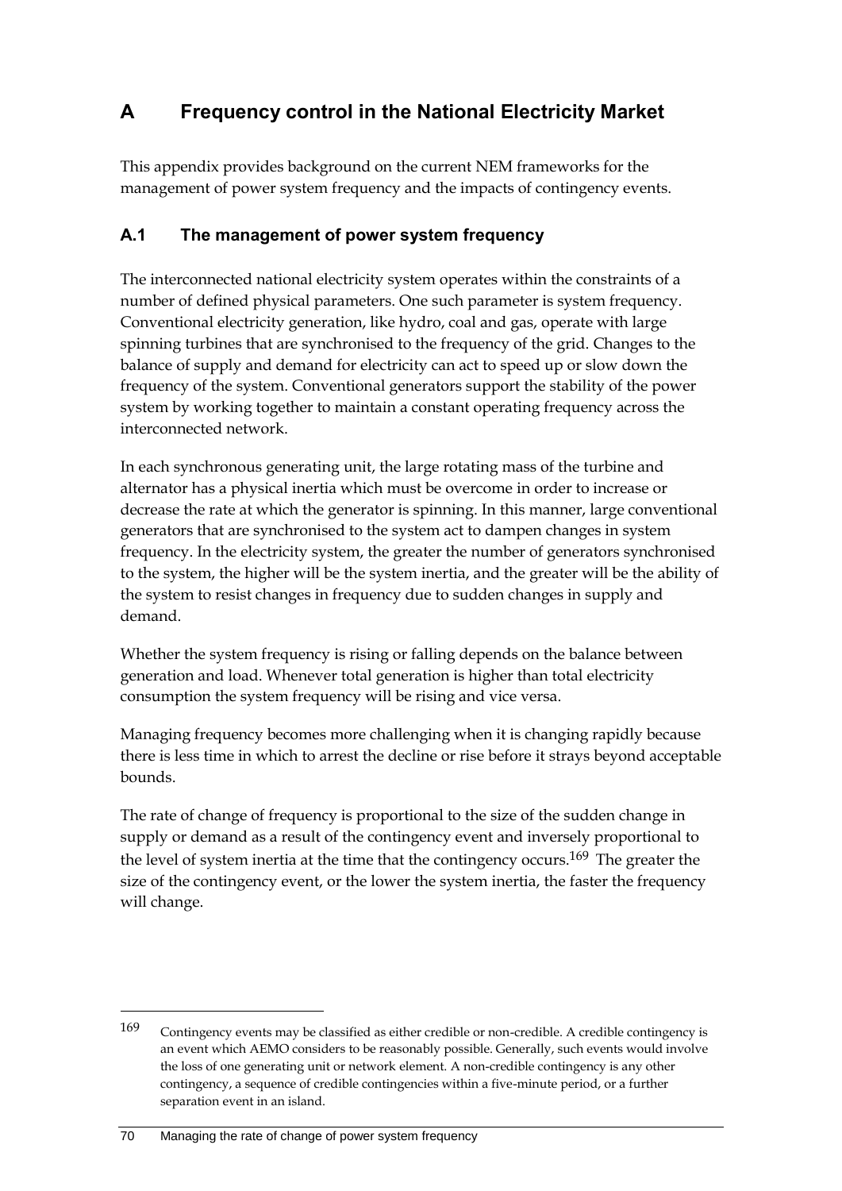# A Frequency control in the National Electricity Market

This appendix provides background on the current NEM frameworks for the management of power system frequency and the impacts of contingency events.

## A.1 The management of power system frequency

The interconnected national electricity system operates within the constraints of a number of defined physical parameters. One such parameter is system frequency. Conventional electricity generation, like hydro, coal and gas, operate with large spinning turbines that are synchronised to the frequency of the grid. Changes to the balance of supply and demand for electricity can act to speed up or slow down the frequency of the system. Conventional generators support the stability of the power system by working together to maintain a constant operating frequency across the interconnected network.

In each synchronous generating unit, the large rotating mass of the turbine and alternator has a physical inertia which must be overcome in order to increase or decrease the rate at which the generator is spinning. In this manner, large conventional generators that are synchronised to the system act to dampen changes in system frequency. In the electricity system, the greater the number of generators synchronised to the system, the higher will be the system inertia, and the greater will be the ability of the system to resist changes in frequency due to sudden changes in supply and demand.

Whether the system frequency is rising or falling depends on the balance between generation and load. Whenever total generation is higher than total electricity consumption the system frequency will be rising and vice versa.

Managing frequency becomes more challenging when it is changing rapidly because there is less time in which to arrest the decline or rise before it strays beyond acceptable bounds.

The rate of change of frequency is proportional to the size of the sudden change in supply or demand as a result of the contingency event and inversely proportional to the level of system inertia at the time that the contingency occurs.[169] The greater the size of the contingency event, or the lower the system inertia, the faster the frequency will change.

---

169 Contingency events may be classified as either credible or non-credible. A credible contingency is an event which AEMO considers to be reasonably possible. Generally, such events would involve the loss of one generating unit or network element. A non-credible contingency is any other contingency, a sequence of credible contingencies within a five-minute period, or a further separation event in an island.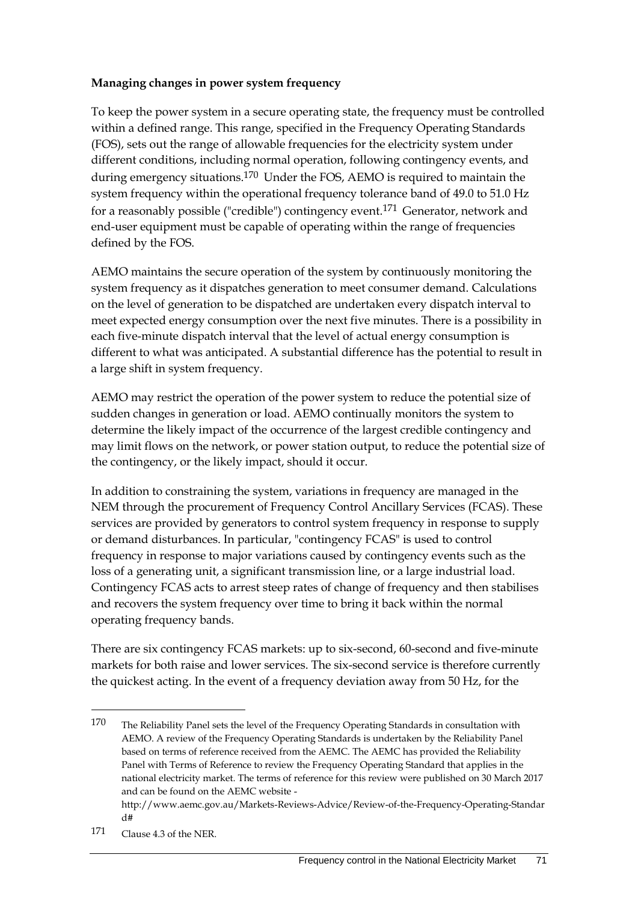**Managing changes in power system frequency**

To keep the power system in a secure operating state, the frequency must be controlled within a defined range. This range, specified in the Frequency Operating Standards (FOS), sets out the range of allowable frequencies for the electricity system under different conditions, including normal operation, following contingency events, and during emergency situations.[170] Under the FOS, AEMO is required to maintain the system frequency within the operational frequency tolerance band of 49.0 to 51.0 Hz for a reasonably possible ("credible") contingency event.[171] Generator, network and end-user equipment must be capable of operating within the range of frequencies defined by the FOS.

AEMO maintains the secure operation of the system by continuously monitoring the system frequency as it dispatches generation to meet consumer demand. Calculations on the level of generation to be dispatched are undertaken every dispatch interval to meet expected energy consumption over the next five minutes. There is a possibility in each five-minute dispatch interval that the level of actual energy consumption is different to what was anticipated. A substantial difference has the potential to result in a large shift in system frequency.

AEMO may restrict the operation of the power system to reduce the potential size of sudden changes in generation or load. AEMO continually monitors the system to determine the likely impact of the occurrence of the largest credible contingency and may limit flows on the network, or power station output, to reduce the potential size of the contingency, or the likely impact, should it occur.

In addition to constraining the system, variations in frequency are managed in the NEM through the procurement of Frequency Control Ancillary Services (FCAS). These services are provided by generators to control system frequency in response to supply or demand disturbances. In particular, "contingency FCAS" is used to control frequency in response to major variations caused by contingency events such as the loss of a generating unit, a significant transmission line, or a large industrial load. Contingency FCAS acts to arrest steep rates of change of frequency and then stabilises and recovers the system frequency over time to bring it back within the normal operating frequency bands.

There are six contingency FCAS markets: up to six-second, 60-second and five-minute markets for both raise and lower services. The six-second service is therefore currently the quickest acting. In the event of a frequency deviation away from 50 Hz, for the

---

170 The Reliability Panel sets the level of the Frequency Operating Standards in consultation with AEMO. A review of the Frequency Operating Standards is undertaken by the Reliability Panel based on terms of reference received from the AEMC. The AEMC has provided the Reliability Panel with Terms of Reference to review the Frequency Operating Standard that applies in the national electricity market. The terms of reference for this review were published on 30 March 2017 and can be found on the AEMC website - http://www.aemc.gov.au/Markets-Reviews-Advice/Review-of-the-Frequency-Operating-Standard#

171 Clause 4.3 of the NER.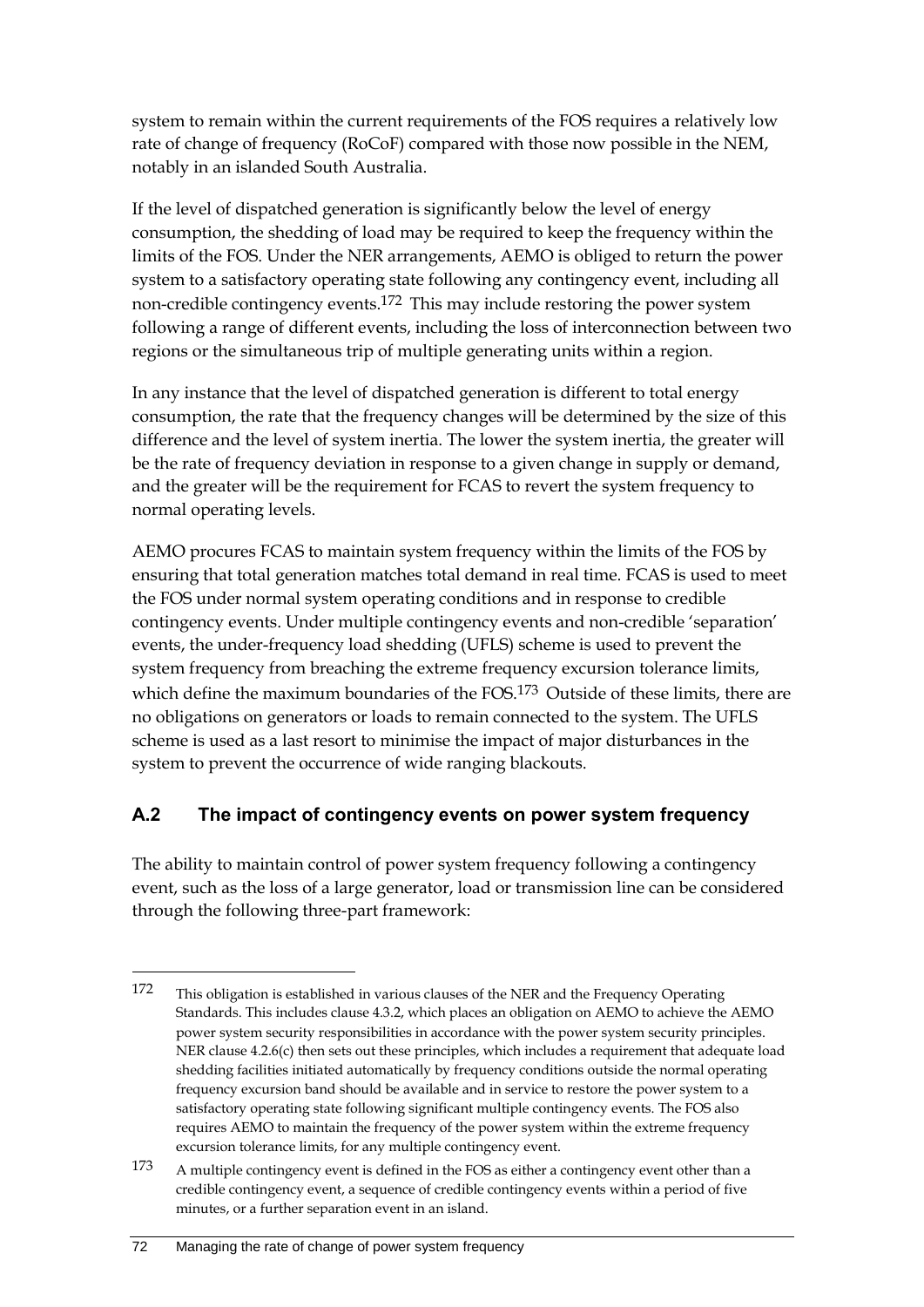system to remain within the current requirements of the FOS requires a relatively low rate of change of frequency (RoCoF) compared with those now possible in the NEM, notably in an islanded South Australia.

If the level of dispatched generation is significantly below the level of energy consumption, the shedding of load may be required to keep the frequency within the limits of the FOS. Under the NER arrangements, AEMO is obliged to return the power system to a satisfactory operating state following any contingency event, including all non-credible contingency events.[172] This may include restoring the power system following a range of different events, including the loss of interconnection between two regions or the simultaneous trip of multiple generating units within a region.

In any instance that the level of dispatched generation is different to total energy consumption, the rate that the frequency changes will be determined by the size of this difference and the level of system inertia. The lower the system inertia, the greater will be the rate of frequency deviation in response to a given change in supply or demand, and the greater will be the requirement for FCAS to revert the system frequency to normal operating levels.

AEMO procures FCAS to maintain system frequency within the limits of the FOS by ensuring that total generation matches total demand in real time. FCAS is used to meet the FOS under normal system operating conditions and in response to credible contingency events. Under multiple contingency events and non-credible 'separation' events, the under-frequency load shedding (UFLS) scheme is used to prevent the system frequency from breaching the extreme frequency excursion tolerance limits, which define the maximum boundaries of the FOS.[173] Outside of these limits, there are no obligations on generators or loads to remain connected to the system. The UFLS scheme is used as a last resort to minimise the impact of major disturbances in the system to prevent the occurrence of wide ranging blackouts.

## A.2 The impact of contingency events on power system frequency

The ability to maintain control of power system frequency following a contingency event, such as the loss of a large generator, load or transmission line can be considered through the following three-part framework:

---

172 This obligation is established in various clauses of the NER and the Frequency Operating Standards. This includes clause 4.3.2, which places an obligation on AEMO to achieve the AEMO power system security responsibilities in accordance with the power system security principles. NER clause 4.2.6(c) then sets out these principles, which includes a requirement that adequate load shedding facilities initiated automatically by frequency conditions outside the normal operating frequency excursion band should be available and in service to restore the power system to a satisfactory operating state following significant multiple contingency events. The FOS also requires AEMO to maintain the frequency of the power system within the extreme frequency excursion tolerance limits, for any multiple contingency event.

173 A multiple contingency event is defined in the FOS as either a contingency event other than a credible contingency event, a sequence of credible contingency events within a period of five minutes, or a further separation event in an island.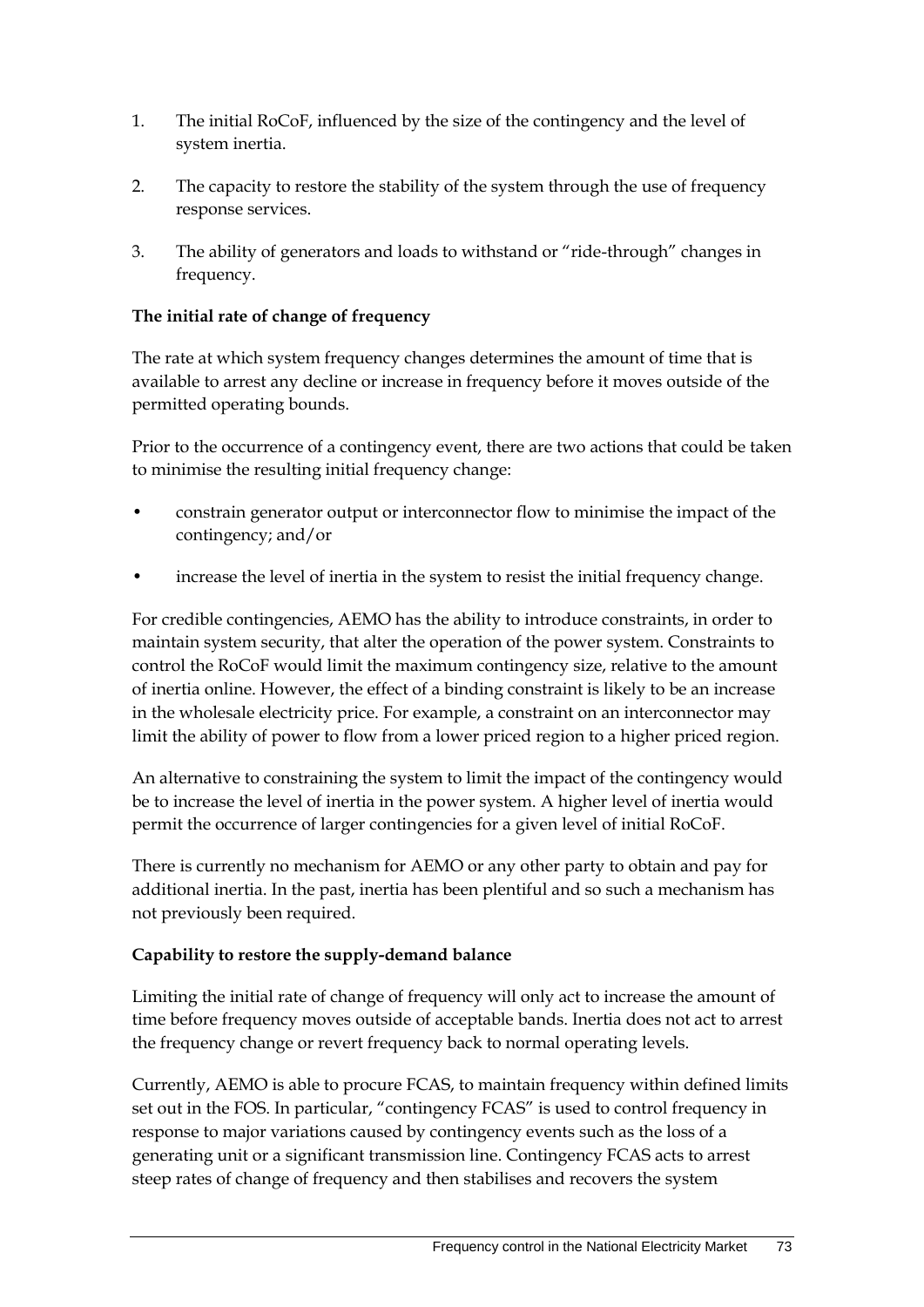1. The initial RoCoF, influenced by the size of the contingency and the level of system inertia.

2. The capacity to restore the stability of the system through the use of frequency response services.

3. The ability of generators and loads to withstand or "ride-through" changes in frequency.

**The initial rate of change of frequency**

The rate at which system frequency changes determines the amount of time that is available to arrest any decline or increase in frequency before it moves outside of the permitted operating bounds.

Prior to the occurrence of a contingency event, there are two actions that could be taken to minimise the resulting initial frequency change:

- constrain generator output or interconnector flow to minimise the impact of the contingency; and/or
- increase the level of inertia in the system to resist the initial frequency change.

For credible contingencies, AEMO has the ability to introduce constraints, in order to maintain system security, that alter the operation of the power system. Constraints to control the RoCoF would limit the maximum contingency size, relative to the amount of inertia online. However, the effect of a binding constraint is likely to be an increase in the wholesale electricity price. For example, a constraint on an interconnector may limit the ability of power to flow from a lower priced region to a higher priced region.

An alternative to constraining the system to limit the impact of the contingency would be to increase the level of inertia in the power system. A higher level of inertia would permit the occurrence of larger contingencies for a given level of initial RoCoF.

There is currently no mechanism for AEMO or any other party to obtain and pay for additional inertia. In the past, inertia has been plentiful and so such a mechanism has not previously been required.

**Capability to restore the supply-demand balance**

Limiting the initial rate of change of frequency will only act to increase the amount of time before frequency moves outside of acceptable bands. Inertia does not act to arrest the frequency change or revert frequency back to normal operating levels.

Currently, AEMO is able to procure FCAS, to maintain frequency within defined limits set out in the FOS. In particular, "contingency FCAS" is used to control frequency in response to major variations caused by contingency events such as the loss of a generating unit or a significant transmission line. Contingency FCAS acts to arrest steep rates of change of frequency and then stabilises and recovers the system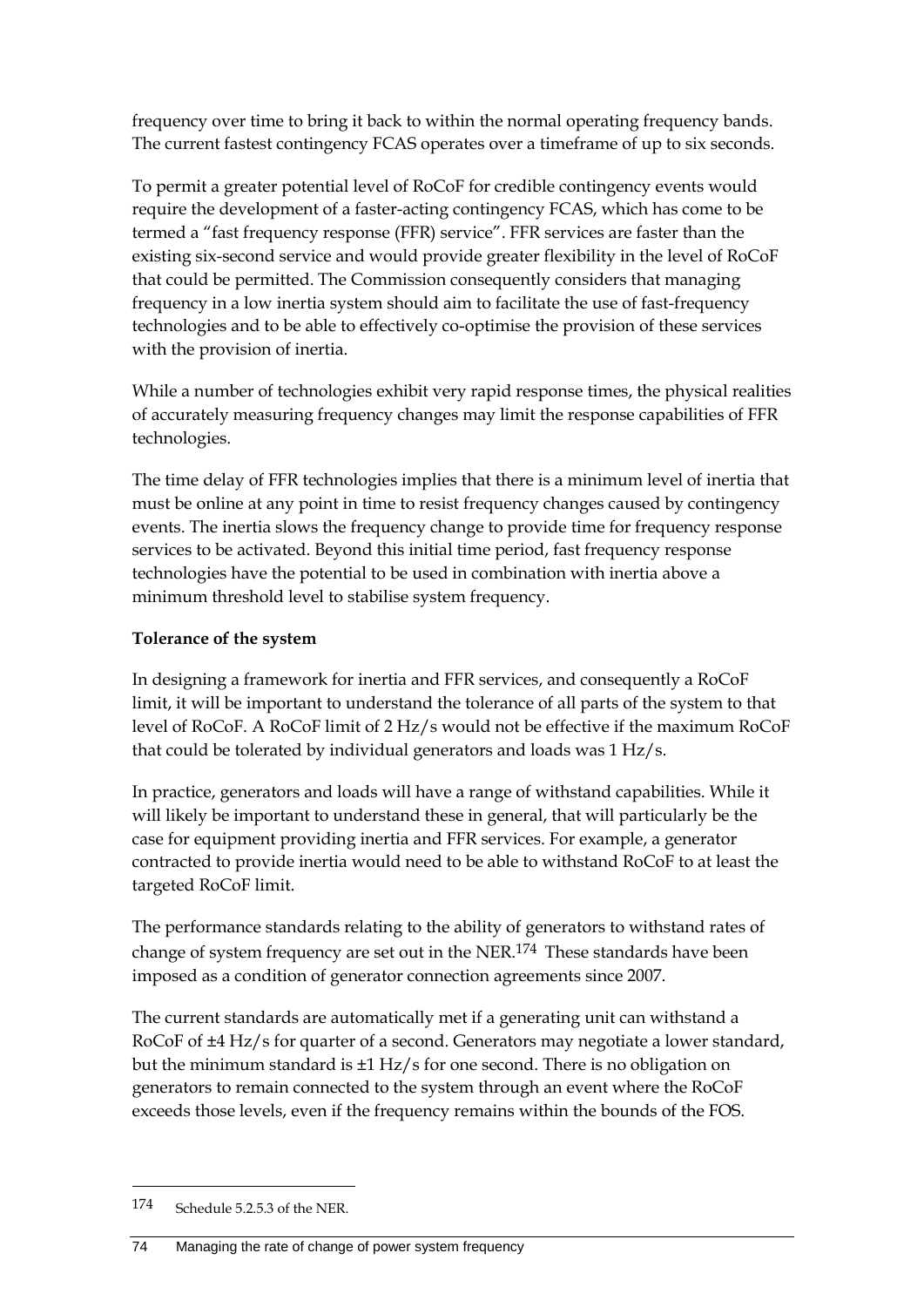frequency over time to bring it back to within the normal operating frequency bands. The current fastest contingency FCAS operates over a timeframe of up to six seconds.

To permit a greater potential level of RoCoF for credible contingency events would require the development of a faster-acting contingency FCAS, which has come to be termed a "fast frequency response (FFR) service". FFR services are faster than the existing six-second service and would provide greater flexibility in the level of RoCoF that could be permitted. The Commission consequently considers that managing frequency in a low inertia system should aim to facilitate the use of fast-frequency technologies and to be able to effectively co-optimise the provision of these services with the provision of inertia.

While a number of technologies exhibit very rapid response times, the physical realities of accurately measuring frequency changes may limit the response capabilities of FFR technologies.

The time delay of FFR technologies implies that there is a minimum level of inertia that must be online at any point in time to resist frequency changes caused by contingency events. The inertia slows the frequency change to provide time for frequency response services to be activated. Beyond this initial time period, fast frequency response technologies have the potential to be used in combination with inertia above a minimum threshold level to stabilise system frequency.

**Tolerance of the system**

In designing a framework for inertia and FFR services, and consequently a RoCoF limit, it will be important to understand the tolerance of all parts of the system to that level of RoCoF. A RoCoF limit of 2 Hz/s would not be effective if the maximum RoCoF that could be tolerated by individual generators and loads was 1 Hz/s.

In practice, generators and loads will have a range of withstand capabilities. While it will likely be important to understand these in general, that will particularly be the case for equipment providing inertia and FFR services. For example, a generator contracted to provide inertia would need to be able to withstand RoCoF to at least the targeted RoCoF limit.

The performance standards relating to the ability of generators to withstand rates of change of system frequency are set out in the NER.[174] These standards have been imposed as a condition of generator connection agreements since 2007.

The current standards are automatically met if a generating unit can withstand a RoCoF of ±4 Hz/s for quarter of a second. Generators may negotiate a lower standard, but the minimum standard is ±1 Hz/s for one second. There is no obligation on generators to remain connected to the system through an event where the RoCoF exceeds those levels, even if the frequency remains within the bounds of the FOS.

---

174 Schedule 5.2.5.3 of the NER.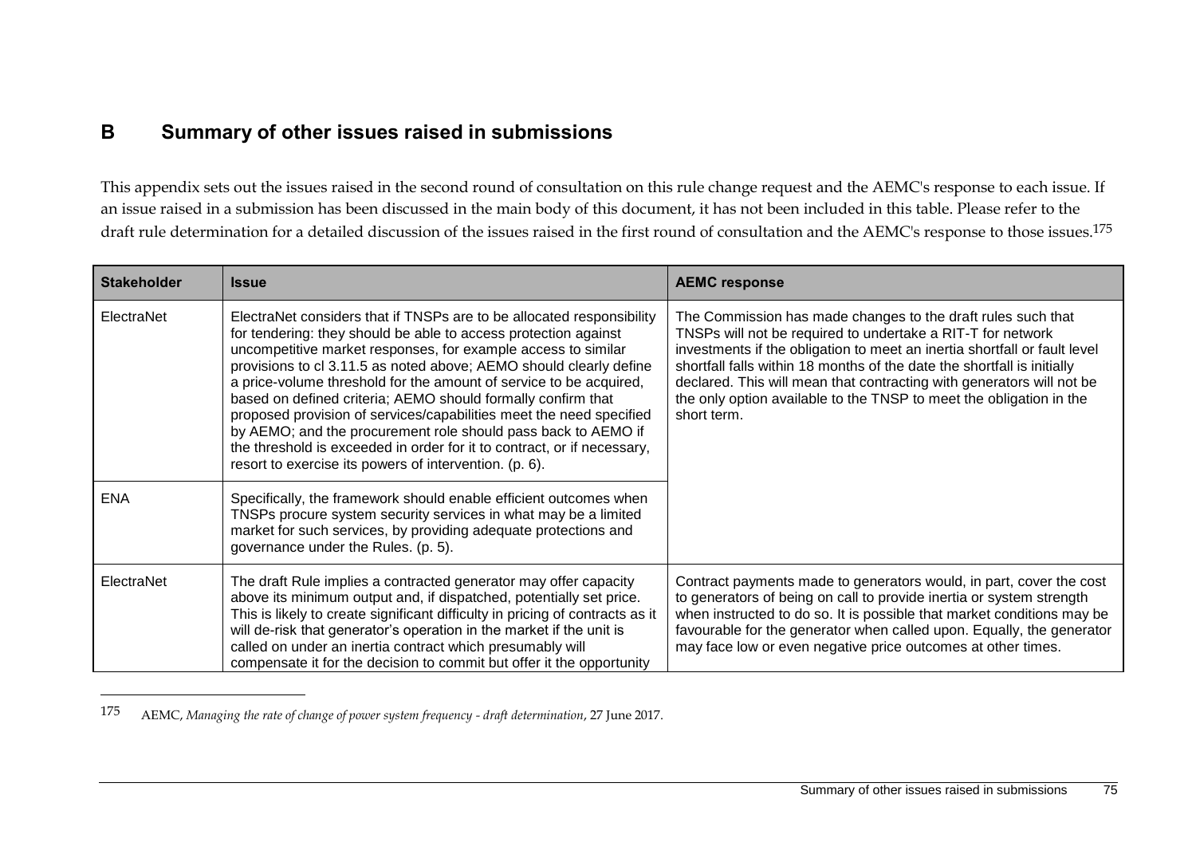# B Summary of other issues raised in submissions

This appendix sets out the issues raised in the second round of consultation on this rule change request and the AEMC's response to each issue. If an issue raised in a submission has been discussed in the main body of this document, it has not been included in this table. Please refer to the draft rule determination for a detailed discussion of the issues raised in the first round of consultation and the AEMC's response to those issues.[175]

| Stakeholder | Issue | AEMC response |
|---|---|---|
| ElectraNet | ElectraNet considers that if TNSPs are to be allocated responsibility for tendering: they should be able to access protection against uncompetitive market responses, for example access to similar provisions to cl 3.11.5 as noted above; AEMO should clearly define a price-volume threshold for the amount of service to be acquired, based on defined criteria; AEMO should formally confirm that proposed provision of services/capabilities meet the need specified by AEMO; and the procurement role should pass back to AEMO if the threshold is exceeded in order for it to contract, or if necessary, resort to exercise its powers of intervention. (p. 6). | The Commission has made changes to the draft rules such that TNSPs will not be required to undertake a RIT-T for network investments if the obligation to meet an inertia shortfall or fault level shortfall falls within 18 months of the date the shortfall is initially declared. This will mean that contracting with generators will not be the only option available to the TNSP to meet the obligation in the short term. |
| ENA | Specifically, the framework should enable efficient outcomes when TNSPs procure system security services in what may be a limited market for such services, by providing adequate protections and governance under the Rules. (p. 5). | |
| ElectraNet | The draft Rule implies a contracted generator may offer capacity above its minimum output and, if dispatched, potentially set price. This is likely to create significant difficulty in pricing of contracts as it will de-risk that generator's operation in the market if the unit is called on under an inertia contract which presumably will compensate it for the decision to commit but offer it the opportunity | Contract payments made to generators would, in part, cover the cost to generators of being on call to provide inertia or system strength when instructed to do so. It is possible that market conditions may be favourable for the generator when called upon. Equally, the generator may face low or even negative price outcomes at other times. |

[175] AEMC, *Managing the rate of change of power system frequency - draft determination*, 27 June 2017.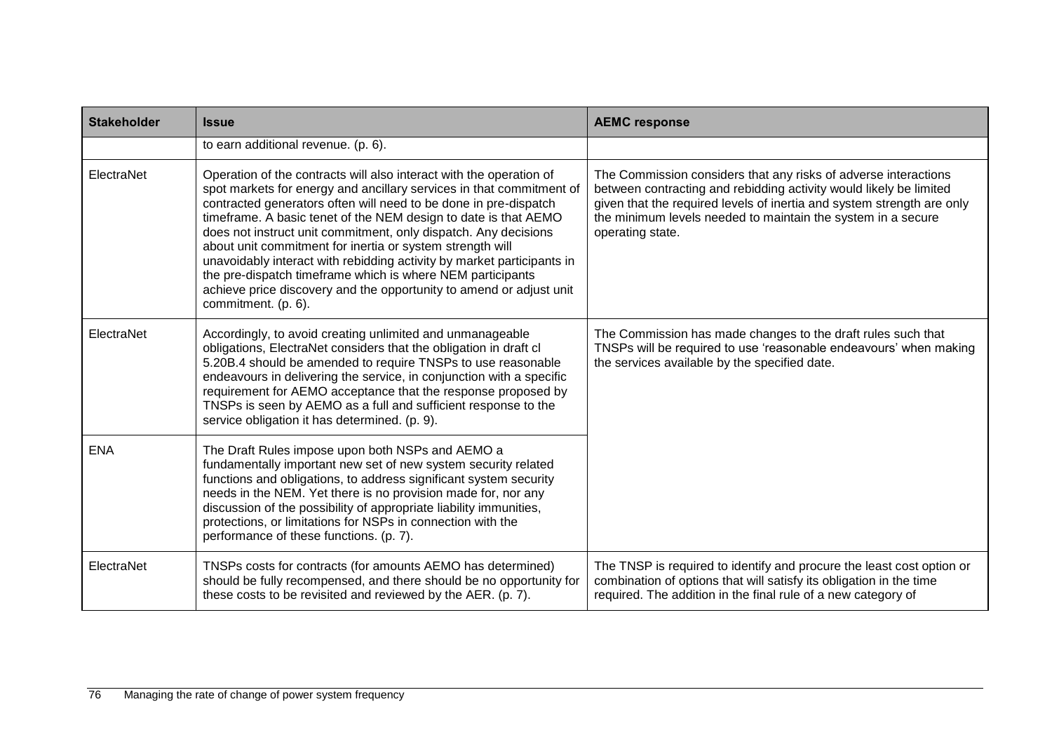| Stakeholder | Issue | AEMC response |
|---|---|---|
| | to earn additional revenue. (p. 6). | |
| ElectraNet | Operation of the contracts will also interact with the operation of spot markets for energy and ancillary services in that commitment of contracted generators often will need to be done in pre-dispatch timeframe. A basic tenet of the NEM design to date is that AEMO does not instruct unit commitment, only dispatch. Any decisions about unit commitment for inertia or system strength will unavoidably interact with rebidding activity by market participants in the pre-dispatch timeframe which is where NEM participants achieve price discovery and the opportunity to amend or adjust unit commitment. (p. 6). | The Commission considers that any risks of adverse interactions between contracting and rebidding activity would likely be limited given that the required levels of inertia and system strength are only the minimum levels needed to maintain the system in a secure operating state. |
| ElectraNet | Accordingly, to avoid creating unlimited and unmanageable obligations, ElectraNet considers that the obligation in draft cl 5.20B.4 should be amended to require TNSPs to use reasonable endeavours in delivering the service, in conjunction with a specific requirement for AEMO acceptance that the response proposed by TNSPs is seen by AEMO as a full and sufficient response to the service obligation it has determined. (p. 9). | The Commission has made changes to the draft rules such that TNSPs will be required to use 'reasonable endeavours' when making the services available by the specified date. |
| ENA | The Draft Rules impose upon both NSPs and AEMO a fundamentally important new set of new system security related functions and obligations, to address significant system security needs in the NEM. Yet there is no provision made for, nor any discussion of the possibility of appropriate liability immunities, protections, or limitations for NSPs in connection with the performance of these functions. (p. 7). | |
| ElectraNet | TNSPs costs for contracts (for amounts AEMO has determined) should be fully recompensed, and there should be no opportunity for these costs to be revisited and reviewed by the AER. (p. 7). | The TNSP is required to identify and procure the least cost option or combination of options that will satisfy its obligation in the time required. The addition in the final rule of a new category of |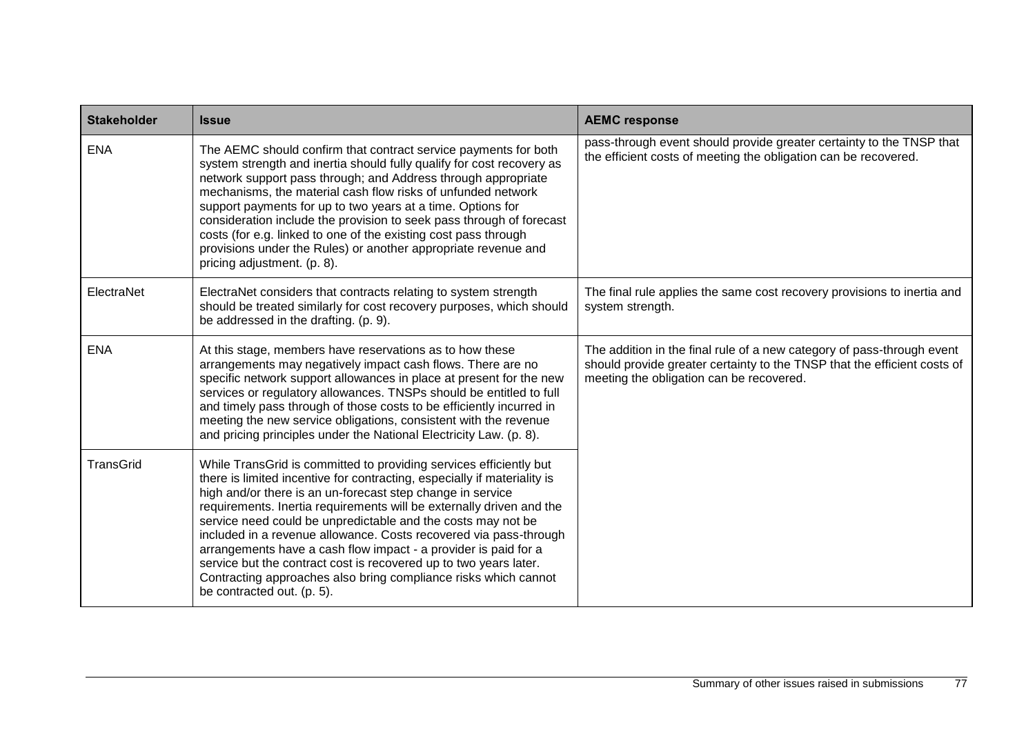| Stakeholder | Issue | AEMC response |
|---|---|---|
| ENA | The AEMC should confirm that contract service payments for both system strength and inertia should fully qualify for cost recovery as network support pass through; and Address through appropriate mechanisms, the material cash flow risks of unfunded network support payments for up to two years at a time. Options for consideration include the provision to seek pass through of forecast costs (for e.g. linked to one of the existing cost pass through provisions under the Rules) or another appropriate revenue and pricing adjustment. (p. 8). | pass-through event should provide greater certainty to the TNSP that the efficient costs of meeting the obligation can be recovered. |
| ElectraNet | ElectraNet considers that contracts relating to system strength should be treated similarly for cost recovery purposes, which should be addressed in the drafting. (p. 9). | The final rule applies the same cost recovery provisions to inertia and system strength. |
| ENA | At this stage, members have reservations as to how these arrangements may negatively impact cash flows. There are no specific network support allowances in place at present for the new services or regulatory allowances. TNSPs should be entitled to full and timely pass through of those costs to be efficiently incurred in meeting the new service obligations, consistent with the revenue and pricing principles under the National Electricity Law. (p. 8). | The addition in the final rule of a new category of pass-through event should provide greater certainty to the TNSP that the efficient costs of meeting the obligation can be recovered. |
| TransGrid | While TransGrid is committed to providing services efficiently but there is limited incentive for contracting, especially if materiality is high and/or there is an un-forecast step change in service requirements. Inertia requirements will be externally driven and the service need could be unpredictable and the costs may not be included in a revenue allowance. Costs recovered via pass-through arrangements have a cash flow impact - a provider is paid for a service but the contract cost is recovered up to two years later. Contracting approaches also bring compliance risks which cannot be contracted out. (p. 5). | |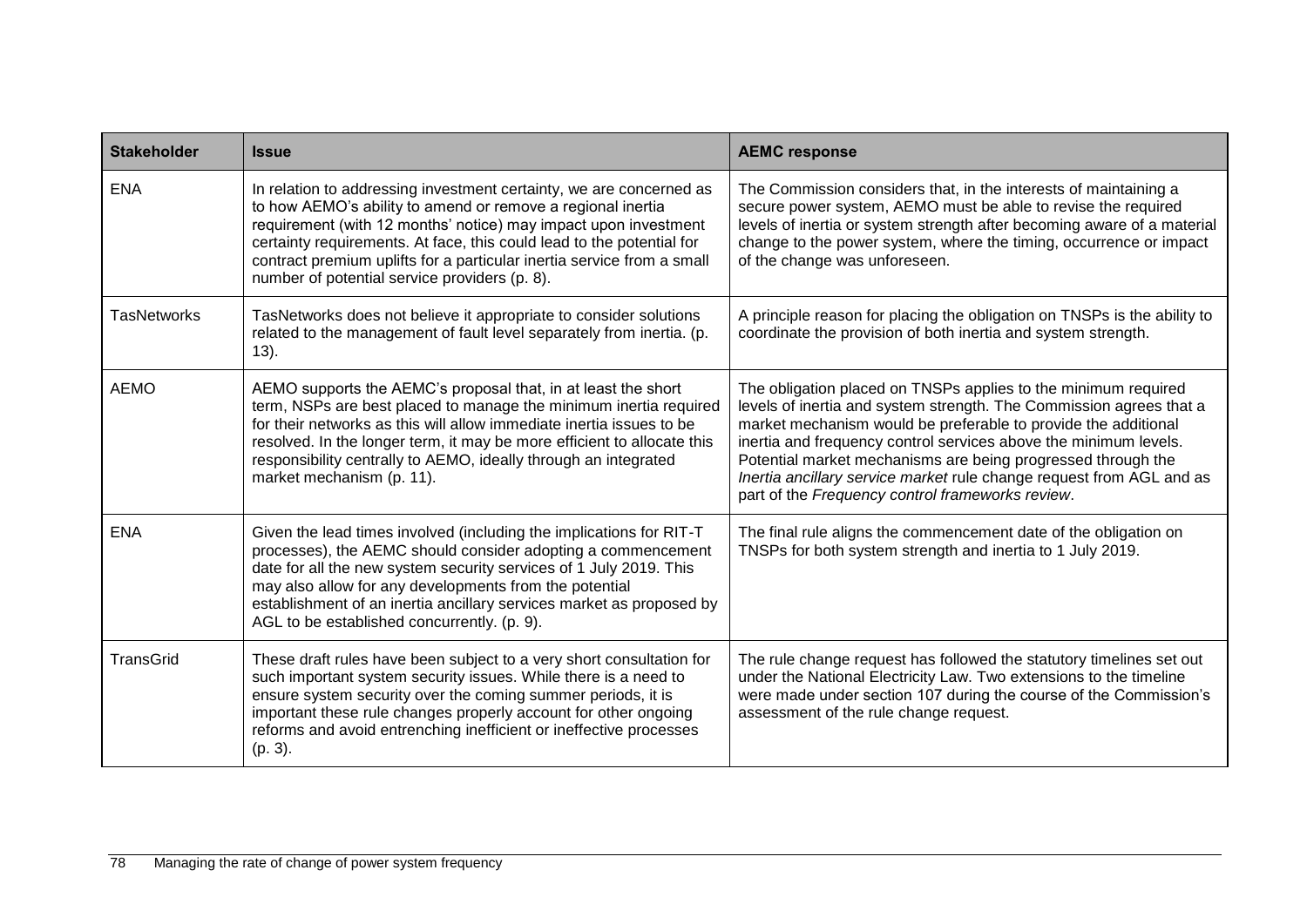| Stakeholder | Issue | AEMC response |
|---|---|---|
| ENA | In relation to addressing investment certainty, we are concerned as to how AEMO's ability to amend or remove a regional inertia requirement (with 12 months' notice) may impact upon investment certainty requirements. At face, this could lead to the potential for contract premium uplifts for a particular inertia service from a small number of potential service providers (p. 8). | The Commission considers that, in the interests of maintaining a secure power system, AEMO must be able to revise the required levels of inertia or system strength after becoming aware of a material change to the power system, where the timing, occurrence or impact of the change was unforeseen. |
| TasNetworks | TasNetworks does not believe it appropriate to consider solutions related to the management of fault level separately from inertia. (p. 13). | A principle reason for placing the obligation on TNSPs is the ability to coordinate the provision of both inertia and system strength. |
| AEMO | AEMO supports the AEMC's proposal that, in at least the short term, NSPs are best placed to manage the minimum inertia required for their networks as this will allow immediate inertia issues to be resolved. In the longer term, it may be more efficient to allocate this responsibility centrally to AEMO, ideally through an integrated market mechanism (p. 11). | The obligation placed on TNSPs applies to the minimum required levels of inertia and system strength. The Commission agrees that a market mechanism would be preferable to provide the additional inertia and frequency control services above the minimum levels. Potential market mechanisms are being progressed through the *Inertia ancillary service market* rule change request from AGL and as part of the *Frequency control frameworks review*. |
| ENA | Given the lead times involved (including the implications for RIT-T processes), the AEMC should consider adopting a commencement date for all the new system security services of 1 July 2019. This may also allow for any developments from the potential establishment of an inertia ancillary services market as proposed by AGL to be established concurrently. (p. 9). | The final rule aligns the commencement date of the obligation on TNSPs for both system strength and inertia to 1 July 2019. |
| TransGrid | These draft rules have been subject to a very short consultation for such important system security issues. While there is a need to ensure system security over the coming summer periods, it is important these rule changes properly account for other ongoing reforms and avoid entrenching inefficient or ineffective processes (p. 3). | The rule change request has followed the statutory timelines set out under the National Electricity Law. Two extensions to the timeline were made under section 107 during the course of the Commission's assessment of the rule change request. |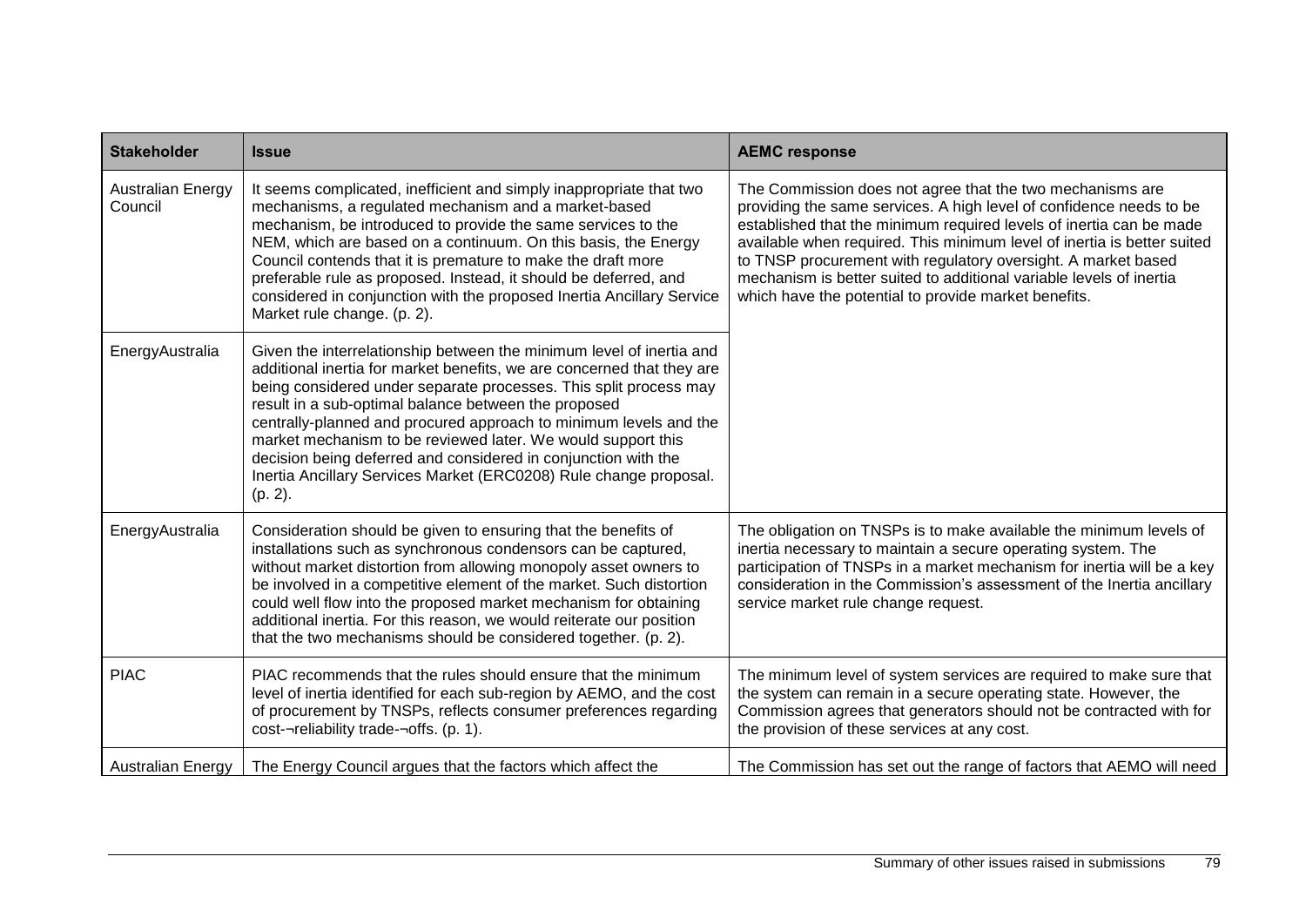| Stakeholder | Issue | AEMC response |
|---|---|---|
| Australian Energy Council | It seems complicated, inefficient and simply inappropriate that two mechanisms, a regulated mechanism and a market-based mechanism, be introduced to provide the same services to the NEM, which are based on a continuum. On this basis, the Energy Council contends that it is premature to make the draft more preferable rule as proposed. Instead, it should be deferred, and considered in conjunction with the proposed Inertia Ancillary Service Market rule change. (p. 2). | The Commission does not agree that the two mechanisms are providing the same services. A high level of confidence needs to be established that the minimum required levels of inertia can be made available when required. This minimum level of inertia is better suited to TNSP procurement with regulatory oversight. A market based mechanism is better suited to additional variable levels of inertia which have the potential to provide market benefits. |
| EnergyAustralia | Given the interrelationship between the minimum level of inertia and additional inertia for market benefits, we are concerned that they are being considered under separate processes. This split process may result in a sub-optimal balance between the proposed centrally-planned and procured approach to minimum levels and the market mechanism to be reviewed later. We would support this decision being deferred and considered in conjunction with the Inertia Ancillary Services Market (ERC0208) Rule change proposal. (p. 2). | |
| EnergyAustralia | Consideration should be given to ensuring that the benefits of installations such as synchronous condensors can be captured, without market distortion from allowing monopoly asset owners to be involved in a competitive element of the market. Such distortion could well flow into the proposed market mechanism for obtaining additional inertia. For this reason, we would reiterate our position that the two mechanisms should be considered together. (p. 2). | The obligation on TNSPs is to make available the minimum levels of inertia necessary to maintain a secure operating system. The participation of TNSPs in a market mechanism for inertia will be a key consideration in the Commission's assessment of the Inertia ancillary service market rule change request. |
| PIAC | PIAC recommends that the rules should ensure that the minimum level of inertia identified for each sub-region by AEMO, and the cost of procurement by TNSPs, reflects consumer preferences regarding cost-¬reliability trade-¬offs. (p. 1). | The minimum level of system services are required to make sure that the system can remain in a secure operating state. However, the Commission agrees that generators should not be contracted with for the provision of these services at any cost. |
| Australian Energy | The Energy Council argues that the factors which affect the | The Commission has set out the range of factors that AEMO will need |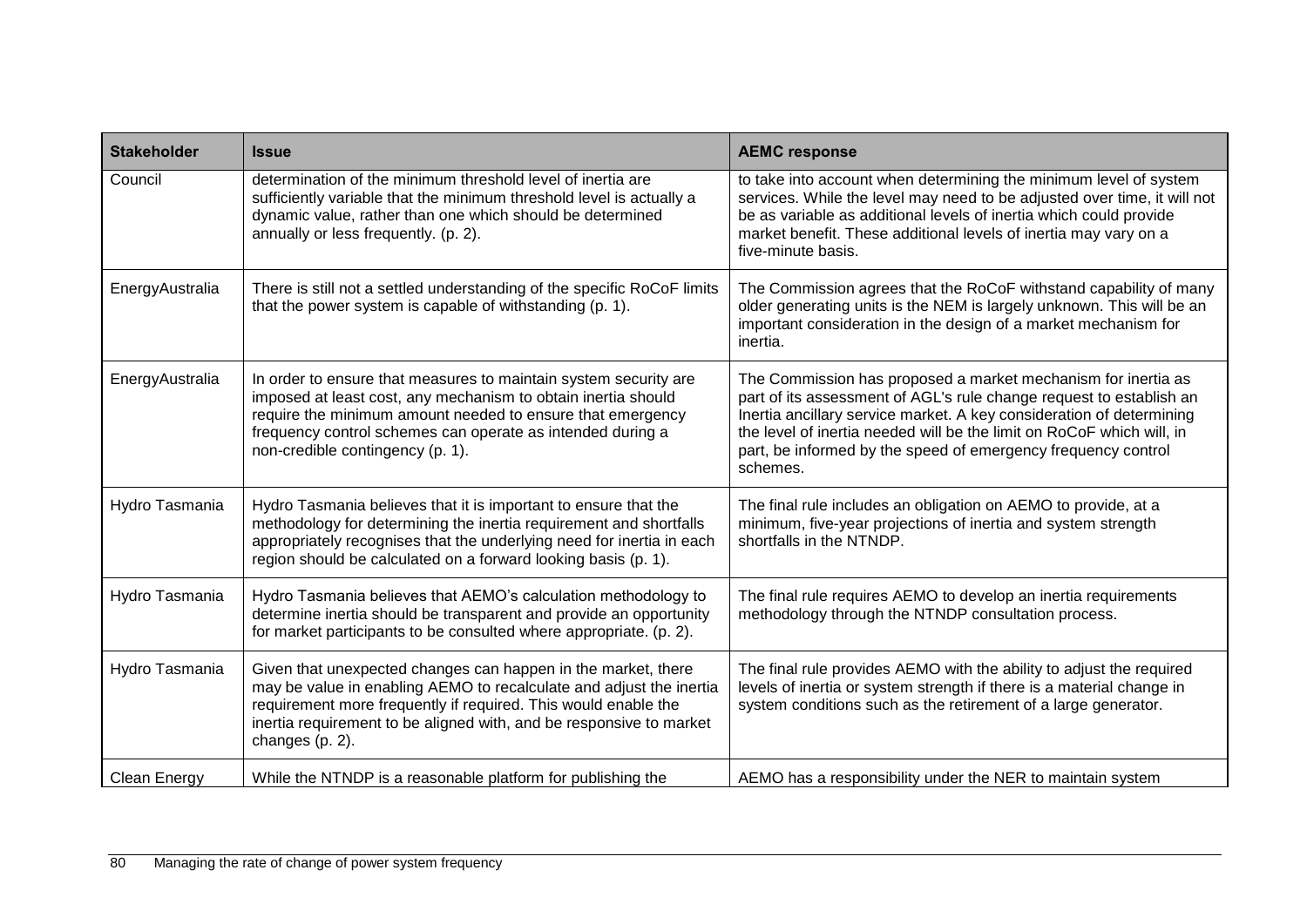| Stakeholder | Issue | AEMC response |
|---|---|---|
| Council | determination of the minimum threshold level of inertia are sufficiently variable that the minimum threshold level is actually a dynamic value, rather than one which should be determined annually or less frequently. (p. 2). | to take into account when determining the minimum level of system services. While the level may need to be adjusted over time, it will not be as variable as additional levels of inertia which could provide market benefit. These additional levels of inertia may vary on a five-minute basis. |
| EnergyAustralia | There is still not a settled understanding of the specific RoCoF limits that the power system is capable of withstanding (p. 1). | The Commission agrees that the RoCoF withstand capability of many older generating units is the NEM is largely unknown. This will be an important consideration in the design of a market mechanism for inertia. |
| EnergyAustralia | In order to ensure that measures to maintain system security are imposed at least cost, any mechanism to obtain inertia should require the minimum amount needed to ensure that emergency frequency control schemes can operate as intended during a non-credible contingency (p. 1). | The Commission has proposed a market mechanism for inertia as part of its assessment of AGL's rule change request to establish an Inertia ancillary service market. A key consideration of determining the level of inertia needed will be the limit on RoCoF which will, in part, be informed by the speed of emergency frequency control schemes. |
| Hydro Tasmania | Hydro Tasmania believes that it is important to ensure that the methodology for determining the inertia requirement and shortfalls appropriately recognises that the underlying need for inertia in each region should be calculated on a forward looking basis (p. 1). | The final rule includes an obligation on AEMO to provide, at a minimum, five-year projections of inertia and system strength shortfalls in the NTNDP. |
| Hydro Tasmania | Hydro Tasmania believes that AEMO's calculation methodology to determine inertia should be transparent and provide an opportunity for market participants to be consulted where appropriate. (p. 2). | The final rule requires AEMO to develop an inertia requirements methodology through the NTNDP consultation process. |
| Hydro Tasmania | Given that unexpected changes can happen in the market, there may be value in enabling AEMO to recalculate and adjust the inertia requirement more frequently if required. This would enable the inertia requirement to be aligned with, and be responsive to market changes (p. 2). | The final rule provides AEMO with the ability to adjust the required levels of inertia or system strength if there is a material change in system conditions such as the retirement of a large generator. |
| Clean Energy | While the NTNDP is a reasonable platform for publishing the | AEMO has a responsibility under the NER to maintain system |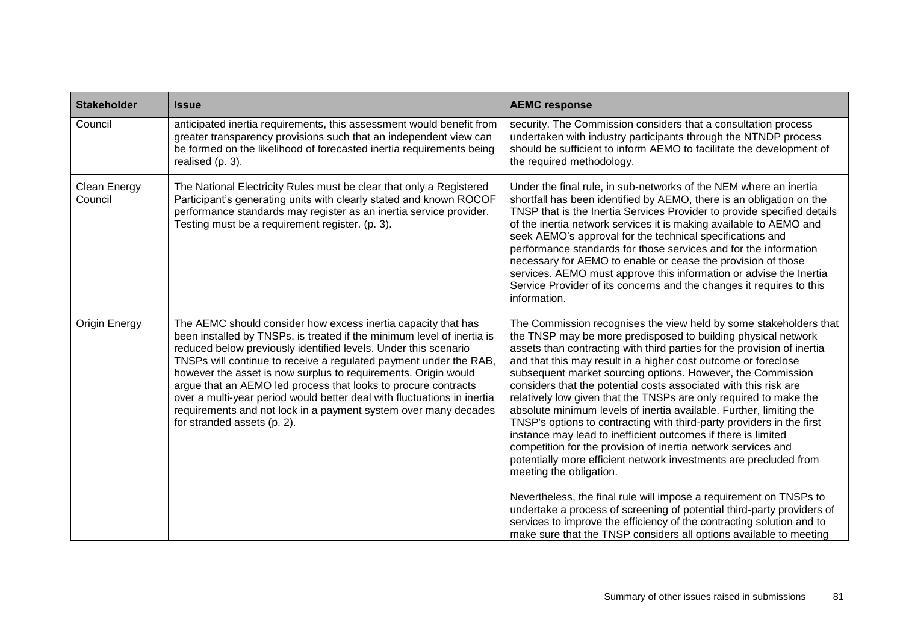| Stakeholder | Issue | AEMC response |
| --- | --- | --- |
| Council | anticipated inertia requirements, this assessment would benefit from greater transparency provisions such that an independent view can be formed on the likelihood of forecasted inertia requirements being realised (p. 3). | security. The Commission considers that a consultation process undertaken with industry participants through the NTNDP process should be sufficient to inform AEMO to facilitate the development of the required methodology. |
| Clean Energy Council | The National Electricity Rules must be clear that only a Registered Participant's generating units with clearly stated and known ROCOF performance standards may register as an inertia service provider. Testing must be a requirement register. (p. 3). | Under the final rule, in sub-networks of the NEM where an inertia shortfall has been identified by AEMO, there is an obligation on the TNSP that is the Inertia Services Provider to provide specified details of the inertia network services it is making available to AEMO and seek AEMO's approval for the technical specifications and performance standards for those services and for the information necessary for AEMO to enable or cease the provision of those services. AEMO must approve this information or advise the Inertia Service Provider of its concerns and the changes it requires to this information. |
| Origin Energy | The AEMC should consider how excess inertia capacity that has been installed by TNSPs, is treated if the minimum level of inertia is reduced below previously identified levels. Under this scenario TNSPs will continue to receive a regulated payment under the RAB, however the asset is now surplus to requirements. Origin would argue that an AEMO led process that looks to procure contracts over a multi-year period would better deal with fluctuations in inertia requirements and not lock in a payment system over many decades for stranded assets (p. 2). | The Commission recognises the view held by some stakeholders that the TNSP may be more predisposed to building physical network assets than contracting with third parties for the provision of inertia and that this may result in a higher cost outcome or foreclose subsequent market sourcing options. However, the Commission considers that the potential costs associated with this risk are relatively low given that the TNSPs are only required to make the absolute minimum levels of inertia available. Further, limiting the TNSP's options to contracting with third-party providers in the first instance may lead to inefficient outcomes if there is limited competition for the provision of inertia network services and potentially more efficient network investments are precluded from meeting the obligation.<br><br>Nevertheless, the final rule will impose a requirement on TNSPs to undertake a process of screening of potential third-party providers of services to improve the efficiency of the contracting solution and to make sure that the TNSP considers all options available to meeting |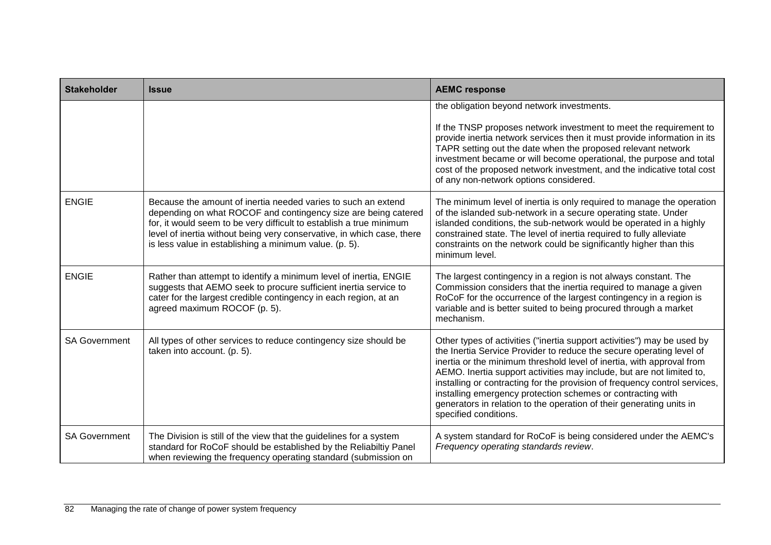| Stakeholder | Issue | AEMC response |
|---|---|---|
| | | the obligation beyond network investments.<br><br>If the TNSP proposes network investment to meet the requirement to provide inertia network services then it must provide information in its TAPR setting out the date when the proposed relevant network investment became or will become operational, the purpose and total cost of the proposed network investment, and the indicative total cost of any non-network options considered. |
| ENGIE | Because the amount of inertia needed varies to such an extend depending on what ROCOF and contingency size are being catered for, it would seem to be very difficult to establish a true minimum level of inertia without being very conservative, in which case, there is less value in establishing a minimum value. (p. 5). | The minimum level of inertia is only required to manage the operation of the islanded sub-network in a secure operating state. Under islanded conditions, the sub-network would be operated in a highly constrained state. The level of inertia required to fully alleviate constraints on the network could be significantly higher than this minimum level. |
| ENGIE | Rather than attempt to identify a minimum level of inertia, ENGIE suggests that AEMO seek to procure sufficient inertia service to cater for the largest credible contingency in each region, at an agreed maximum ROCOF (p. 5). | The largest contingency in a region is not always constant. The Commission considers that the inertia required to manage a given RoCoF for the occurrence of the largest contingency in a region is variable and is better suited to being procured through a market mechanism. |
| SA Government | All types of other services to reduce contingency size should be taken into account. (p. 5). | Other types of activities ("inertia support activities") may be used by the Inertia Service Provider to reduce the secure operating level of inertia or the minimum threshold level of inertia, with approval from AEMO. Inertia support activities may include, but are not limited to, installing or contracting for the provision of frequency control services, installing emergency protection schemes or contracting with generators in relation to the operation of their generating units in specified conditions. |
| SA Government | The Division is still of the view that the guidelines for a system standard for RoCoF should be established by the Reliabiltiy Panel when reviewing the frequency operating standard (submission on | A system standard for RoCoF is being considered under the AEMC's *Frequency operating standards review*. |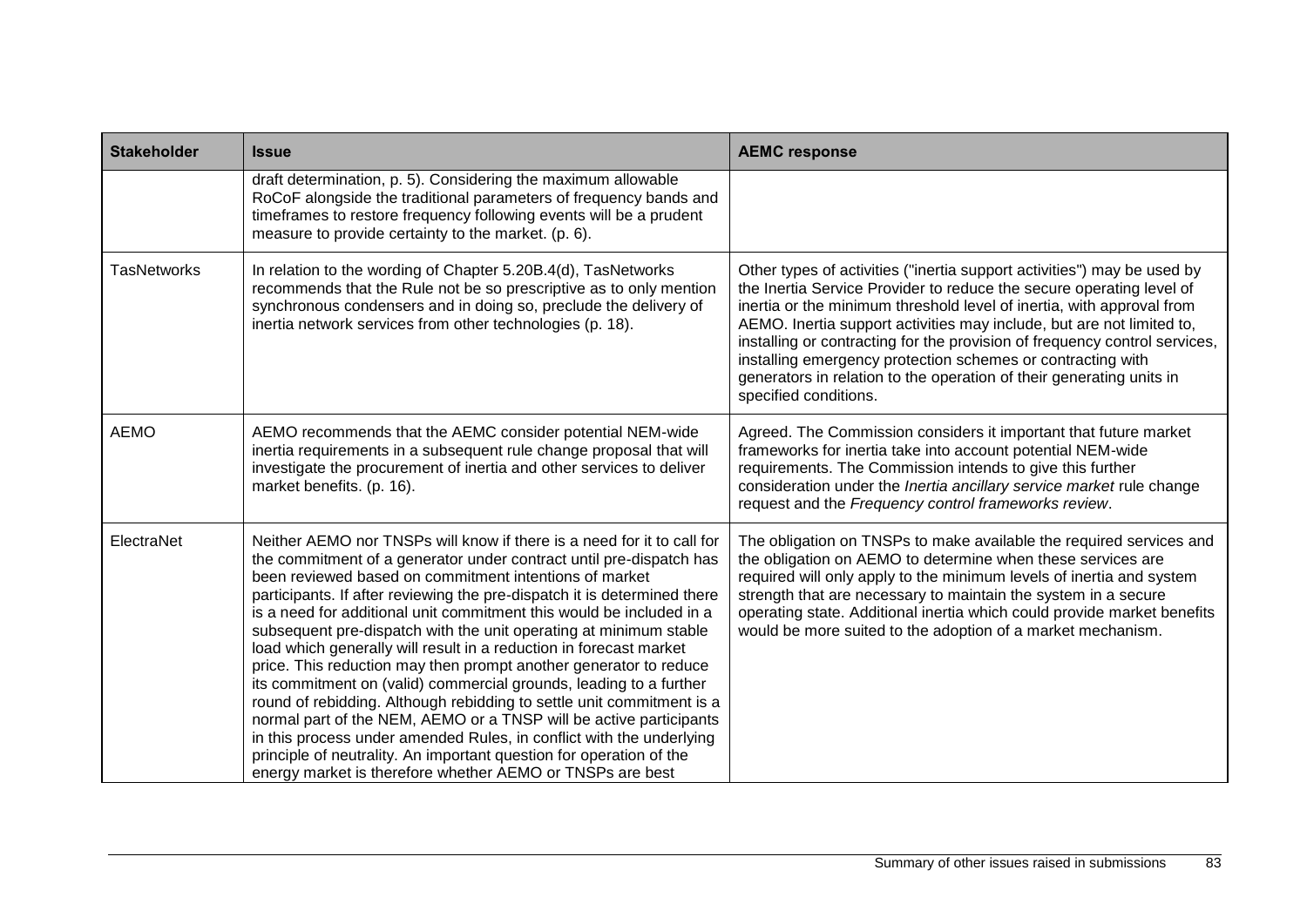| Stakeholder | Issue | AEMC response |
|---|---|---|
| | draft determination, p. 5). Considering the maximum allowable RoCoF alongside the traditional parameters of frequency bands and timeframes to restore frequency following events will be a prudent measure to provide certainty to the market. (p. 6). | |
| TasNetworks | In relation to the wording of Chapter 5.20B.4(d), TasNetworks recommends that the Rule not be so prescriptive as to only mention synchronous condensers and in doing so, preclude the delivery of inertia network services from other technologies (p. 18). | Other types of activities ("inertia support activities") may be used by the Inertia Service Provider to reduce the secure operating level of inertia or the minimum threshold level of inertia, with approval from AEMO. Inertia support activities may include, but are not limited to, installing or contracting for the provision of frequency control services, installing emergency protection schemes or contracting with generators in relation to the operation of their generating units in specified conditions. |
| AEMO | AEMO recommends that the AEMC consider potential NEM-wide inertia requirements in a subsequent rule change proposal that will investigate the procurement of inertia and other services to deliver market benefits. (p. 16). | Agreed. The Commission considers it important that future market frameworks for inertia take into account potential NEM-wide requirements. The Commission intends to give this further consideration under the *Inertia ancillary service market* rule change request and the *Frequency control frameworks review*. |
| ElectraNet | Neither AEMO nor TNSPs will know if there is a need for it to call for the commitment of a generator under contract until pre-dispatch has been reviewed based on commitment intentions of market participants. If after reviewing the pre-dispatch it is determined there is a need for additional unit commitment this would be included in a subsequent pre-dispatch with the unit operating at minimum stable load which generally will result in a reduction in forecast market price. This reduction may then prompt another generator to reduce its commitment on (valid) commercial grounds, leading to a further round of rebidding. Although rebidding to settle unit commitment is a normal part of the NEM, AEMO or a TNSP will be active participants in this process under amended Rules, in conflict with the underlying principle of neutrality. An important question for operation of the energy market is therefore whether AEMO or TNSPs are best | The obligation on TNSPs to make available the required services and the obligation on AEMO to determine when these services are required will only apply to the minimum levels of inertia and system strength that are necessary to maintain the system in a secure operating state. Additional inertia which could provide market benefits would be more suited to the adoption of a market mechanism. |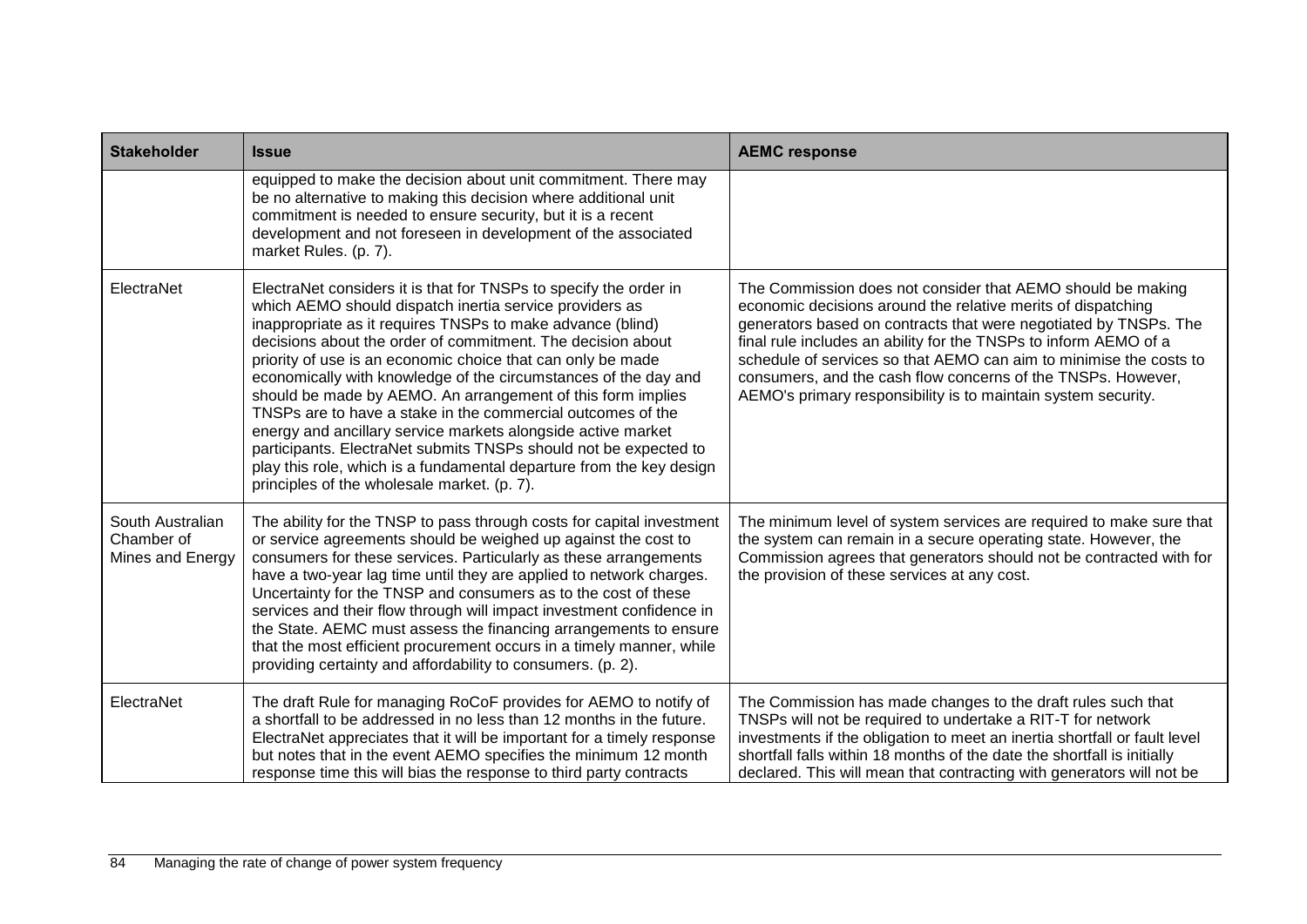| Stakeholder | Issue | AEMC response |
|---|---|---|
| | equipped to make the decision about unit commitment. There may be no alternative to making this decision where additional unit commitment is needed to ensure security, but it is a recent development and not foreseen in development of the associated market Rules. (p. 7). | |
| ElectraNet | ElectraNet considers it is that for TNSPs to specify the order in which AEMO should dispatch inertia service providers as inappropriate as it requires TNSPs to make advance (blind) decisions about the order of commitment. The decision about priority of use is an economic choice that can only be made economically with knowledge of the circumstances of the day and should be made by AEMO. An arrangement of this form implies TNSPs are to have a stake in the commercial outcomes of the energy and ancillary service markets alongside active market participants. ElectraNet submits TNSPs should not be expected to play this role, which is a fundamental departure from the key design principles of the wholesale market. (p. 7). | The Commission does not consider that AEMO should be making economic decisions around the relative merits of dispatching generators based on contracts that were negotiated by TNSPs. The final rule includes an ability for the TNSPs to inform AEMO of a schedule of services so that AEMO can aim to minimise the costs to consumers, and the cash flow concerns of the TNSPs. However, AEMO's primary responsibility is to maintain system security. |
| South Australian Chamber of Mines and Energy | The ability for the TNSP to pass through costs for capital investment or service agreements should be weighed up against the cost to consumers for these services. Particularly as these arrangements have a two-year lag time until they are applied to network charges. Uncertainty for the TNSP and consumers as to the cost of these services and their flow through will impact investment confidence in the State. AEMC must assess the financing arrangements to ensure that the most efficient procurement occurs in a timely manner, while providing certainty and affordability to consumers. (p. 2). | The minimum level of system services are required to make sure that the system can remain in a secure operating state. However, the Commission agrees that generators should not be contracted with for the provision of these services at any cost. |
| ElectraNet | The draft Rule for managing RoCoF provides for AEMO to notify of a shortfall to be addressed in no less than 12 months in the future. ElectraNet appreciates that it will be important for a timely response but notes that in the event AEMO specifies the minimum 12 month response time this will bias the response to third party contracts | The Commission has made changes to the draft rules such that TNSPs will not be required to undertake a RIT-T for network investments if the obligation to meet an inertia shortfall or fault level shortfall falls within 18 months of the date the shortfall is initially declared. This will mean that contracting with generators will not be |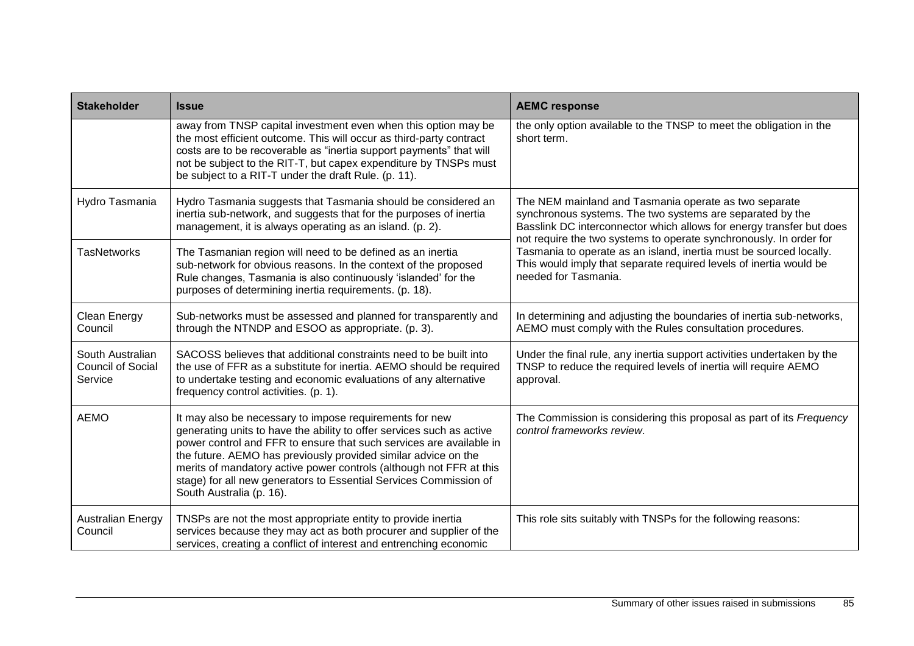| Stakeholder | Issue | AEMC response |
|---|---|---|
| | away from TNSP capital investment even when this option may be the most efficient outcome. This will occur as third-party contract costs are to be recoverable as "inertia support payments" that will not be subject to the RIT-T, but capex expenditure by TNSPs must be subject to a RIT-T under the draft Rule. (p. 11). | the only option available to the TNSP to meet the obligation in the short term. |
| Hydro Tasmania | Hydro Tasmania suggests that Tasmania should be considered an inertia sub-network, and suggests that for the purposes of inertia management, it is always operating as an island. (p. 2). | The NEM mainland and Tasmania operate as two separate synchronous systems. The two systems are separated by the Basslink DC interconnector which allows for energy transfer but does not require the two systems to operate synchronously. In order for Tasmania to operate as an island, inertia must be sourced locally. This would imply that separate required levels of inertia would be needed for Tasmania. |
| TasNetworks | The Tasmanian region will need to be defined as an inertia sub-network for obvious reasons. In the context of the proposed Rule changes, Tasmania is also continuously 'islanded' for the purposes of determining inertia requirements. (p. 18). | |
| Clean Energy Council | Sub-networks must be assessed and planned for transparently and through the NTNDP and ESOO as appropriate. (p. 3). | In determining and adjusting the boundaries of inertia sub-networks, AEMO must comply with the Rules consultation procedures. |
| South Australian Council of Social Service | SACOSS believes that additional constraints need to be built into the use of FFR as a substitute for inertia. AEMO should be required to undertake testing and economic evaluations of any alternative frequency control activities. (p. 1). | Under the final rule, any inertia support activities undertaken by the TNSP to reduce the required levels of inertia will require AEMO approval. |
| AEMO | It may also be necessary to impose requirements for new generating units to have the ability to offer services such as active power control and FFR to ensure that such services are available in the future. AEMO has previously provided similar advice on the merits of mandatory active power controls (although not FFR at this stage) for all new generators to Essential Services Commission of South Australia (p. 16). | The Commission is considering this proposal as part of its *Frequency control frameworks review*. |
| Australian Energy Council | TNSPs are not the most appropriate entity to provide inertia services because they may act as both procurer and supplier of the services, creating a conflict of interest and entrenching economic | This role sits suitably with TNSPs for the following reasons: |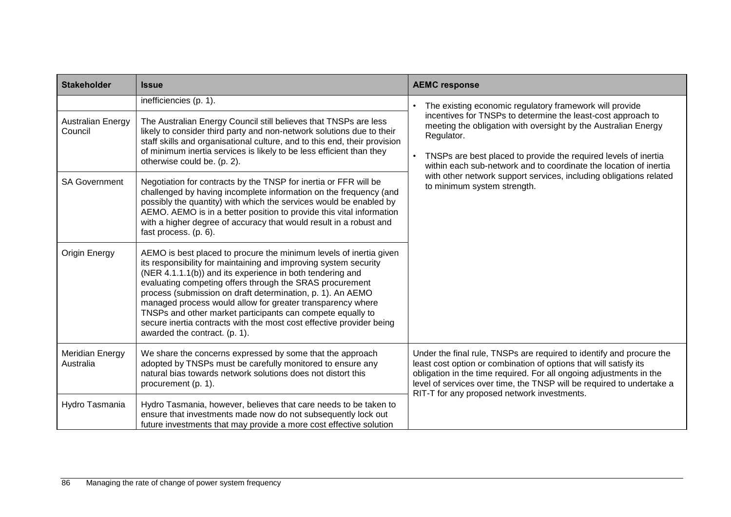| Stakeholder | Issue | AEMC response |
|---|---|---|
| | inefficiencies (p. 1). | • The existing economic regulatory framework will provide incentives for TNSPs to determine the least-cost approach to meeting the obligation with oversight by the Australian Energy Regulator.<br>• TNSPs are best placed to provide the required levels of inertia within each sub-network and to coordinate the location of inertia with other network support services, including obligations related to minimum system strength. |
| Australian Energy Council | The Australian Energy Council still believes that TNSPs are less likely to consider third party and non-network solutions due to their staff skills and organisational culture, and to this end, their provision of minimum inertia services is likely to be less efficient than they otherwise could be. (p. 2). | |
| SA Government | Negotiation for contracts by the TNSP for inertia or FFR will be challenged by having incomplete information on the frequency (and possibly the quantity) with which the services would be enabled by AEMO. AEMO is in a better position to provide this vital information with a higher degree of accuracy that would result in a robust and fast process. (p. 6). | |
| Origin Energy | AEMO is best placed to procure the minimum levels of inertia given its responsibility for maintaining and improving system security (NER 4.1.1.1(b)) and its experience in both tendering and evaluating competing offers through the SRAS procurement process (submission on draft determination, p. 1). An AEMO managed process would allow for greater transparency where TNSPs and other market participants can compete equally to secure inertia contracts with the most cost effective provider being awarded the contract. (p. 1). | |
| Meridian Energy Australia | We share the concerns expressed by some that the approach adopted by TNSPs must be carefully monitored to ensure any natural bias towards network solutions does not distort this procurement (p. 1). | Under the final rule, TNSPs are required to identify and procure the least cost option or combination of options that will satisfy its obligation in the time required. For all ongoing adjustments in the level of services over time, the TNSP will be required to undertake a RIT-T for any proposed network investments. |
| Hydro Tasmania | Hydro Tasmania, however, believes that care needs to be taken to ensure that investments made now do not subsequently lock out future investments that may provide a more cost effective solution | |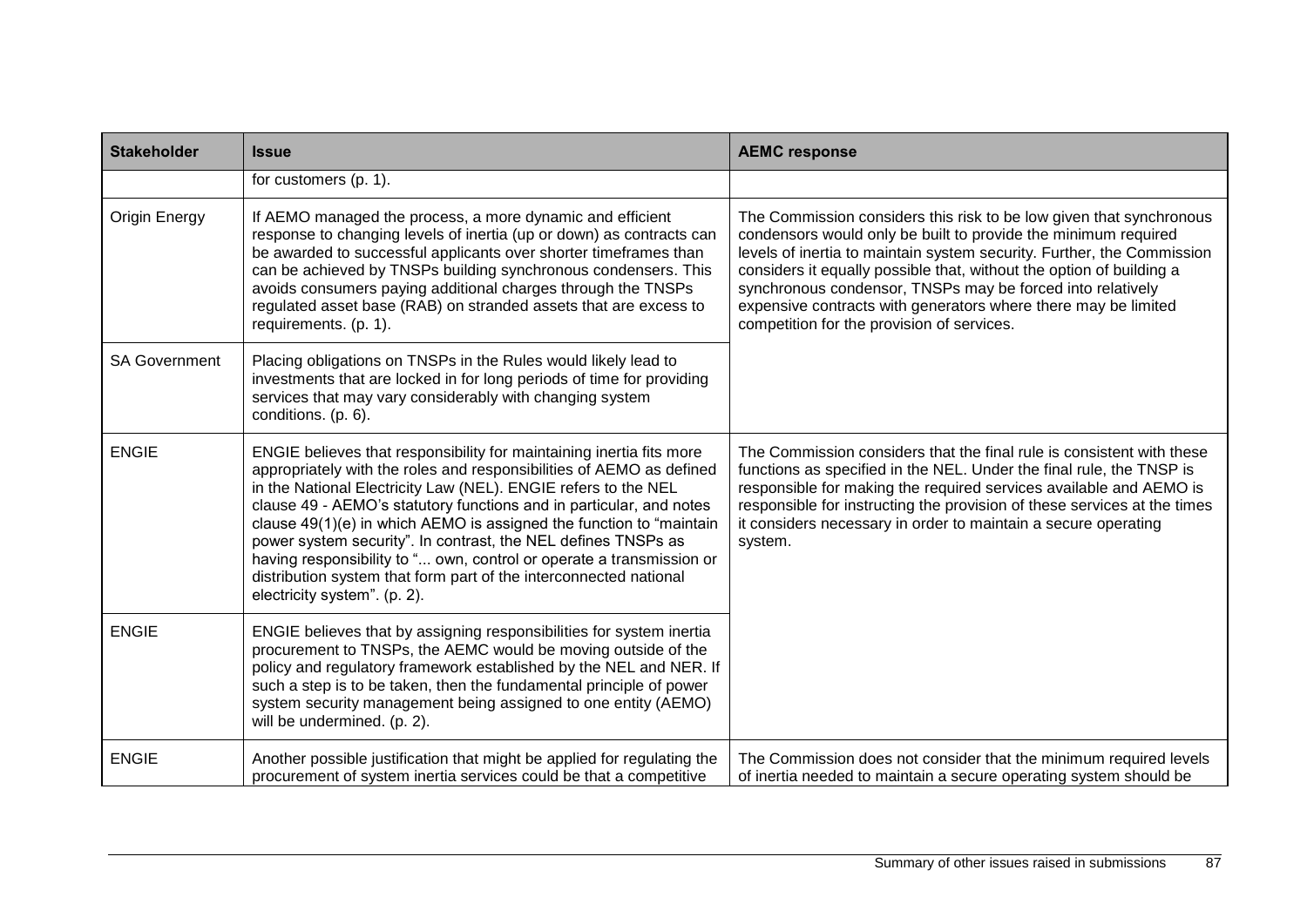| Stakeholder | Issue | AEMC response |
| --- | --- | --- |
| | for customers (p. 1). | |
| Origin Energy | If AEMO managed the process, a more dynamic and efficient response to changing levels of inertia (up or down) as contracts can be awarded to successful applicants over shorter timeframes than can be achieved by TNSPs building synchronous condensers. This avoids consumers paying additional charges through the TNSPs regulated asset base (RAB) on stranded assets that are excess to requirements. (p. 1). | The Commission considers this risk to be low given that synchronous condensors would only be built to provide the minimum required levels of inertia to maintain system security. Further, the Commission considers it equally possible that, without the option of building a synchronous condensor, TNSPs may be forced into relatively expensive contracts with generators where there may be limited competition for the provision of services. |
| SA Government | Placing obligations on TNSPs in the Rules would likely lead to investments that are locked in for long periods of time for providing services that may vary considerably with changing system conditions. (p. 6). | |
| ENGIE | ENGIE believes that responsibility for maintaining inertia fits more appropriately with the roles and responsibilities of AEMO as defined in the National Electricity Law (NEL). ENGIE refers to the NEL clause 49 - AEMO's statutory functions and in particular, and notes clause 49(1)(e) in which AEMO is assigned the function to "maintain power system security". In contrast, the NEL defines TNSPs as having responsibility to "... own, control or operate a transmission or distribution system that form part of the interconnected national electricity system". (p. 2). | The Commission considers that the final rule is consistent with these functions as specified in the NEL. Under the final rule, the TNSP is responsible for making the required services available and AEMO is responsible for instructing the provision of these services at the times it considers necessary in order to maintain a secure operating system. |
| ENGIE | ENGIE believes that by assigning responsibilities for system inertia procurement to TNSPs, the AEMC would be moving outside of the policy and regulatory framework established by the NEL and NER. If such a step is to be taken, then the fundamental principle of power system security management being assigned to one entity (AEMO) will be undermined. (p. 2). | |
| ENGIE | Another possible justification that might be applied for regulating the procurement of system inertia services could be that a competitive | The Commission does not consider that the minimum required levels of inertia needed to maintain a secure operating system should be |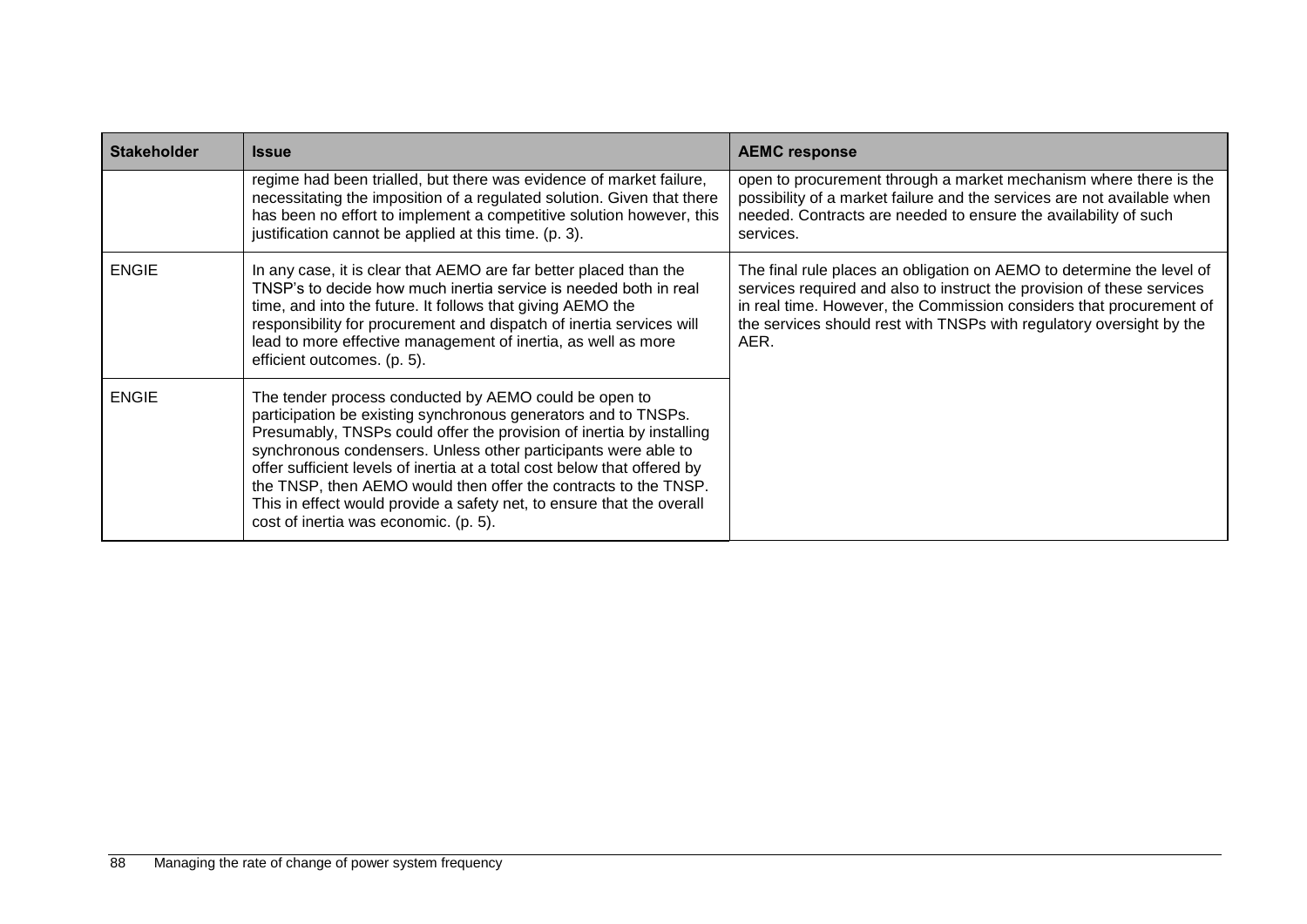| Stakeholder | Issue | AEMC response |
| --- | --- | --- |
| | regime had been trialled, but there was evidence of market failure, necessitating the imposition of a regulated solution. Given that there has been no effort to implement a competitive solution however, this justification cannot be applied at this time. (p. 3). | open to procurement through a market mechanism where there is the possibility of a market failure and the services are not available when needed. Contracts are needed to ensure the availability of such services. |
| ENGIE | In any case, it is clear that AEMO are far better placed than the TNSP's to decide how much inertia service is needed both in real time, and into the future. It follows that giving AEMO the responsibility for procurement and dispatch of inertia services will lead to more effective management of inertia, as well as more efficient outcomes. (p. 5). | The final rule places an obligation on AEMO to determine the level of services required and also to instruct the provision of these services in real time. However, the Commission considers that procurement of the services should rest with TNSPs with regulatory oversight by the AER. |
| ENGIE | The tender process conducted by AEMO could be open to participation be existing synchronous generators and to TNSPs. Presumably, TNSPs could offer the provision of inertia by installing synchronous condensers. Unless other participants were able to offer sufficient levels of inertia at a total cost below that offered by the TNSP, then AEMO would then offer the contracts to the TNSP. This in effect would provide a safety net, to ensure that the overall cost of inertia was economic. (p. 5). | |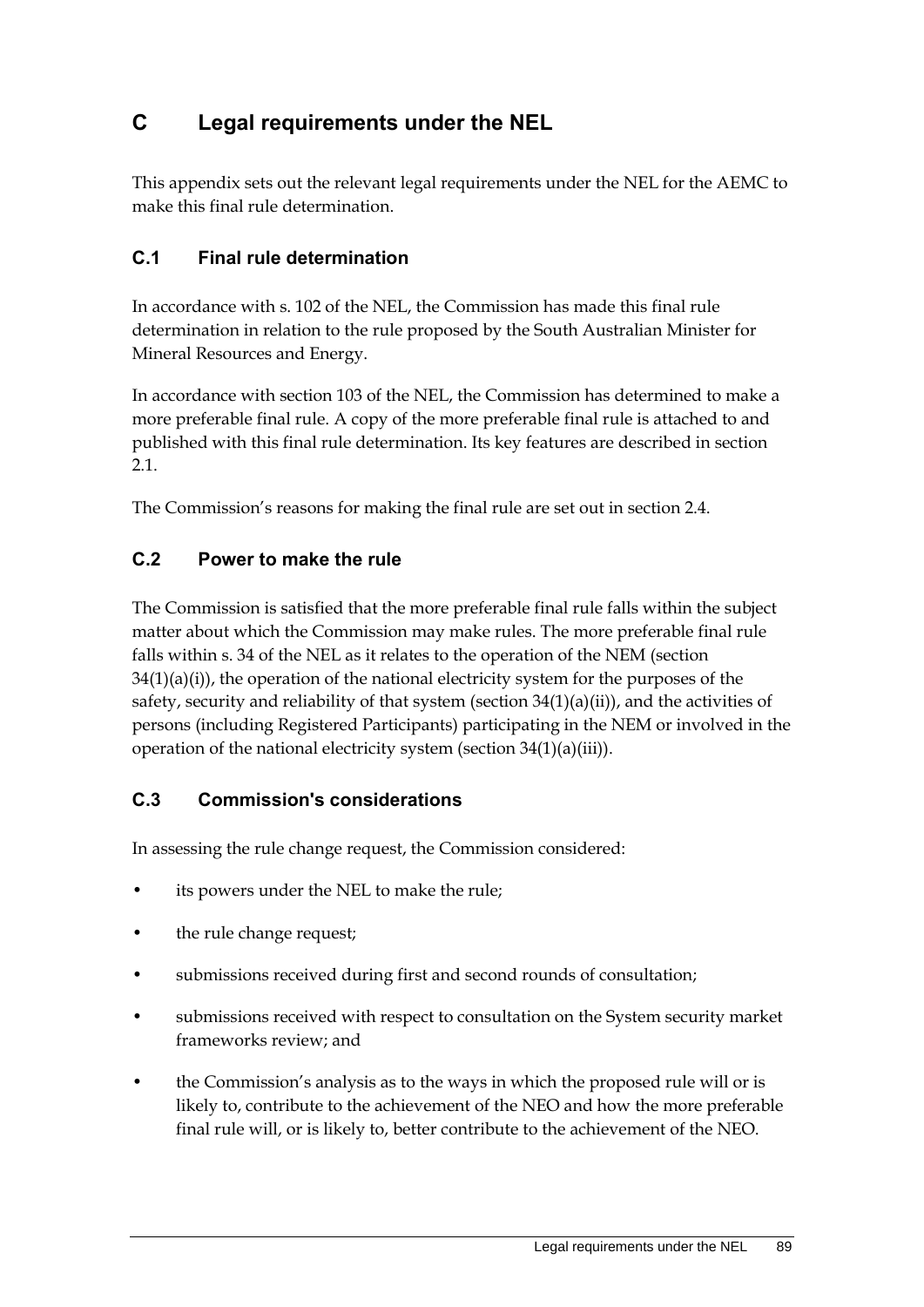# C Legal requirements under the NEL

This appendix sets out the relevant legal requirements under the NEL for the AEMC to make this final rule determination.

## C.1 Final rule determination

In accordance with s. 102 of the NEL, the Commission has made this final rule determination in relation to the rule proposed by the South Australian Minister for Mineral Resources and Energy.

In accordance with section 103 of the NEL, the Commission has determined to make a more preferable final rule. A copy of the more preferable final rule is attached to and published with this final rule determination. Its key features are described in section 2.1.

The Commission's reasons for making the final rule are set out in section 2.4.

## C.2 Power to make the rule

The Commission is satisfied that the more preferable final rule falls within the subject matter about which the Commission may make rules. The more preferable final rule falls within s. 34 of the NEL as it relates to the operation of the NEM (section 34(1)(a)(i)), the operation of the national electricity system for the purposes of the safety, security and reliability of that system (section 34(1)(a)(ii)), and the activities of persons (including Registered Participants) participating in the NEM or involved in the operation of the national electricity system (section 34(1)(a)(iii)).

## C.3 Commission's considerations

In assessing the rule change request, the Commission considered:

- its powers under the NEL to make the rule;
- the rule change request;
- submissions received during first and second rounds of consultation;
- submissions received with respect to consultation on the System security market frameworks review; and
- the Commission's analysis as to the ways in which the proposed rule will or is likely to, contribute to the achievement of the NEO and how the more preferable final rule will, or is likely to, better contribute to the achievement of the NEO.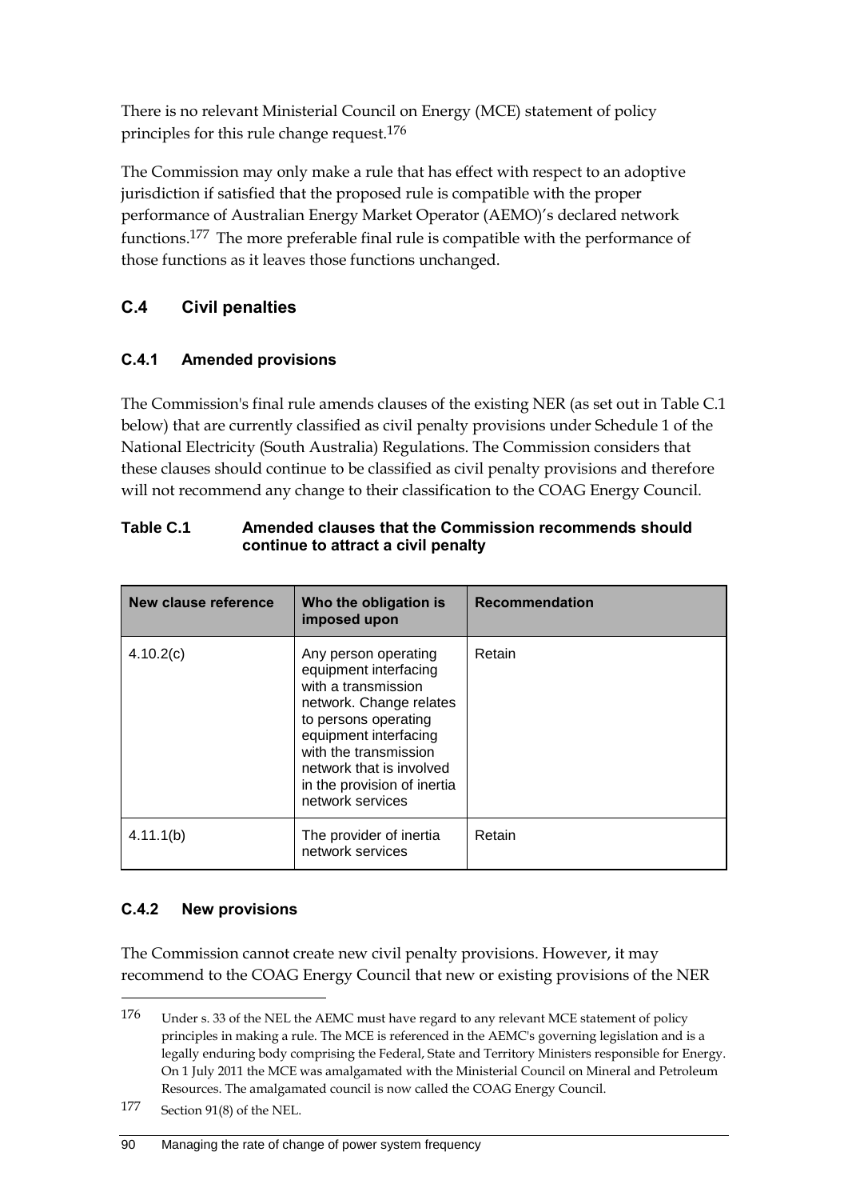There is no relevant Ministerial Council on Energy (MCE) statement of policy principles for this rule change request.[176]

The Commission may only make a rule that has effect with respect to an adoptive jurisdiction if satisfied that the proposed rule is compatible with the proper performance of Australian Energy Market Operator (AEMO)'s declared network functions.[177] The more preferable final rule is compatible with the performance of those functions as it leaves those functions unchanged.

## C.4 Civil penalties

### C.4.1 Amended provisions

The Commission's final rule amends clauses of the existing NER (as set out in Table C.1 below) that are currently classified as civil penalty provisions under Schedule 1 of the National Electricity (South Australia) Regulations. The Commission considers that these clauses should continue to be classified as civil penalty provisions and therefore will not recommend any change to their classification to the COAG Energy Council.

**Table C.1 Amended clauses that the Commission recommends should continue to attract a civil penalty**

| New clause reference | Who the obligation is imposed upon | Recommendation |
|---|---|---|
| 4.10.2(c) | Any person operating equipment interfacing with a transmission network. Change relates to persons operating equipment interfacing with the transmission network that is involved in the provision of inertia network services | Retain |
| 4.11.1(b) | The provider of inertia network services | Retain |

### C.4.2 New provisions

The Commission cannot create new civil penalty provisions. However, it may recommend to the COAG Energy Council that new or existing provisions of the NER

---

[176] Under s. 33 of the NEL the AEMC must have regard to any relevant MCE statement of policy principles in making a rule. The MCE is referenced in the AEMC's governing legislation and is a legally enduring body comprising the Federal, State and Territory Ministers responsible for Energy. On 1 July 2011 the MCE was amalgamated with the Ministerial Council on Mineral and Petroleum Resources. The amalgamated council is now called the COAG Energy Council.

[177] Section 91(8) of the NEL.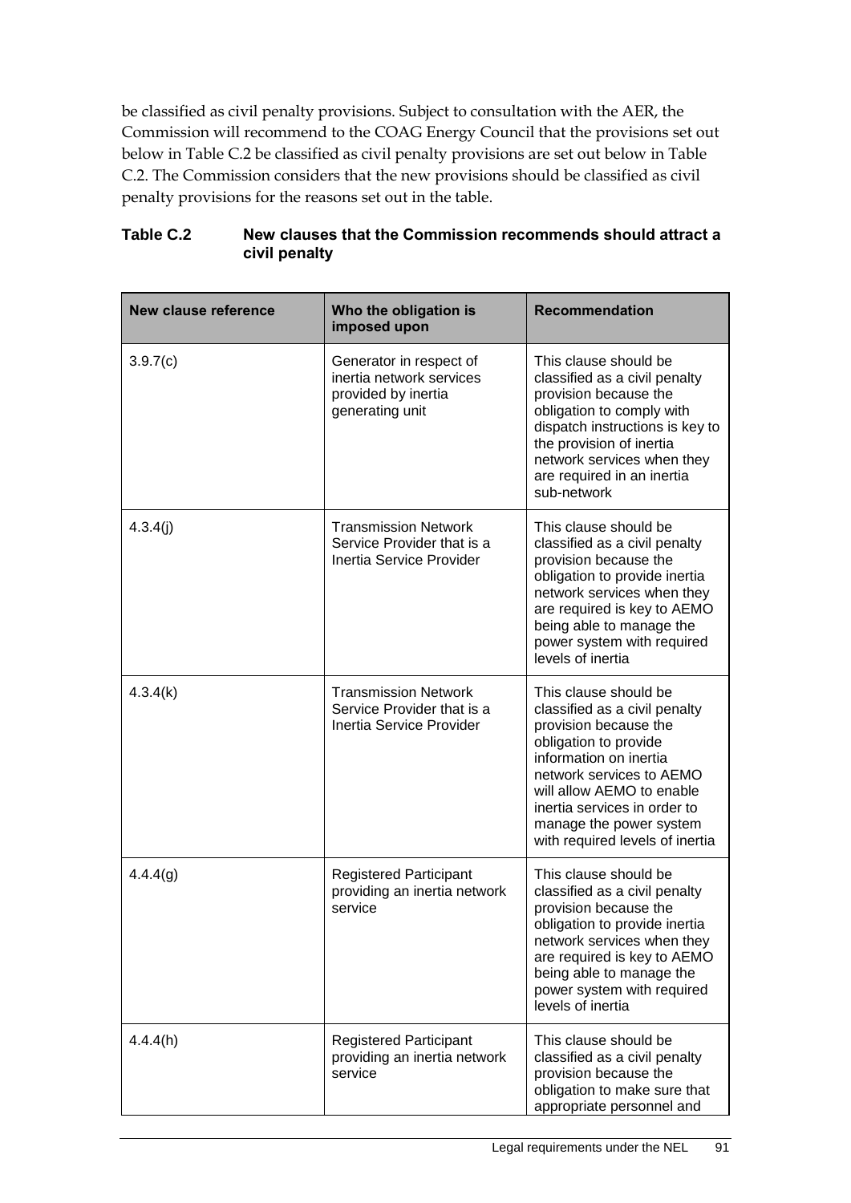be classified as civil penalty provisions. Subject to consultation with the AER, the Commission will recommend to the COAG Energy Council that the provisions set out below in Table C.2 be classified as civil penalty provisions are set out below in Table C.2. The Commission considers that the new provisions should be classified as civil penalty provisions for the reasons set out in the table.

**Table C.2 New clauses that the Commission recommends should attract a civil penalty**

| New clause reference | Who the obligation is imposed upon | Recommendation |
|---|---|---|
| 3.9.7(c) | Generator in respect of inertia network services provided by inertia generating unit | This clause should be classified as a civil penalty provision because the obligation to comply with dispatch instructions is key to the provision of inertia network services when they are required in an inertia sub-network |
| 4.3.4(j) | Transmission Network Service Provider that is a Inertia Service Provider | This clause should be classified as a civil penalty provision because the obligation to provide inertia network services when they are required is key to AEMO being able to manage the power system with required levels of inertia |
| 4.3.4(k) | Transmission Network Service Provider that is a Inertia Service Provider | This clause should be classified as a civil penalty provision because the obligation to provide information on inertia network services to AEMO will allow AEMO to enable inertia services in order to manage the power system with required levels of inertia |
| 4.4.4(g) | Registered Participant providing an inertia network service | This clause should be classified as a civil penalty provision because the obligation to provide inertia network services when they are required is key to AEMO being able to manage the power system with required levels of inertia |
| 4.4.4(h) | Registered Participant providing an inertia network service | This clause should be classified as a civil penalty provision because the obligation to make sure that appropriate personnel and |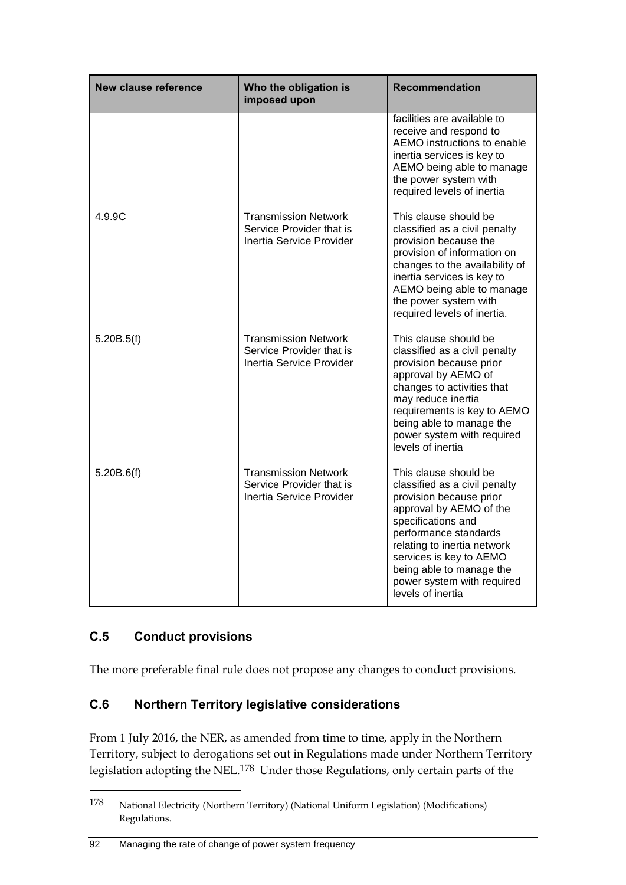| New clause reference | Who the obligation is imposed upon | Recommendation |
|---|---|---|
| | | facilities are available to receive and respond to AEMO instructions to enable inertia services is key to AEMO being able to manage the power system with required levels of inertia |
| 4.9.9C | Transmission Network Service Provider that is Inertia Service Provider | This clause should be classified as a civil penalty provision because the provision of information on changes to the availability of inertia services is key to AEMO being able to manage the power system with required levels of inertia. |
| 5.20B.5(f) | Transmission Network Service Provider that is Inertia Service Provider | This clause should be classified as a civil penalty provision because prior approval by AEMO of changes to activities that may reduce inertia requirements is key to AEMO being able to manage the power system with required levels of inertia |
| 5.20B.6(f) | Transmission Network Service Provider that is Inertia Service Provider | This clause should be classified as a civil penalty provision because prior approval by AEMO of the specifications and performance standards relating to inertia network services is key to AEMO being able to manage the power system with required levels of inertia |

## C.5 Conduct provisions

The more preferable final rule does not propose any changes to conduct provisions.

## C.6 Northern Territory legislative considerations

From 1 July 2016, the NER, as amended from time to time, apply in the Northern Territory, subject to derogations set out in Regulations made under Northern Territory legislation adopting the NEL.[178] Under those Regulations, only certain parts of the

[178] National Electricity (Northern Territory) (National Uniform Legislation) (Modifications) Regulations.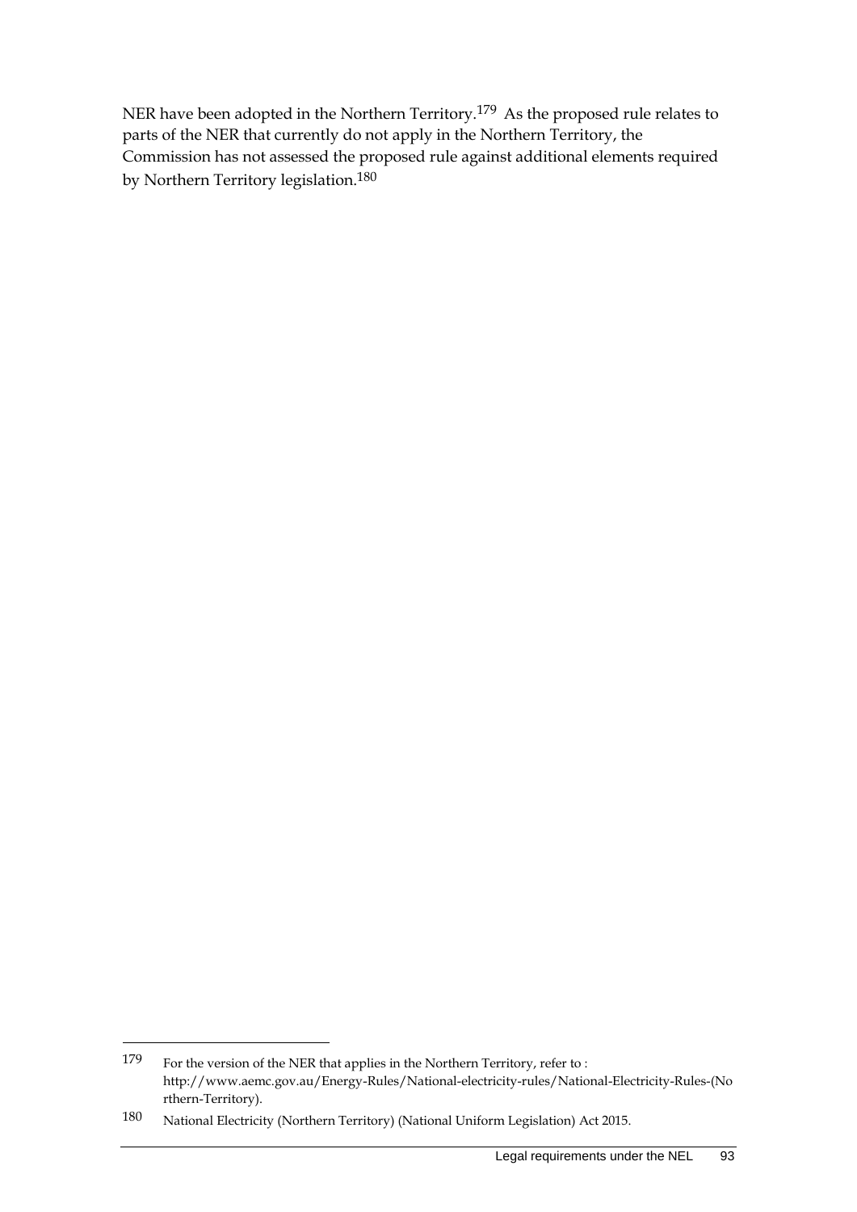NER have been adopted in the Northern Territory.[179] As the proposed rule relates to parts of the NER that currently do not apply in the Northern Territory, the Commission has not assessed the proposed rule against additional elements required by Northern Territory legislation.[180]

179 For the version of the NER that applies in the Northern Territory, refer to : http://www.aemc.gov.au/Energy-Rules/National-electricity-rules/National-Electricity-Rules-(Northern-Territory).

180 National Electricity (Northern Territory) (National Uniform Legislation) Act 2015.